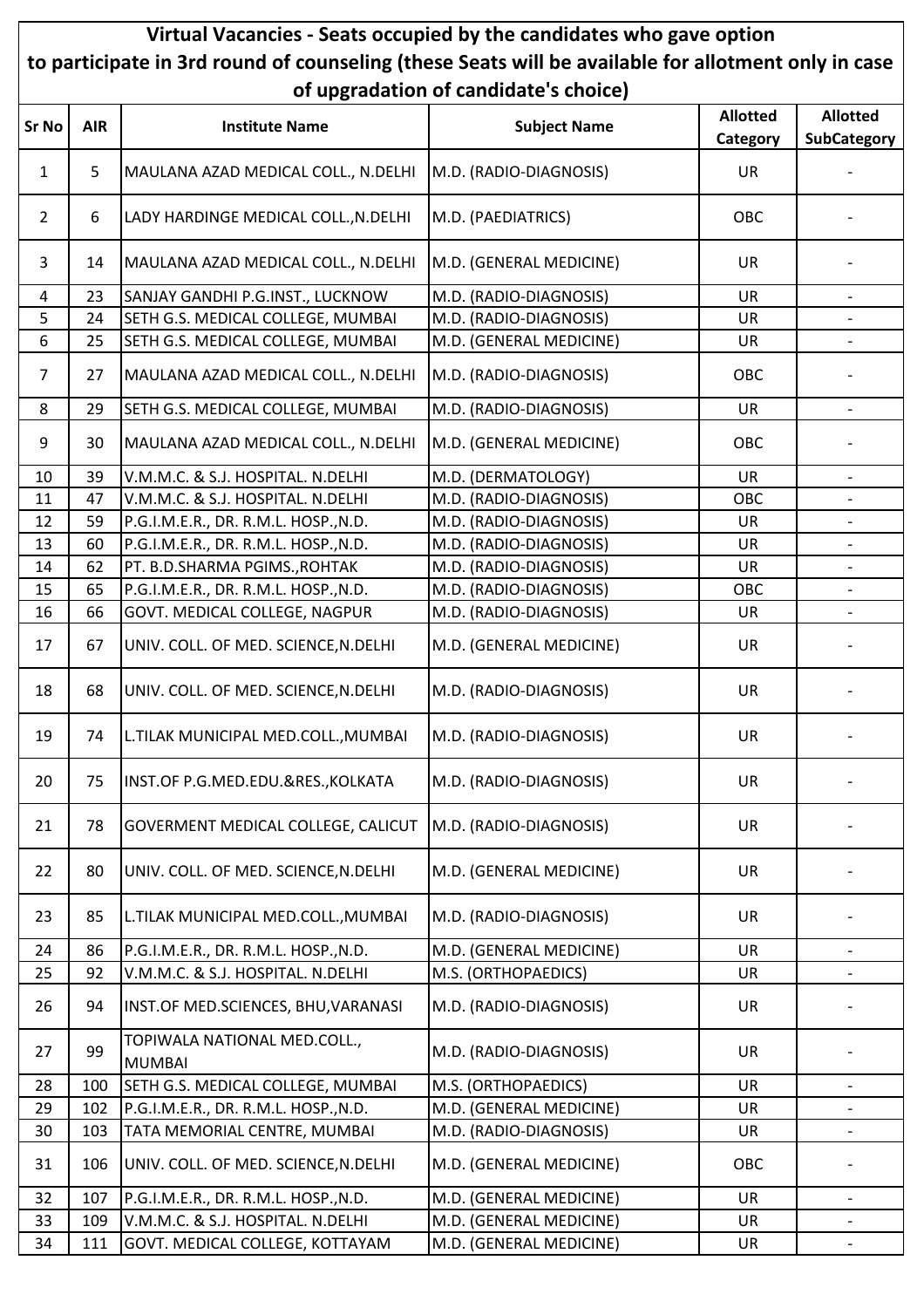# Virtual Vacancies - Seats occupied by the candidates who gave option to participate in 3rd round of counseling (these Seats will be available for allotment only in case of upgradation of candidate's choice)

| Sr No | AIR | Institute Name | Subject Name | Allotted Category | Allotted SubCategory |
|---|---|---|---|---|---|
| 1 | 5 | MAULANA AZAD MEDICAL COLL., N.DELHI | M.D. (RADIO-DIAGNOSIS) | UR | - |
| 2 | 6 | LADY HARDINGE MEDICAL COLL.,N.DELHI | M.D. (PAEDIATRICS) | OBC | - |
| 3 | 14 | MAULANA AZAD MEDICAL COLL., N.DELHI | M.D. (GENERAL MEDICINE) | UR | - |
| 4 | 23 | SANJAY GANDHI P.G.INST., LUCKNOW | M.D. (RADIO-DIAGNOSIS) | UR | - |
| 5 | 24 | SETH G.S. MEDICAL COLLEGE, MUMBAI | M.D. (RADIO-DIAGNOSIS) | UR | - |
| 6 | 25 | SETH G.S. MEDICAL COLLEGE, MUMBAI | M.D. (GENERAL MEDICINE) | UR | - |
| 7 | 27 | MAULANA AZAD MEDICAL COLL., N.DELHI | M.D. (RADIO-DIAGNOSIS) | OBC | - |
| 8 | 29 | SETH G.S. MEDICAL COLLEGE, MUMBAI | M.D. (RADIO-DIAGNOSIS) | UR | - |
| 9 | 30 | MAULANA AZAD MEDICAL COLL., N.DELHI | M.D. (GENERAL MEDICINE) | OBC | - |
| 10 | 39 | V.M.M.C. & S.J. HOSPITAL. N.DELHI | M.D. (DERMATOLOGY) | UR | - |
| 11 | 47 | V.M.M.C. & S.J. HOSPITAL. N.DELHI | M.D. (RADIO-DIAGNOSIS) | OBC | - |
| 12 | 59 | P.G.I.M.E.R., DR. R.M.L. HOSP.,N.D. | M.D. (RADIO-DIAGNOSIS) | UR | - |
| 13 | 60 | P.G.I.M.E.R., DR. R.M.L. HOSP.,N.D. | M.D. (RADIO-DIAGNOSIS) | UR | - |
| 14 | 62 | PT. B.D.SHARMA PGIMS.,ROHTAK | M.D. (RADIO-DIAGNOSIS) | UR | - |
| 15 | 65 | P.G.I.M.E.R., DR. R.M.L. HOSP.,N.D. | M.D. (RADIO-DIAGNOSIS) | OBC | - |
| 16 | 66 | GOVT. MEDICAL COLLEGE, NAGPUR | M.D. (RADIO-DIAGNOSIS) | UR | - |
| 17 | 67 | UNIV. COLL. OF MED. SCIENCE,N.DELHI | M.D. (GENERAL MEDICINE) | UR | - |
| 18 | 68 | UNIV. COLL. OF MED. SCIENCE,N.DELHI | M.D. (RADIO-DIAGNOSIS) | UR | - |
| 19 | 74 | L.TILAK MUNICIPAL MED.COLL.,MUMBAI | M.D. (RADIO-DIAGNOSIS) | UR | - |
| 20 | 75 | INST.OF P.G.MED.EDU.&RES.,KOLKATA | M.D. (RADIO-DIAGNOSIS) | UR | - |
| 21 | 78 | GOVERMENT MEDICAL COLLEGE, CALICUT | M.D. (RADIO-DIAGNOSIS) | UR | - |
| 22 | 80 | UNIV. COLL. OF MED. SCIENCE,N.DELHI | M.D. (GENERAL MEDICINE) | UR | - |
| 23 | 85 | L.TILAK MUNICIPAL MED.COLL.,MUMBAI | M.D. (RADIO-DIAGNOSIS) | UR | - |
| 24 | 86 | P.G.I.M.E.R., DR. R.M.L. HOSP.,N.D. | M.D. (GENERAL MEDICINE) | UR | - |
| 25 | 92 | V.M.M.C. & S.J. HOSPITAL. N.DELHI | M.S. (ORTHOPAEDICS) | UR | - |
| 26 | 94 | INST.OF MED.SCIENCES, BHU,VARANASI | M.D. (RADIO-DIAGNOSIS) | UR | - |
| 27 | 99 | TOPIWALA NATIONAL MED.COLL., MUMBAI | M.D. (RADIO-DIAGNOSIS) | UR | - |
| 28 | 100 | SETH G.S. MEDICAL COLLEGE, MUMBAI | M.S. (ORTHOPAEDICS) | UR | - |
| 29 | 102 | P.G.I.M.E.R., DR. R.M.L. HOSP.,N.D. | M.D. (GENERAL MEDICINE) | UR | - |
| 30 | 103 | TATA MEMORIAL CENTRE, MUMBAI | M.D. (RADIO-DIAGNOSIS) | UR | - |
| 31 | 106 | UNIV. COLL. OF MED. SCIENCE,N.DELHI | M.D. (GENERAL MEDICINE) | OBC | - |
| 32 | 107 | P.G.I.M.E.R., DR. R.M.L. HOSP.,N.D. | M.D. (GENERAL MEDICINE) | UR | - |
| 33 | 109 | V.M.M.C. & S.J. HOSPITAL. N.DELHI | M.D. (GENERAL MEDICINE) | UR | - |
| 34 | 111 | GOVT. MEDICAL COLLEGE, KOTTAYAM | M.D. (GENERAL MEDICINE) | UR | - |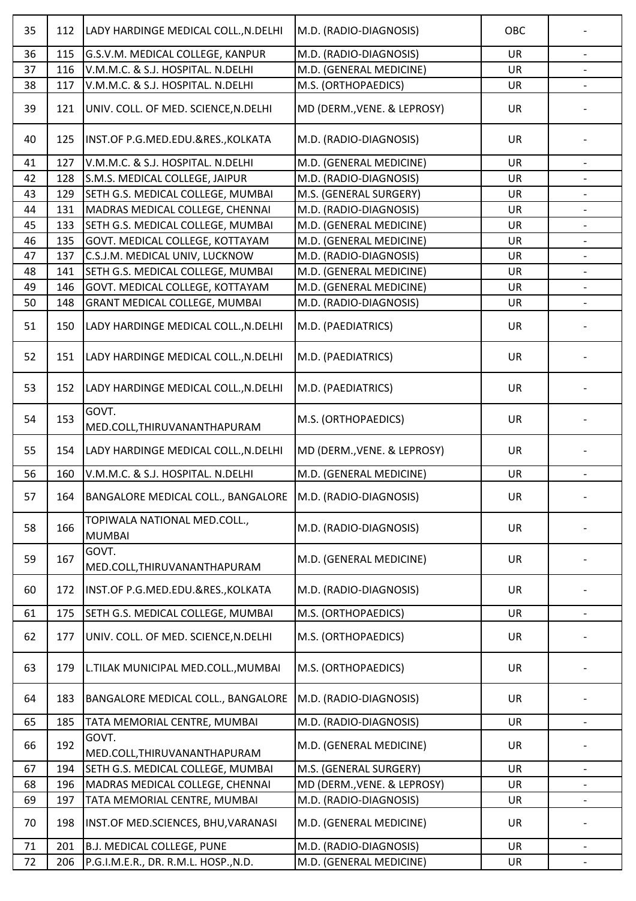| 35 | 112 | LADY HARDINGE MEDICAL COLL.,N.DELHI | M.D. (RADIO-DIAGNOSIS) | OBC | - |
|---|---|---|---|---|---|
| 36 | 115 | G.S.V.M. MEDICAL COLLEGE, KANPUR | M.D. (RADIO-DIAGNOSIS) | UR | - |
| 37 | 116 | V.M.M.C. & S.J. HOSPITAL. N.DELHI | M.D. (GENERAL MEDICINE) | UR | - |
| 38 | 117 | V.M.M.C. & S.J. HOSPITAL. N.DELHI | M.S. (ORTHOPAEDICS) | UR | - |
| 39 | 121 | UNIV. COLL. OF MED. SCIENCE,N.DELHI | MD (DERM.,VENE. & LEPROSY) | UR | - |
| 40 | 125 | INST.OF P.G.MED.EDU.&RES.,KOLKATA | M.D. (RADIO-DIAGNOSIS) | UR | - |
| 41 | 127 | V.M.M.C. & S.J. HOSPITAL. N.DELHI | M.D. (GENERAL MEDICINE) | UR | - |
| 42 | 128 | S.M.S. MEDICAL COLLEGE, JAIPUR | M.D. (RADIO-DIAGNOSIS) | UR | - |
| 43 | 129 | SETH G.S. MEDICAL COLLEGE, MUMBAI | M.S. (GENERAL SURGERY) | UR | - |
| 44 | 131 | MADRAS MEDICAL COLLEGE, CHENNAI | M.D. (RADIO-DIAGNOSIS) | UR | - |
| 45 | 133 | SETH G.S. MEDICAL COLLEGE, MUMBAI | M.D. (GENERAL MEDICINE) | UR | - |
| 46 | 135 | GOVT. MEDICAL COLLEGE, KOTTAYAM | M.D. (GENERAL MEDICINE) | UR | - |
| 47 | 137 | C.S.J.M. MEDICAL UNIV, LUCKNOW | M.D. (RADIO-DIAGNOSIS) | UR | - |
| 48 | 141 | SETH G.S. MEDICAL COLLEGE, MUMBAI | M.D. (GENERAL MEDICINE) | UR | - |
| 49 | 146 | GOVT. MEDICAL COLLEGE, KOTTAYAM | M.D. (GENERAL MEDICINE) | UR | - |
| 50 | 148 | GRANT MEDICAL COLLEGE, MUMBAI | M.D. (RADIO-DIAGNOSIS) | UR | - |
| 51 | 150 | LADY HARDINGE MEDICAL COLL.,N.DELHI | M.D. (PAEDIATRICS) | UR | - |
| 52 | 151 | LADY HARDINGE MEDICAL COLL.,N.DELHI | M.D. (PAEDIATRICS) | UR | - |
| 53 | 152 | LADY HARDINGE MEDICAL COLL.,N.DELHI | M.D. (PAEDIATRICS) | UR | - |
| 54 | 153 | GOVT. MED.COLL,THIRUVANANTHAPURAM | M.S. (ORTHOPAEDICS) | UR | - |
| 55 | 154 | LADY HARDINGE MEDICAL COLL.,N.DELHI | MD (DERM.,VENE. & LEPROSY) | UR | - |
| 56 | 160 | V.M.M.C. & S.J. HOSPITAL. N.DELHI | M.D. (GENERAL MEDICINE) | UR | - |
| 57 | 164 | BANGALORE MEDICAL COLL., BANGALORE | M.D. (RADIO-DIAGNOSIS) | UR | - |
| 58 | 166 | TOPIWALA NATIONAL MED.COLL., MUMBAI | M.D. (RADIO-DIAGNOSIS) | UR | - |
| 59 | 167 | GOVT. MED.COLL,THIRUVANANTHAPURAM | M.D. (GENERAL MEDICINE) | UR | - |
| 60 | 172 | INST.OF P.G.MED.EDU.&RES.,KOLKATA | M.D. (RADIO-DIAGNOSIS) | UR | - |
| 61 | 175 | SETH G.S. MEDICAL COLLEGE, MUMBAI | M.S. (ORTHOPAEDICS) | UR | - |
| 62 | 177 | UNIV. COLL. OF MED. SCIENCE,N.DELHI | M.S. (ORTHOPAEDICS) | UR | - |
| 63 | 179 | L.TILAK MUNICIPAL MED.COLL.,MUMBAI | M.S. (ORTHOPAEDICS) | UR | - |
| 64 | 183 | BANGALORE MEDICAL COLL., BANGALORE | M.D. (RADIO-DIAGNOSIS) | UR | - |
| 65 | 185 | TATA MEMORIAL CENTRE, MUMBAI | M.D. (RADIO-DIAGNOSIS) | UR | - |
| 66 | 192 | GOVT. MED.COLL,THIRUVANANTHAPURAM | M.D. (GENERAL MEDICINE) | UR | - |
| 67 | 194 | SETH G.S. MEDICAL COLLEGE, MUMBAI | M.S. (GENERAL SURGERY) | UR | - |
| 68 | 196 | MADRAS MEDICAL COLLEGE, CHENNAI | MD (DERM.,VENE. & LEPROSY) | UR | - |
| 69 | 197 | TATA MEMORIAL CENTRE, MUMBAI | M.D. (RADIO-DIAGNOSIS) | UR | - |
| 70 | 198 | INST.OF MED.SCIENCES, BHU,VARANASI | M.D. (GENERAL MEDICINE) | UR | - |
| 71 | 201 | B.J. MEDICAL COLLEGE, PUNE | M.D. (RADIO-DIAGNOSIS) | UR | - |
| 72 | 206 | P.G.I.M.E.R., DR. R.M.L. HOSP.,N.D. | M.D. (GENERAL MEDICINE) | UR | - |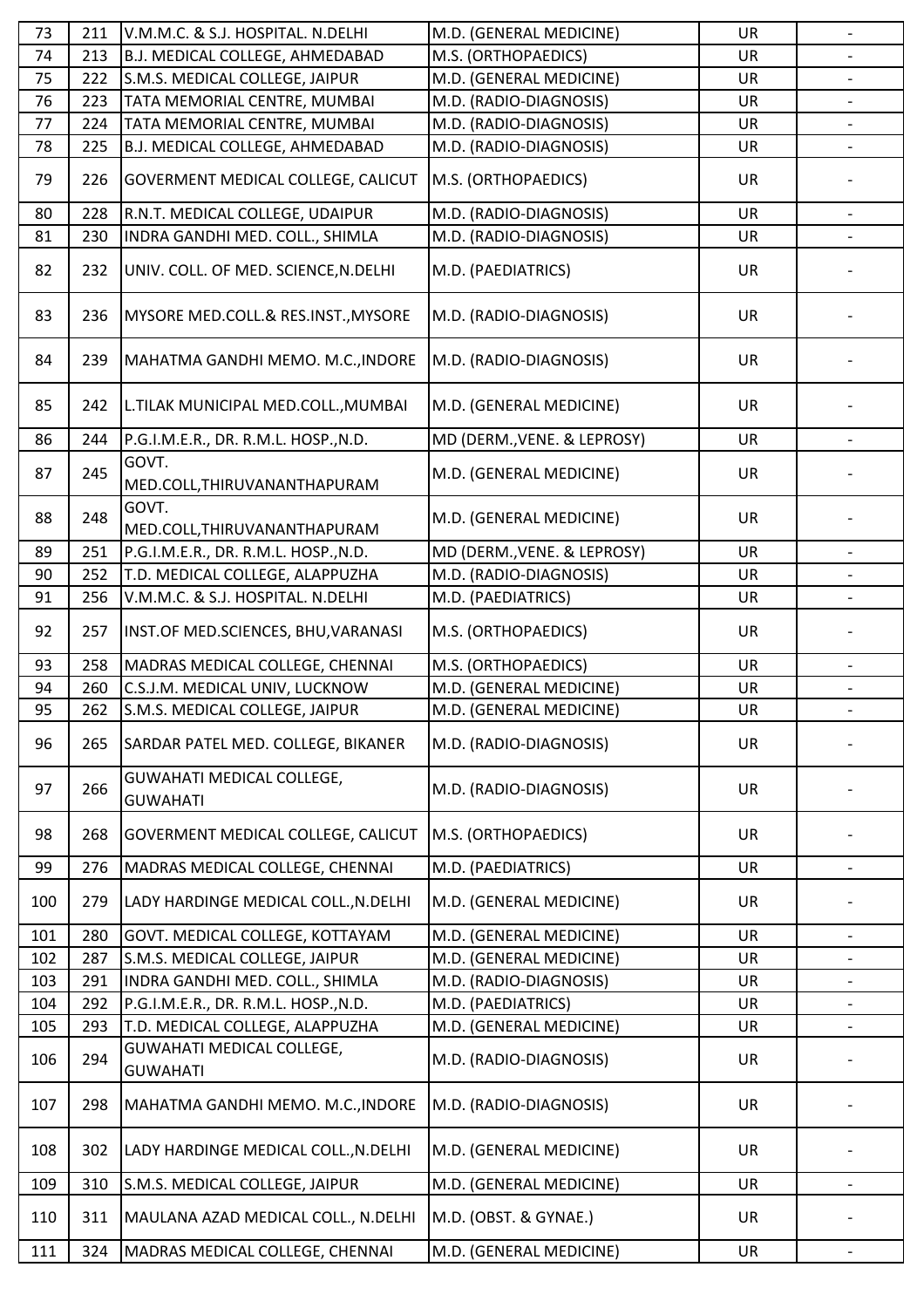| | | | | | |
|---|---|---|---|---|---|
| 73 | 211 | V.M.M.C. & S.J. HOSPITAL. N.DELHI | M.D. (GENERAL MEDICINE) | UR | - |
| 74 | 213 | B.J. MEDICAL COLLEGE, AHMEDABAD | M.S. (ORTHOPAEDICS) | UR | - |
| 75 | 222 | S.M.S. MEDICAL COLLEGE, JAIPUR | M.D. (GENERAL MEDICINE) | UR | - |
| 76 | 223 | TATA MEMORIAL CENTRE, MUMBAI | M.D. (RADIO-DIAGNOSIS) | UR | - |
| 77 | 224 | TATA MEMORIAL CENTRE, MUMBAI | M.D. (RADIO-DIAGNOSIS) | UR | - |
| 78 | 225 | B.J. MEDICAL COLLEGE, AHMEDABAD | M.D. (RADIO-DIAGNOSIS) | UR | - |
| 79 | 226 | GOVERMENT MEDICAL COLLEGE, CALICUT | M.S. (ORTHOPAEDICS) | UR | - |
| 80 | 228 | R.N.T. MEDICAL COLLEGE, UDAIPUR | M.D. (RADIO-DIAGNOSIS) | UR | - |
| 81 | 230 | INDRA GANDHI MED. COLL., SHIMLA | M.D. (RADIO-DIAGNOSIS) | UR | - |
| 82 | 232 | UNIV. COLL. OF MED. SCIENCE,N.DELHI | M.D. (PAEDIATRICS) | UR | - |
| 83 | 236 | MYSORE MED.COLL.& RES.INST.,MYSORE | M.D. (RADIO-DIAGNOSIS) | UR | - |
| 84 | 239 | MAHATMA GANDHI MEMO. M.C.,INDORE | M.D. (RADIO-DIAGNOSIS) | UR | - |
| 85 | 242 | L.TILAK MUNICIPAL MED.COLL.,MUMBAI | M.D. (GENERAL MEDICINE) | UR | - |
| 86 | 244 | P.G.I.M.E.R., DR. R.M.L. HOSP.,N.D. | MD (DERM.,VENE. & LEPROSY) | UR | - |
| 87 | 245 | GOVT. MED.COLL,THIRUVANANTHAPURAM | M.D. (GENERAL MEDICINE) | UR | - |
| 88 | 248 | GOVT. MED.COLL,THIRUVANANTHAPURAM | M.D. (GENERAL MEDICINE) | UR | - |
| 89 | 251 | P.G.I.M.E.R., DR. R.M.L. HOSP.,N.D. | MD (DERM.,VENE. & LEPROSY) | UR | - |
| 90 | 252 | T.D. MEDICAL COLLEGE, ALAPPUZHA | M.D. (RADIO-DIAGNOSIS) | UR | - |
| 91 | 256 | V.M.M.C. & S.J. HOSPITAL. N.DELHI | M.D. (PAEDIATRICS) | UR | - |
| 92 | 257 | INST.OF MED.SCIENCES, BHU,VARANASI | M.S. (ORTHOPAEDICS) | UR | - |
| 93 | 258 | MADRAS MEDICAL COLLEGE, CHENNAI | M.S. (ORTHOPAEDICS) | UR | - |
| 94 | 260 | C.S.J.M. MEDICAL UNIV, LUCKNOW | M.D. (GENERAL MEDICINE) | UR | - |
| 95 | 262 | S.M.S. MEDICAL COLLEGE, JAIPUR | M.D. (GENERAL MEDICINE) | UR | - |
| 96 | 265 | SARDAR PATEL MED. COLLEGE, BIKANER | M.D. (RADIO-DIAGNOSIS) | UR | - |
| 97 | 266 | GUWAHATI MEDICAL COLLEGE, GUWAHATI | M.D. (RADIO-DIAGNOSIS) | UR | - |
| 98 | 268 | GOVERMENT MEDICAL COLLEGE, CALICUT | M.S. (ORTHOPAEDICS) | UR | - |
| 99 | 276 | MADRAS MEDICAL COLLEGE, CHENNAI | M.D. (PAEDIATRICS) | UR | - |
| 100 | 279 | LADY HARDINGE MEDICAL COLL.,N.DELHI | M.D. (GENERAL MEDICINE) | UR | - |
| 101 | 280 | GOVT. MEDICAL COLLEGE, KOTTAYAM | M.D. (GENERAL MEDICINE) | UR | - |
| 102 | 287 | S.M.S. MEDICAL COLLEGE, JAIPUR | M.D. (GENERAL MEDICINE) | UR | - |
| 103 | 291 | INDRA GANDHI MED. COLL., SHIMLA | M.D. (RADIO-DIAGNOSIS) | UR | - |
| 104 | 292 | P.G.I.M.E.R., DR. R.M.L. HOSP.,N.D. | M.D. (PAEDIATRICS) | UR | - |
| 105 | 293 | T.D. MEDICAL COLLEGE, ALAPPUZHA | M.D. (GENERAL MEDICINE) | UR | - |
| 106 | 294 | GUWAHATI MEDICAL COLLEGE, GUWAHATI | M.D. (RADIO-DIAGNOSIS) | UR | - |
| 107 | 298 | MAHATMA GANDHI MEMO. M.C.,INDORE | M.D. (RADIO-DIAGNOSIS) | UR | - |
| 108 | 302 | LADY HARDINGE MEDICAL COLL.,N.DELHI | M.D. (GENERAL MEDICINE) | UR | - |
| 109 | 310 | S.M.S. MEDICAL COLLEGE, JAIPUR | M.D. (GENERAL MEDICINE) | UR | - |
| 110 | 311 | MAULANA AZAD MEDICAL COLL., N.DELHI | M.D. (OBST. & GYNAE.) | UR | - |
| 111 | 324 | MADRAS MEDICAL COLLEGE, CHENNAI | M.D. (GENERAL MEDICINE) | UR | - |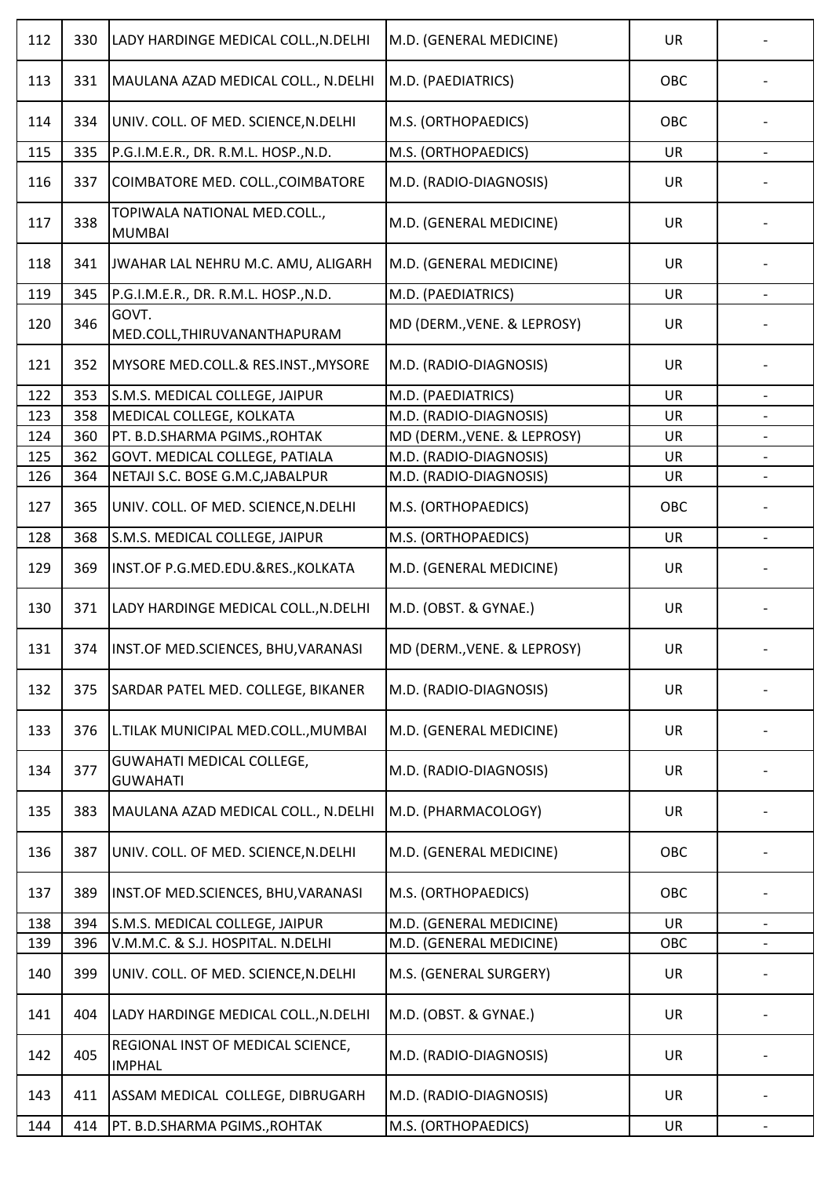| 112 | 330 | LADY HARDINGE MEDICAL COLL.,N.DELHI | M.D. (GENERAL MEDICINE) | UR | - |
|---|---|---|---|---|---|
| 113 | 331 | MAULANA AZAD MEDICAL COLL., N.DELHI | M.D. (PAEDIATRICS) | OBC | - |
| 114 | 334 | UNIV. COLL. OF MED. SCIENCE,N.DELHI | M.S. (ORTHOPAEDICS) | OBC | - |
| 115 | 335 | P.G.I.M.E.R., DR. R.M.L. HOSP.,N.D. | M.S. (ORTHOPAEDICS) | UR | - |
| 116 | 337 | COIMBATORE MED. COLL.,COIMBATORE | M.D. (RADIO-DIAGNOSIS) | UR | - |
| 117 | 338 | TOPIWALA NATIONAL MED.COLL., MUMBAI | M.D. (GENERAL MEDICINE) | UR | - |
| 118 | 341 | JWAHAR LAL NEHRU M.C. AMU, ALIGARH | M.D. (GENERAL MEDICINE) | UR | - |
| 119 | 345 | P.G.I.M.E.R., DR. R.M.L. HOSP.,N.D. | M.D. (PAEDIATRICS) | UR | - |
| 120 | 346 | GOVT. MED.COLL,THIRUVANANTHAPURAM | MD (DERM.,VENE. & LEPROSY) | UR | - |
| 121 | 352 | MYSORE MED.COLL.& RES.INST.,MYSORE | M.D. (RADIO-DIAGNOSIS) | UR | - |
| 122 | 353 | S.M.S. MEDICAL COLLEGE, JAIPUR | M.D. (PAEDIATRICS) | UR | - |
| 123 | 358 | MEDICAL COLLEGE, KOLKATA | M.D. (RADIO-DIAGNOSIS) | UR | - |
| 124 | 360 | PT. B.D.SHARMA PGIMS.,ROHTAK | MD (DERM.,VENE. & LEPROSY) | UR | - |
| 125 | 362 | GOVT. MEDICAL COLLEGE, PATIALA | M.D. (RADIO-DIAGNOSIS) | UR | - |
| 126 | 364 | NETAJI S.C. BOSE G.M.C,JABALPUR | M.D. (RADIO-DIAGNOSIS) | UR | - |
| 127 | 365 | UNIV. COLL. OF MED. SCIENCE,N.DELHI | M.S. (ORTHOPAEDICS) | OBC | - |
| 128 | 368 | S.M.S. MEDICAL COLLEGE, JAIPUR | M.S. (ORTHOPAEDICS) | UR | - |
| 129 | 369 | INST.OF P.G.MED.EDU.&RES.,KOLKATA | M.D. (GENERAL MEDICINE) | UR | - |
| 130 | 371 | LADY HARDINGE MEDICAL COLL.,N.DELHI | M.D. (OBST. & GYNAE.) | UR | - |
| 131 | 374 | INST.OF MED.SCIENCES, BHU,VARANASI | MD (DERM.,VENE. & LEPROSY) | UR | - |
| 132 | 375 | SARDAR PATEL MED. COLLEGE, BIKANER | M.D. (RADIO-DIAGNOSIS) | UR | - |
| 133 | 376 | L.TILAK MUNICIPAL MED.COLL.,MUMBAI | M.D. (GENERAL MEDICINE) | UR | - |
| 134 | 377 | GUWAHATI MEDICAL COLLEGE, GUWAHATI | M.D. (RADIO-DIAGNOSIS) | UR | - |
| 135 | 383 | MAULANA AZAD MEDICAL COLL., N.DELHI | M.D. (PHARMACOLOGY) | UR | - |
| 136 | 387 | UNIV. COLL. OF MED. SCIENCE,N.DELHI | M.D. (GENERAL MEDICINE) | OBC | - |
| 137 | 389 | INST.OF MED.SCIENCES, BHU,VARANASI | M.S. (ORTHOPAEDICS) | OBC | - |
| 138 | 394 | S.M.S. MEDICAL COLLEGE, JAIPUR | M.D. (GENERAL MEDICINE) | UR | - |
| 139 | 396 | V.M.M.C. & S.J. HOSPITAL. N.DELHI | M.D. (GENERAL MEDICINE) | OBC | - |
| 140 | 399 | UNIV. COLL. OF MED. SCIENCE,N.DELHI | M.S. (GENERAL SURGERY) | UR | - |
| 141 | 404 | LADY HARDINGE MEDICAL COLL.,N.DELHI | M.D. (OBST. & GYNAE.) | UR | - |
| 142 | 405 | REGIONAL INST OF MEDICAL SCIENCE, IMPHAL | M.D. (RADIO-DIAGNOSIS) | UR | - |
| 143 | 411 | ASSAM MEDICAL COLLEGE, DIBRUGARH | M.D. (RADIO-DIAGNOSIS) | UR | - |
| 144 | 414 | PT. B.D.SHARMA PGIMS.,ROHTAK | M.S. (ORTHOPAEDICS) | UR | - |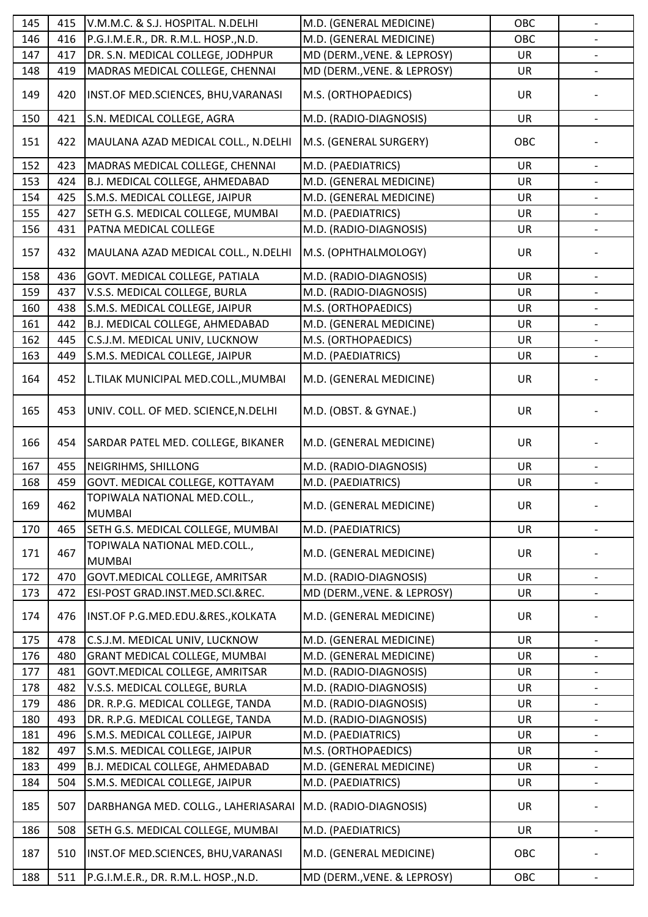| 145 | 415 | V.M.M.C. & S.J. HOSPITAL. N.DELHI | M.D. (GENERAL MEDICINE) | OBC | - |
|---|---|---|---|---|---|
| 146 | 416 | P.G.I.M.E.R., DR. R.M.L. HOSP.,N.D. | M.D. (GENERAL MEDICINE) | OBC | - |
| 147 | 417 | DR. S.N. MEDICAL COLLEGE, JODHPUR | MD (DERM.,VENE. & LEPROSY) | UR | - |
| 148 | 419 | MADRAS MEDICAL COLLEGE, CHENNAI | MD (DERM.,VENE. & LEPROSY) | UR | - |
| 149 | 420 | INST.OF MED.SCIENCES, BHU,VARANASI | M.S. (ORTHOPAEDICS) | UR | - |
| 150 | 421 | S.N. MEDICAL COLLEGE, AGRA | M.D. (RADIO-DIAGNOSIS) | UR | - |
| 151 | 422 | MAULANA AZAD MEDICAL COLL., N.DELHI | M.S. (GENERAL SURGERY) | OBC | - |
| 152 | 423 | MADRAS MEDICAL COLLEGE, CHENNAI | M.D. (PAEDIATRICS) | UR | - |
| 153 | 424 | B.J. MEDICAL COLLEGE, AHMEDABAD | M.D. (GENERAL MEDICINE) | UR | - |
| 154 | 425 | S.M.S. MEDICAL COLLEGE, JAIPUR | M.D. (GENERAL MEDICINE) | UR | - |
| 155 | 427 | SETH G.S. MEDICAL COLLEGE, MUMBAI | M.D. (PAEDIATRICS) | UR | - |
| 156 | 431 | PATNA MEDICAL COLLEGE | M.D. (RADIO-DIAGNOSIS) | UR | - |
| 157 | 432 | MAULANA AZAD MEDICAL COLL., N.DELHI | M.S. (OPHTHALMOLOGY) | UR | - |
| 158 | 436 | GOVT. MEDICAL COLLEGE, PATIALA | M.D. (RADIO-DIAGNOSIS) | UR | - |
| 159 | 437 | V.S.S. MEDICAL COLLEGE, BURLA | M.D. (RADIO-DIAGNOSIS) | UR | - |
| 160 | 438 | S.M.S. MEDICAL COLLEGE, JAIPUR | M.S. (ORTHOPAEDICS) | UR | - |
| 161 | 442 | B.J. MEDICAL COLLEGE, AHMEDABAD | M.D. (GENERAL MEDICINE) | UR | - |
| 162 | 445 | C.S.J.M. MEDICAL UNIV, LUCKNOW | M.S. (ORTHOPAEDICS) | UR | - |
| 163 | 449 | S.M.S. MEDICAL COLLEGE, JAIPUR | M.D. (PAEDIATRICS) | UR | - |
| 164 | 452 | L.TILAK MUNICIPAL MED.COLL.,MUMBAI | M.D. (GENERAL MEDICINE) | UR | - |
| 165 | 453 | UNIV. COLL. OF MED. SCIENCE,N.DELHI | M.D. (OBST. & GYNAE.) | UR | - |
| 166 | 454 | SARDAR PATEL MED. COLLEGE, BIKANER | M.D. (GENERAL MEDICINE) | UR | - |
| 167 | 455 | NEIGRIHMS, SHILLONG | M.D. (RADIO-DIAGNOSIS) | UR | - |
| 168 | 459 | GOVT. MEDICAL COLLEGE, KOTTAYAM | M.D. (PAEDIATRICS) | UR | - |
| 169 | 462 | TOPIWALA NATIONAL MED.COLL., MUMBAI | M.D. (GENERAL MEDICINE) | UR | - |
| 170 | 465 | SETH G.S. MEDICAL COLLEGE, MUMBAI | M.D. (PAEDIATRICS) | UR | - |
| 171 | 467 | TOPIWALA NATIONAL MED.COLL., MUMBAI | M.D. (GENERAL MEDICINE) | UR | - |
| 172 | 470 | GOVT.MEDICAL COLLEGE, AMRITSAR | M.D. (RADIO-DIAGNOSIS) | UR | - |
| 173 | 472 | ESI-POST GRAD.INST.MED.SCI.&REC. | MD (DERM.,VENE. & LEPROSY) | UR | - |
| 174 | 476 | INST.OF P.G.MED.EDU.&RES.,KOLKATA | M.D. (GENERAL MEDICINE) | UR | - |
| 175 | 478 | C.S.J.M. MEDICAL UNIV, LUCKNOW | M.D. (GENERAL MEDICINE) | UR | - |
| 176 | 480 | GRANT MEDICAL COLLEGE, MUMBAI | M.D. (GENERAL MEDICINE) | UR | - |
| 177 | 481 | GOVT.MEDICAL COLLEGE, AMRITSAR | M.D. (RADIO-DIAGNOSIS) | UR | - |
| 178 | 482 | V.S.S. MEDICAL COLLEGE, BURLA | M.D. (RADIO-DIAGNOSIS) | UR | - |
| 179 | 486 | DR. R.P.G. MEDICAL COLLEGE, TANDA | M.D. (RADIO-DIAGNOSIS) | UR | - |
| 180 | 493 | DR. R.P.G. MEDICAL COLLEGE, TANDA | M.D. (RADIO-DIAGNOSIS) | UR | - |
| 181 | 496 | S.M.S. MEDICAL COLLEGE, JAIPUR | M.D. (PAEDIATRICS) | UR | - |
| 182 | 497 | S.M.S. MEDICAL COLLEGE, JAIPUR | M.S. (ORTHOPAEDICS) | UR | - |
| 183 | 499 | B.J. MEDICAL COLLEGE, AHMEDABAD | M.D. (GENERAL MEDICINE) | UR | - |
| 184 | 504 | S.M.S. MEDICAL COLLEGE, JAIPUR | M.D. (PAEDIATRICS) | UR | - |
| 185 | 507 | DARBHANGA MED. COLLG., LAHERIASARAI | M.D. (RADIO-DIAGNOSIS) | UR | - |
| 186 | 508 | SETH G.S. MEDICAL COLLEGE, MUMBAI | M.D. (PAEDIATRICS) | UR | - |
| 187 | 510 | INST.OF MED.SCIENCES, BHU,VARANASI | M.D. (GENERAL MEDICINE) | OBC | - |
| 188 | 511 | P.G.I.M.E.R., DR. R.M.L. HOSP.,N.D. | MD (DERM.,VENE. & LEPROSY) | OBC | - |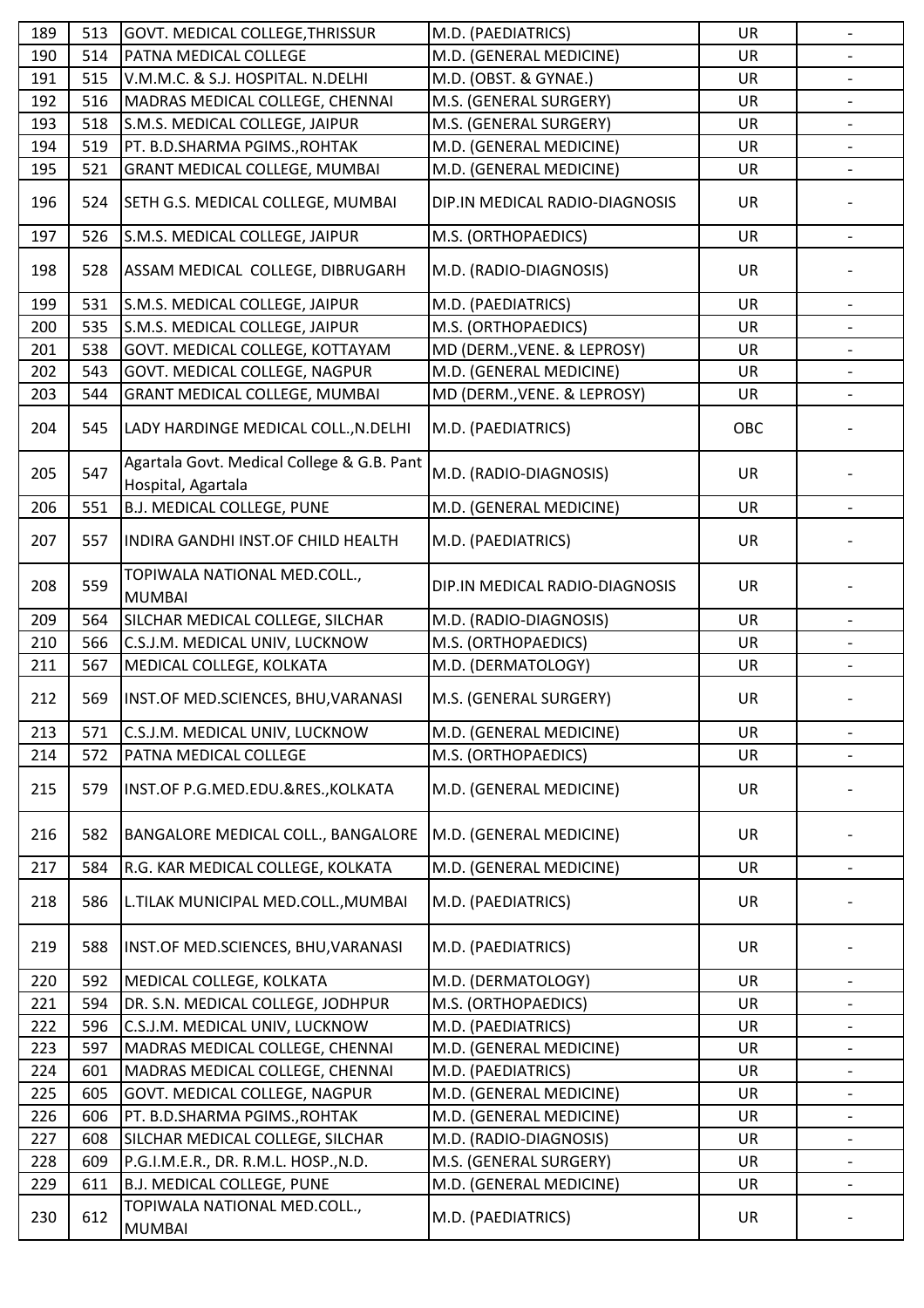| 189 | 513 | GOVT. MEDICAL COLLEGE,THRISSUR | M.D. (PAEDIATRICS) | UR | - |
|---|---|---|---|---|---|
| 190 | 514 | PATNA MEDICAL COLLEGE | M.D. (GENERAL MEDICINE) | UR | - |
| 191 | 515 | V.M.M.C. & S.J. HOSPITAL. N.DELHI | M.D. (OBST. & GYNAE.) | UR | - |
| 192 | 516 | MADRAS MEDICAL COLLEGE, CHENNAI | M.S. (GENERAL SURGERY) | UR | - |
| 193 | 518 | S.M.S. MEDICAL COLLEGE, JAIPUR | M.S. (GENERAL SURGERY) | UR | - |
| 194 | 519 | PT. B.D.SHARMA PGIMS.,ROHTAK | M.D. (GENERAL MEDICINE) | UR | - |
| 195 | 521 | GRANT MEDICAL COLLEGE, MUMBAI | M.D. (GENERAL MEDICINE) | UR | - |
| 196 | 524 | SETH G.S. MEDICAL COLLEGE, MUMBAI | DIP.IN MEDICAL RADIO-DIAGNOSIS | UR | - |
| 197 | 526 | S.M.S. MEDICAL COLLEGE, JAIPUR | M.S. (ORTHOPAEDICS) | UR | - |
| 198 | 528 | ASSAM MEDICAL COLLEGE, DIBRUGARH | M.D. (RADIO-DIAGNOSIS) | UR | - |
| 199 | 531 | S.M.S. MEDICAL COLLEGE, JAIPUR | M.D. (PAEDIATRICS) | UR | - |
| 200 | 535 | S.M.S. MEDICAL COLLEGE, JAIPUR | M.S. (ORTHOPAEDICS) | UR | - |
| 201 | 538 | GOVT. MEDICAL COLLEGE, KOTTAYAM | MD (DERM.,VENE. & LEPROSY) | UR | - |
| 202 | 543 | GOVT. MEDICAL COLLEGE, NAGPUR | M.D. (GENERAL MEDICINE) | UR | - |
| 203 | 544 | GRANT MEDICAL COLLEGE, MUMBAI | MD (DERM.,VENE. & LEPROSY) | UR | - |
| 204 | 545 | LADY HARDINGE MEDICAL COLL.,N.DELHI | M.D. (PAEDIATRICS) | OBC | - |
| 205 | 547 | Agartala Govt. Medical College & G.B. Pant Hospital, Agartala | M.D. (RADIO-DIAGNOSIS) | UR | - |
| 206 | 551 | B.J. MEDICAL COLLEGE, PUNE | M.D. (GENERAL MEDICINE) | UR | - |
| 207 | 557 | INDIRA GANDHI INST.OF CHILD HEALTH | M.D. (PAEDIATRICS) | UR | - |
| 208 | 559 | TOPIWALA NATIONAL MED.COLL., MUMBAI | DIP.IN MEDICAL RADIO-DIAGNOSIS | UR | - |
| 209 | 564 | SILCHAR MEDICAL COLLEGE, SILCHAR | M.D. (RADIO-DIAGNOSIS) | UR | - |
| 210 | 566 | C.S.J.M. MEDICAL UNIV, LUCKNOW | M.S. (ORTHOPAEDICS) | UR | - |
| 211 | 567 | MEDICAL COLLEGE, KOLKATA | M.D. (DERMATOLOGY) | UR | - |
| 212 | 569 | INST.OF MED.SCIENCES, BHU,VARANASI | M.S. (GENERAL SURGERY) | UR | - |
| 213 | 571 | C.S.J.M. MEDICAL UNIV, LUCKNOW | M.D. (GENERAL MEDICINE) | UR | - |
| 214 | 572 | PATNA MEDICAL COLLEGE | M.S. (ORTHOPAEDICS) | UR | - |
| 215 | 579 | INST.OF P.G.MED.EDU.&RES.,KOLKATA | M.D. (GENERAL MEDICINE) | UR | - |
| 216 | 582 | BANGALORE MEDICAL COLL., BANGALORE | M.D. (GENERAL MEDICINE) | UR | - |
| 217 | 584 | R.G. KAR MEDICAL COLLEGE, KOLKATA | M.D. (GENERAL MEDICINE) | UR | - |
| 218 | 586 | L.TILAK MUNICIPAL MED.COLL.,MUMBAI | M.D. (PAEDIATRICS) | UR | - |
| 219 | 588 | INST.OF MED.SCIENCES, BHU,VARANASI | M.D. (PAEDIATRICS) | UR | - |
| 220 | 592 | MEDICAL COLLEGE, KOLKATA | M.D. (DERMATOLOGY) | UR | - |
| 221 | 594 | DR. S.N. MEDICAL COLLEGE, JODHPUR | M.S. (ORTHOPAEDICS) | UR | - |
| 222 | 596 | C.S.J.M. MEDICAL UNIV, LUCKNOW | M.D. (PAEDIATRICS) | UR | - |
| 223 | 597 | MADRAS MEDICAL COLLEGE, CHENNAI | M.D. (GENERAL MEDICINE) | UR | - |
| 224 | 601 | MADRAS MEDICAL COLLEGE, CHENNAI | M.D. (PAEDIATRICS) | UR | - |
| 225 | 605 | GOVT. MEDICAL COLLEGE, NAGPUR | M.D. (GENERAL MEDICINE) | UR | - |
| 226 | 606 | PT. B.D.SHARMA PGIMS.,ROHTAK | M.D. (GENERAL MEDICINE) | UR | - |
| 227 | 608 | SILCHAR MEDICAL COLLEGE, SILCHAR | M.D. (RADIO-DIAGNOSIS) | UR | - |
| 228 | 609 | P.G.I.M.E.R., DR. R.M.L. HOSP.,N.D. | M.S. (GENERAL SURGERY) | UR | - |
| 229 | 611 | B.J. MEDICAL COLLEGE, PUNE | M.D. (GENERAL MEDICINE) | UR | - |
| 230 | 612 | TOPIWALA NATIONAL MED.COLL., MUMBAI | M.D. (PAEDIATRICS) | UR | - |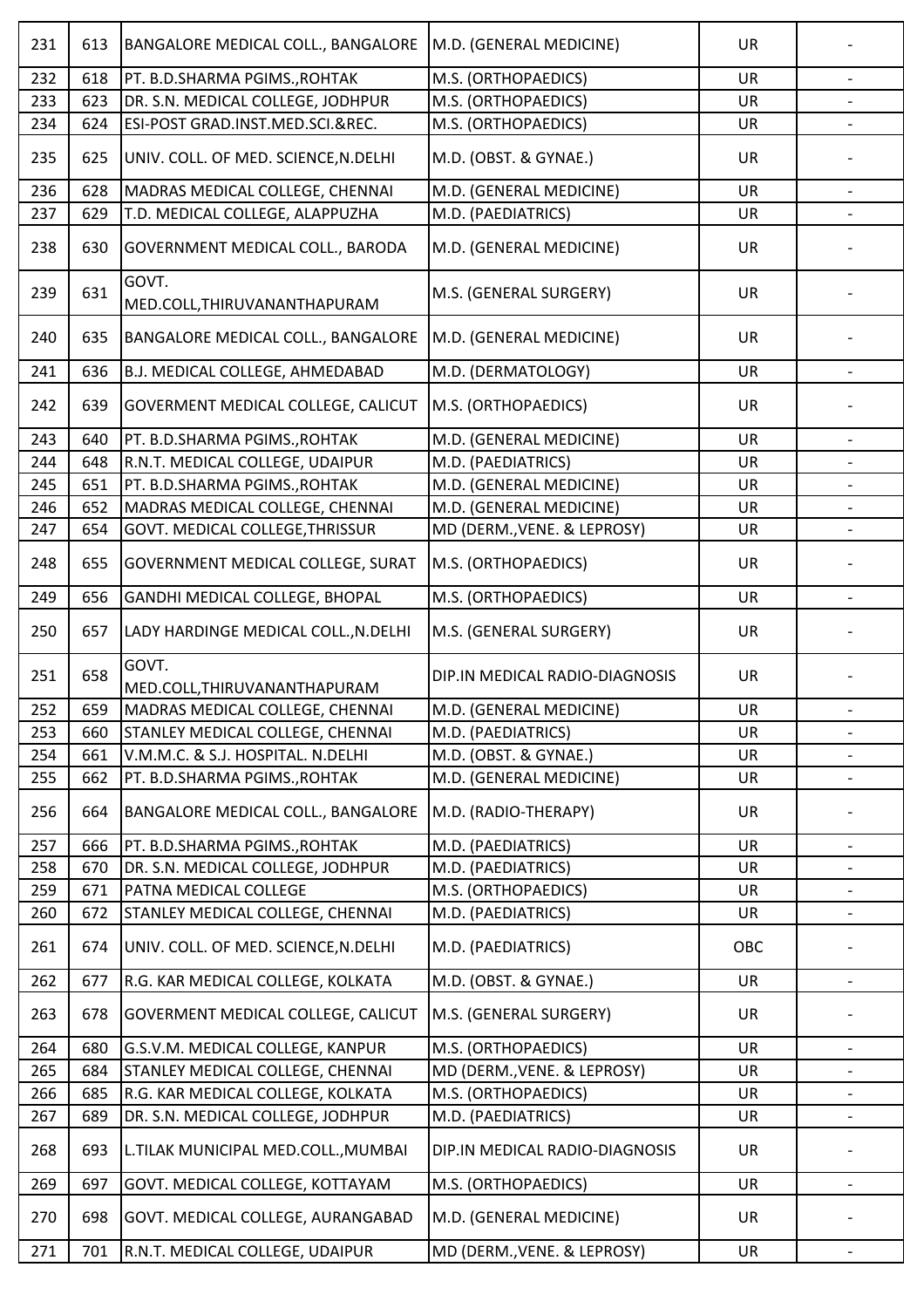| 231 | 613 | BANGALORE MEDICAL COLL., BANGALORE | M.D. (GENERAL MEDICINE) | UR | - |
|---|---|---|---|---|---|
| 232 | 618 | PT. B.D.SHARMA PGIMS.,ROHTAK | M.S. (ORTHOPAEDICS) | UR | - |
| 233 | 623 | DR. S.N. MEDICAL COLLEGE, JODHPUR | M.S. (ORTHOPAEDICS) | UR | - |
| 234 | 624 | ESI-POST GRAD.INST.MED.SCI.&REC. | M.S. (ORTHOPAEDICS) | UR | - |
| 235 | 625 | UNIV. COLL. OF MED. SCIENCE,N.DELHI | M.D. (OBST. & GYNAE.) | UR | - |
| 236 | 628 | MADRAS MEDICAL COLLEGE, CHENNAI | M.D. (GENERAL MEDICINE) | UR | - |
| 237 | 629 | T.D. MEDICAL COLLEGE, ALAPPUZHA | M.D. (PAEDIATRICS) | UR | - |
| 238 | 630 | GOVERNMENT MEDICAL COLL., BARODA | M.D. (GENERAL MEDICINE) | UR | - |
| 239 | 631 | GOVT. MED.COLL,THIRUVANANTHAPURAM | M.S. (GENERAL SURGERY) | UR | - |
| 240 | 635 | BANGALORE MEDICAL COLL., BANGALORE | M.D. (GENERAL MEDICINE) | UR | - |
| 241 | 636 | B.J. MEDICAL COLLEGE, AHMEDABAD | M.D. (DERMATOLOGY) | UR | - |
| 242 | 639 | GOVERMENT MEDICAL COLLEGE, CALICUT | M.S. (ORTHOPAEDICS) | UR | - |
| 243 | 640 | PT. B.D.SHARMA PGIMS.,ROHTAK | M.D. (GENERAL MEDICINE) | UR | - |
| 244 | 648 | R.N.T. MEDICAL COLLEGE, UDAIPUR | M.D. (PAEDIATRICS) | UR | - |
| 245 | 651 | PT. B.D.SHARMA PGIMS.,ROHTAK | M.D. (GENERAL MEDICINE) | UR | - |
| 246 | 652 | MADRAS MEDICAL COLLEGE, CHENNAI | M.D. (GENERAL MEDICINE) | UR | - |
| 247 | 654 | GOVT. MEDICAL COLLEGE,THRISSUR | MD (DERM.,VENE. & LEPROSY) | UR | - |
| 248 | 655 | GOVERNMENT MEDICAL COLLEGE, SURAT | M.S. (ORTHOPAEDICS) | UR | - |
| 249 | 656 | GANDHI MEDICAL COLLEGE, BHOPAL | M.S. (ORTHOPAEDICS) | UR | - |
| 250 | 657 | LADY HARDINGE MEDICAL COLL.,N.DELHI | M.S. (GENERAL SURGERY) | UR | - |
| 251 | 658 | GOVT. MED.COLL,THIRUVANANTHAPURAM | DIP.IN MEDICAL RADIO-DIAGNOSIS | UR | - |
| 252 | 659 | MADRAS MEDICAL COLLEGE, CHENNAI | M.D. (GENERAL MEDICINE) | UR | - |
| 253 | 660 | STANLEY MEDICAL COLLEGE, CHENNAI | M.D. (PAEDIATRICS) | UR | - |
| 254 | 661 | V.M.M.C. & S.J. HOSPITAL. N.DELHI | M.D. (OBST. & GYNAE.) | UR | - |
| 255 | 662 | PT. B.D.SHARMA PGIMS.,ROHTAK | M.D. (GENERAL MEDICINE) | UR | - |
| 256 | 664 | BANGALORE MEDICAL COLL., BANGALORE | M.D. (RADIO-THERAPY) | UR | - |
| 257 | 666 | PT. B.D.SHARMA PGIMS.,ROHTAK | M.D. (PAEDIATRICS) | UR | - |
| 258 | 670 | DR. S.N. MEDICAL COLLEGE, JODHPUR | M.D. (PAEDIATRICS) | UR | - |
| 259 | 671 | PATNA MEDICAL COLLEGE | M.S. (ORTHOPAEDICS) | UR | - |
| 260 | 672 | STANLEY MEDICAL COLLEGE, CHENNAI | M.D. (PAEDIATRICS) | UR | - |
| 261 | 674 | UNIV. COLL. OF MED. SCIENCE,N.DELHI | M.D. (PAEDIATRICS) | OBC | - |
| 262 | 677 | R.G. KAR MEDICAL COLLEGE, KOLKATA | M.D. (OBST. & GYNAE.) | UR | - |
| 263 | 678 | GOVERMENT MEDICAL COLLEGE, CALICUT | M.S. (GENERAL SURGERY) | UR | - |
| 264 | 680 | G.S.V.M. MEDICAL COLLEGE, KANPUR | M.S. (ORTHOPAEDICS) | UR | - |
| 265 | 684 | STANLEY MEDICAL COLLEGE, CHENNAI | MD (DERM.,VENE. & LEPROSY) | UR | - |
| 266 | 685 | R.G. KAR MEDICAL COLLEGE, KOLKATA | M.S. (ORTHOPAEDICS) | UR | - |
| 267 | 689 | DR. S.N. MEDICAL COLLEGE, JODHPUR | M.D. (PAEDIATRICS) | UR | - |
| 268 | 693 | L.TILAK MUNICIPAL MED.COLL.,MUMBAI | DIP.IN MEDICAL RADIO-DIAGNOSIS | UR | - |
| 269 | 697 | GOVT. MEDICAL COLLEGE, KOTTAYAM | M.S. (ORTHOPAEDICS) | UR | - |
| 270 | 698 | GOVT. MEDICAL COLLEGE, AURANGABAD | M.D. (GENERAL MEDICINE) | UR | - |
| 271 | 701 | R.N.T. MEDICAL COLLEGE, UDAIPUR | MD (DERM.,VENE. & LEPROSY) | UR | - |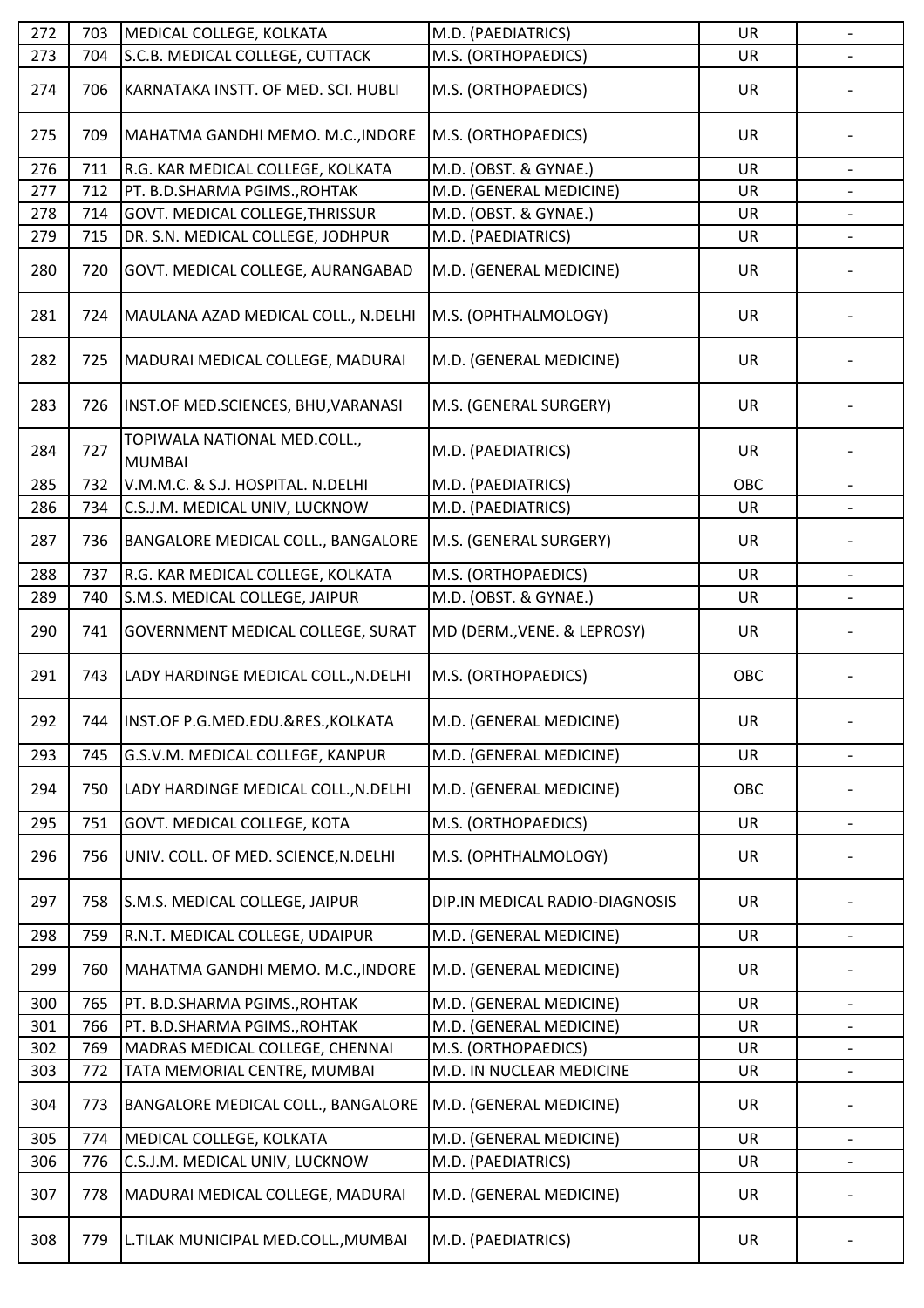| 272 | 703 | MEDICAL COLLEGE, KOLKATA | M.D. (PAEDIATRICS) | UR | - |
|---|---|---|---|---|---|
| 273 | 704 | S.C.B. MEDICAL COLLEGE, CUTTACK | M.S. (ORTHOPAEDICS) | UR | - |
| 274 | 706 | KARNATAKA INSTT. OF MED. SCI. HUBLI | M.S. (ORTHOPAEDICS) | UR | - |
| 275 | 709 | MAHATMA GANDHI MEMO. M.C.,INDORE | M.S. (ORTHOPAEDICS) | UR | - |
| 276 | 711 | R.G. KAR MEDICAL COLLEGE, KOLKATA | M.D. (OBST. & GYNAE.) | UR | - |
| 277 | 712 | PT. B.D.SHARMA PGIMS.,ROHTAK | M.D. (GENERAL MEDICINE) | UR | - |
| 278 | 714 | GOVT. MEDICAL COLLEGE,THRISSUR | M.D. (OBST. & GYNAE.) | UR | - |
| 279 | 715 | DR. S.N. MEDICAL COLLEGE, JODHPUR | M.D. (PAEDIATRICS) | UR | - |
| 280 | 720 | GOVT. MEDICAL COLLEGE, AURANGABAD | M.D. (GENERAL MEDICINE) | UR | - |
| 281 | 724 | MAULANA AZAD MEDICAL COLL., N.DELHI | M.S. (OPHTHALMOLOGY) | UR | - |
| 282 | 725 | MADURAI MEDICAL COLLEGE, MADURAI | M.D. (GENERAL MEDICINE) | UR | - |
| 283 | 726 | INST.OF MED.SCIENCES, BHU,VARANASI | M.S. (GENERAL SURGERY) | UR | - |
| 284 | 727 | TOPIWALA NATIONAL MED.COLL., MUMBAI | M.D. (PAEDIATRICS) | UR | - |
| 285 | 732 | V.M.M.C. & S.J. HOSPITAL. N.DELHI | M.D. (PAEDIATRICS) | OBC | - |
| 286 | 734 | C.S.J.M. MEDICAL UNIV, LUCKNOW | M.D. (PAEDIATRICS) | UR | - |
| 287 | 736 | BANGALORE MEDICAL COLL., BANGALORE | M.S. (GENERAL SURGERY) | UR | - |
| 288 | 737 | R.G. KAR MEDICAL COLLEGE, KOLKATA | M.S. (ORTHOPAEDICS) | UR | - |
| 289 | 740 | S.M.S. MEDICAL COLLEGE, JAIPUR | M.D. (OBST. & GYNAE.) | UR | - |
| 290 | 741 | GOVERNMENT MEDICAL COLLEGE, SURAT | MD (DERM.,VENE. & LEPROSY) | UR | - |
| 291 | 743 | LADY HARDINGE MEDICAL COLL.,N.DELHI | M.S. (ORTHOPAEDICS) | OBC | - |
| 292 | 744 | INST.OF P.G.MED.EDU.&RES.,KOLKATA | M.D. (GENERAL MEDICINE) | UR | - |
| 293 | 745 | G.S.V.M. MEDICAL COLLEGE, KANPUR | M.D. (GENERAL MEDICINE) | UR | - |
| 294 | 750 | LADY HARDINGE MEDICAL COLL.,N.DELHI | M.D. (GENERAL MEDICINE) | OBC | - |
| 295 | 751 | GOVT. MEDICAL COLLEGE, KOTA | M.S. (ORTHOPAEDICS) | UR | - |
| 296 | 756 | UNIV. COLL. OF MED. SCIENCE,N.DELHI | M.S. (OPHTHALMOLOGY) | UR | - |
| 297 | 758 | S.M.S. MEDICAL COLLEGE, JAIPUR | DIP.IN MEDICAL RADIO-DIAGNOSIS | UR | - |
| 298 | 759 | R.N.T. MEDICAL COLLEGE, UDAIPUR | M.D. (GENERAL MEDICINE) | UR | - |
| 299 | 760 | MAHATMA GANDHI MEMO. M.C.,INDORE | M.D. (GENERAL MEDICINE) | UR | - |
| 300 | 765 | PT. B.D.SHARMA PGIMS.,ROHTAK | M.D. (GENERAL MEDICINE) | UR | - |
| 301 | 766 | PT. B.D.SHARMA PGIMS.,ROHTAK | M.D. (GENERAL MEDICINE) | UR | - |
| 302 | 769 | MADRAS MEDICAL COLLEGE, CHENNAI | M.S. (ORTHOPAEDICS) | UR | - |
| 303 | 772 | TATA MEMORIAL CENTRE, MUMBAI | M.D. IN NUCLEAR MEDICINE | UR | - |
| 304 | 773 | BANGALORE MEDICAL COLL., BANGALORE | M.D. (GENERAL MEDICINE) | UR | - |
| 305 | 774 | MEDICAL COLLEGE, KOLKATA | M.D. (GENERAL MEDICINE) | UR | - |
| 306 | 776 | C.S.J.M. MEDICAL UNIV, LUCKNOW | M.D. (PAEDIATRICS) | UR | - |
| 307 | 778 | MADURAI MEDICAL COLLEGE, MADURAI | M.D. (GENERAL MEDICINE) | UR | - |
| 308 | 779 | L.TILAK MUNICIPAL MED.COLL.,MUMBAI | M.D. (PAEDIATRICS) | UR | - |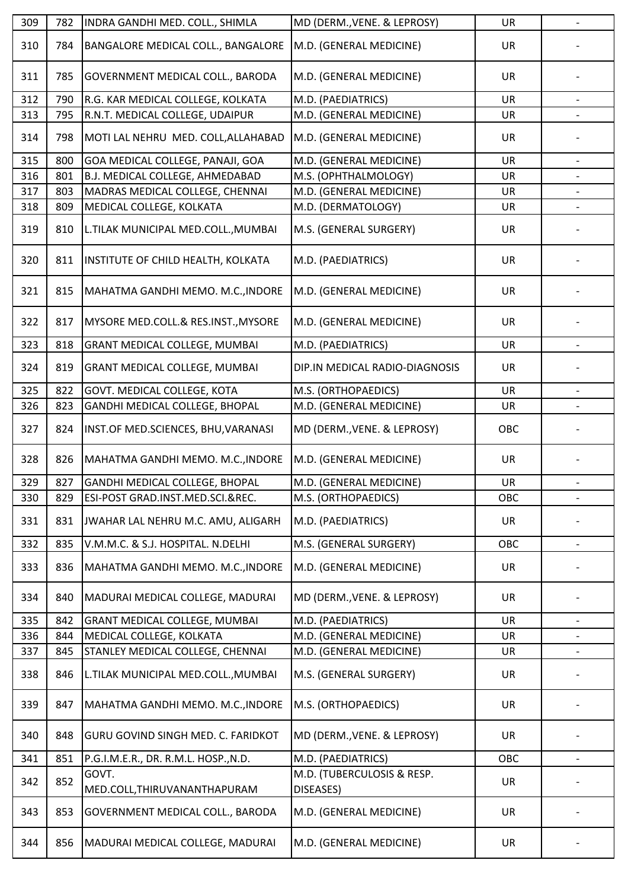| 309 | 782 | INDRA GANDHI MED. COLL., SHIMLA | MD (DERM.,VENE. & LEPROSY) | UR | - |
|---|---|---|---|---|---|
| 310 | 784 | BANGALORE MEDICAL COLL., BANGALORE | M.D. (GENERAL MEDICINE) | UR | - |
| 311 | 785 | GOVERNMENT MEDICAL COLL., BARODA | M.D. (GENERAL MEDICINE) | UR | - |
| 312 | 790 | R.G. KAR MEDICAL COLLEGE, KOLKATA | M.D. (PAEDIATRICS) | UR | - |
| 313 | 795 | R.N.T. MEDICAL COLLEGE, UDAIPUR | M.D. (GENERAL MEDICINE) | UR | - |
| 314 | 798 | MOTI LAL NEHRU MED. COLL,ALLAHABAD | M.D. (GENERAL MEDICINE) | UR | - |
| 315 | 800 | GOA MEDICAL COLLEGE, PANAJI, GOA | M.D. (GENERAL MEDICINE) | UR | - |
| 316 | 801 | B.J. MEDICAL COLLEGE, AHMEDABAD | M.S. (OPHTHALMOLOGY) | UR | - |
| 317 | 803 | MADRAS MEDICAL COLLEGE, CHENNAI | M.D. (GENERAL MEDICINE) | UR | - |
| 318 | 809 | MEDICAL COLLEGE, KOLKATA | M.D. (DERMATOLOGY) | UR | - |
| 319 | 810 | L.TILAK MUNICIPAL MED.COLL.,MUMBAI | M.S. (GENERAL SURGERY) | UR | - |
| 320 | 811 | INSTITUTE OF CHILD HEALTH, KOLKATA | M.D. (PAEDIATRICS) | UR | - |
| 321 | 815 | MAHATMA GANDHI MEMO. M.C.,INDORE | M.D. (GENERAL MEDICINE) | UR | - |
| 322 | 817 | MYSORE MED.COLL.& RES.INST.,MYSORE | M.D. (GENERAL MEDICINE) | UR | - |
| 323 | 818 | GRANT MEDICAL COLLEGE, MUMBAI | M.D. (PAEDIATRICS) | UR | - |
| 324 | 819 | GRANT MEDICAL COLLEGE, MUMBAI | DIP.IN MEDICAL RADIO-DIAGNOSIS | UR | - |
| 325 | 822 | GOVT. MEDICAL COLLEGE, KOTA | M.S. (ORTHOPAEDICS) | UR | - |
| 326 | 823 | GANDHI MEDICAL COLLEGE, BHOPAL | M.D. (GENERAL MEDICINE) | UR | - |
| 327 | 824 | INST.OF MED.SCIENCES, BHU,VARANASI | MD (DERM.,VENE. & LEPROSY) | OBC | - |
| 328 | 826 | MAHATMA GANDHI MEMO. M.C.,INDORE | M.D. (GENERAL MEDICINE) | UR | - |
| 329 | 827 | GANDHI MEDICAL COLLEGE, BHOPAL | M.D. (GENERAL MEDICINE) | UR | - |
| 330 | 829 | ESI-POST GRAD.INST.MED.SCI.&REC. | M.S. (ORTHOPAEDICS) | OBC | - |
| 331 | 831 | JWAHAR LAL NEHRU M.C. AMU, ALIGARH | M.D. (PAEDIATRICS) | UR | - |
| 332 | 835 | V.M.M.C. & S.J. HOSPITAL. N.DELHI | M.S. (GENERAL SURGERY) | OBC | - |
| 333 | 836 | MAHATMA GANDHI MEMO. M.C.,INDORE | M.D. (GENERAL MEDICINE) | UR | - |
| 334 | 840 | MADURAI MEDICAL COLLEGE, MADURAI | MD (DERM.,VENE. & LEPROSY) | UR | - |
| 335 | 842 | GRANT MEDICAL COLLEGE, MUMBAI | M.D. (PAEDIATRICS) | UR | - |
| 336 | 844 | MEDICAL COLLEGE, KOLKATA | M.D. (GENERAL MEDICINE) | UR | - |
| 337 | 845 | STANLEY MEDICAL COLLEGE, CHENNAI | M.D. (GENERAL MEDICINE) | UR | - |
| 338 | 846 | L.TILAK MUNICIPAL MED.COLL.,MUMBAI | M.S. (GENERAL SURGERY) | UR | - |
| 339 | 847 | MAHATMA GANDHI MEMO. M.C.,INDORE | M.S. (ORTHOPAEDICS) | UR | - |
| 340 | 848 | GURU GOVIND SINGH MED. C. FARIDKOT | MD (DERM.,VENE. & LEPROSY) | UR | - |
| 341 | 851 | P.G.I.M.E.R., DR. R.M.L. HOSP.,N.D. | M.D. (PAEDIATRICS) | OBC | - |
| 342 | 852 | GOVT. MED.COLL,THIRUVANANTHAPURAM | M.D. (TUBERCULOSIS & RESP. DISEASES) | UR | - |
| 343 | 853 | GOVERNMENT MEDICAL COLL., BARODA | M.D. (GENERAL MEDICINE) | UR | - |
| 344 | 856 | MADURAI MEDICAL COLLEGE, MADURAI | M.D. (GENERAL MEDICINE) | UR | - |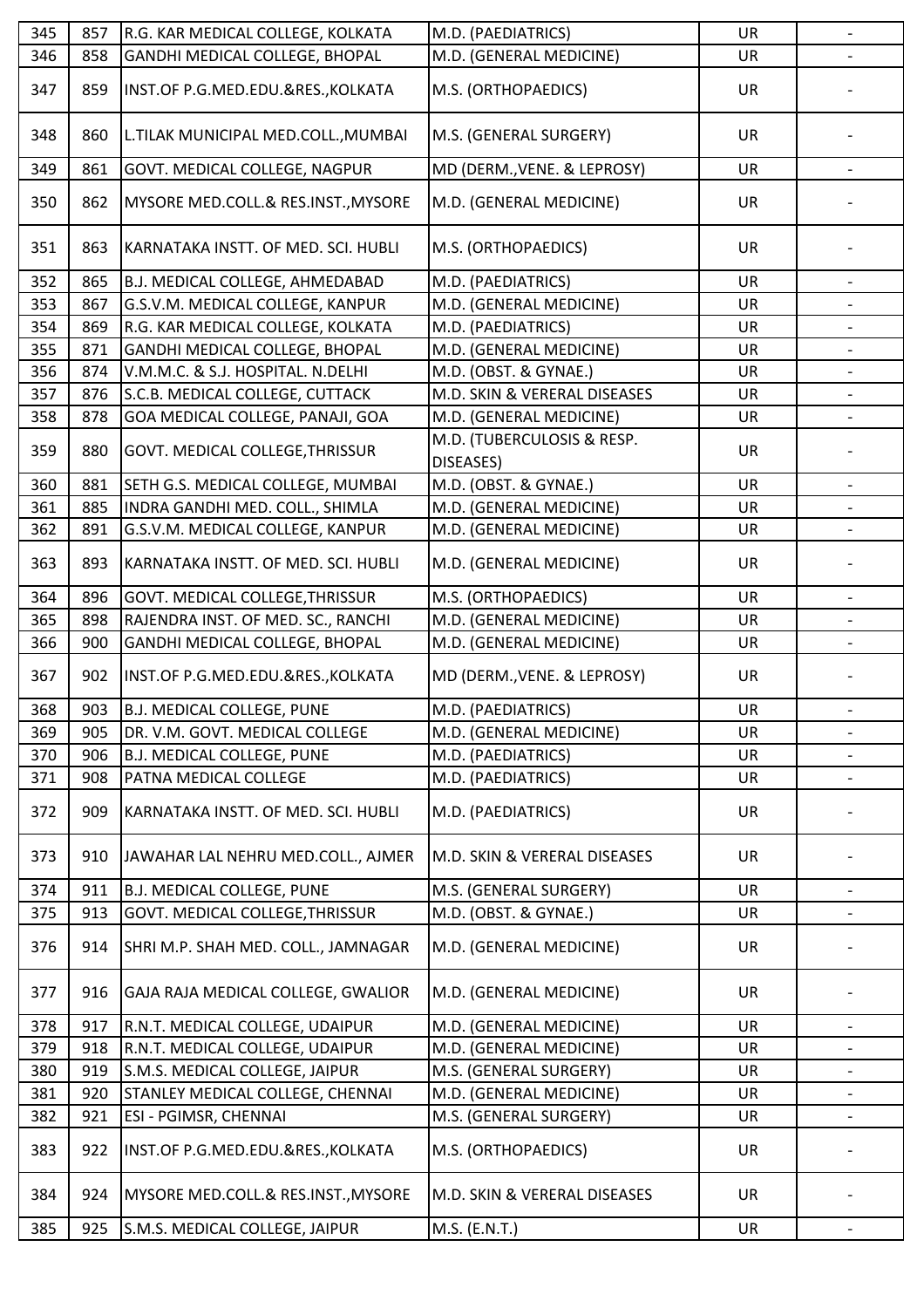| 345 | 857 | R.G. KAR MEDICAL COLLEGE, KOLKATA | M.D. (PAEDIATRICS) | UR | - |
|---|---|---|---|---|---|
| 346 | 858 | GANDHI MEDICAL COLLEGE, BHOPAL | M.D. (GENERAL MEDICINE) | UR | - |
| 347 | 859 | INST.OF P.G.MED.EDU.&RES.,KOLKATA | M.S. (ORTHOPAEDICS) | UR | - |
| 348 | 860 | L.TILAK MUNICIPAL MED.COLL.,MUMBAI | M.S. (GENERAL SURGERY) | UR | - |
| 349 | 861 | GOVT. MEDICAL COLLEGE, NAGPUR | MD (DERM.,VENE. & LEPROSY) | UR | - |
| 350 | 862 | MYSORE MED.COLL.& RES.INST.,MYSORE | M.D. (GENERAL MEDICINE) | UR | - |
| 351 | 863 | KARNATAKA INSTT. OF MED. SCI. HUBLI | M.S. (ORTHOPAEDICS) | UR | - |
| 352 | 865 | B.J. MEDICAL COLLEGE, AHMEDABAD | M.D. (PAEDIATRICS) | UR | - |
| 353 | 867 | G.S.V.M. MEDICAL COLLEGE, KANPUR | M.D. (GENERAL MEDICINE) | UR | - |
| 354 | 869 | R.G. KAR MEDICAL COLLEGE, KOLKATA | M.D. (PAEDIATRICS) | UR | - |
| 355 | 871 | GANDHI MEDICAL COLLEGE, BHOPAL | M.D. (GENERAL MEDICINE) | UR | - |
| 356 | 874 | V.M.M.C. & S.J. HOSPITAL. N.DELHI | M.D. (OBST. & GYNAE.) | UR | - |
| 357 | 876 | S.C.B. MEDICAL COLLEGE, CUTTACK | M.D. SKIN & VERERAL DISEASES | UR | - |
| 358 | 878 | GOA MEDICAL COLLEGE, PANAJI, GOA | M.D. (GENERAL MEDICINE) | UR | - |
| 359 | 880 | GOVT. MEDICAL COLLEGE,THRISSUR | M.D. (TUBERCULOSIS & RESP. DISEASES) | UR | - |
| 360 | 881 | SETH G.S. MEDICAL COLLEGE, MUMBAI | M.D. (OBST. & GYNAE.) | UR | - |
| 361 | 885 | INDRA GANDHI MED. COLL., SHIMLA | M.D. (GENERAL MEDICINE) | UR | - |
| 362 | 891 | G.S.V.M. MEDICAL COLLEGE, KANPUR | M.D. (GENERAL MEDICINE) | UR | - |
| 363 | 893 | KARNATAKA INSTT. OF MED. SCI. HUBLI | M.D. (GENERAL MEDICINE) | UR | - |
| 364 | 896 | GOVT. MEDICAL COLLEGE,THRISSUR | M.S. (ORTHOPAEDICS) | UR | - |
| 365 | 898 | RAJENDRA INST. OF MED. SC., RANCHI | M.D. (GENERAL MEDICINE) | UR | - |
| 366 | 900 | GANDHI MEDICAL COLLEGE, BHOPAL | M.D. (GENERAL MEDICINE) | UR | - |
| 367 | 902 | INST.OF P.G.MED.EDU.&RES.,KOLKATA | MD (DERM.,VENE. & LEPROSY) | UR | - |
| 368 | 903 | B.J. MEDICAL COLLEGE, PUNE | M.D. (PAEDIATRICS) | UR | - |
| 369 | 905 | DR. V.M. GOVT. MEDICAL COLLEGE | M.D. (GENERAL MEDICINE) | UR | - |
| 370 | 906 | B.J. MEDICAL COLLEGE, PUNE | M.D. (PAEDIATRICS) | UR | - |
| 371 | 908 | PATNA MEDICAL COLLEGE | M.D. (PAEDIATRICS) | UR | - |
| 372 | 909 | KARNATAKA INSTT. OF MED. SCI. HUBLI | M.D. (PAEDIATRICS) | UR | - |
| 373 | 910 | JAWAHAR LAL NEHRU MED.COLL., AJMER | M.D. SKIN & VERERAL DISEASES | UR | - |
| 374 | 911 | B.J. MEDICAL COLLEGE, PUNE | M.S. (GENERAL SURGERY) | UR | - |
| 375 | 913 | GOVT. MEDICAL COLLEGE,THRISSUR | M.D. (OBST. & GYNAE.) | UR | - |
| 376 | 914 | SHRI M.P. SHAH MED. COLL., JAMNAGAR | M.D. (GENERAL MEDICINE) | UR | - |
| 377 | 916 | GAJA RAJA MEDICAL COLLEGE, GWALIOR | M.D. (GENERAL MEDICINE) | UR | - |
| 378 | 917 | R.N.T. MEDICAL COLLEGE, UDAIPUR | M.D. (GENERAL MEDICINE) | UR | - |
| 379 | 918 | R.N.T. MEDICAL COLLEGE, UDAIPUR | M.D. (GENERAL MEDICINE) | UR | - |
| 380 | 919 | S.M.S. MEDICAL COLLEGE, JAIPUR | M.S. (GENERAL SURGERY) | UR | - |
| 381 | 920 | STANLEY MEDICAL COLLEGE, CHENNAI | M.D. (GENERAL MEDICINE) | UR | - |
| 382 | 921 | ESI - PGIMSR, CHENNAI | M.S. (GENERAL SURGERY) | UR | - |
| 383 | 922 | INST.OF P.G.MED.EDU.&RES.,KOLKATA | M.S. (ORTHOPAEDICS) | UR | - |
| 384 | 924 | MYSORE MED.COLL.& RES.INST.,MYSORE | M.D. SKIN & VERERAL DISEASES | UR | - |
| 385 | 925 | S.M.S. MEDICAL COLLEGE, JAIPUR | M.S. (E.N.T.) | UR | - |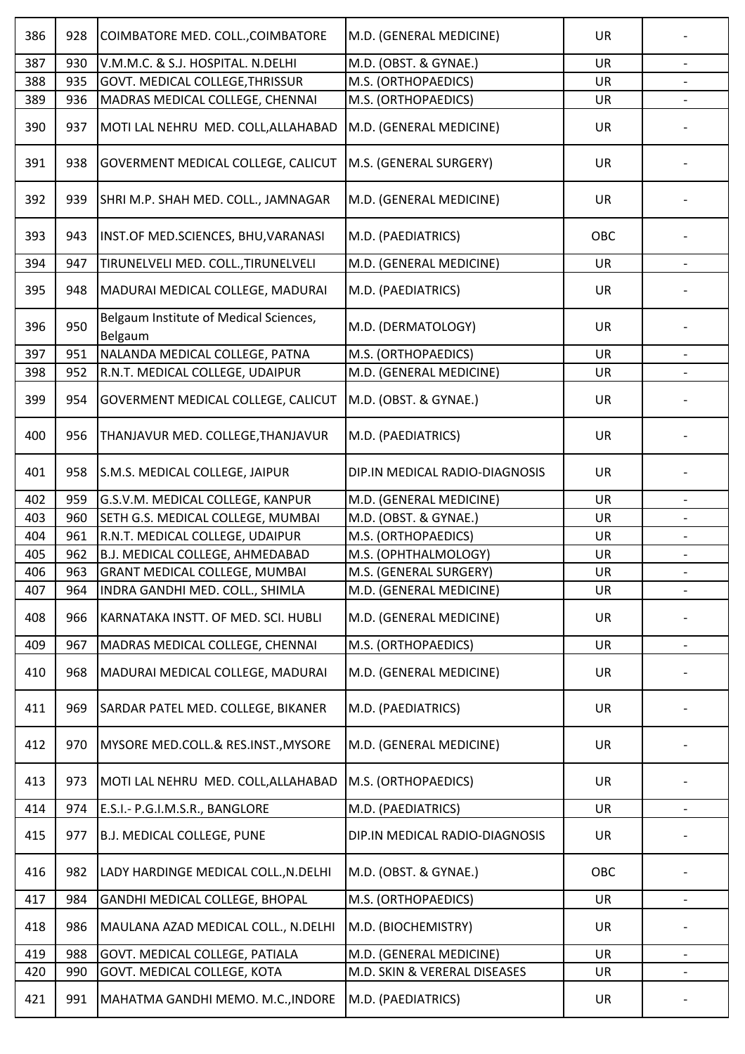| | | | | | |
|---|---|---|---|---|---|
| 386 | 928 | COIMBATORE MED. COLL.,COIMBATORE | M.D. (GENERAL MEDICINE) | UR | - |
| 387 | 930 | V.M.M.C. & S.J. HOSPITAL. N.DELHI | M.D. (OBST. & GYNAE.) | UR | - |
| 388 | 935 | GOVT. MEDICAL COLLEGE,THRISSUR | M.S. (ORTHOPAEDICS) | UR | - |
| 389 | 936 | MADRAS MEDICAL COLLEGE, CHENNAI | M.S. (ORTHOPAEDICS) | UR | - |
| 390 | 937 | MOTI LAL NEHRU MED. COLL,ALLAHABAD | M.D. (GENERAL MEDICINE) | UR | - |
| 391 | 938 | GOVERMENT MEDICAL COLLEGE, CALICUT | M.S. (GENERAL SURGERY) | UR | - |
| 392 | 939 | SHRI M.P. SHAH MED. COLL., JAMNAGAR | M.D. (GENERAL MEDICINE) | UR | - |
| 393 | 943 | INST.OF MED.SCIENCES, BHU,VARANASI | M.D. (PAEDIATRICS) | OBC | - |
| 394 | 947 | TIRUNELVELI MED. COLL.,TIRUNELVELI | M.D. (GENERAL MEDICINE) | UR | - |
| 395 | 948 | MADURAI MEDICAL COLLEGE, MADURAI | M.D. (PAEDIATRICS) | UR | - |
| 396 | 950 | Belgaum Institute of Medical Sciences, Belgaum | M.D. (DERMATOLOGY) | UR | - |
| 397 | 951 | NALANDA MEDICAL COLLEGE, PATNA | M.S. (ORTHOPAEDICS) | UR | - |
| 398 | 952 | R.N.T. MEDICAL COLLEGE, UDAIPUR | M.D. (GENERAL MEDICINE) | UR | - |
| 399 | 954 | GOVERMENT MEDICAL COLLEGE, CALICUT | M.D. (OBST. & GYNAE.) | UR | - |
| 400 | 956 | THANJAVUR MED. COLLEGE,THANJAVUR | M.D. (PAEDIATRICS) | UR | - |
| 401 | 958 | S.M.S. MEDICAL COLLEGE, JAIPUR | DIP.IN MEDICAL RADIO-DIAGNOSIS | UR | - |
| 402 | 959 | G.S.V.M. MEDICAL COLLEGE, KANPUR | M.D. (GENERAL MEDICINE) | UR | - |
| 403 | 960 | SETH G.S. MEDICAL COLLEGE, MUMBAI | M.D. (OBST. & GYNAE.) | UR | - |
| 404 | 961 | R.N.T. MEDICAL COLLEGE, UDAIPUR | M.S. (ORTHOPAEDICS) | UR | - |
| 405 | 962 | B.J. MEDICAL COLLEGE, AHMEDABAD | M.S. (OPHTHALMOLOGY) | UR | - |
| 406 | 963 | GRANT MEDICAL COLLEGE, MUMBAI | M.S. (GENERAL SURGERY) | UR | - |
| 407 | 964 | INDRA GANDHI MED. COLL., SHIMLA | M.D. (GENERAL MEDICINE) | UR | - |
| 408 | 966 | KARNATAKA INSTT. OF MED. SCI. HUBLI | M.D. (GENERAL MEDICINE) | UR | - |
| 409 | 967 | MADRAS MEDICAL COLLEGE, CHENNAI | M.S. (ORTHOPAEDICS) | UR | - |
| 410 | 968 | MADURAI MEDICAL COLLEGE, MADURAI | M.D. (GENERAL MEDICINE) | UR | - |
| 411 | 969 | SARDAR PATEL MED. COLLEGE, BIKANER | M.D. (PAEDIATRICS) | UR | - |
| 412 | 970 | MYSORE MED.COLL.& RES.INST.,MYSORE | M.D. (GENERAL MEDICINE) | UR | - |
| 413 | 973 | MOTI LAL NEHRU MED. COLL,ALLAHABAD | M.S. (ORTHOPAEDICS) | UR | - |
| 414 | 974 | E.S.I.- P.G.I.M.S.R., BANGLORE | M.D. (PAEDIATRICS) | UR | - |
| 415 | 977 | B.J. MEDICAL COLLEGE, PUNE | DIP.IN MEDICAL RADIO-DIAGNOSIS | UR | - |
| 416 | 982 | LADY HARDINGE MEDICAL COLL.,N.DELHI | M.D. (OBST. & GYNAE.) | OBC | - |
| 417 | 984 | GANDHI MEDICAL COLLEGE, BHOPAL | M.S. (ORTHOPAEDICS) | UR | - |
| 418 | 986 | MAULANA AZAD MEDICAL COLL., N.DELHI | M.D. (BIOCHEMISTRY) | UR | - |
| 419 | 988 | GOVT. MEDICAL COLLEGE, PATIALA | M.D. (GENERAL MEDICINE) | UR | - |
| 420 | 990 | GOVT. MEDICAL COLLEGE, KOTA | M.D. SKIN & VERERAL DISEASES | UR | - |
| 421 | 991 | MAHATMA GANDHI MEMO. M.C.,INDORE | M.D. (PAEDIATRICS) | UR | - |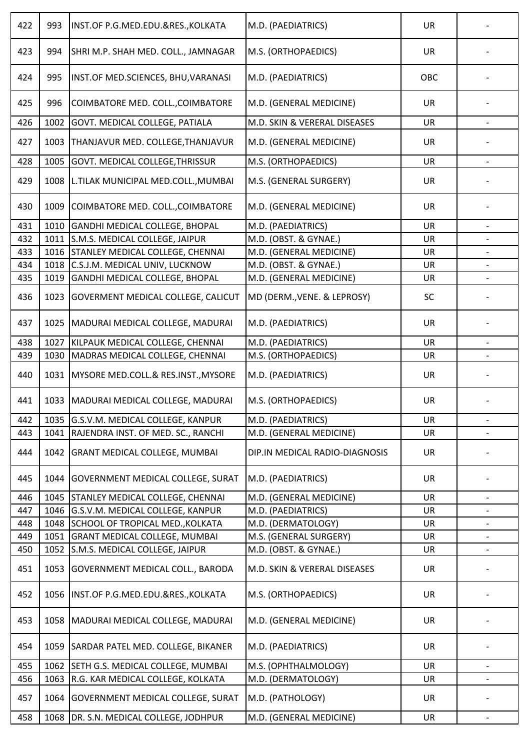| | | | | | |
|---|---|---|---|---|---|
| 422 | 993 | INST.OF P.G.MED.EDU.&RES.,KOLKATA | M.D. (PAEDIATRICS) | UR | - |
| 423 | 994 | SHRI M.P. SHAH MED. COLL., JAMNAGAR | M.S. (ORTHOPAEDICS) | UR | - |
| 424 | 995 | INST.OF MED.SCIENCES, BHU,VARANASI | M.D. (PAEDIATRICS) | OBC | - |
| 425 | 996 | COIMBATORE MED. COLL.,COIMBATORE | M.D. (GENERAL MEDICINE) | UR | - |
| 426 | 1002 | GOVT. MEDICAL COLLEGE, PATIALA | M.D. SKIN & VERERAL DISEASES | UR | - |
| 427 | 1003 | THANJAVUR MED. COLLEGE,THANJAVUR | M.D. (GENERAL MEDICINE) | UR | - |
| 428 | 1005 | GOVT. MEDICAL COLLEGE,THRISSUR | M.S. (ORTHOPAEDICS) | UR | - |
| 429 | 1008 | L.TILAK MUNICIPAL MED.COLL.,MUMBAI | M.S. (GENERAL SURGERY) | UR | - |
| 430 | 1009 | COIMBATORE MED. COLL.,COIMBATORE | M.D. (GENERAL MEDICINE) | UR | - |
| 431 | 1010 | GANDHI MEDICAL COLLEGE, BHOPAL | M.D. (PAEDIATRICS) | UR | - |
| 432 | 1011 | S.M.S. MEDICAL COLLEGE, JAIPUR | M.D. (OBST. & GYNAE.) | UR | - |
| 433 | 1016 | STANLEY MEDICAL COLLEGE, CHENNAI | M.D. (GENERAL MEDICINE) | UR | - |
| 434 | 1018 | C.S.J.M. MEDICAL UNIV, LUCKNOW | M.D. (OBST. & GYNAE.) | UR | - |
| 435 | 1019 | GANDHI MEDICAL COLLEGE, BHOPAL | M.D. (GENERAL MEDICINE) | UR | - |
| 436 | 1023 | GOVERMENT MEDICAL COLLEGE, CALICUT | MD (DERM.,VENE. & LEPROSY) | SC | - |
| 437 | 1025 | MADURAI MEDICAL COLLEGE, MADURAI | M.D. (PAEDIATRICS) | UR | - |
| 438 | 1027 | KILPAUK MEDICAL COLLEGE, CHENNAI | M.D. (PAEDIATRICS) | UR | - |
| 439 | 1030 | MADRAS MEDICAL COLLEGE, CHENNAI | M.S. (ORTHOPAEDICS) | UR | - |
| 440 | 1031 | MYSORE MED.COLL.& RES.INST.,MYSORE | M.D. (PAEDIATRICS) | UR | - |
| 441 | 1033 | MADURAI MEDICAL COLLEGE, MADURAI | M.S. (ORTHOPAEDICS) | UR | - |
| 442 | 1035 | G.S.V.M. MEDICAL COLLEGE, KANPUR | M.D. (PAEDIATRICS) | UR | - |
| 443 | 1041 | RAJENDRA INST. OF MED. SC., RANCHI | M.D. (GENERAL MEDICINE) | UR | - |
| 444 | 1042 | GRANT MEDICAL COLLEGE, MUMBAI | DIP.IN MEDICAL RADIO-DIAGNOSIS | UR | - |
| 445 | 1044 | GOVERNMENT MEDICAL COLLEGE, SURAT | M.D. (PAEDIATRICS) | UR | - |
| 446 | 1045 | STANLEY MEDICAL COLLEGE, CHENNAI | M.D. (GENERAL MEDICINE) | UR | - |
| 447 | 1046 | G.S.V.M. MEDICAL COLLEGE, KANPUR | M.D. (PAEDIATRICS) | UR | - |
| 448 | 1048 | SCHOOL OF TROPICAL MED.,KOLKATA | M.D. (DERMATOLOGY) | UR | - |
| 449 | 1051 | GRANT MEDICAL COLLEGE, MUMBAI | M.S. (GENERAL SURGERY) | UR | - |
| 450 | 1052 | S.M.S. MEDICAL COLLEGE, JAIPUR | M.D. (OBST. & GYNAE.) | UR | - |
| 451 | 1053 | GOVERNMENT MEDICAL COLL., BARODA | M.D. SKIN & VERERAL DISEASES | UR | - |
| 452 | 1056 | INST.OF P.G.MED.EDU.&RES.,KOLKATA | M.S. (ORTHOPAEDICS) | UR | - |
| 453 | 1058 | MADURAI MEDICAL COLLEGE, MADURAI | M.D. (GENERAL MEDICINE) | UR | - |
| 454 | 1059 | SARDAR PATEL MED. COLLEGE, BIKANER | M.D. (PAEDIATRICS) | UR | - |
| 455 | 1062 | SETH G.S. MEDICAL COLLEGE, MUMBAI | M.S. (OPHTHALMOLOGY) | UR | - |
| 456 | 1063 | R.G. KAR MEDICAL COLLEGE, KOLKATA | M.D. (DERMATOLOGY) | UR | - |
| 457 | 1064 | GOVERNMENT MEDICAL COLLEGE, SURAT | M.D. (PATHOLOGY) | UR | - |
| 458 | 1068 | DR. S.N. MEDICAL COLLEGE, JODHPUR | M.D. (GENERAL MEDICINE) | UR | - |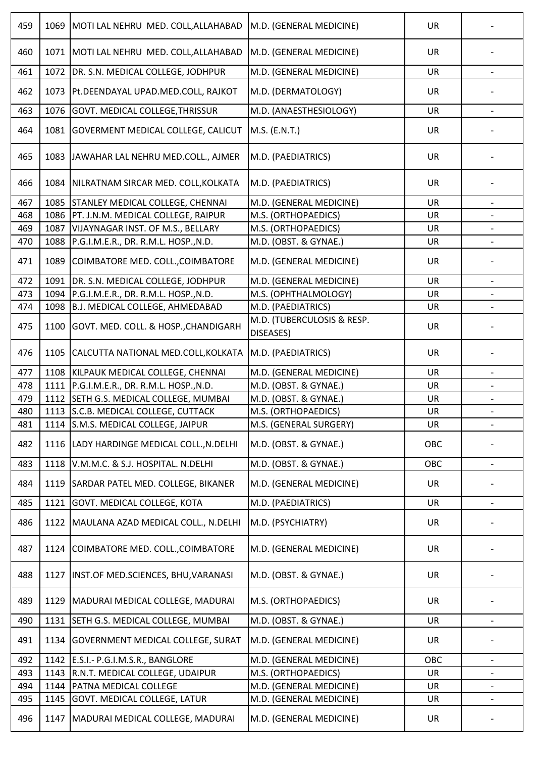| | | | | | |
|---|---|---|---|---|---|
| 459 | 1069 | MOTI LAL NEHRU MED. COLL,ALLAHABAD | M.D. (GENERAL MEDICINE) | UR | - |
| 460 | 1071 | MOTI LAL NEHRU MED. COLL,ALLAHABAD | M.D. (GENERAL MEDICINE) | UR | - |
| 461 | 1072 | DR. S.N. MEDICAL COLLEGE, JODHPUR | M.D. (GENERAL MEDICINE) | UR | - |
| 462 | 1073 | Pt.DEENDAYAL UPAD.MED.COLL, RAJKOT | M.D. (DERMATOLOGY) | UR | - |
| 463 | 1076 | GOVT. MEDICAL COLLEGE,THRISSUR | M.D. (ANAESTHESIOLOGY) | UR | - |
| 464 | 1081 | GOVERMENT MEDICAL COLLEGE, CALICUT | M.S. (E.N.T.) | UR | - |
| 465 | 1083 | JAWAHAR LAL NEHRU MED.COLL., AJMER | M.D. (PAEDIATRICS) | UR | - |
| 466 | 1084 | NILRATNAM SIRCAR MED. COLL,KOLKATA | M.D. (PAEDIATRICS) | UR | - |
| 467 | 1085 | STANLEY MEDICAL COLLEGE, CHENNAI | M.D. (GENERAL MEDICINE) | UR | - |
| 468 | 1086 | PT. J.N.M. MEDICAL COLLEGE, RAIPUR | M.S. (ORTHOPAEDICS) | UR | - |
| 469 | 1087 | VIJAYNAGAR INST. OF M.S., BELLARY | M.S. (ORTHOPAEDICS) | UR | - |
| 470 | 1088 | P.G.I.M.E.R., DR. R.M.L. HOSP.,N.D. | M.D. (OBST. & GYNAE.) | UR | - |
| 471 | 1089 | COIMBATORE MED. COLL.,COIMBATORE | M.D. (GENERAL MEDICINE) | UR | - |
| 472 | 1091 | DR. S.N. MEDICAL COLLEGE, JODHPUR | M.D. (GENERAL MEDICINE) | UR | - |
| 473 | 1094 | P.G.I.M.E.R., DR. R.M.L. HOSP.,N.D. | M.S. (OPHTHALMOLOGY) | UR | - |
| 474 | 1098 | B.J. MEDICAL COLLEGE, AHMEDABAD | M.D. (PAEDIATRICS) | UR | - |
| 475 | 1100 | GOVT. MED. COLL. & HOSP.,CHANDIGARH | M.D. (TUBERCULOSIS & RESP. DISEASES) | UR | - |
| 476 | 1105 | CALCUTTA NATIONAL MED.COLL,KOLKATA | M.D. (PAEDIATRICS) | UR | - |
| 477 | 1108 | KILPAUK MEDICAL COLLEGE, CHENNAI | M.D. (GENERAL MEDICINE) | UR | - |
| 478 | 1111 | P.G.I.M.E.R., DR. R.M.L. HOSP.,N.D. | M.D. (OBST. & GYNAE.) | UR | - |
| 479 | 1112 | SETH G.S. MEDICAL COLLEGE, MUMBAI | M.D. (OBST. & GYNAE.) | UR | - |
| 480 | 1113 | S.C.B. MEDICAL COLLEGE, CUTTACK | M.S. (ORTHOPAEDICS) | UR | - |
| 481 | 1114 | S.M.S. MEDICAL COLLEGE, JAIPUR | M.S. (GENERAL SURGERY) | UR | - |
| 482 | 1116 | LADY HARDINGE MEDICAL COLL.,N.DELHI | M.D. (OBST. & GYNAE.) | OBC | - |
| 483 | 1118 | V.M.M.C. & S.J. HOSPITAL. N.DELHI | M.D. (OBST. & GYNAE.) | OBC | - |
| 484 | 1119 | SARDAR PATEL MED. COLLEGE, BIKANER | M.D. (GENERAL MEDICINE) | UR | - |
| 485 | 1121 | GOVT. MEDICAL COLLEGE, KOTA | M.D. (PAEDIATRICS) | UR | - |
| 486 | 1122 | MAULANA AZAD MEDICAL COLL., N.DELHI | M.D. (PSYCHIATRY) | UR | - |
| 487 | 1124 | COIMBATORE MED. COLL.,COIMBATORE | M.D. (GENERAL MEDICINE) | UR | - |
| 488 | 1127 | INST.OF MED.SCIENCES, BHU,VARANASI | M.D. (OBST. & GYNAE.) | UR | - |
| 489 | 1129 | MADURAI MEDICAL COLLEGE, MADURAI | M.S. (ORTHOPAEDICS) | UR | - |
| 490 | 1131 | SETH G.S. MEDICAL COLLEGE, MUMBAI | M.D. (OBST. & GYNAE.) | UR | - |
| 491 | 1134 | GOVERNMENT MEDICAL COLLEGE, SURAT | M.D. (GENERAL MEDICINE) | UR | - |
| 492 | 1142 | E.S.I.- P.G.I.M.S.R., BANGLORE | M.D. (GENERAL MEDICINE) | OBC | - |
| 493 | 1143 | R.N.T. MEDICAL COLLEGE, UDAIPUR | M.S. (ORTHOPAEDICS) | UR | - |
| 494 | 1144 | PATNA MEDICAL COLLEGE | M.D. (GENERAL MEDICINE) | UR | - |
| 495 | 1145 | GOVT. MEDICAL COLLEGE, LATUR | M.D. (GENERAL MEDICINE) | UR | - |
| 496 | 1147 | MADURAI MEDICAL COLLEGE, MADURAI | M.D. (GENERAL MEDICINE) | UR | - |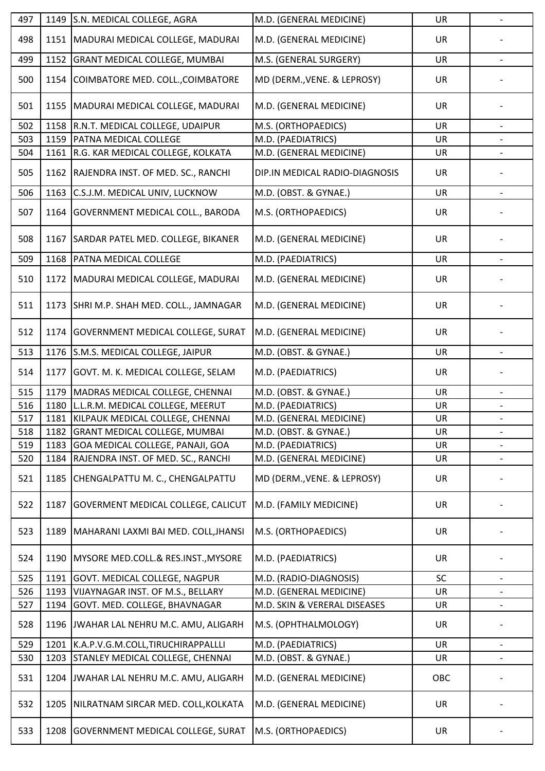| 497 | 1149 | S.N. MEDICAL COLLEGE, AGRA | M.D. (GENERAL MEDICINE) | UR | - |
|---|---|---|---|---|---|
| 498 | 1151 | MADURAI MEDICAL COLLEGE, MADURAI | M.D. (GENERAL MEDICINE) | UR | - |
| 499 | 1152 | GRANT MEDICAL COLLEGE, MUMBAI | M.S. (GENERAL SURGERY) | UR | - |
| 500 | 1154 | COIMBATORE MED. COLL.,COIMBATORE | MD (DERM.,VENE. & LEPROSY) | UR | - |
| 501 | 1155 | MADURAI MEDICAL COLLEGE, MADURAI | M.D. (GENERAL MEDICINE) | UR | - |
| 502 | 1158 | R.N.T. MEDICAL COLLEGE, UDAIPUR | M.S. (ORTHOPAEDICS) | UR | - |
| 503 | 1159 | PATNA MEDICAL COLLEGE | M.D. (PAEDIATRICS) | UR | - |
| 504 | 1161 | R.G. KAR MEDICAL COLLEGE, KOLKATA | M.D. (GENERAL MEDICINE) | UR | - |
| 505 | 1162 | RAJENDRA INST. OF MED. SC., RANCHI | DIP.IN MEDICAL RADIO-DIAGNOSIS | UR | - |
| 506 | 1163 | C.S.J.M. MEDICAL UNIV, LUCKNOW | M.D. (OBST. & GYNAE.) | UR | - |
| 507 | 1164 | GOVERNMENT MEDICAL COLL., BARODA | M.S. (ORTHOPAEDICS) | UR | - |
| 508 | 1167 | SARDAR PATEL MED. COLLEGE, BIKANER | M.D. (GENERAL MEDICINE) | UR | - |
| 509 | 1168 | PATNA MEDICAL COLLEGE | M.D. (PAEDIATRICS) | UR | - |
| 510 | 1172 | MADURAI MEDICAL COLLEGE, MADURAI | M.D. (GENERAL MEDICINE) | UR | - |
| 511 | 1173 | SHRI M.P. SHAH MED. COLL., JAMNAGAR | M.D. (GENERAL MEDICINE) | UR | - |
| 512 | 1174 | GOVERNMENT MEDICAL COLLEGE, SURAT | M.D. (GENERAL MEDICINE) | UR | - |
| 513 | 1176 | S.M.S. MEDICAL COLLEGE, JAIPUR | M.D. (OBST. & GYNAE.) | UR | - |
| 514 | 1177 | GOVT. M. K. MEDICAL COLLEGE, SELAM | M.D. (PAEDIATRICS) | UR | - |
| 515 | 1179 | MADRAS MEDICAL COLLEGE, CHENNAI | M.D. (OBST. & GYNAE.) | UR | - |
| 516 | 1180 | L.L.R.M. MEDICAL COLLEGE, MEERUT | M.D. (PAEDIATRICS) | UR | - |
| 517 | 1181 | KILPAUK MEDICAL COLLEGE, CHENNAI | M.D. (GENERAL MEDICINE) | UR | - |
| 518 | 1182 | GRANT MEDICAL COLLEGE, MUMBAI | M.D. (OBST. & GYNAE.) | UR | - |
| 519 | 1183 | GOA MEDICAL COLLEGE, PANAJI, GOA | M.D. (PAEDIATRICS) | UR | - |
| 520 | 1184 | RAJENDRA INST. OF MED. SC., RANCHI | M.D. (GENERAL MEDICINE) | UR | - |
| 521 | 1185 | CHENGALPATTU M. C., CHENGALPATTU | MD (DERM.,VENE. & LEPROSY) | UR | - |
| 522 | 1187 | GOVERMENT MEDICAL COLLEGE, CALICUT | M.D. (FAMILY MEDICINE) | UR | - |
| 523 | 1189 | MAHARANI LAXMI BAI MED. COLL,JHANSI | M.S. (ORTHOPAEDICS) | UR | - |
| 524 | 1190 | MYSORE MED.COLL.& RES.INST.,MYSORE | M.D. (PAEDIATRICS) | UR | - |
| 525 | 1191 | GOVT. MEDICAL COLLEGE, NAGPUR | M.D. (RADIO-DIAGNOSIS) | SC | - |
| 526 | 1193 | VIJAYNAGAR INST. OF M.S., BELLARY | M.D. (GENERAL MEDICINE) | UR | - |
| 527 | 1194 | GOVT. MED. COLLEGE, BHAVNAGAR | M.D. SKIN & VERERAL DISEASES | UR | - |
| 528 | 1196 | JWAHAR LAL NEHRU M.C. AMU, ALIGARH | M.S. (OPHTHALMOLOGY) | UR | - |
| 529 | 1201 | K.A.P.V.G.M.COLL,TIRUCHIRAPPALLLI | M.D. (PAEDIATRICS) | UR | - |
| 530 | 1203 | STANLEY MEDICAL COLLEGE, CHENNAI | M.D. (OBST. & GYNAE.) | UR | - |
| 531 | 1204 | JWAHAR LAL NEHRU M.C. AMU, ALIGARH | M.D. (GENERAL MEDICINE) | OBC | - |
| 532 | 1205 | NILRATNAM SIRCAR MED. COLL,KOLKATA | M.D. (GENERAL MEDICINE) | UR | - |
| 533 | 1208 | GOVERNMENT MEDICAL COLLEGE, SURAT | M.S. (ORTHOPAEDICS) | UR | - |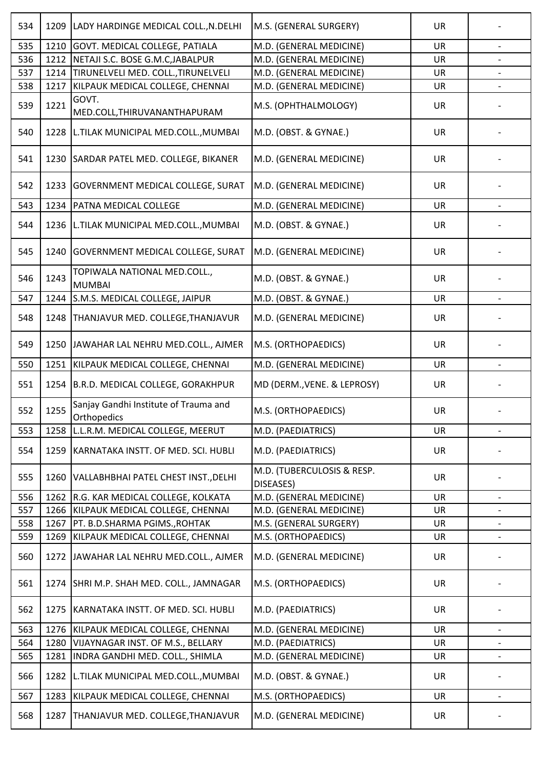| 534 | 1209 | LADY HARDINGE MEDICAL COLL.,N.DELHI | M.S. (GENERAL SURGERY) | UR | - |
|---|---|---|---|---|---|
| 535 | 1210 | GOVT. MEDICAL COLLEGE, PATIALA | M.D. (GENERAL MEDICINE) | UR | - |
| 536 | 1212 | NETAJI S.C. BOSE G.M.C,JABALPUR | M.D. (GENERAL MEDICINE) | UR | - |
| 537 | 1214 | TIRUNELVELI MED. COLL.,TIRUNELVELI | M.D. (GENERAL MEDICINE) | UR | - |
| 538 | 1217 | KILPAUK MEDICAL COLLEGE, CHENNAI | M.D. (GENERAL MEDICINE) | UR | - |
| 539 | 1221 | GOVT. MED.COLL,THIRUVANANTHAPURAM | M.S. (OPHTHALMOLOGY) | UR | - |
| 540 | 1228 | L.TILAK MUNICIPAL MED.COLL.,MUMBAI | M.D. (OBST. & GYNAE.) | UR | - |
| 541 | 1230 | SARDAR PATEL MED. COLLEGE, BIKANER | M.D. (GENERAL MEDICINE) | UR | - |
| 542 | 1233 | GOVERNMENT MEDICAL COLLEGE, SURAT | M.D. (GENERAL MEDICINE) | UR | - |
| 543 | 1234 | PATNA MEDICAL COLLEGE | M.D. (GENERAL MEDICINE) | UR | - |
| 544 | 1236 | L.TILAK MUNICIPAL MED.COLL.,MUMBAI | M.D. (OBST. & GYNAE.) | UR | - |
| 545 | 1240 | GOVERNMENT MEDICAL COLLEGE, SURAT | M.D. (GENERAL MEDICINE) | UR | - |
| 546 | 1243 | TOPIWALA NATIONAL MED.COLL., MUMBAI | M.D. (OBST. & GYNAE.) | UR | - |
| 547 | 1244 | S.M.S. MEDICAL COLLEGE, JAIPUR | M.D. (OBST. & GYNAE.) | UR | - |
| 548 | 1248 | THANJAVUR MED. COLLEGE,THANJAVUR | M.D. (GENERAL MEDICINE) | UR | - |
| 549 | 1250 | JAWAHAR LAL NEHRU MED.COLL., AJMER | M.S. (ORTHOPAEDICS) | UR | - |
| 550 | 1251 | KILPAUK MEDICAL COLLEGE, CHENNAI | M.D. (GENERAL MEDICINE) | UR | - |
| 551 | 1254 | B.R.D. MEDICAL COLLEGE, GORAKHPUR | MD (DERM.,VENE. & LEPROSY) | UR | - |
| 552 | 1255 | Sanjay Gandhi Institute of Trauma and Orthopedics | M.S. (ORTHOPAEDICS) | UR | - |
| 553 | 1258 | L.L.R.M. MEDICAL COLLEGE, MEERUT | M.D. (PAEDIATRICS) | UR | - |
| 554 | 1259 | KARNATAKA INSTT. OF MED. SCI. HUBLI | M.D. (PAEDIATRICS) | UR | - |
| 555 | 1260 | VALLABHBHAI PATEL CHEST INST.,DELHI | M.D. (TUBERCULOSIS & RESP. DISEASES) | UR | - |
| 556 | 1262 | R.G. KAR MEDICAL COLLEGE, KOLKATA | M.D. (GENERAL MEDICINE) | UR | - |
| 557 | 1266 | KILPAUK MEDICAL COLLEGE, CHENNAI | M.D. (GENERAL MEDICINE) | UR | - |
| 558 | 1267 | PT. B.D.SHARMA PGIMS.,ROHTAK | M.S. (GENERAL SURGERY) | UR | - |
| 559 | 1269 | KILPAUK MEDICAL COLLEGE, CHENNAI | M.S. (ORTHOPAEDICS) | UR | - |
| 560 | 1272 | JAWAHAR LAL NEHRU MED.COLL., AJMER | M.D. (GENERAL MEDICINE) | UR | - |
| 561 | 1274 | SHRI M.P. SHAH MED. COLL., JAMNAGAR | M.S. (ORTHOPAEDICS) | UR | - |
| 562 | 1275 | KARNATAKA INSTT. OF MED. SCI. HUBLI | M.D. (PAEDIATRICS) | UR | - |
| 563 | 1276 | KILPAUK MEDICAL COLLEGE, CHENNAI | M.D. (GENERAL MEDICINE) | UR | - |
| 564 | 1280 | VIJAYNAGAR INST. OF M.S., BELLARY | M.D. (PAEDIATRICS) | UR | - |
| 565 | 1281 | INDRA GANDHI MED. COLL., SHIMLA | M.D. (GENERAL MEDICINE) | UR | - |
| 566 | 1282 | L.TILAK MUNICIPAL MED.COLL.,MUMBAI | M.D. (OBST. & GYNAE.) | UR | - |
| 567 | 1283 | KILPAUK MEDICAL COLLEGE, CHENNAI | M.S. (ORTHOPAEDICS) | UR | - |
| 568 | 1287 | THANJAVUR MED. COLLEGE,THANJAVUR | M.D. (GENERAL MEDICINE) | UR | - |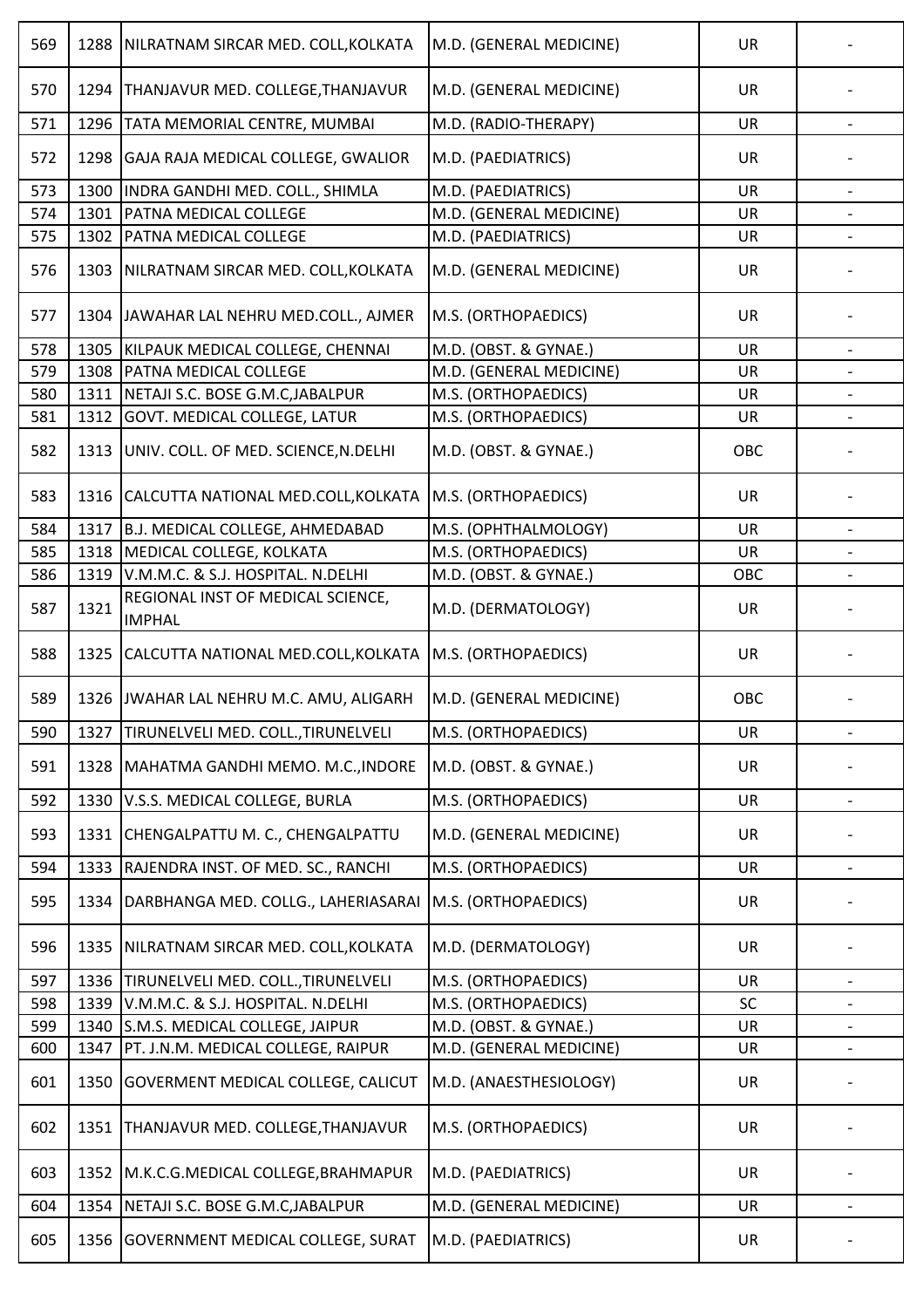| | | | | | |
|---|---|---|---|---|---|
| 569 | 1288 | NILRATNAM SIRCAR MED. COLL,KOLKATA | M.D. (GENERAL MEDICINE) | UR | - |
| 570 | 1294 | THANJAVUR MED. COLLEGE,THANJAVUR | M.D. (GENERAL MEDICINE) | UR | - |
| 571 | 1296 | TATA MEMORIAL CENTRE, MUMBAI | M.D. (RADIO-THERAPY) | UR | - |
| 572 | 1298 | GAJA RAJA MEDICAL COLLEGE, GWALIOR | M.D. (PAEDIATRICS) | UR | - |
| 573 | 1300 | INDRA GANDHI MED. COLL., SHIMLA | M.D. (PAEDIATRICS) | UR | - |
| 574 | 1301 | PATNA MEDICAL COLLEGE | M.D. (GENERAL MEDICINE) | UR | - |
| 575 | 1302 | PATNA MEDICAL COLLEGE | M.D. (PAEDIATRICS) | UR | - |
| 576 | 1303 | NILRATNAM SIRCAR MED. COLL,KOLKATA | M.D. (GENERAL MEDICINE) | UR | - |
| 577 | 1304 | JAWAHAR LAL NEHRU MED.COLL., AJMER | M.S. (ORTHOPAEDICS) | UR | - |
| 578 | 1305 | KILPAUK MEDICAL COLLEGE, CHENNAI | M.D. (OBST. & GYNAE.) | UR | - |
| 579 | 1308 | PATNA MEDICAL COLLEGE | M.D. (GENERAL MEDICINE) | UR | - |
| 580 | 1311 | NETAJI S.C. BOSE G.M.C,JABALPUR | M.S. (ORTHOPAEDICS) | UR | - |
| 581 | 1312 | GOVT. MEDICAL COLLEGE, LATUR | M.S. (ORTHOPAEDICS) | UR | - |
| 582 | 1313 | UNIV. COLL. OF MED. SCIENCE,N.DELHI | M.D. (OBST. & GYNAE.) | OBC | - |
| 583 | 1316 | CALCUTTA NATIONAL MED.COLL,KOLKATA | M.S. (ORTHOPAEDICS) | UR | - |
| 584 | 1317 | B.J. MEDICAL COLLEGE, AHMEDABAD | M.S. (OPHTHALMOLOGY) | UR | - |
| 585 | 1318 | MEDICAL COLLEGE, KOLKATA | M.S. (ORTHOPAEDICS) | UR | - |
| 586 | 1319 | V.M.M.C. & S.J. HOSPITAL. N.DELHI | M.D. (OBST. & GYNAE.) | OBC | - |
| 587 | 1321 | REGIONAL INST OF MEDICAL SCIENCE, IMPHAL | M.D. (DERMATOLOGY) | UR | - |
| 588 | 1325 | CALCUTTA NATIONAL MED.COLL,KOLKATA | M.S. (ORTHOPAEDICS) | UR | - |
| 589 | 1326 | JWAHAR LAL NEHRU M.C. AMU, ALIGARH | M.D. (GENERAL MEDICINE) | OBC | - |
| 590 | 1327 | TIRUNELVELI MED. COLL.,TIRUNELVELI | M.S. (ORTHOPAEDICS) | UR | - |
| 591 | 1328 | MAHATMA GANDHI MEMO. M.C.,INDORE | M.D. (OBST. & GYNAE.) | UR | - |
| 592 | 1330 | V.S.S. MEDICAL COLLEGE, BURLA | M.S. (ORTHOPAEDICS) | UR | - |
| 593 | 1331 | CHENGALPATTU M. C., CHENGALPATTU | M.D. (GENERAL MEDICINE) | UR | - |
| 594 | 1333 | RAJENDRA INST. OF MED. SC., RANCHI | M.S. (ORTHOPAEDICS) | UR | - |
| 595 | 1334 | DARBHANGA MED. COLLG., LAHERIASARAI | M.S. (ORTHOPAEDICS) | UR | - |
| 596 | 1335 | NILRATNAM SIRCAR MED. COLL,KOLKATA | M.D. (DERMATOLOGY) | UR | - |
| 597 | 1336 | TIRUNELVELI MED. COLL.,TIRUNELVELI | M.S. (ORTHOPAEDICS) | UR | - |
| 598 | 1339 | V.M.M.C. & S.J. HOSPITAL. N.DELHI | M.S. (ORTHOPAEDICS) | SC | - |
| 599 | 1340 | S.M.S. MEDICAL COLLEGE, JAIPUR | M.D. (OBST. & GYNAE.) | UR | - |
| 600 | 1347 | PT. J.N.M. MEDICAL COLLEGE, RAIPUR | M.D. (GENERAL MEDICINE) | UR | - |
| 601 | 1350 | GOVERMENT MEDICAL COLLEGE, CALICUT | M.D. (ANAESTHESIOLOGY) | UR | - |
| 602 | 1351 | THANJAVUR MED. COLLEGE,THANJAVUR | M.S. (ORTHOPAEDICS) | UR | - |
| 603 | 1352 | M.K.C.G.MEDICAL COLLEGE,BRAHMAPUR | M.D. (PAEDIATRICS) | UR | - |
| 604 | 1354 | NETAJI S.C. BOSE G.M.C,JABALPUR | M.D. (GENERAL MEDICINE) | UR | - |
| 605 | 1356 | GOVERNMENT MEDICAL COLLEGE, SURAT | M.D. (PAEDIATRICS) | UR | - |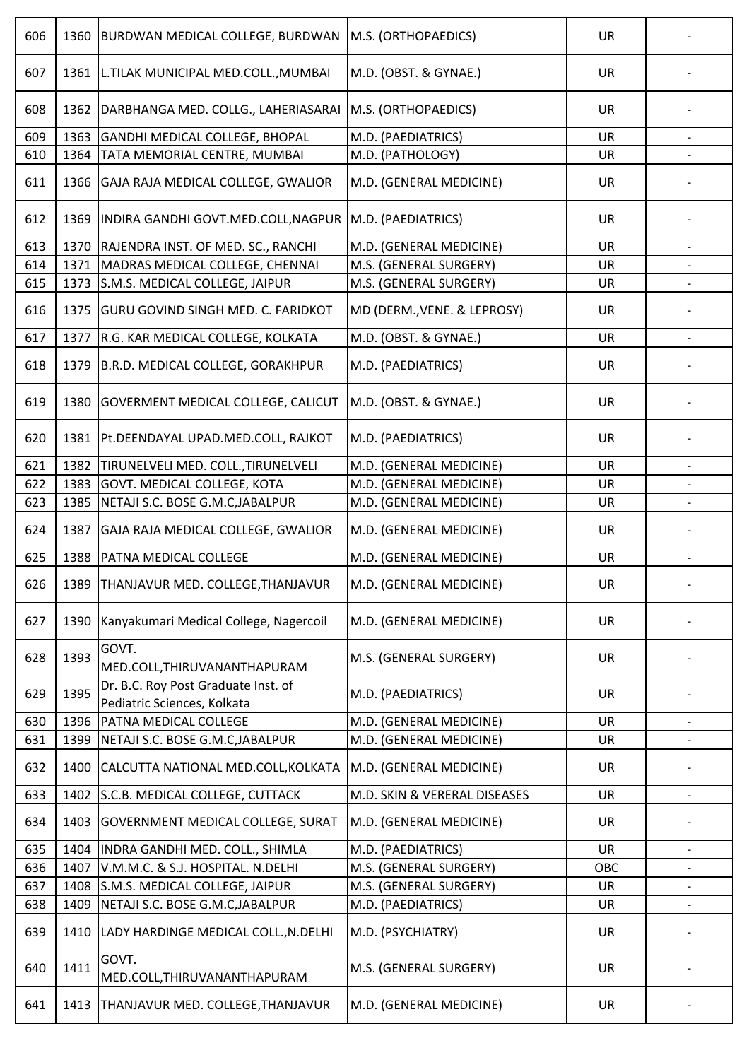| | | | | | |
|---|---|---|---|---|---|
| 606 | 1360 | BURDWAN MEDICAL COLLEGE, BURDWAN | M.S. (ORTHOPAEDICS) | UR | - |
| 607 | 1361 | L.TILAK MUNICIPAL MED.COLL.,MUMBAI | M.D. (OBST. & GYNAE.) | UR | - |
| 608 | 1362 | DARBHANGA MED. COLLG., LAHERIASARAI | M.S. (ORTHOPAEDICS) | UR | - |
| 609 | 1363 | GANDHI MEDICAL COLLEGE, BHOPAL | M.D. (PAEDIATRICS) | UR | - |
| 610 | 1364 | TATA MEMORIAL CENTRE, MUMBAI | M.D. (PATHOLOGY) | UR | - |
| 611 | 1366 | GAJA RAJA MEDICAL COLLEGE, GWALIOR | M.D. (GENERAL MEDICINE) | UR | - |
| 612 | 1369 | INDIRA GANDHI GOVT.MED.COLL,NAGPUR | M.D. (PAEDIATRICS) | UR | - |
| 613 | 1370 | RAJENDRA INST. OF MED. SC., RANCHI | M.D. (GENERAL MEDICINE) | UR | - |
| 614 | 1371 | MADRAS MEDICAL COLLEGE, CHENNAI | M.S. (GENERAL SURGERY) | UR | - |
| 615 | 1373 | S.M.S. MEDICAL COLLEGE, JAIPUR | M.S. (GENERAL SURGERY) | UR | - |
| 616 | 1375 | GURU GOVIND SINGH MED. C. FARIDKOT | MD (DERM.,VENE. & LEPROSY) | UR | - |
| 617 | 1377 | R.G. KAR MEDICAL COLLEGE, KOLKATA | M.D. (OBST. & GYNAE.) | UR | - |
| 618 | 1379 | B.R.D. MEDICAL COLLEGE, GORAKHPUR | M.D. (PAEDIATRICS) | UR | - |
| 619 | 1380 | GOVERMENT MEDICAL COLLEGE, CALICUT | M.D. (OBST. & GYNAE.) | UR | - |
| 620 | 1381 | Pt.DEENDAYAL UPAD.MED.COLL, RAJKOT | M.D. (PAEDIATRICS) | UR | - |
| 621 | 1382 | TIRUNELVELI MED. COLL.,TIRUNELVELI | M.D. (GENERAL MEDICINE) | UR | - |
| 622 | 1383 | GOVT. MEDICAL COLLEGE, KOTA | M.D. (GENERAL MEDICINE) | UR | - |
| 623 | 1385 | NETAJI S.C. BOSE G.M.C,JABALPUR | M.D. (GENERAL MEDICINE) | UR | - |
| 624 | 1387 | GAJA RAJA MEDICAL COLLEGE, GWALIOR | M.D. (GENERAL MEDICINE) | UR | - |
| 625 | 1388 | PATNA MEDICAL COLLEGE | M.D. (GENERAL MEDICINE) | UR | - |
| 626 | 1389 | THANJAVUR MED. COLLEGE,THANJAVUR | M.D. (GENERAL MEDICINE) | UR | - |
| 627 | 1390 | Kanyakumari Medical College, Nagercoil | M.D. (GENERAL MEDICINE) | UR | - |
| 628 | 1393 | GOVT. MED.COLL,THIRUVANANTHAPURAM | M.S. (GENERAL SURGERY) | UR | - |
| 629 | 1395 | Dr. B.C. Roy Post Graduate Inst. of Pediatric Sciences, Kolkata | M.D. (PAEDIATRICS) | UR | - |
| 630 | 1396 | PATNA MEDICAL COLLEGE | M.D. (GENERAL MEDICINE) | UR | - |
| 631 | 1399 | NETAJI S.C. BOSE G.M.C,JABALPUR | M.D. (GENERAL MEDICINE) | UR | - |
| 632 | 1400 | CALCUTTA NATIONAL MED.COLL,KOLKATA | M.D. (GENERAL MEDICINE) | UR | - |
| 633 | 1402 | S.C.B. MEDICAL COLLEGE, CUTTACK | M.D. SKIN & VERERAL DISEASES | UR | - |
| 634 | 1403 | GOVERNMENT MEDICAL COLLEGE, SURAT | M.D. (GENERAL MEDICINE) | UR | - |
| 635 | 1404 | INDRA GANDHI MED. COLL., SHIMLA | M.D. (PAEDIATRICS) | UR | - |
| 636 | 1407 | V.M.M.C. & S.J. HOSPITAL. N.DELHI | M.S. (GENERAL SURGERY) | OBC | - |
| 637 | 1408 | S.M.S. MEDICAL COLLEGE, JAIPUR | M.S. (GENERAL SURGERY) | UR | - |
| 638 | 1409 | NETAJI S.C. BOSE G.M.C,JABALPUR | M.D. (PAEDIATRICS) | UR | - |
| 639 | 1410 | LADY HARDINGE MEDICAL COLL.,N.DELHI | M.D. (PSYCHIATRY) | UR | - |
| 640 | 1411 | GOVT. MED.COLL,THIRUVANANTHAPURAM | M.S. (GENERAL SURGERY) | UR | - |
| 641 | 1413 | THANJAVUR MED. COLLEGE,THANJAVUR | M.D. (GENERAL MEDICINE) | UR | - |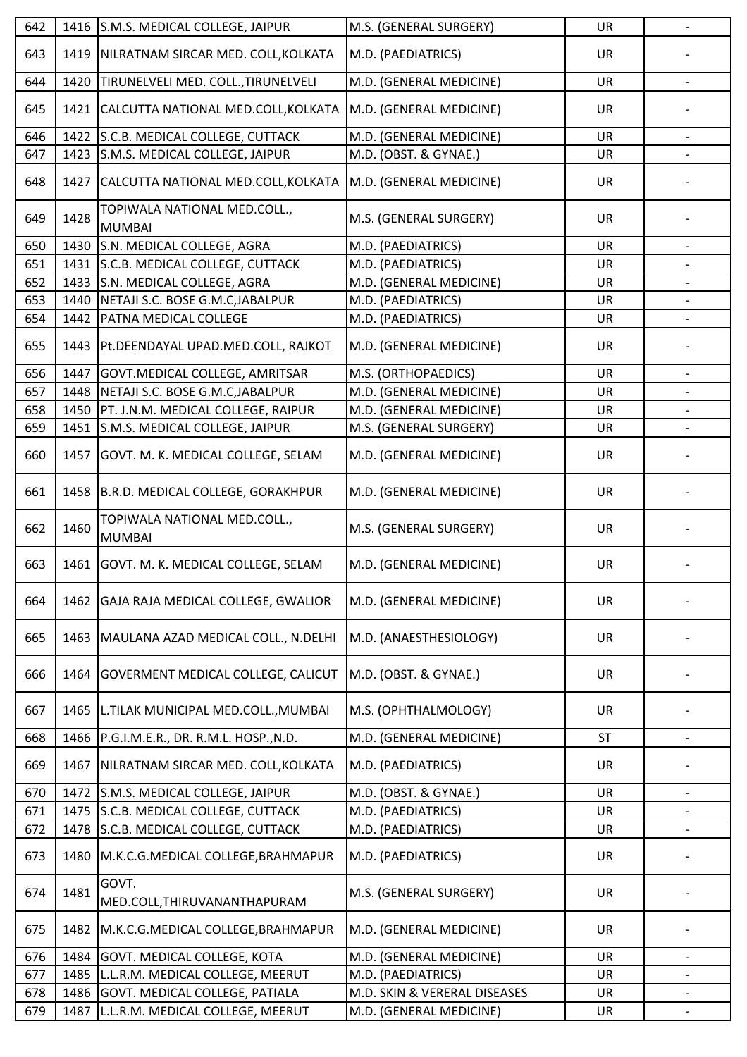| 642 | 1416 | S.M.S. MEDICAL COLLEGE, JAIPUR | M.S. (GENERAL SURGERY) | UR | - |
|---|---|---|---|---|---|
| 643 | 1419 | NILRATNAM SIRCAR MED. COLL,KOLKATA | M.D. (PAEDIATRICS) | UR | - |
| 644 | 1420 | TIRUNELVELI MED. COLL.,TIRUNELVELI | M.D. (GENERAL MEDICINE) | UR | - |
| 645 | 1421 | CALCUTTA NATIONAL MED.COLL,KOLKATA | M.D. (GENERAL MEDICINE) | UR | - |
| 646 | 1422 | S.C.B. MEDICAL COLLEGE, CUTTACK | M.D. (GENERAL MEDICINE) | UR | - |
| 647 | 1423 | S.M.S. MEDICAL COLLEGE, JAIPUR | M.D. (OBST. & GYNAE.) | UR | - |
| 648 | 1427 | CALCUTTA NATIONAL MED.COLL,KOLKATA | M.D. (GENERAL MEDICINE) | UR | - |
| 649 | 1428 | TOPIWALA NATIONAL MED.COLL., MUMBAI | M.S. (GENERAL SURGERY) | UR | - |
| 650 | 1430 | S.N. MEDICAL COLLEGE, AGRA | M.D. (PAEDIATRICS) | UR | - |
| 651 | 1431 | S.C.B. MEDICAL COLLEGE, CUTTACK | M.D. (PAEDIATRICS) | UR | - |
| 652 | 1433 | S.N. MEDICAL COLLEGE, AGRA | M.D. (GENERAL MEDICINE) | UR | - |
| 653 | 1440 | NETAJI S.C. BOSE G.M.C,JABALPUR | M.D. (PAEDIATRICS) | UR | - |
| 654 | 1442 | PATNA MEDICAL COLLEGE | M.D. (PAEDIATRICS) | UR | - |
| 655 | 1443 | Pt.DEENDAYAL UPAD.MED.COLL, RAJKOT | M.D. (GENERAL MEDICINE) | UR | - |
| 656 | 1447 | GOVT.MEDICAL COLLEGE, AMRITSAR | M.S. (ORTHOPAEDICS) | UR | - |
| 657 | 1448 | NETAJI S.C. BOSE G.M.C,JABALPUR | M.D. (GENERAL MEDICINE) | UR | - |
| 658 | 1450 | PT. J.N.M. MEDICAL COLLEGE, RAIPUR | M.D. (GENERAL MEDICINE) | UR | - |
| 659 | 1451 | S.M.S. MEDICAL COLLEGE, JAIPUR | M.S. (GENERAL SURGERY) | UR | - |
| 660 | 1457 | GOVT. M. K. MEDICAL COLLEGE, SELAM | M.D. (GENERAL MEDICINE) | UR | - |
| 661 | 1458 | B.R.D. MEDICAL COLLEGE, GORAKHPUR | M.D. (GENERAL MEDICINE) | UR | - |
| 662 | 1460 | TOPIWALA NATIONAL MED.COLL., MUMBAI | M.S. (GENERAL SURGERY) | UR | - |
| 663 | 1461 | GOVT. M. K. MEDICAL COLLEGE, SELAM | M.D. (GENERAL MEDICINE) | UR | - |
| 664 | 1462 | GAJA RAJA MEDICAL COLLEGE, GWALIOR | M.D. (GENERAL MEDICINE) | UR | - |
| 665 | 1463 | MAULANA AZAD MEDICAL COLL., N.DELHI | M.D. (ANAESTHESIOLOGY) | UR | - |
| 666 | 1464 | GOVERMENT MEDICAL COLLEGE, CALICUT | M.D. (OBST. & GYNAE.) | UR | - |
| 667 | 1465 | L.TILAK MUNICIPAL MED.COLL.,MUMBAI | M.S. (OPHTHALMOLOGY) | UR | - |
| 668 | 1466 | P.G.I.M.E.R., DR. R.M.L. HOSP.,N.D. | M.D. (GENERAL MEDICINE) | ST | - |
| 669 | 1467 | NILRATNAM SIRCAR MED. COLL,KOLKATA | M.D. (PAEDIATRICS) | UR | - |
| 670 | 1472 | S.M.S. MEDICAL COLLEGE, JAIPUR | M.D. (OBST. & GYNAE.) | UR | - |
| 671 | 1475 | S.C.B. MEDICAL COLLEGE, CUTTACK | M.D. (PAEDIATRICS) | UR | - |
| 672 | 1478 | S.C.B. MEDICAL COLLEGE, CUTTACK | M.D. (PAEDIATRICS) | UR | - |
| 673 | 1480 | M.K.C.G.MEDICAL COLLEGE,BRAHMAPUR | M.D. (PAEDIATRICS) | UR | - |
| 674 | 1481 | GOVT. MED.COLL,THIRUVANANTHAPURAM | M.S. (GENERAL SURGERY) | UR | - |
| 675 | 1482 | M.K.C.G.MEDICAL COLLEGE,BRAHMAPUR | M.D. (GENERAL MEDICINE) | UR | - |
| 676 | 1484 | GOVT. MEDICAL COLLEGE, KOTA | M.D. (GENERAL MEDICINE) | UR | - |
| 677 | 1485 | L.L.R.M. MEDICAL COLLEGE, MEERUT | M.D. (PAEDIATRICS) | UR | - |
| 678 | 1486 | GOVT. MEDICAL COLLEGE, PATIALA | M.D. SKIN & VERERAL DISEASES | UR | - |
| 679 | 1487 | L.L.R.M. MEDICAL COLLEGE, MEERUT | M.D. (GENERAL MEDICINE) | UR | - |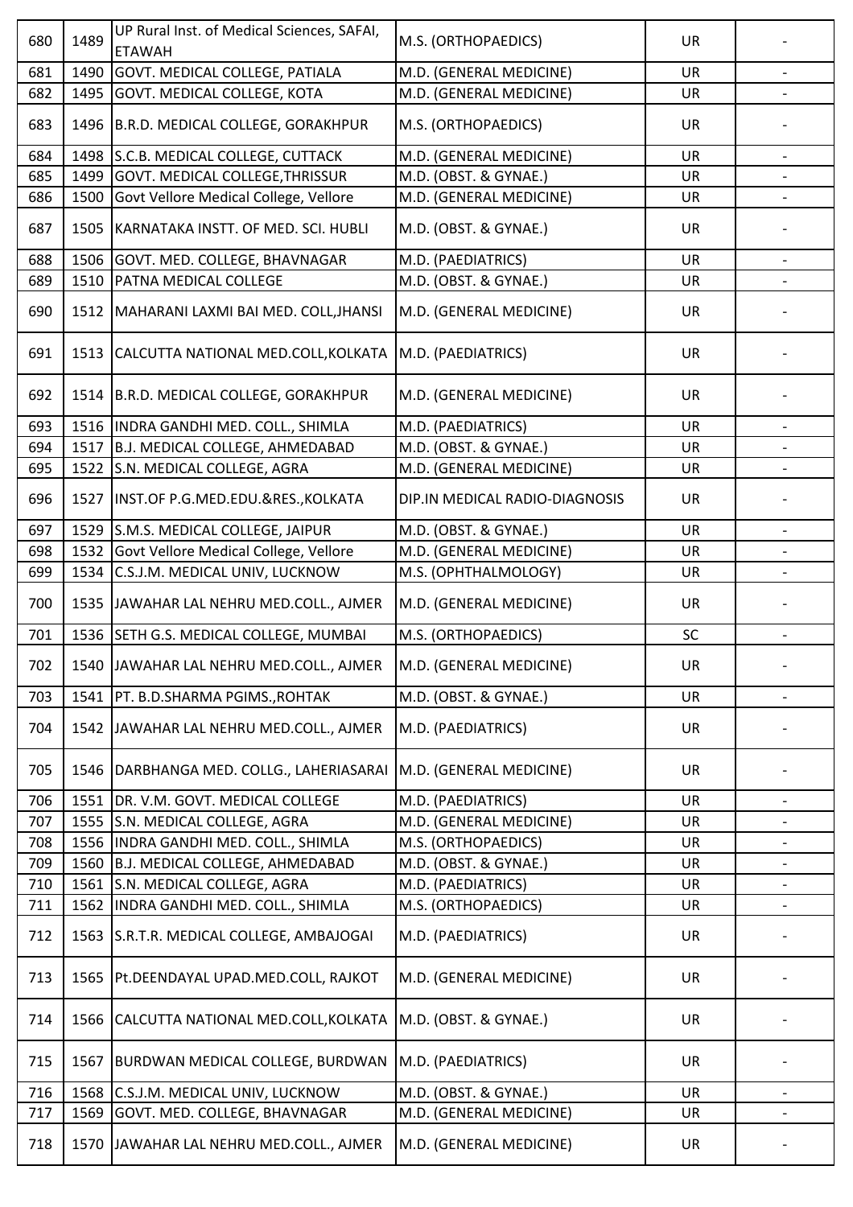| 680 | 1489 | UP Rural Inst. of Medical Sciences, SAFAI, ETAWAH | M.S. (ORTHOPAEDICS) | UR | - |
|---|---|---|---|---|---|
| 681 | 1490 | GOVT. MEDICAL COLLEGE, PATIALA | M.D. (GENERAL MEDICINE) | UR | - |
| 682 | 1495 | GOVT. MEDICAL COLLEGE, KOTA | M.D. (GENERAL MEDICINE) | UR | - |
| 683 | 1496 | B.R.D. MEDICAL COLLEGE, GORAKHPUR | M.S. (ORTHOPAEDICS) | UR | - |
| 684 | 1498 | S.C.B. MEDICAL COLLEGE, CUTTACK | M.D. (GENERAL MEDICINE) | UR | - |
| 685 | 1499 | GOVT. MEDICAL COLLEGE,THRISSUR | M.D. (OBST. & GYNAE.) | UR | - |
| 686 | 1500 | Govt Vellore Medical College, Vellore | M.D. (GENERAL MEDICINE) | UR | - |
| 687 | 1505 | KARNATAKA INSTT. OF MED. SCI. HUBLI | M.D. (OBST. & GYNAE.) | UR | - |
| 688 | 1506 | GOVT. MED. COLLEGE, BHAVNAGAR | M.D. (PAEDIATRICS) | UR | - |
| 689 | 1510 | PATNA MEDICAL COLLEGE | M.D. (OBST. & GYNAE.) | UR | - |
| 690 | 1512 | MAHARANI LAXMI BAI MED. COLL,JHANSI | M.D. (GENERAL MEDICINE) | UR | - |
| 691 | 1513 | CALCUTTA NATIONAL MED.COLL,KOLKATA | M.D. (PAEDIATRICS) | UR | - |
| 692 | 1514 | B.R.D. MEDICAL COLLEGE, GORAKHPUR | M.D. (GENERAL MEDICINE) | UR | - |
| 693 | 1516 | INDRA GANDHI MED. COLL., SHIMLA | M.D. (PAEDIATRICS) | UR | - |
| 694 | 1517 | B.J. MEDICAL COLLEGE, AHMEDABAD | M.D. (OBST. & GYNAE.) | UR | - |
| 695 | 1522 | S.N. MEDICAL COLLEGE, AGRA | M.D. (GENERAL MEDICINE) | UR | - |
| 696 | 1527 | INST.OF P.G.MED.EDU.&RES.,KOLKATA | DIP.IN MEDICAL RADIO-DIAGNOSIS | UR | - |
| 697 | 1529 | S.M.S. MEDICAL COLLEGE, JAIPUR | M.D. (OBST. & GYNAE.) | UR | - |
| 698 | 1532 | Govt Vellore Medical College, Vellore | M.D. (GENERAL MEDICINE) | UR | - |
| 699 | 1534 | C.S.J.M. MEDICAL UNIV, LUCKNOW | M.S. (OPHTHALMOLOGY) | UR | - |
| 700 | 1535 | JAWAHAR LAL NEHRU MED.COLL., AJMER | M.D. (GENERAL MEDICINE) | UR | - |
| 701 | 1536 | SETH G.S. MEDICAL COLLEGE, MUMBAI | M.S. (ORTHOPAEDICS) | SC | - |
| 702 | 1540 | JAWAHAR LAL NEHRU MED.COLL., AJMER | M.D. (GENERAL MEDICINE) | UR | - |
| 703 | 1541 | PT. B.D.SHARMA PGIMS.,ROHTAK | M.D. (OBST. & GYNAE.) | UR | - |
| 704 | 1542 | JAWAHAR LAL NEHRU MED.COLL., AJMER | M.D. (PAEDIATRICS) | UR | - |
| 705 | 1546 | DARBHANGA MED. COLLG., LAHERIASARAI | M.D. (GENERAL MEDICINE) | UR | - |
| 706 | 1551 | DR. V.M. GOVT. MEDICAL COLLEGE | M.D. (PAEDIATRICS) | UR | - |
| 707 | 1555 | S.N. MEDICAL COLLEGE, AGRA | M.D. (GENERAL MEDICINE) | UR | - |
| 708 | 1556 | INDRA GANDHI MED. COLL., SHIMLA | M.S. (ORTHOPAEDICS) | UR | - |
| 709 | 1560 | B.J. MEDICAL COLLEGE, AHMEDABAD | M.D. (OBST. & GYNAE.) | UR | - |
| 710 | 1561 | S.N. MEDICAL COLLEGE, AGRA | M.D. (PAEDIATRICS) | UR | - |
| 711 | 1562 | INDRA GANDHI MED. COLL., SHIMLA | M.S. (ORTHOPAEDICS) | UR | - |
| 712 | 1563 | S.R.T.R. MEDICAL COLLEGE, AMBAJOGAI | M.D. (PAEDIATRICS) | UR | - |
| 713 | 1565 | Pt.DEENDAYAL UPAD.MED.COLL, RAJKOT | M.D. (GENERAL MEDICINE) | UR | - |
| 714 | 1566 | CALCUTTA NATIONAL MED.COLL,KOLKATA | M.D. (OBST. & GYNAE.) | UR | - |
| 715 | 1567 | BURDWAN MEDICAL COLLEGE, BURDWAN | M.D. (PAEDIATRICS) | UR | - |
| 716 | 1568 | C.S.J.M. MEDICAL UNIV, LUCKNOW | M.D. (OBST. & GYNAE.) | UR | - |
| 717 | 1569 | GOVT. MED. COLLEGE, BHAVNAGAR | M.D. (GENERAL MEDICINE) | UR | - |
| 718 | 1570 | JAWAHAR LAL NEHRU MED.COLL., AJMER | M.D. (GENERAL MEDICINE) | UR | - |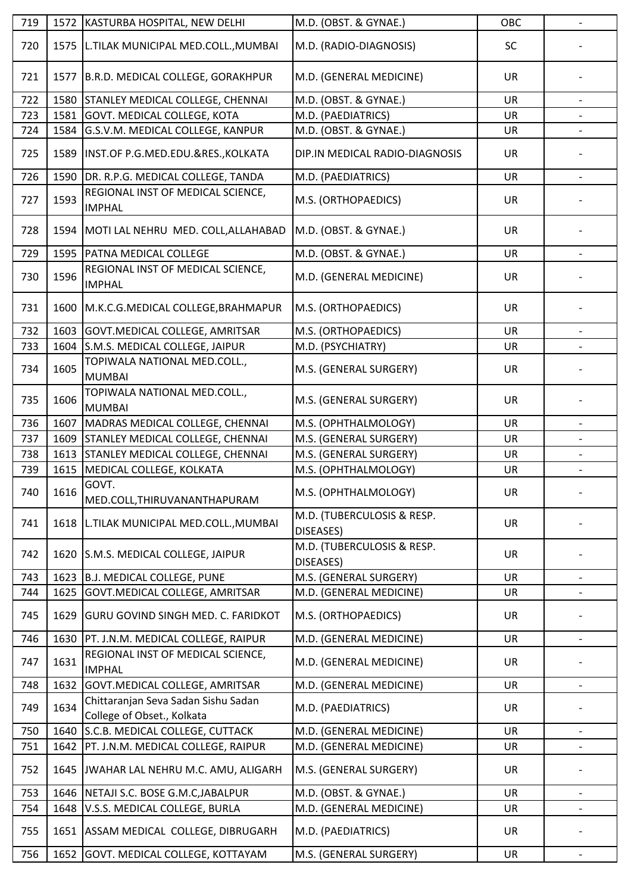| 719 | 1572 | KASTURBA HOSPITAL, NEW DELHI | M.D. (OBST. & GYNAE.) | OBC | - |
|---|---|---|---|---|---|
| 720 | 1575 | L.TILAK MUNICIPAL MED.COLL.,MUMBAI | M.D. (RADIO-DIAGNOSIS) | SC | - |
| 721 | 1577 | B.R.D. MEDICAL COLLEGE, GORAKHPUR | M.D. (GENERAL MEDICINE) | UR | - |
| 722 | 1580 | STANLEY MEDICAL COLLEGE, CHENNAI | M.D. (OBST. & GYNAE.) | UR | - |
| 723 | 1581 | GOVT. MEDICAL COLLEGE, KOTA | M.D. (PAEDIATRICS) | UR | - |
| 724 | 1584 | G.S.V.M. MEDICAL COLLEGE, KANPUR | M.D. (OBST. & GYNAE.) | UR | - |
| 725 | 1589 | INST.OF P.G.MED.EDU.&RES.,KOLKATA | DIP.IN MEDICAL RADIO-DIAGNOSIS | UR | - |
| 726 | 1590 | DR. R.P.G. MEDICAL COLLEGE, TANDA | M.D. (PAEDIATRICS) | UR | - |
| 727 | 1593 | REGIONAL INST OF MEDICAL SCIENCE, IMPHAL | M.S. (ORTHOPAEDICS) | UR | - |
| 728 | 1594 | MOTI LAL NEHRU MED. COLL,ALLAHABAD | M.D. (OBST. & GYNAE.) | UR | - |
| 729 | 1595 | PATNA MEDICAL COLLEGE | M.D. (OBST. & GYNAE.) | UR | - |
| 730 | 1596 | REGIONAL INST OF MEDICAL SCIENCE, IMPHAL | M.D. (GENERAL MEDICINE) | UR | - |
| 731 | 1600 | M.K.C.G.MEDICAL COLLEGE,BRAHMAPUR | M.S. (ORTHOPAEDICS) | UR | - |
| 732 | 1603 | GOVT.MEDICAL COLLEGE, AMRITSAR | M.S. (ORTHOPAEDICS) | UR | - |
| 733 | 1604 | S.M.S. MEDICAL COLLEGE, JAIPUR | M.D. (PSYCHIATRY) | UR | - |
| 734 | 1605 | TOPIWALA NATIONAL MED.COLL., MUMBAI | M.S. (GENERAL SURGERY) | UR | - |
| 735 | 1606 | TOPIWALA NATIONAL MED.COLL., MUMBAI | M.S. (GENERAL SURGERY) | UR | - |
| 736 | 1607 | MADRAS MEDICAL COLLEGE, CHENNAI | M.S. (OPHTHALMOLOGY) | UR | - |
| 737 | 1609 | STANLEY MEDICAL COLLEGE, CHENNAI | M.S. (GENERAL SURGERY) | UR | - |
| 738 | 1613 | STANLEY MEDICAL COLLEGE, CHENNAI | M.S. (GENERAL SURGERY) | UR | - |
| 739 | 1615 | MEDICAL COLLEGE, KOLKATA | M.S. (OPHTHALMOLOGY) | UR | - |
| 740 | 1616 | GOVT. MED.COLL,THIRUVANANTHAPURAM | M.S. (OPHTHALMOLOGY) | UR | - |
| 741 | 1618 | L.TILAK MUNICIPAL MED.COLL.,MUMBAI | M.D. (TUBERCULOSIS & RESP. DISEASES) | UR | - |
| 742 | 1620 | S.M.S. MEDICAL COLLEGE, JAIPUR | M.D. (TUBERCULOSIS & RESP. DISEASES) | UR | - |
| 743 | 1623 | B.J. MEDICAL COLLEGE, PUNE | M.S. (GENERAL SURGERY) | UR | - |
| 744 | 1625 | GOVT.MEDICAL COLLEGE, AMRITSAR | M.D. (GENERAL MEDICINE) | UR | - |
| 745 | 1629 | GURU GOVIND SINGH MED. C. FARIDKOT | M.S. (ORTHOPAEDICS) | UR | - |
| 746 | 1630 | PT. J.N.M. MEDICAL COLLEGE, RAIPUR | M.D. (GENERAL MEDICINE) | UR | - |
| 747 | 1631 | REGIONAL INST OF MEDICAL SCIENCE, IMPHAL | M.D. (GENERAL MEDICINE) | UR | - |
| 748 | 1632 | GOVT.MEDICAL COLLEGE, AMRITSAR | M.D. (GENERAL MEDICINE) | UR | - |
| 749 | 1634 | Chittaranjan Seva Sadan Sishu Sadan College of Obset., Kolkata | M.D. (PAEDIATRICS) | UR | - |
| 750 | 1640 | S.C.B. MEDICAL COLLEGE, CUTTACK | M.D. (GENERAL MEDICINE) | UR | - |
| 751 | 1642 | PT. J.N.M. MEDICAL COLLEGE, RAIPUR | M.D. (GENERAL MEDICINE) | UR | - |
| 752 | 1645 | JWAHAR LAL NEHRU M.C. AMU, ALIGARH | M.S. (GENERAL SURGERY) | UR | - |
| 753 | 1646 | NETAJI S.C. BOSE G.M.C,JABALPUR | M.D. (OBST. & GYNAE.) | UR | - |
| 754 | 1648 | V.S.S. MEDICAL COLLEGE, BURLA | M.D. (GENERAL MEDICINE) | UR | - |
| 755 | 1651 | ASSAM MEDICAL COLLEGE, DIBRUGARH | M.D. (PAEDIATRICS) | UR | - |
| 756 | 1652 | GOVT. MEDICAL COLLEGE, KOTTAYAM | M.S. (GENERAL SURGERY) | UR | - |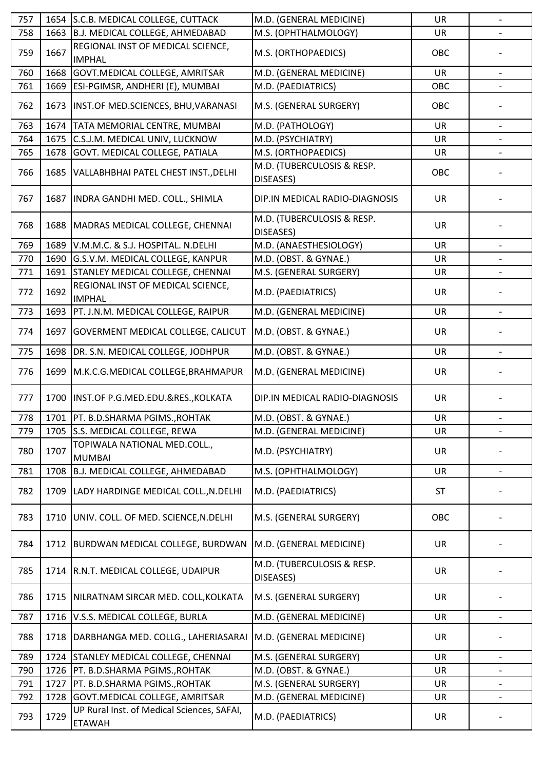| | | | | | |
|---|---|---|---|---|---|
| 757 | 1654 | S.C.B. MEDICAL COLLEGE, CUTTACK | M.D. (GENERAL MEDICINE) | UR | - |
| 758 | 1663 | B.J. MEDICAL COLLEGE, AHMEDABAD | M.S. (OPHTHALMOLOGY) | UR | - |
| 759 | 1667 | REGIONAL INST OF MEDICAL SCIENCE, IMPHAL | M.S. (ORTHOPAEDICS) | OBC | - |
| 760 | 1668 | GOVT.MEDICAL COLLEGE, AMRITSAR | M.D. (GENERAL MEDICINE) | UR | - |
| 761 | 1669 | ESI-PGIMSR, ANDHERI (E), MUMBAI | M.D. (PAEDIATRICS) | OBC | - |
| 762 | 1673 | INST.OF MED.SCIENCES, BHU,VARANASI | M.S. (GENERAL SURGERY) | OBC | - |
| 763 | 1674 | TATA MEMORIAL CENTRE, MUMBAI | M.D. (PATHOLOGY) | UR | - |
| 764 | 1675 | C.S.J.M. MEDICAL UNIV, LUCKNOW | M.D. (PSYCHIATRY) | UR | - |
| 765 | 1678 | GOVT. MEDICAL COLLEGE, PATIALA | M.S. (ORTHOPAEDICS) | UR | - |
| 766 | 1685 | VALLABHBHAI PATEL CHEST INST.,DELHI | M.D. (TUBERCULOSIS & RESP. DISEASES) | OBC | - |
| 767 | 1687 | INDRA GANDHI MED. COLL., SHIMLA | DIP.IN MEDICAL RADIO-DIAGNOSIS | UR | - |
| 768 | 1688 | MADRAS MEDICAL COLLEGE, CHENNAI | M.D. (TUBERCULOSIS & RESP. DISEASES) | UR | - |
| 769 | 1689 | V.M.M.C. & S.J. HOSPITAL. N.DELHI | M.D. (ANAESTHESIOLOGY) | UR | - |
| 770 | 1690 | G.S.V.M. MEDICAL COLLEGE, KANPUR | M.D. (OBST. & GYNAE.) | UR | - |
| 771 | 1691 | STANLEY MEDICAL COLLEGE, CHENNAI | M.S. (GENERAL SURGERY) | UR | - |
| 772 | 1692 | REGIONAL INST OF MEDICAL SCIENCE, IMPHAL | M.D. (PAEDIATRICS) | UR | - |
| 773 | 1693 | PT. J.N.M. MEDICAL COLLEGE, RAIPUR | M.D. (GENERAL MEDICINE) | UR | - |
| 774 | 1697 | GOVERMENT MEDICAL COLLEGE, CALICUT | M.D. (OBST. & GYNAE.) | UR | - |
| 775 | 1698 | DR. S.N. MEDICAL COLLEGE, JODHPUR | M.D. (OBST. & GYNAE.) | UR | - |
| 776 | 1699 | M.K.C.G.MEDICAL COLLEGE,BRAHMAPUR | M.D. (GENERAL MEDICINE) | UR | - |
| 777 | 1700 | INST.OF P.G.MED.EDU.&RES.,KOLKATA | DIP.IN MEDICAL RADIO-DIAGNOSIS | UR | - |
| 778 | 1701 | PT. B.D.SHARMA PGIMS.,ROHTAK | M.D. (OBST. & GYNAE.) | UR | - |
| 779 | 1705 | S.S. MEDICAL COLLEGE, REWA | M.D. (GENERAL MEDICINE) | UR | - |
| 780 | 1707 | TOPIWALA NATIONAL MED.COLL., MUMBAI | M.D. (PSYCHIATRY) | UR | - |
| 781 | 1708 | B.J. MEDICAL COLLEGE, AHMEDABAD | M.S. (OPHTHALMOLOGY) | UR | - |
| 782 | 1709 | LADY HARDINGE MEDICAL COLL.,N.DELHI | M.D. (PAEDIATRICS) | ST | - |
| 783 | 1710 | UNIV. COLL. OF MED. SCIENCE,N.DELHI | M.S. (GENERAL SURGERY) | OBC | - |
| 784 | 1712 | BURDWAN MEDICAL COLLEGE, BURDWAN | M.D. (GENERAL MEDICINE) | UR | - |
| 785 | 1714 | R.N.T. MEDICAL COLLEGE, UDAIPUR | M.D. (TUBERCULOSIS & RESP. DISEASES) | UR | - |
| 786 | 1715 | NILRATNAM SIRCAR MED. COLL,KOLKATA | M.S. (GENERAL SURGERY) | UR | - |
| 787 | 1716 | V.S.S. MEDICAL COLLEGE, BURLA | M.D. (GENERAL MEDICINE) | UR | - |
| 788 | 1718 | DARBHANGA MED. COLLG., LAHERIASARAI | M.D. (GENERAL MEDICINE) | UR | - |
| 789 | 1724 | STANLEY MEDICAL COLLEGE, CHENNAI | M.S. (GENERAL SURGERY) | UR | - |
| 790 | 1726 | PT. B.D.SHARMA PGIMS.,ROHTAK | M.D. (OBST. & GYNAE.) | UR | - |
| 791 | 1727 | PT. B.D.SHARMA PGIMS.,ROHTAK | M.S. (GENERAL SURGERY) | UR | - |
| 792 | 1728 | GOVT.MEDICAL COLLEGE, AMRITSAR | M.D. (GENERAL MEDICINE) | UR | - |
| 793 | 1729 | UP Rural Inst. of Medical Sciences, SAFAI, ETAWAH | M.D. (PAEDIATRICS) | UR | - |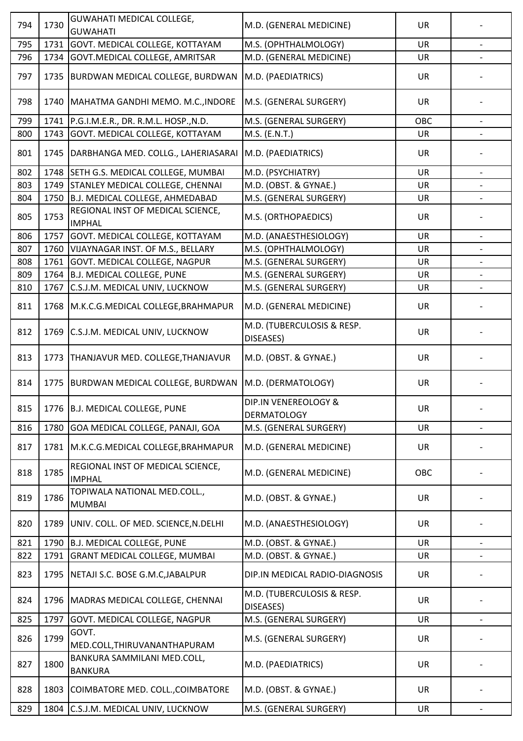| 794 | 1730 | GUWAHATI MEDICAL COLLEGE, GUWAHATI | M.D. (GENERAL MEDICINE) | UR | - |
|---|---|---|---|---|---|
| 795 | 1731 | GOVT. MEDICAL COLLEGE, KOTTAYAM | M.S. (OPHTHALMOLOGY) | UR | - |
| 796 | 1734 | GOVT.MEDICAL COLLEGE, AMRITSAR | M.D. (GENERAL MEDICINE) | UR | - |
| 797 | 1735 | BURDWAN MEDICAL COLLEGE, BURDWAN | M.D. (PAEDIATRICS) | UR | - |
| 798 | 1740 | MAHATMA GANDHI MEMO. M.C.,INDORE | M.S. (GENERAL SURGERY) | UR | - |
| 799 | 1741 | P.G.I.M.E.R., DR. R.M.L. HOSP.,N.D. | M.S. (GENERAL SURGERY) | OBC | - |
| 800 | 1743 | GOVT. MEDICAL COLLEGE, KOTTAYAM | M.S. (E.N.T.) | UR | - |
| 801 | 1745 | DARBHANGA MED. COLLG., LAHERIASARAI | M.D. (PAEDIATRICS) | UR | - |
| 802 | 1748 | SETH G.S. MEDICAL COLLEGE, MUMBAI | M.D. (PSYCHIATRY) | UR | - |
| 803 | 1749 | STANLEY MEDICAL COLLEGE, CHENNAI | M.D. (OBST. & GYNAE.) | UR | - |
| 804 | 1750 | B.J. MEDICAL COLLEGE, AHMEDABAD | M.S. (GENERAL SURGERY) | UR | - |
| 805 | 1753 | REGIONAL INST OF MEDICAL SCIENCE, IMPHAL | M.S. (ORTHOPAEDICS) | UR | - |
| 806 | 1757 | GOVT. MEDICAL COLLEGE, KOTTAYAM | M.D. (ANAESTHESIOLOGY) | UR | - |
| 807 | 1760 | VIJAYNAGAR INST. OF M.S., BELLARY | M.S. (OPHTHALMOLOGY) | UR | - |
| 808 | 1761 | GOVT. MEDICAL COLLEGE, NAGPUR | M.S. (GENERAL SURGERY) | UR | - |
| 809 | 1764 | B.J. MEDICAL COLLEGE, PUNE | M.S. (GENERAL SURGERY) | UR | - |
| 810 | 1767 | C.S.J.M. MEDICAL UNIV, LUCKNOW | M.S. (GENERAL SURGERY) | UR | - |
| 811 | 1768 | M.K.C.G.MEDICAL COLLEGE,BRAHMAPUR | M.D. (GENERAL MEDICINE) | UR | - |
| 812 | 1769 | C.S.J.M. MEDICAL UNIV, LUCKNOW | M.D. (TUBERCULOSIS & RESP. DISEASES) | UR | - |
| 813 | 1773 | THANJAVUR MED. COLLEGE,THANJAVUR | M.D. (OBST. & GYNAE.) | UR | - |
| 814 | 1775 | BURDWAN MEDICAL COLLEGE, BURDWAN | M.D. (DERMATOLOGY) | UR | - |
| 815 | 1776 | B.J. MEDICAL COLLEGE, PUNE | DIP.IN VENEREOLOGY & DERMATOLOGY | UR | - |
| 816 | 1780 | GOA MEDICAL COLLEGE, PANAJI, GOA | M.S. (GENERAL SURGERY) | UR | - |
| 817 | 1781 | M.K.C.G.MEDICAL COLLEGE,BRAHMAPUR | M.D. (GENERAL MEDICINE) | UR | - |
| 818 | 1785 | REGIONAL INST OF MEDICAL SCIENCE, IMPHAL | M.D. (GENERAL MEDICINE) | OBC | - |
| 819 | 1786 | TOPIWALA NATIONAL MED.COLL., MUMBAI | M.D. (OBST. & GYNAE.) | UR | - |
| 820 | 1789 | UNIV. COLL. OF MED. SCIENCE,N.DELHI | M.D. (ANAESTHESIOLOGY) | UR | - |
| 821 | 1790 | B.J. MEDICAL COLLEGE, PUNE | M.D. (OBST. & GYNAE.) | UR | - |
| 822 | 1791 | GRANT MEDICAL COLLEGE, MUMBAI | M.D. (OBST. & GYNAE.) | UR | - |
| 823 | 1795 | NETAJI S.C. BOSE G.M.C,JABALPUR | DIP.IN MEDICAL RADIO-DIAGNOSIS | UR | - |
| 824 | 1796 | MADRAS MEDICAL COLLEGE, CHENNAI | M.D. (TUBERCULOSIS & RESP. DISEASES) | UR | - |
| 825 | 1797 | GOVT. MEDICAL COLLEGE, NAGPUR | M.S. (GENERAL SURGERY) | UR | - |
| 826 | 1799 | GOVT. MED.COLL,THIRUVANANTHAPURAM | M.S. (GENERAL SURGERY) | UR | - |
| 827 | 1800 | BANKURA SAMMILANI MED.COLL, BANKURA | M.D. (PAEDIATRICS) | UR | - |
| 828 | 1803 | COIMBATORE MED. COLL.,COIMBATORE | M.D. (OBST. & GYNAE.) | UR | - |
| 829 | 1804 | C.S.J.M. MEDICAL UNIV, LUCKNOW | M.S. (GENERAL SURGERY) | UR | - |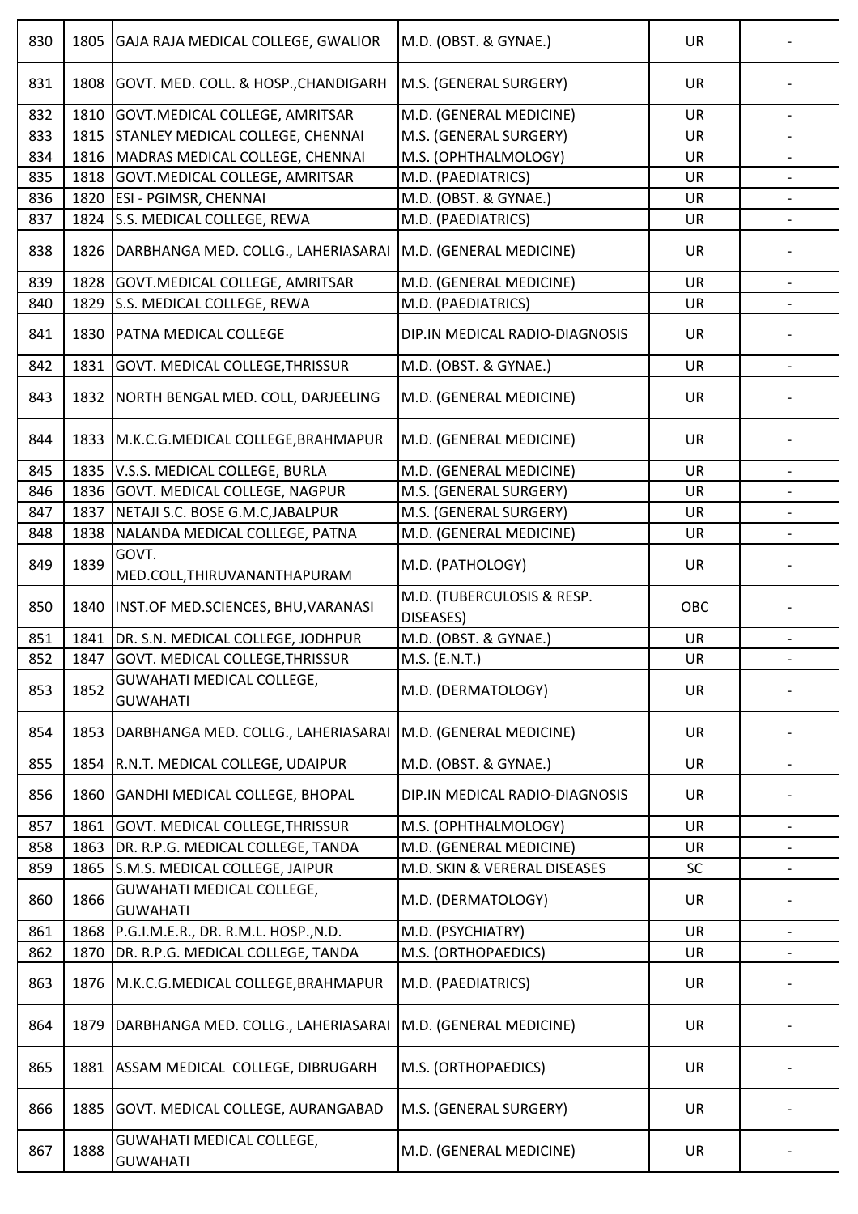| 830 | 1805 | GAJA RAJA MEDICAL COLLEGE, GWALIOR | M.D. (OBST. & GYNAE.) | UR | - |
|---|---|---|---|---|---|
| 831 | 1808 | GOVT. MED. COLL. & HOSP.,CHANDIGARH | M.S. (GENERAL SURGERY) | UR | - |
| 832 | 1810 | GOVT.MEDICAL COLLEGE, AMRITSAR | M.D. (GENERAL MEDICINE) | UR | - |
| 833 | 1815 | STANLEY MEDICAL COLLEGE, CHENNAI | M.S. (GENERAL SURGERY) | UR | - |
| 834 | 1816 | MADRAS MEDICAL COLLEGE, CHENNAI | M.S. (OPHTHALMOLOGY) | UR | - |
| 835 | 1818 | GOVT.MEDICAL COLLEGE, AMRITSAR | M.D. (PAEDIATRICS) | UR | - |
| 836 | 1820 | ESI - PGIMSR, CHENNAI | M.D. (OBST. & GYNAE.) | UR | - |
| 837 | 1824 | S.S. MEDICAL COLLEGE, REWA | M.D. (PAEDIATRICS) | UR | - |
| 838 | 1826 | DARBHANGA MED. COLLG., LAHERIASARAI | M.D. (GENERAL MEDICINE) | UR | - |
| 839 | 1828 | GOVT.MEDICAL COLLEGE, AMRITSAR | M.D. (GENERAL MEDICINE) | UR | - |
| 840 | 1829 | S.S. MEDICAL COLLEGE, REWA | M.D. (PAEDIATRICS) | UR | - |
| 841 | 1830 | PATNA MEDICAL COLLEGE | DIP.IN MEDICAL RADIO-DIAGNOSIS | UR | - |
| 842 | 1831 | GOVT. MEDICAL COLLEGE,THRISSUR | M.D. (OBST. & GYNAE.) | UR | - |
| 843 | 1832 | NORTH BENGAL MED. COLL, DARJEELING | M.D. (GENERAL MEDICINE) | UR | - |
| 844 | 1833 | M.K.C.G.MEDICAL COLLEGE,BRAHMAPUR | M.D. (GENERAL MEDICINE) | UR | - |
| 845 | 1835 | V.S.S. MEDICAL COLLEGE, BURLA | M.D. (GENERAL MEDICINE) | UR | - |
| 846 | 1836 | GOVT. MEDICAL COLLEGE, NAGPUR | M.S. (GENERAL SURGERY) | UR | - |
| 847 | 1837 | NETAJI S.C. BOSE G.M.C,JABALPUR | M.S. (GENERAL SURGERY) | UR | - |
| 848 | 1838 | NALANDA MEDICAL COLLEGE, PATNA | M.D. (GENERAL MEDICINE) | UR | - |
| 849 | 1839 | GOVT. MED.COLL,THIRUVANANTHAPURAM | M.D. (PATHOLOGY) | UR | - |
| 850 | 1840 | INST.OF MED.SCIENCES, BHU,VARANASI | M.D. (TUBERCULOSIS & RESP. DISEASES) | OBC | - |
| 851 | 1841 | DR. S.N. MEDICAL COLLEGE, JODHPUR | M.D. (OBST. & GYNAE.) | UR | - |
| 852 | 1847 | GOVT. MEDICAL COLLEGE,THRISSUR | M.S. (E.N.T.) | UR | - |
| 853 | 1852 | GUWAHATI MEDICAL COLLEGE, GUWAHATI | M.D. (DERMATOLOGY) | UR | - |
| 854 | 1853 | DARBHANGA MED. COLLG., LAHERIASARAI | M.D. (GENERAL MEDICINE) | UR | - |
| 855 | 1854 | R.N.T. MEDICAL COLLEGE, UDAIPUR | M.D. (OBST. & GYNAE.) | UR | - |
| 856 | 1860 | GANDHI MEDICAL COLLEGE, BHOPAL | DIP.IN MEDICAL RADIO-DIAGNOSIS | UR | - |
| 857 | 1861 | GOVT. MEDICAL COLLEGE,THRISSUR | M.S. (OPHTHALMOLOGY) | UR | - |
| 858 | 1863 | DR. R.P.G. MEDICAL COLLEGE, TANDA | M.D. (GENERAL MEDICINE) | UR | - |
| 859 | 1865 | S.M.S. MEDICAL COLLEGE, JAIPUR | M.D. SKIN & VERERAL DISEASES | SC | - |
| 860 | 1866 | GUWAHATI MEDICAL COLLEGE, GUWAHATI | M.D. (DERMATOLOGY) | UR | - |
| 861 | 1868 | P.G.I.M.E.R., DR. R.M.L. HOSP.,N.D. | M.D. (PSYCHIATRY) | UR | - |
| 862 | 1870 | DR. R.P.G. MEDICAL COLLEGE, TANDA | M.S. (ORTHOPAEDICS) | UR | - |
| 863 | 1876 | M.K.C.G.MEDICAL COLLEGE,BRAHMAPUR | M.D. (PAEDIATRICS) | UR | - |
| 864 | 1879 | DARBHANGA MED. COLLG., LAHERIASARAI | M.D. (GENERAL MEDICINE) | UR | - |
| 865 | 1881 | ASSAM MEDICAL COLLEGE, DIBRUGARH | M.S. (ORTHOPAEDICS) | UR | - |
| 866 | 1885 | GOVT. MEDICAL COLLEGE, AURANGABAD | M.S. (GENERAL SURGERY) | UR | - |
| 867 | 1888 | GUWAHATI MEDICAL COLLEGE, GUWAHATI | M.D. (GENERAL MEDICINE) | UR | - |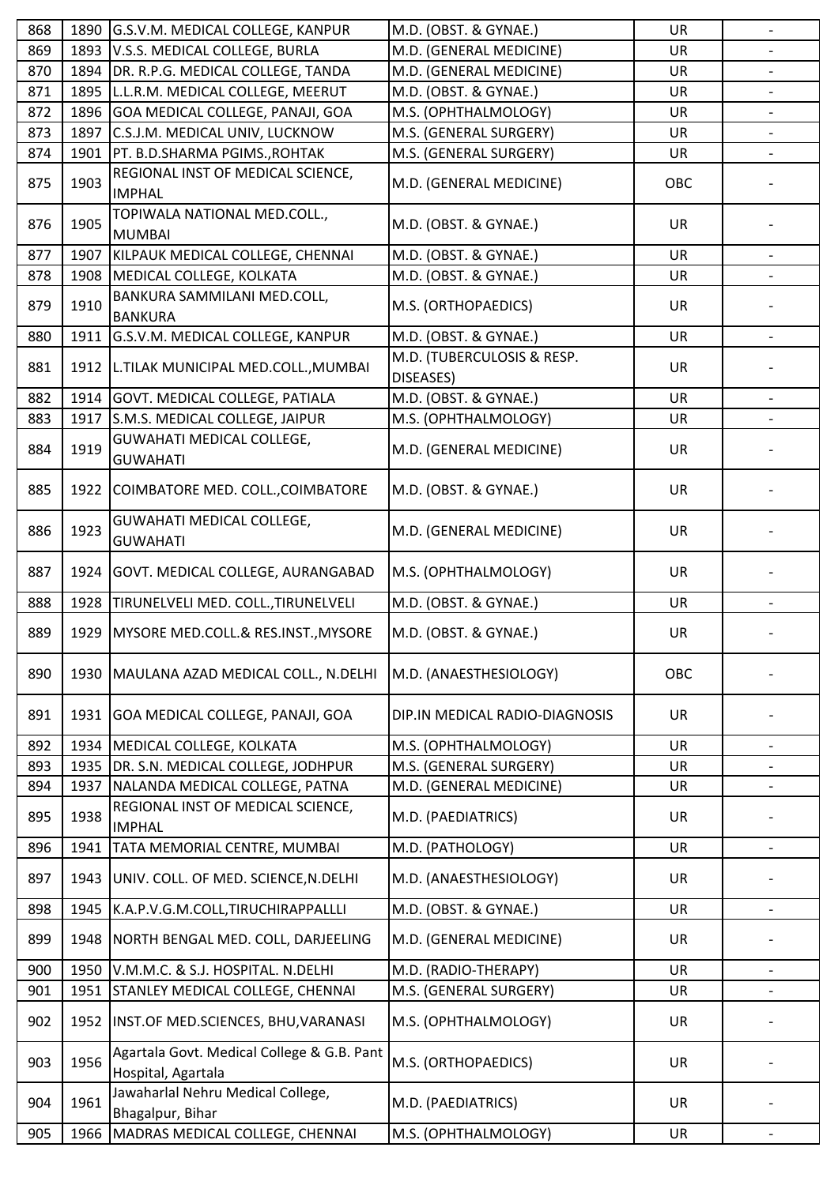| 868 | 1890 | G.S.V.M. MEDICAL COLLEGE, KANPUR | M.D. (OBST. & GYNAE.) | UR | - |
|---|---|---|---|---|---|
| 869 | 1893 | V.S.S. MEDICAL COLLEGE, BURLA | M.D. (GENERAL MEDICINE) | UR | - |
| 870 | 1894 | DR. R.P.G. MEDICAL COLLEGE, TANDA | M.D. (GENERAL MEDICINE) | UR | - |
| 871 | 1895 | L.L.R.M. MEDICAL COLLEGE, MEERUT | M.D. (OBST. & GYNAE.) | UR | - |
| 872 | 1896 | GOA MEDICAL COLLEGE, PANAJI, GOA | M.S. (OPHTHALMOLOGY) | UR | - |
| 873 | 1897 | C.S.J.M. MEDICAL UNIV, LUCKNOW | M.S. (GENERAL SURGERY) | UR | - |
| 874 | 1901 | PT. B.D.SHARMA PGIMS.,ROHTAK | M.S. (GENERAL SURGERY) | UR | - |
| 875 | 1903 | REGIONAL INST OF MEDICAL SCIENCE, IMPHAL | M.D. (GENERAL MEDICINE) | OBC | - |
| 876 | 1905 | TOPIWALA NATIONAL MED.COLL., MUMBAI | M.D. (OBST. & GYNAE.) | UR | - |
| 877 | 1907 | KILPAUK MEDICAL COLLEGE, CHENNAI | M.D. (OBST. & GYNAE.) | UR | - |
| 878 | 1908 | MEDICAL COLLEGE, KOLKATA | M.D. (OBST. & GYNAE.) | UR | - |
| 879 | 1910 | BANKURA SAMMILANI MED.COLL, BANKURA | M.S. (ORTHOPAEDICS) | UR | - |
| 880 | 1911 | G.S.V.M. MEDICAL COLLEGE, KANPUR | M.D. (OBST. & GYNAE.) | UR | - |
| 881 | 1912 | L.TILAK MUNICIPAL MED.COLL.,MUMBAI | M.D. (TUBERCULOSIS & RESP. DISEASES) | UR | - |
| 882 | 1914 | GOVT. MEDICAL COLLEGE, PATIALA | M.D. (OBST. & GYNAE.) | UR | - |
| 883 | 1917 | S.M.S. MEDICAL COLLEGE, JAIPUR | M.S. (OPHTHALMOLOGY) | UR | - |
| 884 | 1919 | GUWAHATI MEDICAL COLLEGE, GUWAHATI | M.D. (GENERAL MEDICINE) | UR | - |
| 885 | 1922 | COIMBATORE MED. COLL.,COIMBATORE | M.D. (OBST. & GYNAE.) | UR | - |
| 886 | 1923 | GUWAHATI MEDICAL COLLEGE, GUWAHATI | M.D. (GENERAL MEDICINE) | UR | - |
| 887 | 1924 | GOVT. MEDICAL COLLEGE, AURANGABAD | M.S. (OPHTHALMOLOGY) | UR | - |
| 888 | 1928 | TIRUNELVELI MED. COLL.,TIRUNELVELI | M.D. (OBST. & GYNAE.) | UR | - |
| 889 | 1929 | MYSORE MED.COLL.& RES.INST.,MYSORE | M.D. (OBST. & GYNAE.) | UR | - |
| 890 | 1930 | MAULANA AZAD MEDICAL COLL., N.DELHI | M.D. (ANAESTHESIOLOGY) | OBC | - |
| 891 | 1931 | GOA MEDICAL COLLEGE, PANAJI, GOA | DIP.IN MEDICAL RADIO-DIAGNOSIS | UR | - |
| 892 | 1934 | MEDICAL COLLEGE, KOLKATA | M.S. (OPHTHALMOLOGY) | UR | - |
| 893 | 1935 | DR. S.N. MEDICAL COLLEGE, JODHPUR | M.S. (GENERAL SURGERY) | UR | - |
| 894 | 1937 | NALANDA MEDICAL COLLEGE, PATNA | M.D. (GENERAL MEDICINE) | UR | - |
| 895 | 1938 | REGIONAL INST OF MEDICAL SCIENCE, IMPHAL | M.D. (PAEDIATRICS) | UR | - |
| 896 | 1941 | TATA MEMORIAL CENTRE, MUMBAI | M.D. (PATHOLOGY) | UR | - |
| 897 | 1943 | UNIV. COLL. OF MED. SCIENCE,N.DELHI | M.D. (ANAESTHESIOLOGY) | UR | - |
| 898 | 1945 | K.A.P.V.G.M.COLL,TIRUCHIRAPPALLLI | M.D. (OBST. & GYNAE.) | UR | - |
| 899 | 1948 | NORTH BENGAL MED. COLL, DARJEELING | M.D. (GENERAL MEDICINE) | UR | - |
| 900 | 1950 | V.M.M.C. & S.J. HOSPITAL. N.DELHI | M.D. (RADIO-THERAPY) | UR | - |
| 901 | 1951 | STANLEY MEDICAL COLLEGE, CHENNAI | M.S. (GENERAL SURGERY) | UR | - |
| 902 | 1952 | INST.OF MED.SCIENCES, BHU,VARANASI | M.S. (OPHTHALMOLOGY) | UR | - |
| 903 | 1956 | Agartala Govt. Medical College & G.B. Pant Hospital, Agartala | M.S. (ORTHOPAEDICS) | UR | - |
| 904 | 1961 | Jawaharlal Nehru Medical College, Bhagalpur, Bihar | M.D. (PAEDIATRICS) | UR | - |
| 905 | 1966 | MADRAS MEDICAL COLLEGE, CHENNAI | M.S. (OPHTHALMOLOGY) | UR | - |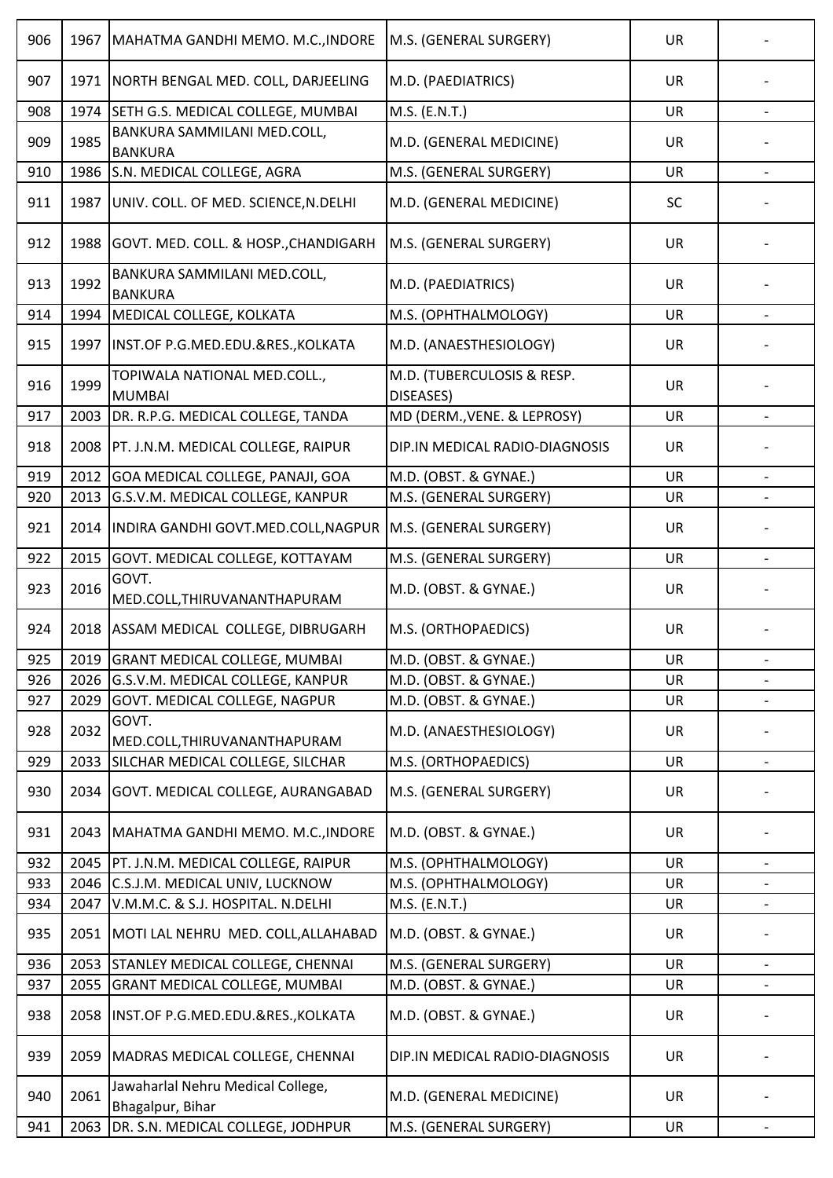| 906 | 1967 | MAHATMA GANDHI MEMO. M.C.,INDORE | M.S. (GENERAL SURGERY) | UR | - |
|---|---|---|---|---|---|
| 907 | 1971 | NORTH BENGAL MED. COLL, DARJEELING | M.D. (PAEDIATRICS) | UR | - |
| 908 | 1974 | SETH G.S. MEDICAL COLLEGE, MUMBAI | M.S. (E.N.T.) | UR | - |
| 909 | 1985 | BANKURA SAMMILANI MED.COLL, BANKURA | M.D. (GENERAL MEDICINE) | UR | - |
| 910 | 1986 | S.N. MEDICAL COLLEGE, AGRA | M.S. (GENERAL SURGERY) | UR | - |
| 911 | 1987 | UNIV. COLL. OF MED. SCIENCE,N.DELHI | M.D. (GENERAL MEDICINE) | SC | - |
| 912 | 1988 | GOVT. MED. COLL. & HOSP.,CHANDIGARH | M.S. (GENERAL SURGERY) | UR | - |
| 913 | 1992 | BANKURA SAMMILANI MED.COLL, BANKURA | M.D. (PAEDIATRICS) | UR | - |
| 914 | 1994 | MEDICAL COLLEGE, KOLKATA | M.S. (OPHTHALMOLOGY) | UR | - |
| 915 | 1997 | INST.OF P.G.MED.EDU.&RES.,KOLKATA | M.D. (ANAESTHESIOLOGY) | UR | - |
| 916 | 1999 | TOPIWALA NATIONAL MED.COLL., MUMBAI | M.D. (TUBERCULOSIS & RESP. DISEASES) | UR | - |
| 917 | 2003 | DR. R.P.G. MEDICAL COLLEGE, TANDA | MD (DERM.,VENE. & LEPROSY) | UR | - |
| 918 | 2008 | PT. J.N.M. MEDICAL COLLEGE, RAIPUR | DIP.IN MEDICAL RADIO-DIAGNOSIS | UR | - |
| 919 | 2012 | GOA MEDICAL COLLEGE, PANAJI, GOA | M.D. (OBST. & GYNAE.) | UR | - |
| 920 | 2013 | G.S.V.M. MEDICAL COLLEGE, KANPUR | M.S. (GENERAL SURGERY) | UR | - |
| 921 | 2014 | INDIRA GANDHI GOVT.MED.COLL,NAGPUR | M.S. (GENERAL SURGERY) | UR | - |
| 922 | 2015 | GOVT. MEDICAL COLLEGE, KOTTAYAM | M.S. (GENERAL SURGERY) | UR | - |
| 923 | 2016 | GOVT. MED.COLL,THIRUVANANTHAPURAM | M.D. (OBST. & GYNAE.) | UR | - |
| 924 | 2018 | ASSAM MEDICAL COLLEGE, DIBRUGARH | M.S. (ORTHOPAEDICS) | UR | - |
| 925 | 2019 | GRANT MEDICAL COLLEGE, MUMBAI | M.D. (OBST. & GYNAE.) | UR | - |
| 926 | 2026 | G.S.V.M. MEDICAL COLLEGE, KANPUR | M.D. (OBST. & GYNAE.) | UR | - |
| 927 | 2029 | GOVT. MEDICAL COLLEGE, NAGPUR | M.D. (OBST. & GYNAE.) | UR | - |
| 928 | 2032 | GOVT. MED.COLL,THIRUVANANTHAPURAM | M.D. (ANAESTHESIOLOGY) | UR | - |
| 929 | 2033 | SILCHAR MEDICAL COLLEGE, SILCHAR | M.S. (ORTHOPAEDICS) | UR | - |
| 930 | 2034 | GOVT. MEDICAL COLLEGE, AURANGABAD | M.S. (GENERAL SURGERY) | UR | - |
| 931 | 2043 | MAHATMA GANDHI MEMO. M.C.,INDORE | M.D. (OBST. & GYNAE.) | UR | - |
| 932 | 2045 | PT. J.N.M. MEDICAL COLLEGE, RAIPUR | M.S. (OPHTHALMOLOGY) | UR | - |
| 933 | 2046 | C.S.J.M. MEDICAL UNIV, LUCKNOW | M.S. (OPHTHALMOLOGY) | UR | - |
| 934 | 2047 | V.M.M.C. & S.J. HOSPITAL. N.DELHI | M.S. (E.N.T.) | UR | - |
| 935 | 2051 | MOTI LAL NEHRU MED. COLL,ALLAHABAD | M.D. (OBST. & GYNAE.) | UR | - |
| 936 | 2053 | STANLEY MEDICAL COLLEGE, CHENNAI | M.S. (GENERAL SURGERY) | UR | - |
| 937 | 2055 | GRANT MEDICAL COLLEGE, MUMBAI | M.D. (OBST. & GYNAE.) | UR | - |
| 938 | 2058 | INST.OF P.G.MED.EDU.&RES.,KOLKATA | M.D. (OBST. & GYNAE.) | UR | - |
| 939 | 2059 | MADRAS MEDICAL COLLEGE, CHENNAI | DIP.IN MEDICAL RADIO-DIAGNOSIS | UR | - |
| 940 | 2061 | Jawaharlal Nehru Medical College, Bhagalpur, Bihar | M.D. (GENERAL MEDICINE) | UR | - |
| 941 | 2063 | DR. S.N. MEDICAL COLLEGE, JODHPUR | M.S. (GENERAL SURGERY) | UR | - |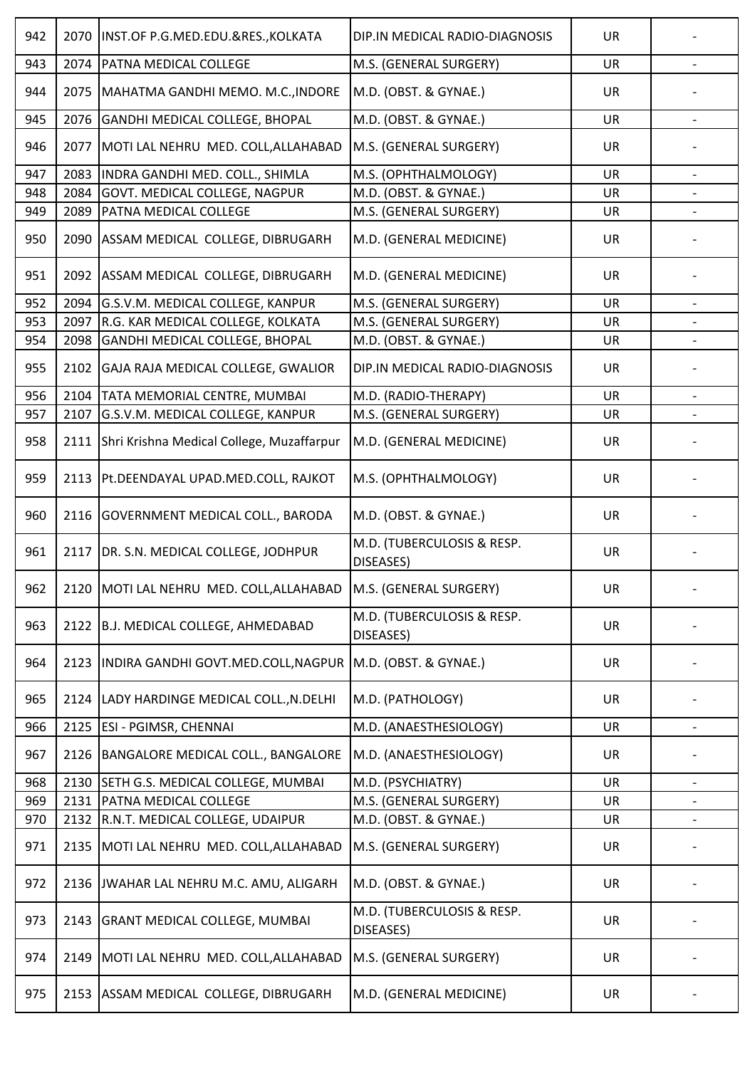| 942 | 2070 | INST.OF P.G.MED.EDU.&RES.,KOLKATA | DIP.IN MEDICAL RADIO-DIAGNOSIS | UR | - |
|---|---|---|---|---|---|
| 943 | 2074 | PATNA MEDICAL COLLEGE | M.S. (GENERAL SURGERY) | UR | - |
| 944 | 2075 | MAHATMA GANDHI MEMO. M.C.,INDORE | M.D. (OBST. & GYNAE.) | UR | - |
| 945 | 2076 | GANDHI MEDICAL COLLEGE, BHOPAL | M.D. (OBST. & GYNAE.) | UR | - |
| 946 | 2077 | MOTI LAL NEHRU MED. COLL,ALLAHABAD | M.S. (GENERAL SURGERY) | UR | - |
| 947 | 2083 | INDRA GANDHI MED. COLL., SHIMLA | M.S. (OPHTHALMOLOGY) | UR | - |
| 948 | 2084 | GOVT. MEDICAL COLLEGE, NAGPUR | M.D. (OBST. & GYNAE.) | UR | - |
| 949 | 2089 | PATNA MEDICAL COLLEGE | M.S. (GENERAL SURGERY) | UR | - |
| 950 | 2090 | ASSAM MEDICAL COLLEGE, DIBRUGARH | M.D. (GENERAL MEDICINE) | UR | - |
| 951 | 2092 | ASSAM MEDICAL COLLEGE, DIBRUGARH | M.D. (GENERAL MEDICINE) | UR | - |
| 952 | 2094 | G.S.V.M. MEDICAL COLLEGE, KANPUR | M.S. (GENERAL SURGERY) | UR | - |
| 953 | 2097 | R.G. KAR MEDICAL COLLEGE, KOLKATA | M.S. (GENERAL SURGERY) | UR | - |
| 954 | 2098 | GANDHI MEDICAL COLLEGE, BHOPAL | M.D. (OBST. & GYNAE.) | UR | - |
| 955 | 2102 | GAJA RAJA MEDICAL COLLEGE, GWALIOR | DIP.IN MEDICAL RADIO-DIAGNOSIS | UR | - |
| 956 | 2104 | TATA MEMORIAL CENTRE, MUMBAI | M.D. (RADIO-THERAPY) | UR | - |
| 957 | 2107 | G.S.V.M. MEDICAL COLLEGE, KANPUR | M.S. (GENERAL SURGERY) | UR | - |
| 958 | 2111 | Shri Krishna Medical College, Muzaffarpur | M.D. (GENERAL MEDICINE) | UR | - |
| 959 | 2113 | Pt.DEENDAYAL UPAD.MED.COLL, RAJKOT | M.S. (OPHTHALMOLOGY) | UR | - |
| 960 | 2116 | GOVERNMENT MEDICAL COLL., BARODA | M.D. (OBST. & GYNAE.) | UR | - |
| 961 | 2117 | DR. S.N. MEDICAL COLLEGE, JODHPUR | M.D. (TUBERCULOSIS & RESP. DISEASES) | UR | - |
| 962 | 2120 | MOTI LAL NEHRU MED. COLL,ALLAHABAD | M.S. (GENERAL SURGERY) | UR | - |
| 963 | 2122 | B.J. MEDICAL COLLEGE, AHMEDABAD | M.D. (TUBERCULOSIS & RESP. DISEASES) | UR | - |
| 964 | 2123 | INDIRA GANDHI GOVT.MED.COLL,NAGPUR | M.D. (OBST. & GYNAE.) | UR | - |
| 965 | 2124 | LADY HARDINGE MEDICAL COLL.,N.DELHI | M.D. (PATHOLOGY) | UR | - |
| 966 | 2125 | ESI - PGIMSR, CHENNAI | M.D. (ANAESTHESIOLOGY) | UR | - |
| 967 | 2126 | BANGALORE MEDICAL COLL., BANGALORE | M.D. (ANAESTHESIOLOGY) | UR | - |
| 968 | 2130 | SETH G.S. MEDICAL COLLEGE, MUMBAI | M.D. (PSYCHIATRY) | UR | - |
| 969 | 2131 | PATNA MEDICAL COLLEGE | M.S. (GENERAL SURGERY) | UR | - |
| 970 | 2132 | R.N.T. MEDICAL COLLEGE, UDAIPUR | M.D. (OBST. & GYNAE.) | UR | - |
| 971 | 2135 | MOTI LAL NEHRU MED. COLL,ALLAHABAD | M.S. (GENERAL SURGERY) | UR | - |
| 972 | 2136 | JWAHAR LAL NEHRU M.C. AMU, ALIGARH | M.D. (OBST. & GYNAE.) | UR | - |
| 973 | 2143 | GRANT MEDICAL COLLEGE, MUMBAI | M.D. (TUBERCULOSIS & RESP. DISEASES) | UR | - |
| 974 | 2149 | MOTI LAL NEHRU MED. COLL,ALLAHABAD | M.S. (GENERAL SURGERY) | UR | - |
| 975 | 2153 | ASSAM MEDICAL COLLEGE, DIBRUGARH | M.D. (GENERAL MEDICINE) | UR | - |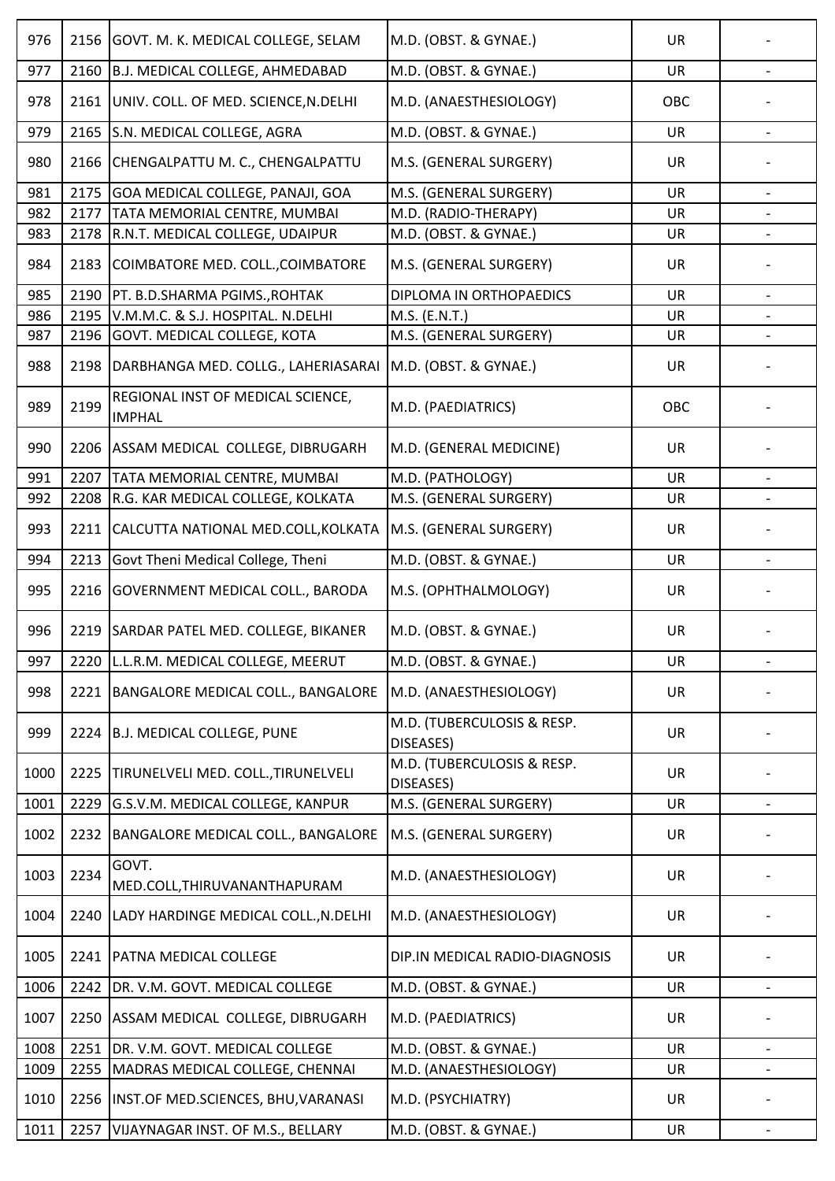| | | | | | |
|---|---|---|---|---|---|
| 976 | 2156 | GOVT. M. K. MEDICAL COLLEGE, SELAM | M.D. (OBST. & GYNAE.) | UR | - |
| 977 | 2160 | B.J. MEDICAL COLLEGE, AHMEDABAD | M.D. (OBST. & GYNAE.) | UR | - |
| 978 | 2161 | UNIV. COLL. OF MED. SCIENCE,N.DELHI | M.D. (ANAESTHESIOLOGY) | OBC | - |
| 979 | 2165 | S.N. MEDICAL COLLEGE, AGRA | M.D. (OBST. & GYNAE.) | UR | - |
| 980 | 2166 | CHENGALPATTU M. C., CHENGALPATTU | M.S. (GENERAL SURGERY) | UR | - |
| 981 | 2175 | GOA MEDICAL COLLEGE, PANAJI, GOA | M.S. (GENERAL SURGERY) | UR | - |
| 982 | 2177 | TATA MEMORIAL CENTRE, MUMBAI | M.D. (RADIO-THERAPY) | UR | - |
| 983 | 2178 | R.N.T. MEDICAL COLLEGE, UDAIPUR | M.D. (OBST. & GYNAE.) | UR | - |
| 984 | 2183 | COIMBATORE MED. COLL.,COIMBATORE | M.S. (GENERAL SURGERY) | UR | - |
| 985 | 2190 | PT. B.D.SHARMA PGIMS.,ROHTAK | DIPLOMA IN ORTHOPAEDICS | UR | - |
| 986 | 2195 | V.M.M.C. & S.J. HOSPITAL. N.DELHI | M.S. (E.N.T.) | UR | - |
| 987 | 2196 | GOVT. MEDICAL COLLEGE, KOTA | M.S. (GENERAL SURGERY) | UR | - |
| 988 | 2198 | DARBHANGA MED. COLLG., LAHERIASARAI | M.D. (OBST. & GYNAE.) | UR | - |
| 989 | 2199 | REGIONAL INST OF MEDICAL SCIENCE, IMPHAL | M.D. (PAEDIATRICS) | OBC | - |
| 990 | 2206 | ASSAM MEDICAL COLLEGE, DIBRUGARH | M.D. (GENERAL MEDICINE) | UR | - |
| 991 | 2207 | TATA MEMORIAL CENTRE, MUMBAI | M.D. (PATHOLOGY) | UR | - |
| 992 | 2208 | R.G. KAR MEDICAL COLLEGE, KOLKATA | M.S. (GENERAL SURGERY) | UR | - |
| 993 | 2211 | CALCUTTA NATIONAL MED.COLL,KOLKATA | M.S. (GENERAL SURGERY) | UR | - |
| 994 | 2213 | Govt Theni Medical College, Theni | M.D. (OBST. & GYNAE.) | UR | - |
| 995 | 2216 | GOVERNMENT MEDICAL COLL., BARODA | M.S. (OPHTHALMOLOGY) | UR | - |
| 996 | 2219 | SARDAR PATEL MED. COLLEGE, BIKANER | M.D. (OBST. & GYNAE.) | UR | - |
| 997 | 2220 | L.L.R.M. MEDICAL COLLEGE, MEERUT | M.D. (OBST. & GYNAE.) | UR | - |
| 998 | 2221 | BANGALORE MEDICAL COLL., BANGALORE | M.D. (ANAESTHESIOLOGY) | UR | - |
| 999 | 2224 | B.J. MEDICAL COLLEGE, PUNE | M.D. (TUBERCULOSIS & RESP. DISEASES) | UR | - |
| 1000 | 2225 | TIRUNELVELI MED. COLL.,TIRUNELVELI | M.D. (TUBERCULOSIS & RESP. DISEASES) | UR | - |
| 1001 | 2229 | G.S.V.M. MEDICAL COLLEGE, KANPUR | M.S. (GENERAL SURGERY) | UR | - |
| 1002 | 2232 | BANGALORE MEDICAL COLL., BANGALORE | M.S. (GENERAL SURGERY) | UR | - |
| 1003 | 2234 | GOVT. MED.COLL,THIRUVANANTHAPURAM | M.D. (ANAESTHESIOLOGY) | UR | - |
| 1004 | 2240 | LADY HARDINGE MEDICAL COLL.,N.DELHI | M.D. (ANAESTHESIOLOGY) | UR | - |
| 1005 | 2241 | PATNA MEDICAL COLLEGE | DIP.IN MEDICAL RADIO-DIAGNOSIS | UR | - |
| 1006 | 2242 | DR. V.M. GOVT. MEDICAL COLLEGE | M.D. (OBST. & GYNAE.) | UR | - |
| 1007 | 2250 | ASSAM MEDICAL COLLEGE, DIBRUGARH | M.D. (PAEDIATRICS) | UR | - |
| 1008 | 2251 | DR. V.M. GOVT. MEDICAL COLLEGE | M.D. (OBST. & GYNAE.) | UR | - |
| 1009 | 2255 | MADRAS MEDICAL COLLEGE, CHENNAI | M.D. (ANAESTHESIOLOGY) | UR | - |
| 1010 | 2256 | INST.OF MED.SCIENCES, BHU,VARANASI | M.D. (PSYCHIATRY) | UR | - |
| 1011 | 2257 | VIJAYNAGAR INST. OF M.S., BELLARY | M.D. (OBST. & GYNAE.) | UR | - |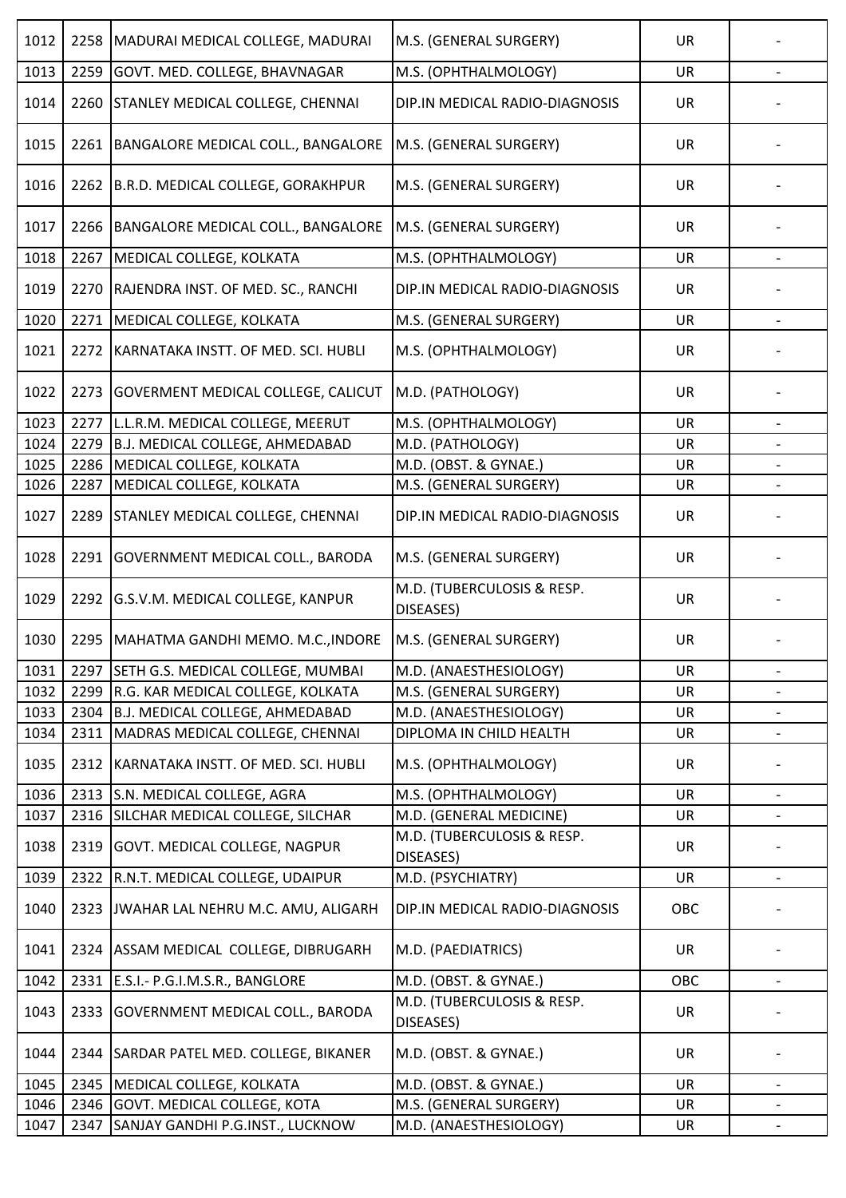| | | | | | |
|---|---|---|---|---|---|
| 1012 | 2258 | MADURAI MEDICAL COLLEGE, MADURAI | M.S. (GENERAL SURGERY) | UR | - |
| 1013 | 2259 | GOVT. MED. COLLEGE, BHAVNAGAR | M.S. (OPHTHALMOLOGY) | UR | - |
| 1014 | 2260 | STANLEY MEDICAL COLLEGE, CHENNAI | DIP.IN MEDICAL RADIO-DIAGNOSIS | UR | - |
| 1015 | 2261 | BANGALORE MEDICAL COLL., BANGALORE | M.S. (GENERAL SURGERY) | UR | - |
| 1016 | 2262 | B.R.D. MEDICAL COLLEGE, GORAKHPUR | M.S. (GENERAL SURGERY) | UR | - |
| 1017 | 2266 | BANGALORE MEDICAL COLL., BANGALORE | M.S. (GENERAL SURGERY) | UR | - |
| 1018 | 2267 | MEDICAL COLLEGE, KOLKATA | M.S. (OPHTHALMOLOGY) | UR | - |
| 1019 | 2270 | RAJENDRA INST. OF MED. SC., RANCHI | DIP.IN MEDICAL RADIO-DIAGNOSIS | UR | - |
| 1020 | 2271 | MEDICAL COLLEGE, KOLKATA | M.S. (GENERAL SURGERY) | UR | - |
| 1021 | 2272 | KARNATAKA INSTT. OF MED. SCI. HUBLI | M.S. (OPHTHALMOLOGY) | UR | - |
| 1022 | 2273 | GOVERMENT MEDICAL COLLEGE, CALICUT | M.D. (PATHOLOGY) | UR | - |
| 1023 | 2277 | L.L.R.M. MEDICAL COLLEGE, MEERUT | M.S. (OPHTHALMOLOGY) | UR | - |
| 1024 | 2279 | B.J. MEDICAL COLLEGE, AHMEDABAD | M.D. (PATHOLOGY) | UR | - |
| 1025 | 2286 | MEDICAL COLLEGE, KOLKATA | M.D. (OBST. & GYNAE.) | UR | - |
| 1026 | 2287 | MEDICAL COLLEGE, KOLKATA | M.S. (GENERAL SURGERY) | UR | - |
| 1027 | 2289 | STANLEY MEDICAL COLLEGE, CHENNAI | DIP.IN MEDICAL RADIO-DIAGNOSIS | UR | - |
| 1028 | 2291 | GOVERNMENT MEDICAL COLL., BARODA | M.S. (GENERAL SURGERY) | UR | - |
| 1029 | 2292 | G.S.V.M. MEDICAL COLLEGE, KANPUR | M.D. (TUBERCULOSIS & RESP. DISEASES) | UR | - |
| 1030 | 2295 | MAHATMA GANDHI MEMO. M.C.,INDORE | M.S. (GENERAL SURGERY) | UR | - |
| 1031 | 2297 | SETH G.S. MEDICAL COLLEGE, MUMBAI | M.D. (ANAESTHESIOLOGY) | UR | - |
| 1032 | 2299 | R.G. KAR MEDICAL COLLEGE, KOLKATA | M.S. (GENERAL SURGERY) | UR | - |
| 1033 | 2304 | B.J. MEDICAL COLLEGE, AHMEDABAD | M.D. (ANAESTHESIOLOGY) | UR | - |
| 1034 | 2311 | MADRAS MEDICAL COLLEGE, CHENNAI | DIPLOMA IN CHILD HEALTH | UR | - |
| 1035 | 2312 | KARNATAKA INSTT. OF MED. SCI. HUBLI | M.S. (OPHTHALMOLOGY) | UR | - |
| 1036 | 2313 | S.N. MEDICAL COLLEGE, AGRA | M.S. (OPHTHALMOLOGY) | UR | - |
| 1037 | 2316 | SILCHAR MEDICAL COLLEGE, SILCHAR | M.D. (GENERAL MEDICINE) | UR | - |
| 1038 | 2319 | GOVT. MEDICAL COLLEGE, NAGPUR | M.D. (TUBERCULOSIS & RESP. DISEASES) | UR | - |
| 1039 | 2322 | R.N.T. MEDICAL COLLEGE, UDAIPUR | M.D. (PSYCHIATRY) | UR | - |
| 1040 | 2323 | JWAHAR LAL NEHRU M.C. AMU, ALIGARH | DIP.IN MEDICAL RADIO-DIAGNOSIS | OBC | - |
| 1041 | 2324 | ASSAM MEDICAL COLLEGE, DIBRUGARH | M.D. (PAEDIATRICS) | UR | - |
| 1042 | 2331 | E.S.I.- P.G.I.M.S.R., BANGLORE | M.D. (OBST. & GYNAE.) | OBC | - |
| 1043 | 2333 | GOVERNMENT MEDICAL COLL., BARODA | M.D. (TUBERCULOSIS & RESP. DISEASES) | UR | - |
| 1044 | 2344 | SARDAR PATEL MED. COLLEGE, BIKANER | M.D. (OBST. & GYNAE.) | UR | - |
| 1045 | 2345 | MEDICAL COLLEGE, KOLKATA | M.D. (OBST. & GYNAE.) | UR | - |
| 1046 | 2346 | GOVT. MEDICAL COLLEGE, KOTA | M.S. (GENERAL SURGERY) | UR | - |
| 1047 | 2347 | SANJAY GANDHI P.G.INST., LUCKNOW | M.D. (ANAESTHESIOLOGY) | UR | - |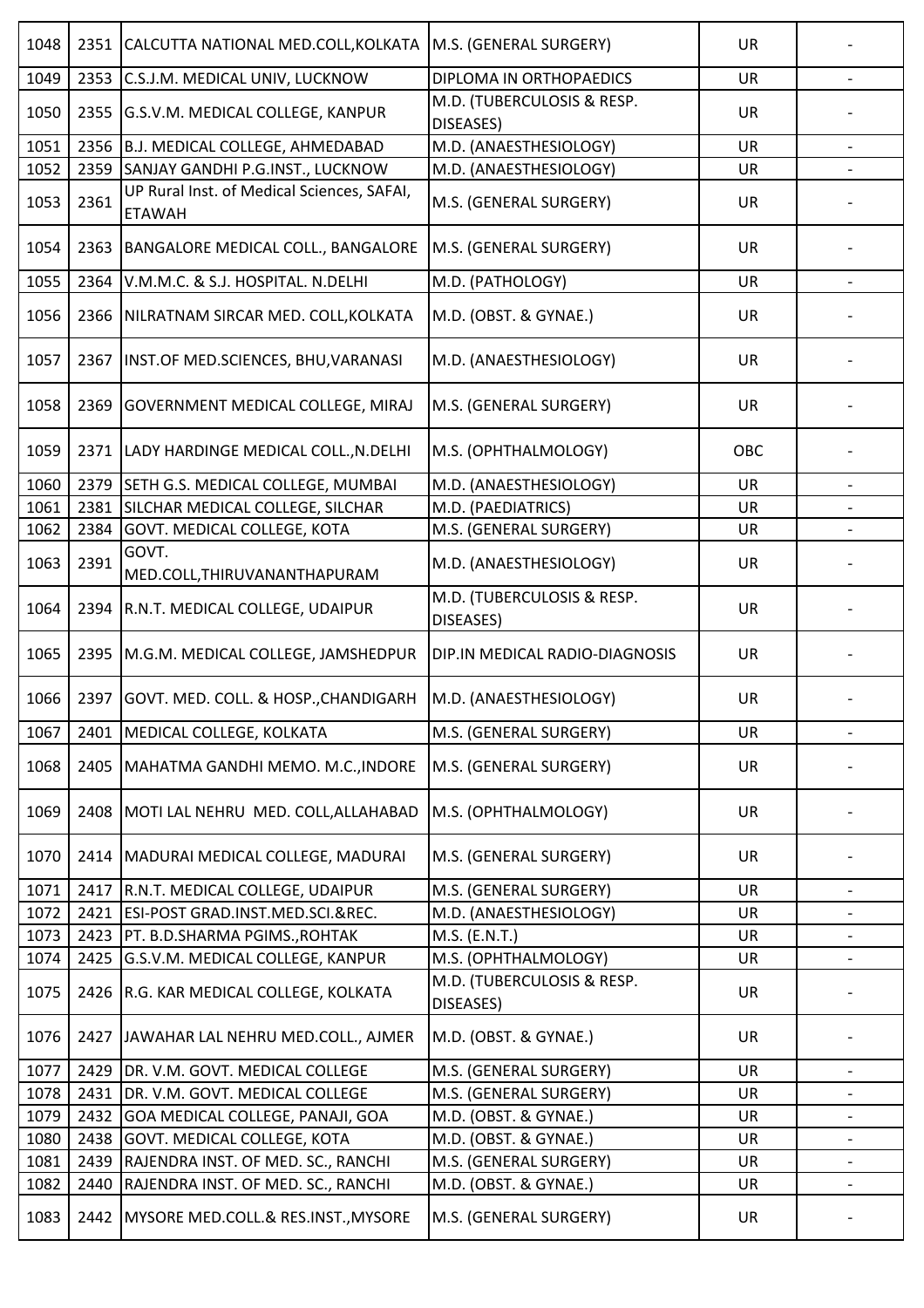| | | | | | |
|---|---|---|---|---|---|
| 1048 | 2351 | CALCUTTA NATIONAL MED.COLL,KOLKATA | M.S. (GENERAL SURGERY) | UR | - |
| 1049 | 2353 | C.S.J.M. MEDICAL UNIV, LUCKNOW | DIPLOMA IN ORTHOPAEDICS | UR | - |
| 1050 | 2355 | G.S.V.M. MEDICAL COLLEGE, KANPUR | M.D. (TUBERCULOSIS & RESP. DISEASES) | UR | - |
| 1051 | 2356 | B.J. MEDICAL COLLEGE, AHMEDABAD | M.D. (ANAESTHESIOLOGY) | UR | - |
| 1052 | 2359 | SANJAY GANDHI P.G.INST., LUCKNOW | M.D. (ANAESTHESIOLOGY) | UR | - |
| 1053 | 2361 | UP Rural Inst. of Medical Sciences, SAFAI, ETAWAH | M.S. (GENERAL SURGERY) | UR | - |
| 1054 | 2363 | BANGALORE MEDICAL COLL., BANGALORE | M.S. (GENERAL SURGERY) | UR | - |
| 1055 | 2364 | V.M.M.C. & S.J. HOSPITAL. N.DELHI | M.D. (PATHOLOGY) | UR | - |
| 1056 | 2366 | NILRATNAM SIRCAR MED. COLL,KOLKATA | M.D. (OBST. & GYNAE.) | UR | - |
| 1057 | 2367 | INST.OF MED.SCIENCES, BHU,VARANASI | M.D. (ANAESTHESIOLOGY) | UR | - |
| 1058 | 2369 | GOVERNMENT MEDICAL COLLEGE, MIRAJ | M.S. (GENERAL SURGERY) | UR | - |
| 1059 | 2371 | LADY HARDINGE MEDICAL COLL.,N.DELHI | M.S. (OPHTHALMOLOGY) | OBC | - |
| 1060 | 2379 | SETH G.S. MEDICAL COLLEGE, MUMBAI | M.D. (ANAESTHESIOLOGY) | UR | - |
| 1061 | 2381 | SILCHAR MEDICAL COLLEGE, SILCHAR | M.D. (PAEDIATRICS) | UR | - |
| 1062 | 2384 | GOVT. MEDICAL COLLEGE, KOTA | M.S. (GENERAL SURGERY) | UR | - |
| 1063 | 2391 | GOVT. MED.COLL,THIRUVANANTHAPURAM | M.D. (ANAESTHESIOLOGY) | UR | - |
| 1064 | 2394 | R.N.T. MEDICAL COLLEGE, UDAIPUR | M.D. (TUBERCULOSIS & RESP. DISEASES) | UR | - |
| 1065 | 2395 | M.G.M. MEDICAL COLLEGE, JAMSHEDPUR | DIP.IN MEDICAL RADIO-DIAGNOSIS | UR | - |
| 1066 | 2397 | GOVT. MED. COLL. & HOSP.,CHANDIGARH | M.D. (ANAESTHESIOLOGY) | UR | - |
| 1067 | 2401 | MEDICAL COLLEGE, KOLKATA | M.S. (GENERAL SURGERY) | UR | - |
| 1068 | 2405 | MAHATMA GANDHI MEMO. M.C.,INDORE | M.S. (GENERAL SURGERY) | UR | - |
| 1069 | 2408 | MOTI LAL NEHRU MED. COLL,ALLAHABAD | M.S. (OPHTHALMOLOGY) | UR | - |
| 1070 | 2414 | MADURAI MEDICAL COLLEGE, MADURAI | M.S. (GENERAL SURGERY) | UR | - |
| 1071 | 2417 | R.N.T. MEDICAL COLLEGE, UDAIPUR | M.S. (GENERAL SURGERY) | UR | - |
| 1072 | 2421 | ESI-POST GRAD.INST.MED.SCI.&REC. | M.D. (ANAESTHESIOLOGY) | UR | - |
| 1073 | 2423 | PT. B.D.SHARMA PGIMS.,ROHTAK | M.S. (E.N.T.) | UR | - |
| 1074 | 2425 | G.S.V.M. MEDICAL COLLEGE, KANPUR | M.S. (OPHTHALMOLOGY) | UR | - |
| 1075 | 2426 | R.G. KAR MEDICAL COLLEGE, KOLKATA | M.D. (TUBERCULOSIS & RESP. DISEASES) | UR | - |
| 1076 | 2427 | JAWAHAR LAL NEHRU MED.COLL., AJMER | M.D. (OBST. & GYNAE.) | UR | - |
| 1077 | 2429 | DR. V.M. GOVT. MEDICAL COLLEGE | M.S. (GENERAL SURGERY) | UR | - |
| 1078 | 2431 | DR. V.M. GOVT. MEDICAL COLLEGE | M.S. (GENERAL SURGERY) | UR | - |
| 1079 | 2432 | GOA MEDICAL COLLEGE, PANAJI, GOA | M.D. (OBST. & GYNAE.) | UR | - |
| 1080 | 2438 | GOVT. MEDICAL COLLEGE, KOTA | M.D. (OBST. & GYNAE.) | UR | - |
| 1081 | 2439 | RAJENDRA INST. OF MED. SC., RANCHI | M.S. (GENERAL SURGERY) | UR | - |
| 1082 | 2440 | RAJENDRA INST. OF MED. SC., RANCHI | M.D. (OBST. & GYNAE.) | UR | - |
| 1083 | 2442 | MYSORE MED.COLL.& RES.INST.,MYSORE | M.S. (GENERAL SURGERY) | UR | - |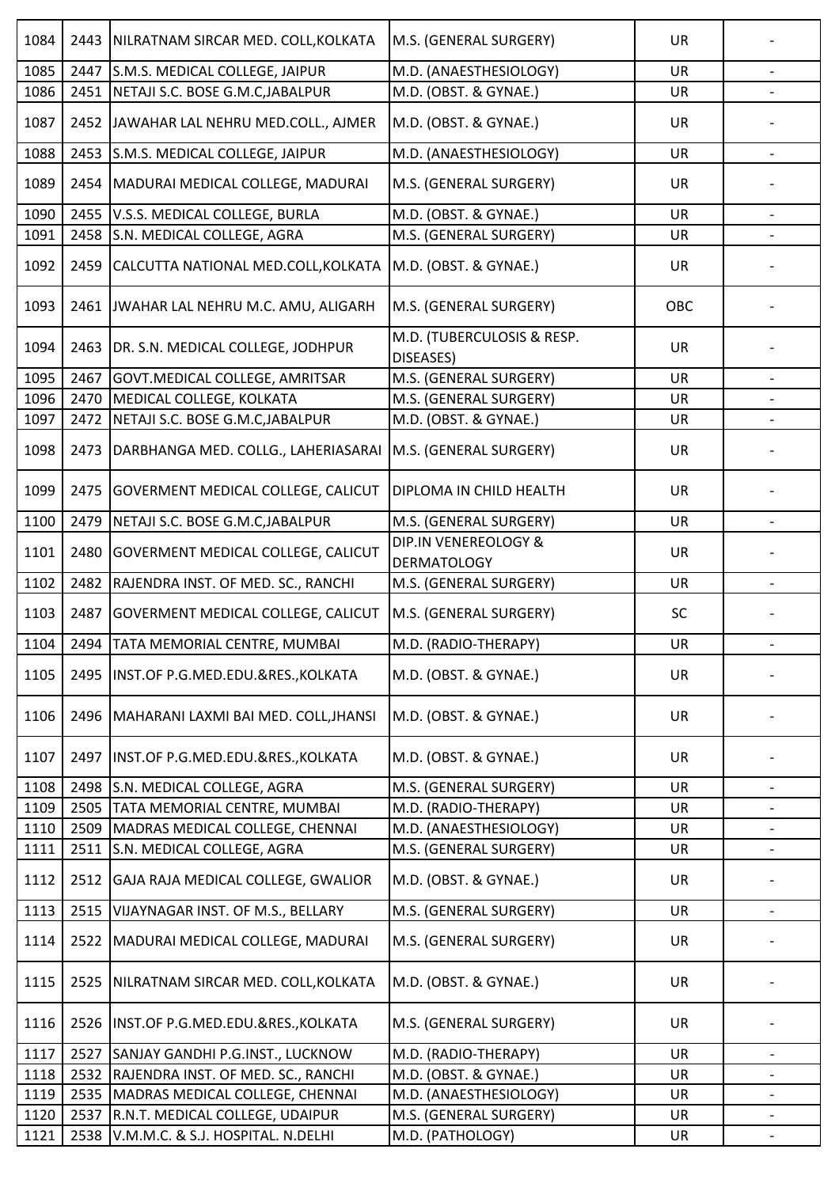| 1084 | 2443 | NILRATNAM SIRCAR MED. COLL,KOLKATA | M.S. (GENERAL SURGERY) | UR | - |
|---|---|---|---|---|---|
| 1085 | 2447 | S.M.S. MEDICAL COLLEGE, JAIPUR | M.D. (ANAESTHESIOLOGY) | UR | - |
| 1086 | 2451 | NETAJI S.C. BOSE G.M.C,JABALPUR | M.D. (OBST. & GYNAE.) | UR | - |
| 1087 | 2452 | JAWAHAR LAL NEHRU MED.COLL., AJMER | M.D. (OBST. & GYNAE.) | UR | - |
| 1088 | 2453 | S.M.S. MEDICAL COLLEGE, JAIPUR | M.D. (ANAESTHESIOLOGY) | UR | - |
| 1089 | 2454 | MADURAI MEDICAL COLLEGE, MADURAI | M.S. (GENERAL SURGERY) | UR | - |
| 1090 | 2455 | V.S.S. MEDICAL COLLEGE, BURLA | M.D. (OBST. & GYNAE.) | UR | - |
| 1091 | 2458 | S.N. MEDICAL COLLEGE, AGRA | M.S. (GENERAL SURGERY) | UR | - |
| 1092 | 2459 | CALCUTTA NATIONAL MED.COLL,KOLKATA | M.D. (OBST. & GYNAE.) | UR | - |
| 1093 | 2461 | JWAHAR LAL NEHRU M.C. AMU, ALIGARH | M.S. (GENERAL SURGERY) | OBC | - |
| 1094 | 2463 | DR. S.N. MEDICAL COLLEGE, JODHPUR | M.D. (TUBERCULOSIS & RESP. DISEASES) | UR | - |
| 1095 | 2467 | GOVT.MEDICAL COLLEGE, AMRITSAR | M.S. (GENERAL SURGERY) | UR | - |
| 1096 | 2470 | MEDICAL COLLEGE, KOLKATA | M.S. (GENERAL SURGERY) | UR | - |
| 1097 | 2472 | NETAJI S.C. BOSE G.M.C,JABALPUR | M.D. (OBST. & GYNAE.) | UR | - |
| 1098 | 2473 | DARBHANGA MED. COLLG., LAHERIASARAI | M.S. (GENERAL SURGERY) | UR | - |
| 1099 | 2475 | GOVERMENT MEDICAL COLLEGE, CALICUT | DIPLOMA IN CHILD HEALTH | UR | - |
| 1100 | 2479 | NETAJI S.C. BOSE G.M.C,JABALPUR | M.S. (GENERAL SURGERY) | UR | - |
| 1101 | 2480 | GOVERMENT MEDICAL COLLEGE, CALICUT | DIP.IN VENEREOLOGY & DERMATOLOGY | UR | - |
| 1102 | 2482 | RAJENDRA INST. OF MED. SC., RANCHI | M.S. (GENERAL SURGERY) | UR | - |
| 1103 | 2487 | GOVERMENT MEDICAL COLLEGE, CALICUT | M.S. (GENERAL SURGERY) | SC | - |
| 1104 | 2494 | TATA MEMORIAL CENTRE, MUMBAI | M.D. (RADIO-THERAPY) | UR | - |
| 1105 | 2495 | INST.OF P.G.MED.EDU.&RES.,KOLKATA | M.D. (OBST. & GYNAE.) | UR | - |
| 1106 | 2496 | MAHARANI LAXMI BAI MED. COLL,JHANSI | M.D. (OBST. & GYNAE.) | UR | - |
| 1107 | 2497 | INST.OF P.G.MED.EDU.&RES.,KOLKATA | M.D. (OBST. & GYNAE.) | UR | - |
| 1108 | 2498 | S.N. MEDICAL COLLEGE, AGRA | M.S. (GENERAL SURGERY) | UR | - |
| 1109 | 2505 | TATA MEMORIAL CENTRE, MUMBAI | M.D. (RADIO-THERAPY) | UR | - |
| 1110 | 2509 | MADRAS MEDICAL COLLEGE, CHENNAI | M.D. (ANAESTHESIOLOGY) | UR | - |
| 1111 | 2511 | S.N. MEDICAL COLLEGE, AGRA | M.S. (GENERAL SURGERY) | UR | - |
| 1112 | 2512 | GAJA RAJA MEDICAL COLLEGE, GWALIOR | M.D. (OBST. & GYNAE.) | UR | - |
| 1113 | 2515 | VIJAYNAGAR INST. OF M.S., BELLARY | M.S. (GENERAL SURGERY) | UR | - |
| 1114 | 2522 | MADURAI MEDICAL COLLEGE, MADURAI | M.S. (GENERAL SURGERY) | UR | - |
| 1115 | 2525 | NILRATNAM SIRCAR MED. COLL,KOLKATA | M.D. (OBST. & GYNAE.) | UR | - |
| 1116 | 2526 | INST.OF P.G.MED.EDU.&RES.,KOLKATA | M.S. (GENERAL SURGERY) | UR | - |
| 1117 | 2527 | SANJAY GANDHI P.G.INST., LUCKNOW | M.D. (RADIO-THERAPY) | UR | - |
| 1118 | 2532 | RAJENDRA INST. OF MED. SC., RANCHI | M.D. (OBST. & GYNAE.) | UR | - |
| 1119 | 2535 | MADRAS MEDICAL COLLEGE, CHENNAI | M.D. (ANAESTHESIOLOGY) | UR | - |
| 1120 | 2537 | R.N.T. MEDICAL COLLEGE, UDAIPUR | M.S. (GENERAL SURGERY) | UR | - |
| 1121 | 2538 | V.M.M.C. & S.J. HOSPITAL. N.DELHI | M.D. (PATHOLOGY) | UR | - |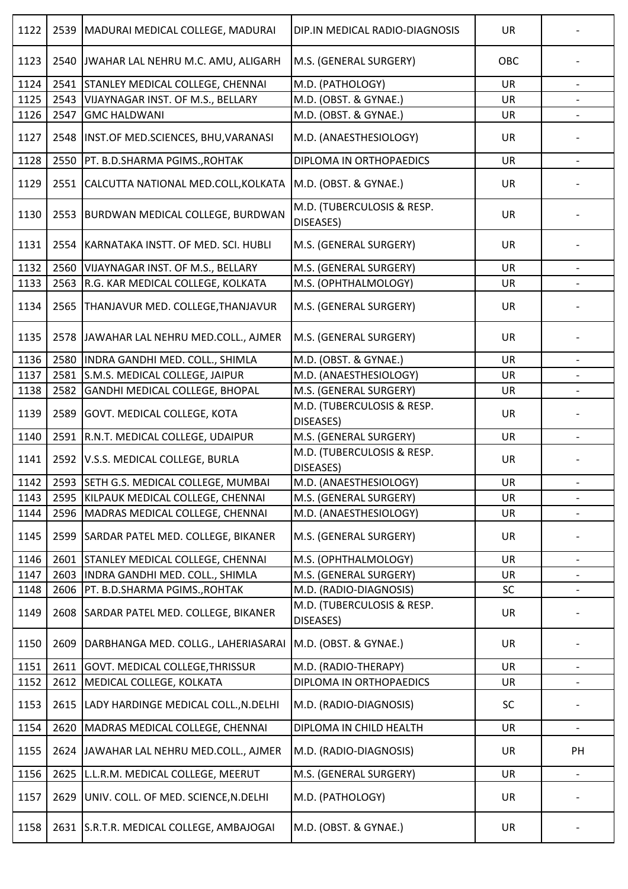| | | | | | |
|---|---|---|---|---|---|
| 1122 | 2539 | MADURAI MEDICAL COLLEGE, MADURAI | DIP.IN MEDICAL RADIO-DIAGNOSIS | UR | - |
| 1123 | 2540 | JWAHAR LAL NEHRU M.C. AMU, ALIGARH | M.S. (GENERAL SURGERY) | OBC | - |
| 1124 | 2541 | STANLEY MEDICAL COLLEGE, CHENNAI | M.D. (PATHOLOGY) | UR | - |
| 1125 | 2543 | VIJAYNAGAR INST. OF M.S., BELLARY | M.D. (OBST. & GYNAE.) | UR | - |
| 1126 | 2547 | GMC HALDWANI | M.D. (OBST. & GYNAE.) | UR | - |
| 1127 | 2548 | INST.OF MED.SCIENCES, BHU,VARANASI | M.D. (ANAESTHESIOLOGY) | UR | - |
| 1128 | 2550 | PT. B.D.SHARMA PGIMS.,ROHTAK | DIPLOMA IN ORTHOPAEDICS | UR | - |
| 1129 | 2551 | CALCUTTA NATIONAL MED.COLL,KOLKATA | M.D. (OBST. & GYNAE.) | UR | - |
| 1130 | 2553 | BURDWAN MEDICAL COLLEGE, BURDWAN | M.D. (TUBERCULOSIS & RESP. DISEASES) | UR | - |
| 1131 | 2554 | KARNATAKA INSTT. OF MED. SCI. HUBLI | M.S. (GENERAL SURGERY) | UR | - |
| 1132 | 2560 | VIJAYNAGAR INST. OF M.S., BELLARY | M.S. (GENERAL SURGERY) | UR | - |
| 1133 | 2563 | R.G. KAR MEDICAL COLLEGE, KOLKATA | M.S. (OPHTHALMOLOGY) | UR | - |
| 1134 | 2565 | THANJAVUR MED. COLLEGE,THANJAVUR | M.S. (GENERAL SURGERY) | UR | - |
| 1135 | 2578 | JAWAHAR LAL NEHRU MED.COLL., AJMER | M.S. (GENERAL SURGERY) | UR | - |
| 1136 | 2580 | INDRA GANDHI MED. COLL., SHIMLA | M.D. (OBST. & GYNAE.) | UR | - |
| 1137 | 2581 | S.M.S. MEDICAL COLLEGE, JAIPUR | M.D. (ANAESTHESIOLOGY) | UR | - |
| 1138 | 2582 | GANDHI MEDICAL COLLEGE, BHOPAL | M.S. (GENERAL SURGERY) | UR | - |
| 1139 | 2589 | GOVT. MEDICAL COLLEGE, KOTA | M.D. (TUBERCULOSIS & RESP. DISEASES) | UR | - |
| 1140 | 2591 | R.N.T. MEDICAL COLLEGE, UDAIPUR | M.S. (GENERAL SURGERY) | UR | - |
| 1141 | 2592 | V.S.S. MEDICAL COLLEGE, BURLA | M.D. (TUBERCULOSIS & RESP. DISEASES) | UR | - |
| 1142 | 2593 | SETH G.S. MEDICAL COLLEGE, MUMBAI | M.D. (ANAESTHESIOLOGY) | UR | - |
| 1143 | 2595 | KILPAUK MEDICAL COLLEGE, CHENNAI | M.S. (GENERAL SURGERY) | UR | - |
| 1144 | 2596 | MADRAS MEDICAL COLLEGE, CHENNAI | M.D. (ANAESTHESIOLOGY) | UR | - |
| 1145 | 2599 | SARDAR PATEL MED. COLLEGE, BIKANER | M.S. (GENERAL SURGERY) | UR | - |
| 1146 | 2601 | STANLEY MEDICAL COLLEGE, CHENNAI | M.S. (OPHTHALMOLOGY) | UR | - |
| 1147 | 2603 | INDRA GANDHI MED. COLL., SHIMLA | M.S. (GENERAL SURGERY) | UR | - |
| 1148 | 2606 | PT. B.D.SHARMA PGIMS.,ROHTAK | M.D. (RADIO-DIAGNOSIS) | SC | - |
| 1149 | 2608 | SARDAR PATEL MED. COLLEGE, BIKANER | M.D. (TUBERCULOSIS & RESP. DISEASES) | UR | - |
| 1150 | 2609 | DARBHANGA MED. COLLG., LAHERIASARAI | M.D. (OBST. & GYNAE.) | UR | - |
| 1151 | 2611 | GOVT. MEDICAL COLLEGE,THRISSUR | M.D. (RADIO-THERAPY) | UR | - |
| 1152 | 2612 | MEDICAL COLLEGE, KOLKATA | DIPLOMA IN ORTHOPAEDICS | UR | - |
| 1153 | 2615 | LADY HARDINGE MEDICAL COLL.,N.DELHI | M.D. (RADIO-DIAGNOSIS) | SC | - |
| 1154 | 2620 | MADRAS MEDICAL COLLEGE, CHENNAI | DIPLOMA IN CHILD HEALTH | UR | - |
| 1155 | 2624 | JAWAHAR LAL NEHRU MED.COLL., AJMER | M.D. (RADIO-DIAGNOSIS) | UR | PH |
| 1156 | 2625 | L.L.R.M. MEDICAL COLLEGE, MEERUT | M.S. (GENERAL SURGERY) | UR | - |
| 1157 | 2629 | UNIV. COLL. OF MED. SCIENCE,N.DELHI | M.D. (PATHOLOGY) | UR | - |
| 1158 | 2631 | S.R.T.R. MEDICAL COLLEGE, AMBAJOGAI | M.D. (OBST. & GYNAE.) | UR | - |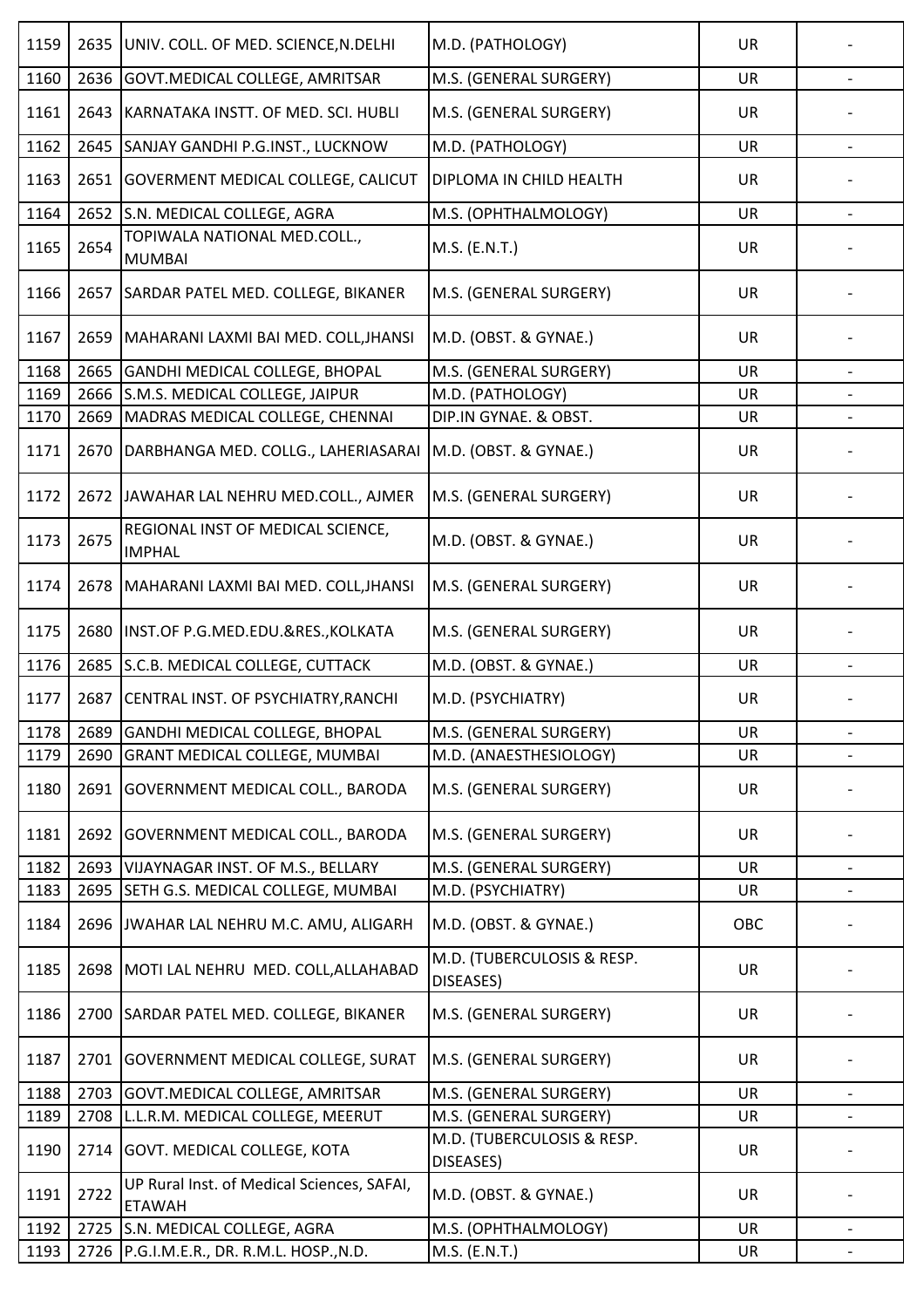| 1159 | 2635 | UNIV. COLL. OF MED. SCIENCE,N.DELHI | M.D. (PATHOLOGY) | UR | - |
|---|---|---|---|---|---|
| 1160 | 2636 | GOVT.MEDICAL COLLEGE, AMRITSAR | M.S. (GENERAL SURGERY) | UR | - |
| 1161 | 2643 | KARNATAKA INSTT. OF MED. SCI. HUBLI | M.S. (GENERAL SURGERY) | UR | - |
| 1162 | 2645 | SANJAY GANDHI P.G.INST., LUCKNOW | M.D. (PATHOLOGY) | UR | - |
| 1163 | 2651 | GOVERMENT MEDICAL COLLEGE, CALICUT | DIPLOMA IN CHILD HEALTH | UR | - |
| 1164 | 2652 | S.N. MEDICAL COLLEGE, AGRA | M.S. (OPHTHALMOLOGY) | UR | - |
| 1165 | 2654 | TOPIWALA NATIONAL MED.COLL., MUMBAI | M.S. (E.N.T.) | UR | - |
| 1166 | 2657 | SARDAR PATEL MED. COLLEGE, BIKANER | M.S. (GENERAL SURGERY) | UR | - |
| 1167 | 2659 | MAHARANI LAXMI BAI MED. COLL,JHANSI | M.D. (OBST. & GYNAE.) | UR | - |
| 1168 | 2665 | GANDHI MEDICAL COLLEGE, BHOPAL | M.S. (GENERAL SURGERY) | UR | - |
| 1169 | 2666 | S.M.S. MEDICAL COLLEGE, JAIPUR | M.D. (PATHOLOGY) | UR | - |
| 1170 | 2669 | MADRAS MEDICAL COLLEGE, CHENNAI | DIP.IN GYNAE. & OBST. | UR | - |
| 1171 | 2670 | DARBHANGA MED. COLLG., LAHERIASARAI | M.D. (OBST. & GYNAE.) | UR | - |
| 1172 | 2672 | JAWAHAR LAL NEHRU MED.COLL., AJMER | M.S. (GENERAL SURGERY) | UR | - |
| 1173 | 2675 | REGIONAL INST OF MEDICAL SCIENCE, IMPHAL | M.D. (OBST. & GYNAE.) | UR | - |
| 1174 | 2678 | MAHARANI LAXMI BAI MED. COLL,JHANSI | M.S. (GENERAL SURGERY) | UR | - |
| 1175 | 2680 | INST.OF P.G.MED.EDU.&RES.,KOLKATA | M.S. (GENERAL SURGERY) | UR | - |
| 1176 | 2685 | S.C.B. MEDICAL COLLEGE, CUTTACK | M.D. (OBST. & GYNAE.) | UR | - |
| 1177 | 2687 | CENTRAL INST. OF PSYCHIATRY,RANCHI | M.D. (PSYCHIATRY) | UR | - |
| 1178 | 2689 | GANDHI MEDICAL COLLEGE, BHOPAL | M.S. (GENERAL SURGERY) | UR | - |
| 1179 | 2690 | GRANT MEDICAL COLLEGE, MUMBAI | M.D. (ANAESTHESIOLOGY) | UR | - |
| 1180 | 2691 | GOVERNMENT MEDICAL COLL., BARODA | M.S. (GENERAL SURGERY) | UR | - |
| 1181 | 2692 | GOVERNMENT MEDICAL COLL., BARODA | M.S. (GENERAL SURGERY) | UR | - |
| 1182 | 2693 | VIJAYNAGAR INST. OF M.S., BELLARY | M.S. (GENERAL SURGERY) | UR | - |
| 1183 | 2695 | SETH G.S. MEDICAL COLLEGE, MUMBAI | M.D. (PSYCHIATRY) | UR | - |
| 1184 | 2696 | JWAHAR LAL NEHRU M.C. AMU, ALIGARH | M.D. (OBST. & GYNAE.) | OBC | - |
| 1185 | 2698 | MOTI LAL NEHRU MED. COLL,ALLAHABAD | M.D. (TUBERCULOSIS & RESP. DISEASES) | UR | - |
| 1186 | 2700 | SARDAR PATEL MED. COLLEGE, BIKANER | M.S. (GENERAL SURGERY) | UR | - |
| 1187 | 2701 | GOVERNMENT MEDICAL COLLEGE, SURAT | M.S. (GENERAL SURGERY) | UR | - |
| 1188 | 2703 | GOVT.MEDICAL COLLEGE, AMRITSAR | M.S. (GENERAL SURGERY) | UR | - |
| 1189 | 2708 | L.L.R.M. MEDICAL COLLEGE, MEERUT | M.S. (GENERAL SURGERY) | UR | - |
| 1190 | 2714 | GOVT. MEDICAL COLLEGE, KOTA | M.D. (TUBERCULOSIS & RESP. DISEASES) | UR | - |
| 1191 | 2722 | UP Rural Inst. of Medical Sciences, SAFAI, ETAWAH | M.D. (OBST. & GYNAE.) | UR | - |
| 1192 | 2725 | S.N. MEDICAL COLLEGE, AGRA | M.S. (OPHTHALMOLOGY) | UR | - |
| 1193 | 2726 | P.G.I.M.E.R., DR. R.M.L. HOSP.,N.D. | M.S. (E.N.T.) | UR | - |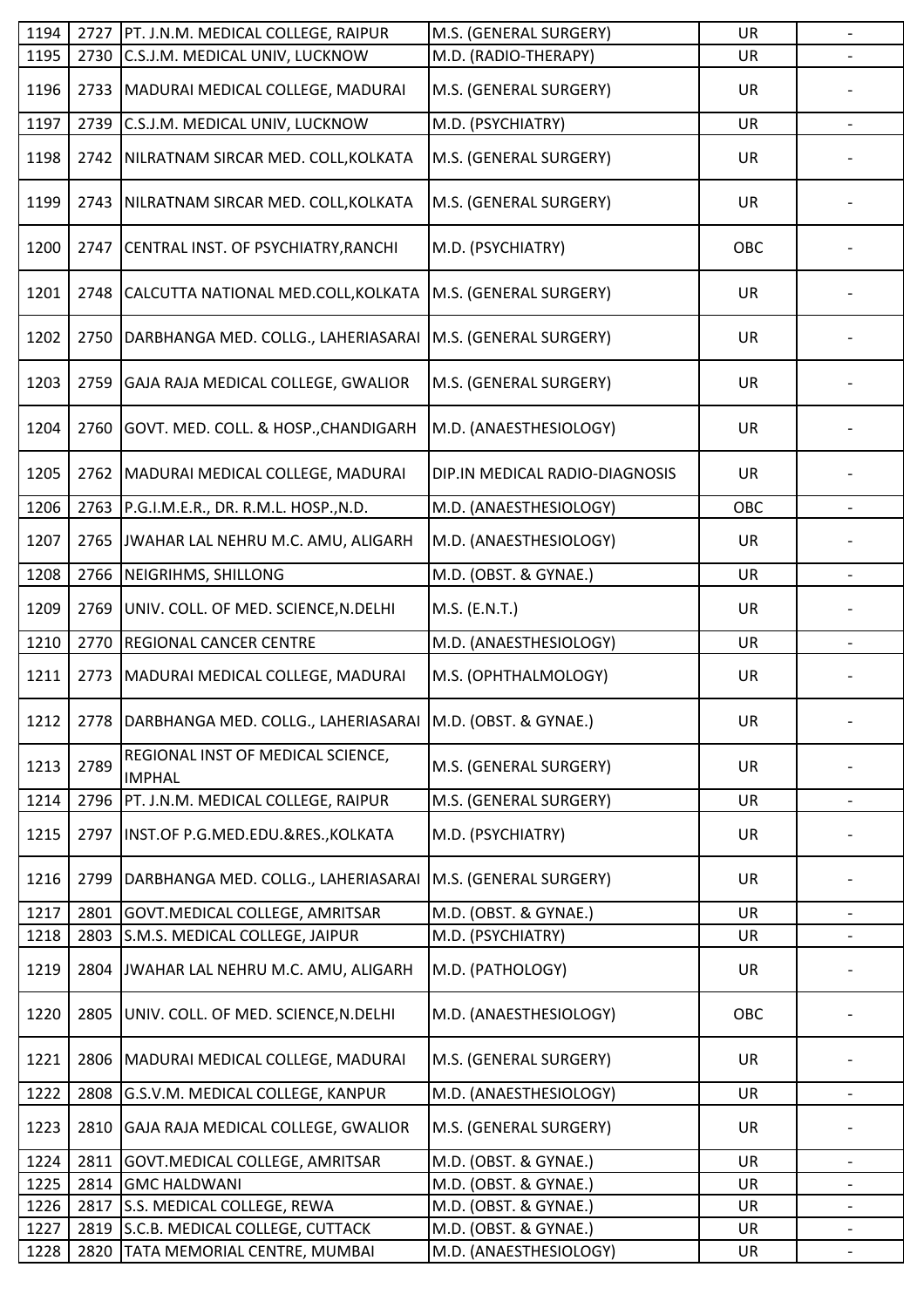| 1194 | 2727 | PT. J.N.M. MEDICAL COLLEGE, RAIPUR | M.S. (GENERAL SURGERY) | UR | - |
|---|---|---|---|---|---|
| 1195 | 2730 | C.S.J.M. MEDICAL UNIV, LUCKNOW | M.D. (RADIO-THERAPY) | UR | - |
| 1196 | 2733 | MADURAI MEDICAL COLLEGE, MADURAI | M.S. (GENERAL SURGERY) | UR | - |
| 1197 | 2739 | C.S.J.M. MEDICAL UNIV, LUCKNOW | M.D. (PSYCHIATRY) | UR | - |
| 1198 | 2742 | NILRATNAM SIRCAR MED. COLL,KOLKATA | M.S. (GENERAL SURGERY) | UR | - |
| 1199 | 2743 | NILRATNAM SIRCAR MED. COLL,KOLKATA | M.S. (GENERAL SURGERY) | UR | - |
| 1200 | 2747 | CENTRAL INST. OF PSYCHIATRY,RANCHI | M.D. (PSYCHIATRY) | OBC | - |
| 1201 | 2748 | CALCUTTA NATIONAL MED.COLL,KOLKATA | M.S. (GENERAL SURGERY) | UR | - |
| 1202 | 2750 | DARBHANGA MED. COLLG., LAHERIASARAI | M.S. (GENERAL SURGERY) | UR | - |
| 1203 | 2759 | GAJA RAJA MEDICAL COLLEGE, GWALIOR | M.S. (GENERAL SURGERY) | UR | - |
| 1204 | 2760 | GOVT. MED. COLL. & HOSP.,CHANDIGARH | M.D. (ANAESTHESIOLOGY) | UR | - |
| 1205 | 2762 | MADURAI MEDICAL COLLEGE, MADURAI | DIP.IN MEDICAL RADIO-DIAGNOSIS | UR | - |
| 1206 | 2763 | P.G.I.M.E.R., DR. R.M.L. HOSP.,N.D. | M.D. (ANAESTHESIOLOGY) | OBC | - |
| 1207 | 2765 | JWAHAR LAL NEHRU M.C. AMU, ALIGARH | M.D. (ANAESTHESIOLOGY) | UR | - |
| 1208 | 2766 | NEIGRIHMS, SHILLONG | M.D. (OBST. & GYNAE.) | UR | - |
| 1209 | 2769 | UNIV. COLL. OF MED. SCIENCE,N.DELHI | M.S. (E.N.T.) | UR | - |
| 1210 | 2770 | REGIONAL CANCER CENTRE | M.D. (ANAESTHESIOLOGY) | UR | - |
| 1211 | 2773 | MADURAI MEDICAL COLLEGE, MADURAI | M.S. (OPHTHALMOLOGY) | UR | - |
| 1212 | 2778 | DARBHANGA MED. COLLG., LAHERIASARAI | M.D. (OBST. & GYNAE.) | UR | - |
| 1213 | 2789 | REGIONAL INST OF MEDICAL SCIENCE, IMPHAL | M.S. (GENERAL SURGERY) | UR | - |
| 1214 | 2796 | PT. J.N.M. MEDICAL COLLEGE, RAIPUR | M.S. (GENERAL SURGERY) | UR | - |
| 1215 | 2797 | INST.OF P.G.MED.EDU.&RES.,KOLKATA | M.D. (PSYCHIATRY) | UR | - |
| 1216 | 2799 | DARBHANGA MED. COLLG., LAHERIASARAI | M.S. (GENERAL SURGERY) | UR | - |
| 1217 | 2801 | GOVT.MEDICAL COLLEGE, AMRITSAR | M.D. (OBST. & GYNAE.) | UR | - |
| 1218 | 2803 | S.M.S. MEDICAL COLLEGE, JAIPUR | M.D. (PSYCHIATRY) | UR | - |
| 1219 | 2804 | JWAHAR LAL NEHRU M.C. AMU, ALIGARH | M.D. (PATHOLOGY) | UR | - |
| 1220 | 2805 | UNIV. COLL. OF MED. SCIENCE,N.DELHI | M.D. (ANAESTHESIOLOGY) | OBC | - |
| 1221 | 2806 | MADURAI MEDICAL COLLEGE, MADURAI | M.S. (GENERAL SURGERY) | UR | - |
| 1222 | 2808 | G.S.V.M. MEDICAL COLLEGE, KANPUR | M.D. (ANAESTHESIOLOGY) | UR | - |
| 1223 | 2810 | GAJA RAJA MEDICAL COLLEGE, GWALIOR | M.S. (GENERAL SURGERY) | UR | - |
| 1224 | 2811 | GOVT.MEDICAL COLLEGE, AMRITSAR | M.D. (OBST. & GYNAE.) | UR | - |
| 1225 | 2814 | GMC HALDWANI | M.D. (OBST. & GYNAE.) | UR | - |
| 1226 | 2817 | S.S. MEDICAL COLLEGE, REWA | M.D. (OBST. & GYNAE.) | UR | - |
| 1227 | 2819 | S.C.B. MEDICAL COLLEGE, CUTTACK | M.D. (OBST. & GYNAE.) | UR | - |
| 1228 | 2820 | TATA MEMORIAL CENTRE, MUMBAI | M.D. (ANAESTHESIOLOGY) | UR | - |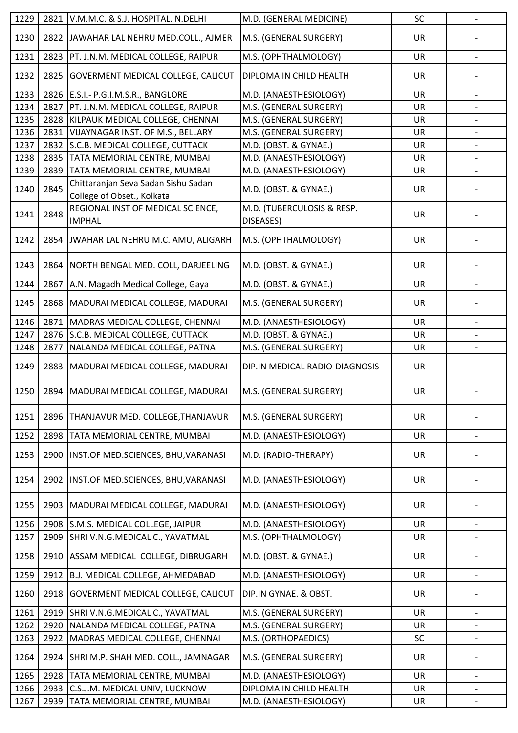| | | | | | |
|---|---|---|---|---|---|
| 1229 | 2821 | V.M.M.C. & S.J. HOSPITAL. N.DELHI | M.D. (GENERAL MEDICINE) | SC | - |
| 1230 | 2822 | JAWAHAR LAL NEHRU MED.COLL., AJMER | M.S. (GENERAL SURGERY) | UR | - |
| 1231 | 2823 | PT. J.N.M. MEDICAL COLLEGE, RAIPUR | M.S. (OPHTHALMOLOGY) | UR | - |
| 1232 | 2825 | GOVERMENT MEDICAL COLLEGE, CALICUT | DIPLOMA IN CHILD HEALTH | UR | - |
| 1233 | 2826 | E.S.I.- P.G.I.M.S.R., BANGLORE | M.D. (ANAESTHESIOLOGY) | UR | - |
| 1234 | 2827 | PT. J.N.M. MEDICAL COLLEGE, RAIPUR | M.S. (GENERAL SURGERY) | UR | - |
| 1235 | 2828 | KILPAUK MEDICAL COLLEGE, CHENNAI | M.S. (GENERAL SURGERY) | UR | - |
| 1236 | 2831 | VIJAYNAGAR INST. OF M.S., BELLARY | M.S. (GENERAL SURGERY) | UR | - |
| 1237 | 2832 | S.C.B. MEDICAL COLLEGE, CUTTACK | M.D. (OBST. & GYNAE.) | UR | - |
| 1238 | 2835 | TATA MEMORIAL CENTRE, MUMBAI | M.D. (ANAESTHESIOLOGY) | UR | - |
| 1239 | 2839 | TATA MEMORIAL CENTRE, MUMBAI | M.D. (ANAESTHESIOLOGY) | UR | - |
| 1240 | 2845 | Chittaranjan Seva Sadan Sishu Sadan College of Obset., Kolkata | M.D. (OBST. & GYNAE.) | UR | - |
| 1241 | 2848 | REGIONAL INST OF MEDICAL SCIENCE, IMPHAL | M.D. (TUBERCULOSIS & RESP. DISEASES) | UR | - |
| 1242 | 2854 | JWAHAR LAL NEHRU M.C. AMU, ALIGARH | M.S. (OPHTHALMOLOGY) | UR | - |
| 1243 | 2864 | NORTH BENGAL MED. COLL, DARJEELING | M.D. (OBST. & GYNAE.) | UR | - |
| 1244 | 2867 | A.N. Magadh Medical College, Gaya | M.D. (OBST. & GYNAE.) | UR | - |
| 1245 | 2868 | MADURAI MEDICAL COLLEGE, MADURAI | M.S. (GENERAL SURGERY) | UR | - |
| 1246 | 2871 | MADRAS MEDICAL COLLEGE, CHENNAI | M.D. (ANAESTHESIOLOGY) | UR | - |
| 1247 | 2876 | S.C.B. MEDICAL COLLEGE, CUTTACK | M.D. (OBST. & GYNAE.) | UR | - |
| 1248 | 2877 | NALANDA MEDICAL COLLEGE, PATNA | M.S. (GENERAL SURGERY) | UR | - |
| 1249 | 2883 | MADURAI MEDICAL COLLEGE, MADURAI | DIP.IN MEDICAL RADIO-DIAGNOSIS | UR | - |
| 1250 | 2894 | MADURAI MEDICAL COLLEGE, MADURAI | M.S. (GENERAL SURGERY) | UR | - |
| 1251 | 2896 | THANJAVUR MED. COLLEGE,THANJAVUR | M.S. (GENERAL SURGERY) | UR | - |
| 1252 | 2898 | TATA MEMORIAL CENTRE, MUMBAI | M.D. (ANAESTHESIOLOGY) | UR | - |
| 1253 | 2900 | INST.OF MED.SCIENCES, BHU,VARANASI | M.D. (RADIO-THERAPY) | UR | - |
| 1254 | 2902 | INST.OF MED.SCIENCES, BHU,VARANASI | M.D. (ANAESTHESIOLOGY) | UR | - |
| 1255 | 2903 | MADURAI MEDICAL COLLEGE, MADURAI | M.D. (ANAESTHESIOLOGY) | UR | - |
| 1256 | 2908 | S.M.S. MEDICAL COLLEGE, JAIPUR | M.D. (ANAESTHESIOLOGY) | UR | - |
| 1257 | 2909 | SHRI V.N.G.MEDICAL C., YAVATMAL | M.S. (OPHTHALMOLOGY) | UR | - |
| 1258 | 2910 | ASSAM MEDICAL COLLEGE, DIBRUGARH | M.D. (OBST. & GYNAE.) | UR | - |
| 1259 | 2912 | B.J. MEDICAL COLLEGE, AHMEDABAD | M.D. (ANAESTHESIOLOGY) | UR | - |
| 1260 | 2918 | GOVERMENT MEDICAL COLLEGE, CALICUT | DIP.IN GYNAE. & OBST. | UR | - |
| 1261 | 2919 | SHRI V.N.G.MEDICAL C., YAVATMAL | M.S. (GENERAL SURGERY) | UR | - |
| 1262 | 2920 | NALANDA MEDICAL COLLEGE, PATNA | M.S. (GENERAL SURGERY) | UR | - |
| 1263 | 2922 | MADRAS MEDICAL COLLEGE, CHENNAI | M.S. (ORTHOPAEDICS) | SC | - |
| 1264 | 2924 | SHRI M.P. SHAH MED. COLL., JAMNAGAR | M.S. (GENERAL SURGERY) | UR | - |
| 1265 | 2928 | TATA MEMORIAL CENTRE, MUMBAI | M.D. (ANAESTHESIOLOGY) | UR | - |
| 1266 | 2933 | C.S.J.M. MEDICAL UNIV, LUCKNOW | DIPLOMA IN CHILD HEALTH | UR | - |
| 1267 | 2939 | TATA MEMORIAL CENTRE, MUMBAI | M.D. (ANAESTHESIOLOGY) | UR | - |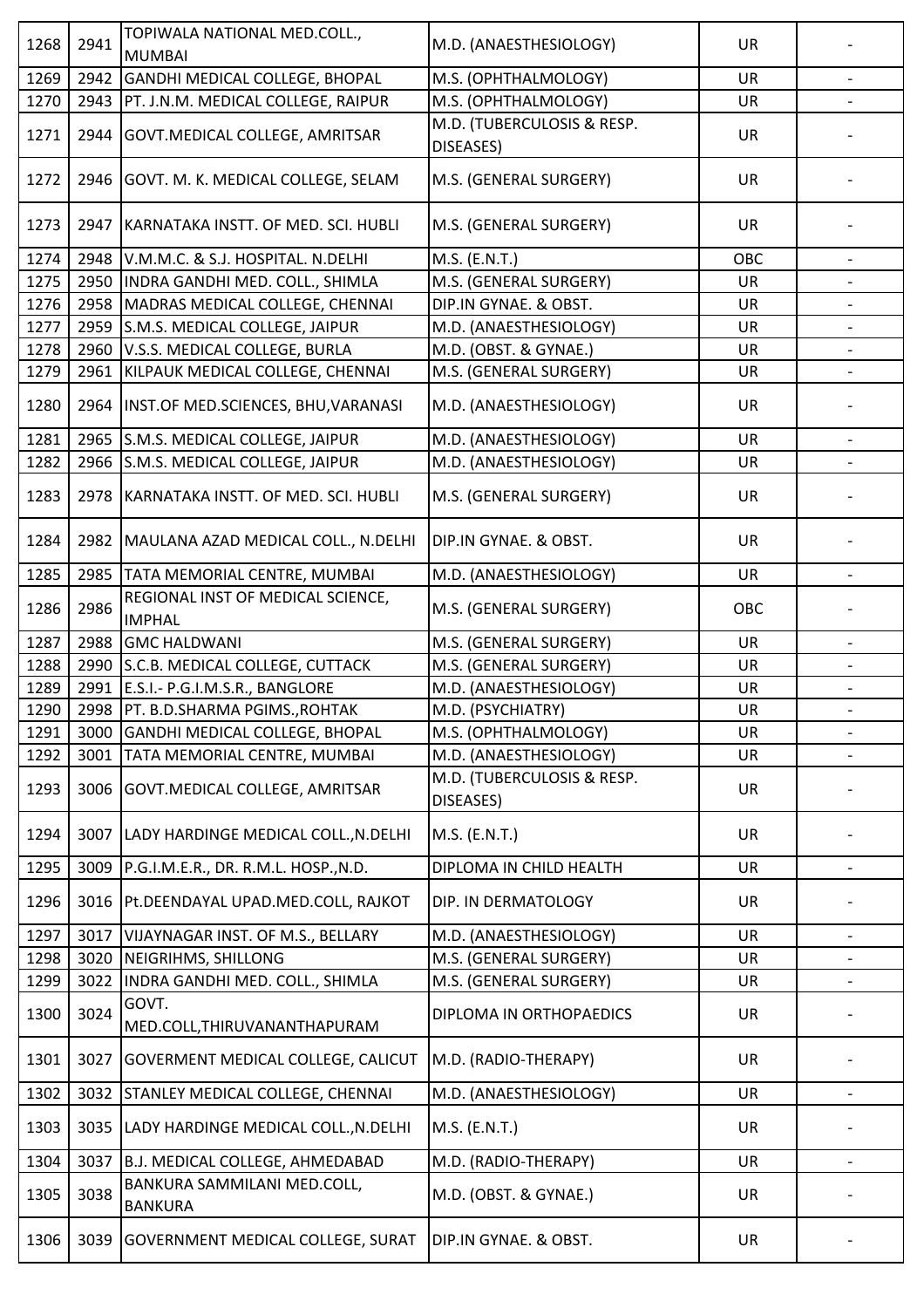| 1268 | 2941 | TOPIWALA NATIONAL MED.COLL., MUMBAI | M.D. (ANAESTHESIOLOGY) | UR | - |
|---|---|---|---|---|---|
| 1269 | 2942 | GANDHI MEDICAL COLLEGE, BHOPAL | M.S. (OPHTHALMOLOGY) | UR | - |
| 1270 | 2943 | PT. J.N.M. MEDICAL COLLEGE, RAIPUR | M.S. (OPHTHALMOLOGY) | UR | - |
| 1271 | 2944 | GOVT.MEDICAL COLLEGE, AMRITSAR | M.D. (TUBERCULOSIS & RESP. DISEASES) | UR | - |
| 1272 | 2946 | GOVT. M. K. MEDICAL COLLEGE, SELAM | M.S. (GENERAL SURGERY) | UR | - |
| 1273 | 2947 | KARNATAKA INSTT. OF MED. SCI. HUBLI | M.S. (GENERAL SURGERY) | UR | - |
| 1274 | 2948 | V.M.M.C. & S.J. HOSPITAL. N.DELHI | M.S. (E.N.T.) | OBC | - |
| 1275 | 2950 | INDRA GANDHI MED. COLL., SHIMLA | M.S. (GENERAL SURGERY) | UR | - |
| 1276 | 2958 | MADRAS MEDICAL COLLEGE, CHENNAI | DIP.IN GYNAE. & OBST. | UR | - |
| 1277 | 2959 | S.M.S. MEDICAL COLLEGE, JAIPUR | M.D. (ANAESTHESIOLOGY) | UR | - |
| 1278 | 2960 | V.S.S. MEDICAL COLLEGE, BURLA | M.D. (OBST. & GYNAE.) | UR | - |
| 1279 | 2961 | KILPAUK MEDICAL COLLEGE, CHENNAI | M.S. (GENERAL SURGERY) | UR | - |
| 1280 | 2964 | INST.OF MED.SCIENCES, BHU,VARANASI | M.D. (ANAESTHESIOLOGY) | UR | - |
| 1281 | 2965 | S.M.S. MEDICAL COLLEGE, JAIPUR | M.D. (ANAESTHESIOLOGY) | UR | - |
| 1282 | 2966 | S.M.S. MEDICAL COLLEGE, JAIPUR | M.D. (ANAESTHESIOLOGY) | UR | - |
| 1283 | 2978 | KARNATAKA INSTT. OF MED. SCI. HUBLI | M.S. (GENERAL SURGERY) | UR | - |
| 1284 | 2982 | MAULANA AZAD MEDICAL COLL., N.DELHI | DIP.IN GYNAE. & OBST. | UR | - |
| 1285 | 2985 | TATA MEMORIAL CENTRE, MUMBAI | M.D. (ANAESTHESIOLOGY) | UR | - |
| 1286 | 2986 | REGIONAL INST OF MEDICAL SCIENCE, IMPHAL | M.S. (GENERAL SURGERY) | OBC | - |
| 1287 | 2988 | GMC HALDWANI | M.S. (GENERAL SURGERY) | UR | - |
| 1288 | 2990 | S.C.B. MEDICAL COLLEGE, CUTTACK | M.S. (GENERAL SURGERY) | UR | - |
| 1289 | 2991 | E.S.I.- P.G.I.M.S.R., BANGLORE | M.D. (ANAESTHESIOLOGY) | UR | - |
| 1290 | 2998 | PT. B.D.SHARMA PGIMS.,ROHTAK | M.D. (PSYCHIATRY) | UR | - |
| 1291 | 3000 | GANDHI MEDICAL COLLEGE, BHOPAL | M.S. (OPHTHALMOLOGY) | UR | - |
| 1292 | 3001 | TATA MEMORIAL CENTRE, MUMBAI | M.D. (ANAESTHESIOLOGY) | UR | - |
| 1293 | 3006 | GOVT.MEDICAL COLLEGE, AMRITSAR | M.D. (TUBERCULOSIS & RESP. DISEASES) | UR | - |
| 1294 | 3007 | LADY HARDINGE MEDICAL COLL.,N.DELHI | M.S. (E.N.T.) | UR | - |
| 1295 | 3009 | P.G.I.M.E.R., DR. R.M.L. HOSP.,N.D. | DIPLOMA IN CHILD HEALTH | UR | - |
| 1296 | 3016 | Pt.DEENDAYAL UPAD.MED.COLL, RAJKOT | DIP. IN DERMATOLOGY | UR | - |
| 1297 | 3017 | VIJAYNAGAR INST. OF M.S., BELLARY | M.D. (ANAESTHESIOLOGY) | UR | - |
| 1298 | 3020 | NEIGRIHMS, SHILLONG | M.S. (GENERAL SURGERY) | UR | - |
| 1299 | 3022 | INDRA GANDHI MED. COLL., SHIMLA | M.S. (GENERAL SURGERY) | UR | - |
| 1300 | 3024 | GOVT. MED.COLL,THIRUVANANTHAPURAM | DIPLOMA IN ORTHOPAEDICS | UR | - |
| 1301 | 3027 | GOVERMENT MEDICAL COLLEGE, CALICUT | M.D. (RADIO-THERAPY) | UR | - |
| 1302 | 3032 | STANLEY MEDICAL COLLEGE, CHENNAI | M.D. (ANAESTHESIOLOGY) | UR | - |
| 1303 | 3035 | LADY HARDINGE MEDICAL COLL.,N.DELHI | M.S. (E.N.T.) | UR | - |
| 1304 | 3037 | B.J. MEDICAL COLLEGE, AHMEDABAD | M.D. (RADIO-THERAPY) | UR | - |
| 1305 | 3038 | BANKURA SAMMILANI MED.COLL, BANKURA | M.D. (OBST. & GYNAE.) | UR | - |
| 1306 | 3039 | GOVERNMENT MEDICAL COLLEGE, SURAT | DIP.IN GYNAE. & OBST. | UR | - |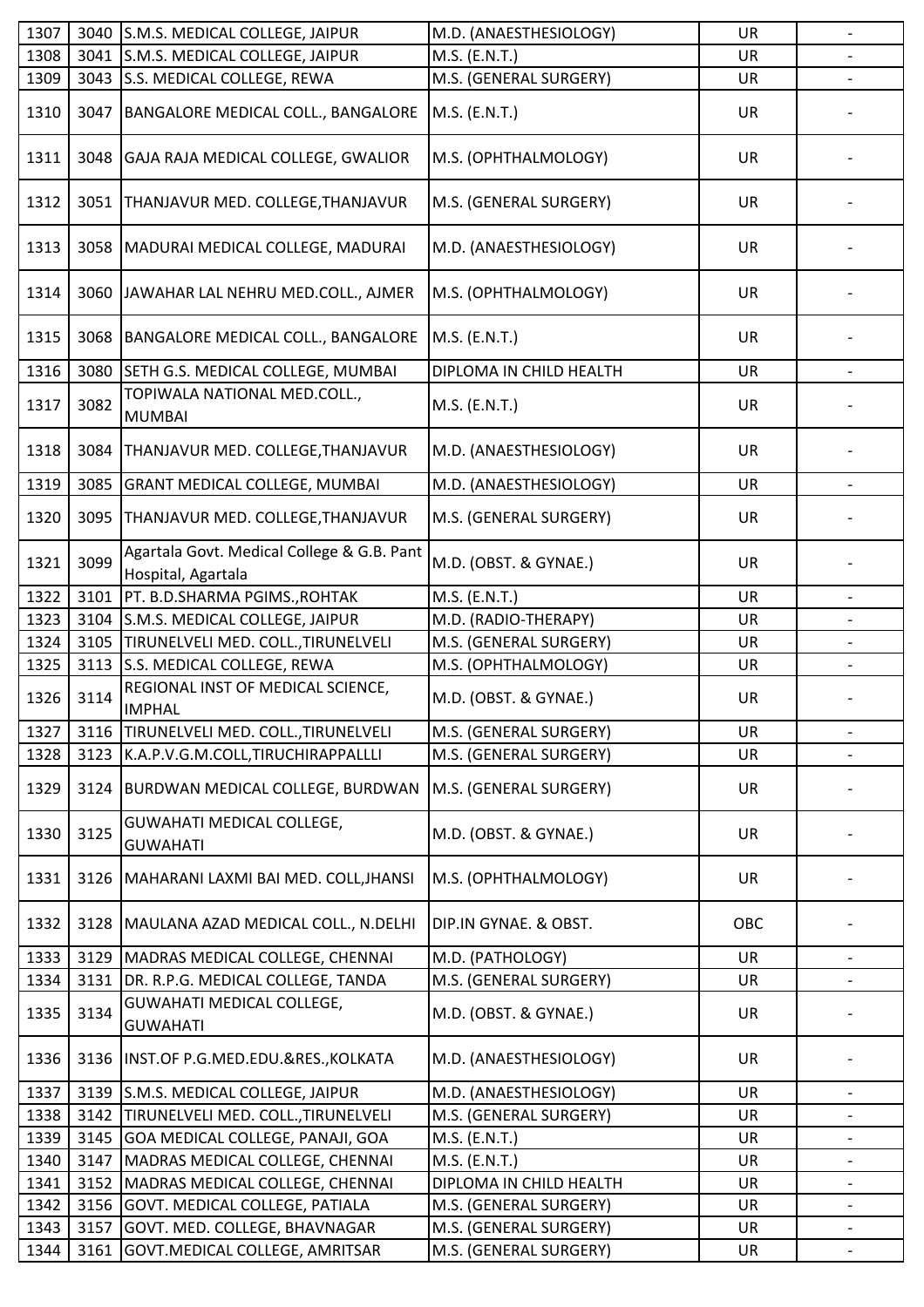| 1307 | 3040 | S.M.S. MEDICAL COLLEGE, JAIPUR | M.D. (ANAESTHESIOLOGY) | UR | - |
|---|---|---|---|---|---|
| 1308 | 3041 | S.M.S. MEDICAL COLLEGE, JAIPUR | M.S. (E.N.T.) | UR | - |
| 1309 | 3043 | S.S. MEDICAL COLLEGE, REWA | M.S. (GENERAL SURGERY) | UR | - |
| 1310 | 3047 | BANGALORE MEDICAL COLL., BANGALORE | M.S. (E.N.T.) | UR | - |
| 1311 | 3048 | GAJA RAJA MEDICAL COLLEGE, GWALIOR | M.S. (OPHTHALMOLOGY) | UR | - |
| 1312 | 3051 | THANJAVUR MED. COLLEGE,THANJAVUR | M.S. (GENERAL SURGERY) | UR | - |
| 1313 | 3058 | MADURAI MEDICAL COLLEGE, MADURAI | M.D. (ANAESTHESIOLOGY) | UR | - |
| 1314 | 3060 | JAWAHAR LAL NEHRU MED.COLL., AJMER | M.S. (OPHTHALMOLOGY) | UR | - |
| 1315 | 3068 | BANGALORE MEDICAL COLL., BANGALORE | M.S. (E.N.T.) | UR | - |
| 1316 | 3080 | SETH G.S. MEDICAL COLLEGE, MUMBAI | DIPLOMA IN CHILD HEALTH | UR | - |
| 1317 | 3082 | TOPIWALA NATIONAL MED.COLL., MUMBAI | M.S. (E.N.T.) | UR | - |
| 1318 | 3084 | THANJAVUR MED. COLLEGE,THANJAVUR | M.D. (ANAESTHESIOLOGY) | UR | - |
| 1319 | 3085 | GRANT MEDICAL COLLEGE, MUMBAI | M.D. (ANAESTHESIOLOGY) | UR | - |
| 1320 | 3095 | THANJAVUR MED. COLLEGE,THANJAVUR | M.S. (GENERAL SURGERY) | UR | - |
| 1321 | 3099 | Agartala Govt. Medical College & G.B. Pant Hospital, Agartala | M.D. (OBST. & GYNAE.) | UR | - |
| 1322 | 3101 | PT. B.D.SHARMA PGIMS.,ROHTAK | M.S. (E.N.T.) | UR | - |
| 1323 | 3104 | S.M.S. MEDICAL COLLEGE, JAIPUR | M.D. (RADIO-THERAPY) | UR | - |
| 1324 | 3105 | TIRUNELVELI MED. COLL.,TIRUNELVELI | M.S. (GENERAL SURGERY) | UR | - |
| 1325 | 3113 | S.S. MEDICAL COLLEGE, REWA | M.S. (OPHTHALMOLOGY) | UR | - |
| 1326 | 3114 | REGIONAL INST OF MEDICAL SCIENCE, IMPHAL | M.D. (OBST. & GYNAE.) | UR | - |
| 1327 | 3116 | TIRUNELVELI MED. COLL.,TIRUNELVELI | M.S. (GENERAL SURGERY) | UR | - |
| 1328 | 3123 | K.A.P.V.G.M.COLL,TIRUCHIRAPPALLLI | M.S. (GENERAL SURGERY) | UR | - |
| 1329 | 3124 | BURDWAN MEDICAL COLLEGE, BURDWAN | M.S. (GENERAL SURGERY) | UR | - |
| 1330 | 3125 | GUWAHATI MEDICAL COLLEGE, GUWAHATI | M.D. (OBST. & GYNAE.) | UR | - |
| 1331 | 3126 | MAHARANI LAXMI BAI MED. COLL,JHANSI | M.S. (OPHTHALMOLOGY) | UR | - |
| 1332 | 3128 | MAULANA AZAD MEDICAL COLL., N.DELHI | DIP.IN GYNAE. & OBST. | OBC | - |
| 1333 | 3129 | MADRAS MEDICAL COLLEGE, CHENNAI | M.D. (PATHOLOGY) | UR | - |
| 1334 | 3131 | DR. R.P.G. MEDICAL COLLEGE, TANDA | M.S. (GENERAL SURGERY) | UR | - |
| 1335 | 3134 | GUWAHATI MEDICAL COLLEGE, GUWAHATI | M.D. (OBST. & GYNAE.) | UR | - |
| 1336 | 3136 | INST.OF P.G.MED.EDU.&RES.,KOLKATA | M.D. (ANAESTHESIOLOGY) | UR | - |
| 1337 | 3139 | S.M.S. MEDICAL COLLEGE, JAIPUR | M.D. (ANAESTHESIOLOGY) | UR | - |
| 1338 | 3142 | TIRUNELVELI MED. COLL.,TIRUNELVELI | M.S. (GENERAL SURGERY) | UR | - |
| 1339 | 3145 | GOA MEDICAL COLLEGE, PANAJI, GOA | M.S. (E.N.T.) | UR | - |
| 1340 | 3147 | MADRAS MEDICAL COLLEGE, CHENNAI | M.S. (E.N.T.) | UR | - |
| 1341 | 3152 | MADRAS MEDICAL COLLEGE, CHENNAI | DIPLOMA IN CHILD HEALTH | UR | - |
| 1342 | 3156 | GOVT. MEDICAL COLLEGE, PATIALA | M.S. (GENERAL SURGERY) | UR | - |
| 1343 | 3157 | GOVT. MED. COLLEGE, BHAVNAGAR | M.S. (GENERAL SURGERY) | UR | - |
| 1344 | 3161 | GOVT.MEDICAL COLLEGE, AMRITSAR | M.S. (GENERAL SURGERY) | UR | - |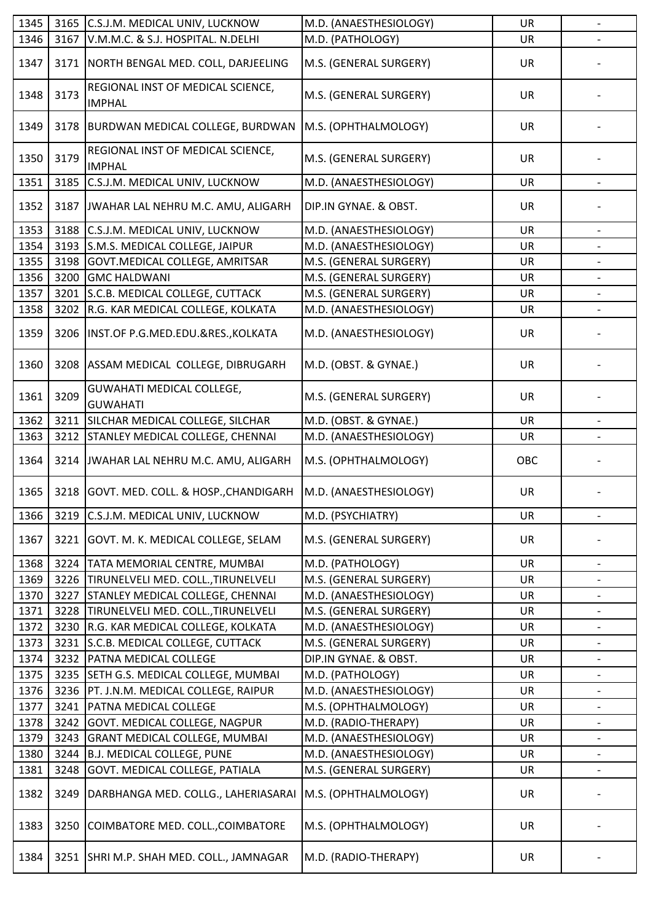| | | | | | |
|---|---|---|---|---|---|
| 1345 | 3165 | C.S.J.M. MEDICAL UNIV, LUCKNOW | M.D. (ANAESTHESIOLOGY) | UR | - |
| 1346 | 3167 | V.M.M.C. & S.J. HOSPITAL. N.DELHI | M.D. (PATHOLOGY) | UR | - |
| 1347 | 3171 | NORTH BENGAL MED. COLL, DARJEELING | M.S. (GENERAL SURGERY) | UR | - |
| 1348 | 3173 | REGIONAL INST OF MEDICAL SCIENCE, IMPHAL | M.S. (GENERAL SURGERY) | UR | - |
| 1349 | 3178 | BURDWAN MEDICAL COLLEGE, BURDWAN | M.S. (OPHTHALMOLOGY) | UR | - |
| 1350 | 3179 | REGIONAL INST OF MEDICAL SCIENCE, IMPHAL | M.S. (GENERAL SURGERY) | UR | - |
| 1351 | 3185 | C.S.J.M. MEDICAL UNIV, LUCKNOW | M.D. (ANAESTHESIOLOGY) | UR | - |
| 1352 | 3187 | JWAHAR LAL NEHRU M.C. AMU, ALIGARH | DIP.IN GYNAE. & OBST. | UR | - |
| 1353 | 3188 | C.S.J.M. MEDICAL UNIV, LUCKNOW | M.D. (ANAESTHESIOLOGY) | UR | - |
| 1354 | 3193 | S.M.S. MEDICAL COLLEGE, JAIPUR | M.D. (ANAESTHESIOLOGY) | UR | - |
| 1355 | 3198 | GOVT.MEDICAL COLLEGE, AMRITSAR | M.S. (GENERAL SURGERY) | UR | - |
| 1356 | 3200 | GMC HALDWANI | M.S. (GENERAL SURGERY) | UR | - |
| 1357 | 3201 | S.C.B. MEDICAL COLLEGE, CUTTACK | M.S. (GENERAL SURGERY) | UR | - |
| 1358 | 3202 | R.G. KAR MEDICAL COLLEGE, KOLKATA | M.D. (ANAESTHESIOLOGY) | UR | - |
| 1359 | 3206 | INST.OF P.G.MED.EDU.&RES.,KOLKATA | M.D. (ANAESTHESIOLOGY) | UR | - |
| 1360 | 3208 | ASSAM MEDICAL COLLEGE, DIBRUGARH | M.D. (OBST. & GYNAE.) | UR | - |
| 1361 | 3209 | GUWAHATI MEDICAL COLLEGE, GUWAHATI | M.S. (GENERAL SURGERY) | UR | - |
| 1362 | 3211 | SILCHAR MEDICAL COLLEGE, SILCHAR | M.D. (OBST. & GYNAE.) | UR | - |
| 1363 | 3212 | STANLEY MEDICAL COLLEGE, CHENNAI | M.D. (ANAESTHESIOLOGY) | UR | - |
| 1364 | 3214 | JWAHAR LAL NEHRU M.C. AMU, ALIGARH | M.S. (OPHTHALMOLOGY) | OBC | - |
| 1365 | 3218 | GOVT. MED. COLL. & HOSP.,CHANDIGARH | M.D. (ANAESTHESIOLOGY) | UR | - |
| 1366 | 3219 | C.S.J.M. MEDICAL UNIV, LUCKNOW | M.D. (PSYCHIATRY) | UR | - |
| 1367 | 3221 | GOVT. M. K. MEDICAL COLLEGE, SELAM | M.S. (GENERAL SURGERY) | UR | - |
| 1368 | 3224 | TATA MEMORIAL CENTRE, MUMBAI | M.D. (PATHOLOGY) | UR | - |
| 1369 | 3226 | TIRUNELVELI MED. COLL.,TIRUNELVELI | M.S. (GENERAL SURGERY) | UR | - |
| 1370 | 3227 | STANLEY MEDICAL COLLEGE, CHENNAI | M.D. (ANAESTHESIOLOGY) | UR | - |
| 1371 | 3228 | TIRUNELVELI MED. COLL.,TIRUNELVELI | M.S. (GENERAL SURGERY) | UR | - |
| 1372 | 3230 | R.G. KAR MEDICAL COLLEGE, KOLKATA | M.D. (ANAESTHESIOLOGY) | UR | - |
| 1373 | 3231 | S.C.B. MEDICAL COLLEGE, CUTTACK | M.S. (GENERAL SURGERY) | UR | - |
| 1374 | 3232 | PATNA MEDICAL COLLEGE | DIP.IN GYNAE. & OBST. | UR | - |
| 1375 | 3235 | SETH G.S. MEDICAL COLLEGE, MUMBAI | M.D. (PATHOLOGY) | UR | - |
| 1376 | 3236 | PT. J.N.M. MEDICAL COLLEGE, RAIPUR | M.D. (ANAESTHESIOLOGY) | UR | - |
| 1377 | 3241 | PATNA MEDICAL COLLEGE | M.S. (OPHTHALMOLOGY) | UR | - |
| 1378 | 3242 | GOVT. MEDICAL COLLEGE, NAGPUR | M.D. (RADIO-THERAPY) | UR | - |
| 1379 | 3243 | GRANT MEDICAL COLLEGE, MUMBAI | M.D. (ANAESTHESIOLOGY) | UR | - |
| 1380 | 3244 | B.J. MEDICAL COLLEGE, PUNE | M.D. (ANAESTHESIOLOGY) | UR | - |
| 1381 | 3248 | GOVT. MEDICAL COLLEGE, PATIALA | M.S. (GENERAL SURGERY) | UR | - |
| 1382 | 3249 | DARBHANGA MED. COLLG., LAHERIASARAI | M.S. (OPHTHALMOLOGY) | UR | - |
| 1383 | 3250 | COIMBATORE MED. COLL.,COIMBATORE | M.S. (OPHTHALMOLOGY) | UR | - |
| 1384 | 3251 | SHRI M.P. SHAH MED. COLL., JAMNAGAR | M.D. (RADIO-THERAPY) | UR | - |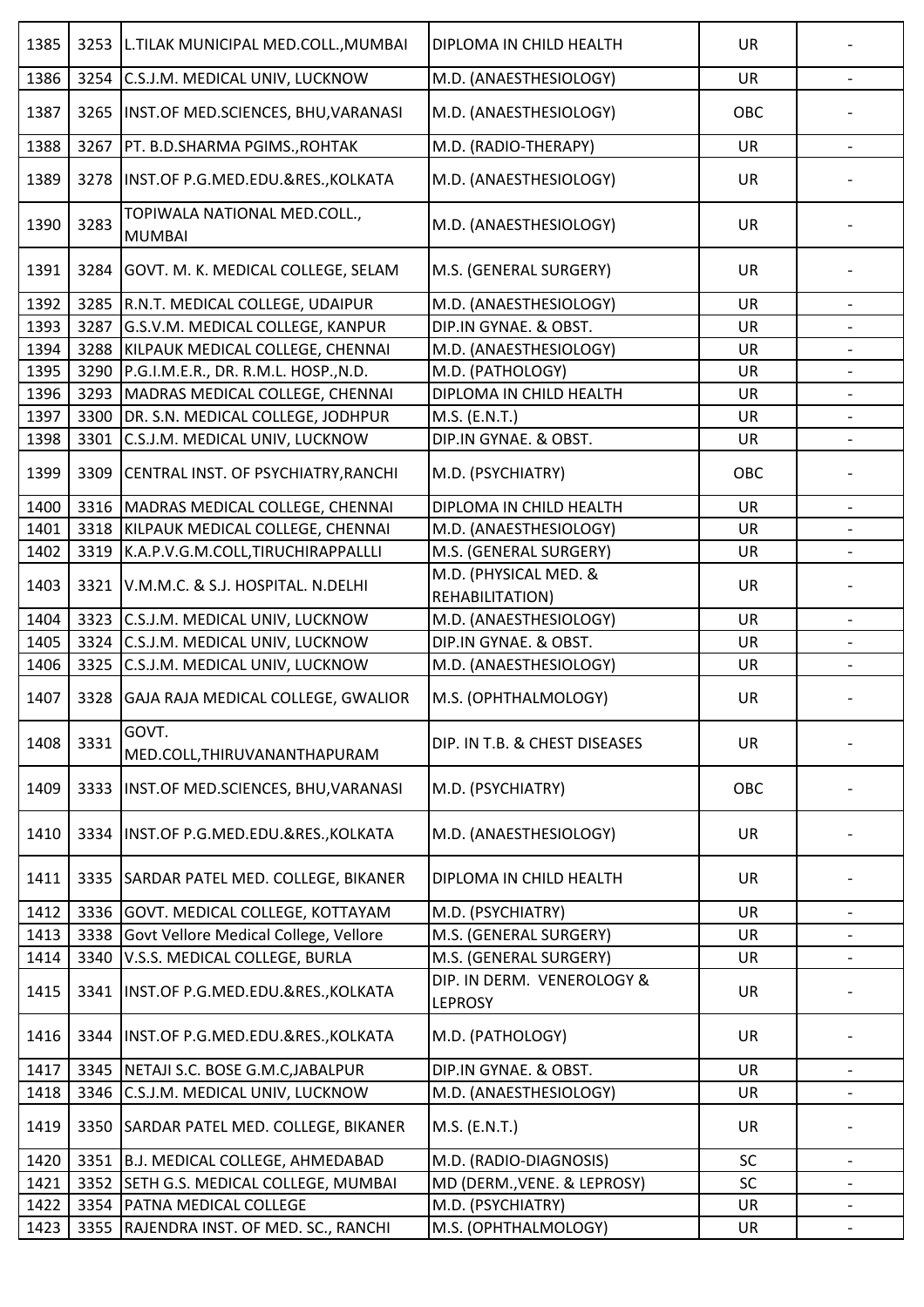| | | | | | |
|---|---|---|---|---|---|
| 1385 | 3253 | L.TILAK MUNICIPAL MED.COLL.,MUMBAI | DIPLOMA IN CHILD HEALTH | UR | - |
| 1386 | 3254 | C.S.J.M. MEDICAL UNIV, LUCKNOW | M.D. (ANAESTHESIOLOGY) | UR | - |
| 1387 | 3265 | INST.OF MED.SCIENCES, BHU,VARANASI | M.D. (ANAESTHESIOLOGY) | OBC | - |
| 1388 | 3267 | PT. B.D.SHARMA PGIMS.,ROHTAK | M.D. (RADIO-THERAPY) | UR | - |
| 1389 | 3278 | INST.OF P.G.MED.EDU.&RES.,KOLKATA | M.D. (ANAESTHESIOLOGY) | UR | - |
| 1390 | 3283 | TOPIWALA NATIONAL MED.COLL., MUMBAI | M.D. (ANAESTHESIOLOGY) | UR | - |
| 1391 | 3284 | GOVT. M. K. MEDICAL COLLEGE, SELAM | M.S. (GENERAL SURGERY) | UR | - |
| 1392 | 3285 | R.N.T. MEDICAL COLLEGE, UDAIPUR | M.D. (ANAESTHESIOLOGY) | UR | - |
| 1393 | 3287 | G.S.V.M. MEDICAL COLLEGE, KANPUR | DIP.IN GYNAE. & OBST. | UR | - |
| 1394 | 3288 | KILPAUK MEDICAL COLLEGE, CHENNAI | M.D. (ANAESTHESIOLOGY) | UR | - |
| 1395 | 3290 | P.G.I.M.E.R., DR. R.M.L. HOSP.,N.D. | M.D. (PATHOLOGY) | UR | - |
| 1396 | 3293 | MADRAS MEDICAL COLLEGE, CHENNAI | DIPLOMA IN CHILD HEALTH | UR | - |
| 1397 | 3300 | DR. S.N. MEDICAL COLLEGE, JODHPUR | M.S. (E.N.T.) | UR | - |
| 1398 | 3301 | C.S.J.M. MEDICAL UNIV, LUCKNOW | DIP.IN GYNAE. & OBST. | UR | - |
| 1399 | 3309 | CENTRAL INST. OF PSYCHIATRY,RANCHI | M.D. (PSYCHIATRY) | OBC | - |
| 1400 | 3316 | MADRAS MEDICAL COLLEGE, CHENNAI | DIPLOMA IN CHILD HEALTH | UR | - |
| 1401 | 3318 | KILPAUK MEDICAL COLLEGE, CHENNAI | M.D. (ANAESTHESIOLOGY) | UR | - |
| 1402 | 3319 | K.A.P.V.G.M.COLL,TIRUCHIRAPPALLLI | M.S. (GENERAL SURGERY) | UR | - |
| 1403 | 3321 | V.M.M.C. & S.J. HOSPITAL. N.DELHI | M.D. (PHYSICAL MED. & REHABILITATION) | UR | - |
| 1404 | 3323 | C.S.J.M. MEDICAL UNIV, LUCKNOW | M.D. (ANAESTHESIOLOGY) | UR | - |
| 1405 | 3324 | C.S.J.M. MEDICAL UNIV, LUCKNOW | DIP.IN GYNAE. & OBST. | UR | - |
| 1406 | 3325 | C.S.J.M. MEDICAL UNIV, LUCKNOW | M.D. (ANAESTHESIOLOGY) | UR | - |
| 1407 | 3328 | GAJA RAJA MEDICAL COLLEGE, GWALIOR | M.S. (OPHTHALMOLOGY) | UR | - |
| 1408 | 3331 | GOVT. MED.COLL,THIRUVANANTHAPURAM | DIP. IN T.B. & CHEST DISEASES | UR | - |
| 1409 | 3333 | INST.OF MED.SCIENCES, BHU,VARANASI | M.D. (PSYCHIATRY) | OBC | - |
| 1410 | 3334 | INST.OF P.G.MED.EDU.&RES.,KOLKATA | M.D. (ANAESTHESIOLOGY) | UR | - |
| 1411 | 3335 | SARDAR PATEL MED. COLLEGE, BIKANER | DIPLOMA IN CHILD HEALTH | UR | - |
| 1412 | 3336 | GOVT. MEDICAL COLLEGE, KOTTAYAM | M.D. (PSYCHIATRY) | UR | - |
| 1413 | 3338 | Govt Vellore Medical College, Vellore | M.S. (GENERAL SURGERY) | UR | - |
| 1414 | 3340 | V.S.S. MEDICAL COLLEGE, BURLA | M.S. (GENERAL SURGERY) | UR | - |
| 1415 | 3341 | INST.OF P.G.MED.EDU.&RES.,KOLKATA | DIP. IN DERM. VENEROLOGY & LEPROSY | UR | - |
| 1416 | 3344 | INST.OF P.G.MED.EDU.&RES.,KOLKATA | M.D. (PATHOLOGY) | UR | - |
| 1417 | 3345 | NETAJI S.C. BOSE G.M.C,JABALPUR | DIP.IN GYNAE. & OBST. | UR | - |
| 1418 | 3346 | C.S.J.M. MEDICAL UNIV, LUCKNOW | M.D. (ANAESTHESIOLOGY) | UR | - |
| 1419 | 3350 | SARDAR PATEL MED. COLLEGE, BIKANER | M.S. (E.N.T.) | UR | - |
| 1420 | 3351 | B.J. MEDICAL COLLEGE, AHMEDABAD | M.D. (RADIO-DIAGNOSIS) | SC | - |
| 1421 | 3352 | SETH G.S. MEDICAL COLLEGE, MUMBAI | MD (DERM.,VENE. & LEPROSY) | SC | - |
| 1422 | 3354 | PATNA MEDICAL COLLEGE | M.D. (PSYCHIATRY) | UR | - |
| 1423 | 3355 | RAJENDRA INST. OF MED. SC., RANCHI | M.S. (OPHTHALMOLOGY) | UR | - |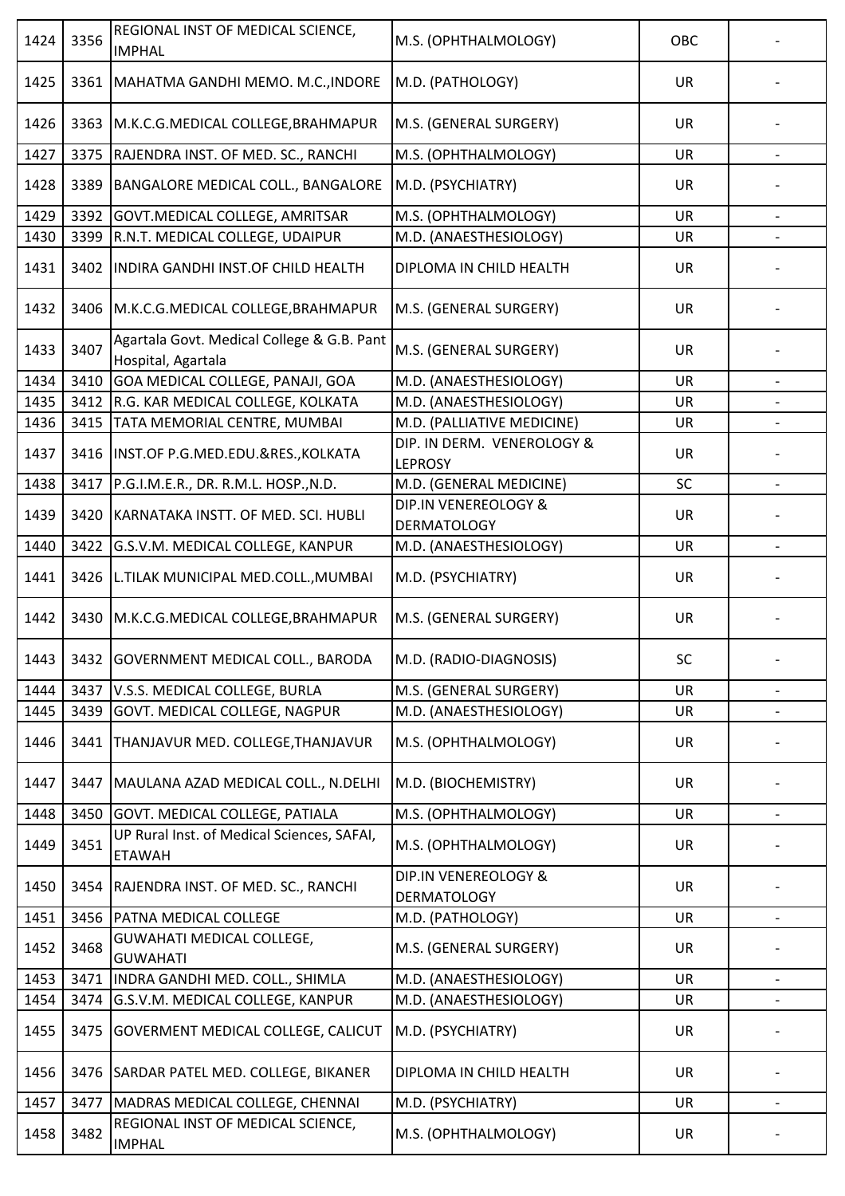| 1424 | 3356 | REGIONAL INST OF MEDICAL SCIENCE, IMPHAL | M.S. (OPHTHALMOLOGY) | OBC | - |
|---|---|---|---|---|---|
| 1425 | 3361 | MAHATMA GANDHI MEMO. M.C.,INDORE | M.D. (PATHOLOGY) | UR | - |
| 1426 | 3363 | M.K.C.G.MEDICAL COLLEGE,BRAHMAPUR | M.S. (GENERAL SURGERY) | UR | - |
| 1427 | 3375 | RAJENDRA INST. OF MED. SC., RANCHI | M.S. (OPHTHALMOLOGY) | UR | - |
| 1428 | 3389 | BANGALORE MEDICAL COLL., BANGALORE | M.D. (PSYCHIATRY) | UR | - |
| 1429 | 3392 | GOVT.MEDICAL COLLEGE, AMRITSAR | M.S. (OPHTHALMOLOGY) | UR | - |
| 1430 | 3399 | R.N.T. MEDICAL COLLEGE, UDAIPUR | M.D. (ANAESTHESIOLOGY) | UR | - |
| 1431 | 3402 | INDIRA GANDHI INST.OF CHILD HEALTH | DIPLOMA IN CHILD HEALTH | UR | - |
| 1432 | 3406 | M.K.C.G.MEDICAL COLLEGE,BRAHMAPUR | M.S. (GENERAL SURGERY) | UR | - |
| 1433 | 3407 | Agartala Govt. Medical College & G.B. Pant Hospital, Agartala | M.S. (GENERAL SURGERY) | UR | - |
| 1434 | 3410 | GOA MEDICAL COLLEGE, PANAJI, GOA | M.D. (ANAESTHESIOLOGY) | UR | - |
| 1435 | 3412 | R.G. KAR MEDICAL COLLEGE, KOLKATA | M.D. (ANAESTHESIOLOGY) | UR | - |
| 1436 | 3415 | TATA MEMORIAL CENTRE, MUMBAI | M.D. (PALLIATIVE MEDICINE) | UR | - |
| 1437 | 3416 | INST.OF P.G.MED.EDU.&RES.,KOLKATA | DIP. IN DERM. VENEROLOGY & LEPROSY | UR | - |
| 1438 | 3417 | P.G.I.M.E.R., DR. R.M.L. HOSP.,N.D. | M.D. (GENERAL MEDICINE) | SC | - |
| 1439 | 3420 | KARNATAKA INSTT. OF MED. SCI. HUBLI | DIP.IN VENEREOLOGY & DERMATOLOGY | UR | - |
| 1440 | 3422 | G.S.V.M. MEDICAL COLLEGE, KANPUR | M.D. (ANAESTHESIOLOGY) | UR | - |
| 1441 | 3426 | L.TILAK MUNICIPAL MED.COLL.,MUMBAI | M.D. (PSYCHIATRY) | UR | - |
| 1442 | 3430 | M.K.C.G.MEDICAL COLLEGE,BRAHMAPUR | M.S. (GENERAL SURGERY) | UR | - |
| 1443 | 3432 | GOVERNMENT MEDICAL COLL., BARODA | M.D. (RADIO-DIAGNOSIS) | SC | - |
| 1444 | 3437 | V.S.S. MEDICAL COLLEGE, BURLA | M.S. (GENERAL SURGERY) | UR | - |
| 1445 | 3439 | GOVT. MEDICAL COLLEGE, NAGPUR | M.D. (ANAESTHESIOLOGY) | UR | - |
| 1446 | 3441 | THANJAVUR MED. COLLEGE,THANJAVUR | M.S. (OPHTHALMOLOGY) | UR | - |
| 1447 | 3447 | MAULANA AZAD MEDICAL COLL., N.DELHI | M.D. (BIOCHEMISTRY) | UR | - |
| 1448 | 3450 | GOVT. MEDICAL COLLEGE, PATIALA | M.S. (OPHTHALMOLOGY) | UR | - |
| 1449 | 3451 | UP Rural Inst. of Medical Sciences, SAFAI, ETAWAH | M.S. (OPHTHALMOLOGY) | UR | - |
| 1450 | 3454 | RAJENDRA INST. OF MED. SC., RANCHI | DIP.IN VENEREOLOGY & DERMATOLOGY | UR | - |
| 1451 | 3456 | PATNA MEDICAL COLLEGE | M.D. (PATHOLOGY) | UR | - |
| 1452 | 3468 | GUWAHATI MEDICAL COLLEGE, GUWAHATI | M.S. (GENERAL SURGERY) | UR | - |
| 1453 | 3471 | INDRA GANDHI MED. COLL., SHIMLA | M.D. (ANAESTHESIOLOGY) | UR | - |
| 1454 | 3474 | G.S.V.M. MEDICAL COLLEGE, KANPUR | M.D. (ANAESTHESIOLOGY) | UR | - |
| 1455 | 3475 | GOVERMENT MEDICAL COLLEGE, CALICUT | M.D. (PSYCHIATRY) | UR | - |
| 1456 | 3476 | SARDAR PATEL MED. COLLEGE, BIKANER | DIPLOMA IN CHILD HEALTH | UR | - |
| 1457 | 3477 | MADRAS MEDICAL COLLEGE, CHENNAI | M.D. (PSYCHIATRY) | UR | - |
| 1458 | 3482 | REGIONAL INST OF MEDICAL SCIENCE, IMPHAL | M.S. (OPHTHALMOLOGY) | UR | - |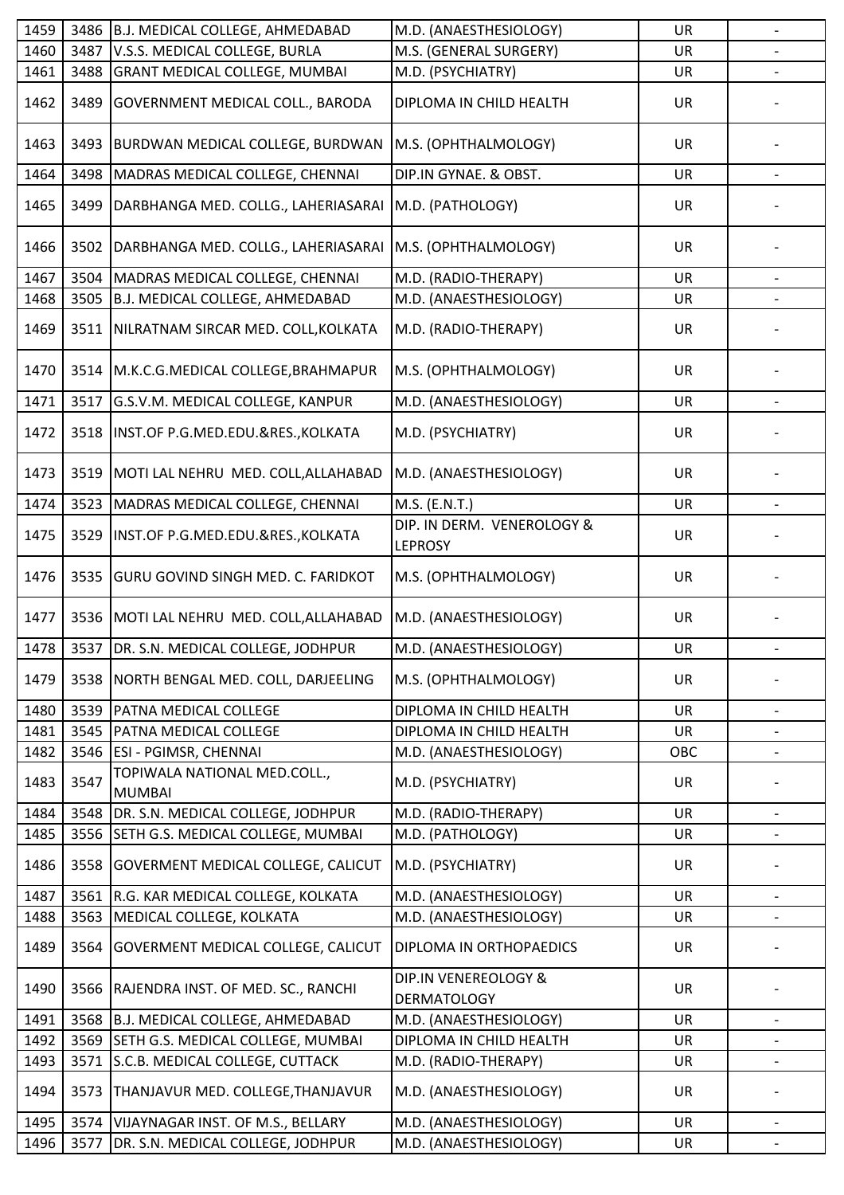| | | | | | |
|---|---|---|---|---|---|
| 1459 | 3486 | B.J. MEDICAL COLLEGE, AHMEDABAD | M.D. (ANAESTHESIOLOGY) | UR | - |
| 1460 | 3487 | V.S.S. MEDICAL COLLEGE, BURLA | M.S. (GENERAL SURGERY) | UR | - |
| 1461 | 3488 | GRANT MEDICAL COLLEGE, MUMBAI | M.D. (PSYCHIATRY) | UR | - |
| 1462 | 3489 | GOVERNMENT MEDICAL COLL., BARODA | DIPLOMA IN CHILD HEALTH | UR | - |
| 1463 | 3493 | BURDWAN MEDICAL COLLEGE, BURDWAN | M.S. (OPHTHALMOLOGY) | UR | - |
| 1464 | 3498 | MADRAS MEDICAL COLLEGE, CHENNAI | DIP.IN GYNAE. & OBST. | UR | - |
| 1465 | 3499 | DARBHANGA MED. COLLG., LAHERIASARAI | M.D. (PATHOLOGY) | UR | - |
| 1466 | 3502 | DARBHANGA MED. COLLG., LAHERIASARAI | M.S. (OPHTHALMOLOGY) | UR | - |
| 1467 | 3504 | MADRAS MEDICAL COLLEGE, CHENNAI | M.D. (RADIO-THERAPY) | UR | - |
| 1468 | 3505 | B.J. MEDICAL COLLEGE, AHMEDABAD | M.D. (ANAESTHESIOLOGY) | UR | - |
| 1469 | 3511 | NILRATNAM SIRCAR MED. COLL,KOLKATA | M.D. (RADIO-THERAPY) | UR | - |
| 1470 | 3514 | M.K.C.G.MEDICAL COLLEGE,BRAHMAPUR | M.S. (OPHTHALMOLOGY) | UR | - |
| 1471 | 3517 | G.S.V.M. MEDICAL COLLEGE, KANPUR | M.D. (ANAESTHESIOLOGY) | UR | - |
| 1472 | 3518 | INST.OF P.G.MED.EDU.&RES.,KOLKATA | M.D. (PSYCHIATRY) | UR | - |
| 1473 | 3519 | MOTI LAL NEHRU MED. COLL,ALLAHABAD | M.D. (ANAESTHESIOLOGY) | UR | - |
| 1474 | 3523 | MADRAS MEDICAL COLLEGE, CHENNAI | M.S. (E.N.T.) | UR | - |
| 1475 | 3529 | INST.OF P.G.MED.EDU.&RES.,KOLKATA | DIP. IN DERM. VENEROLOGY & LEPROSY | UR | - |
| 1476 | 3535 | GURU GOVIND SINGH MED. C. FARIDKOT | M.S. (OPHTHALMOLOGY) | UR | - |
| 1477 | 3536 | MOTI LAL NEHRU MED. COLL,ALLAHABAD | M.D. (ANAESTHESIOLOGY) | UR | - |
| 1478 | 3537 | DR. S.N. MEDICAL COLLEGE, JODHPUR | M.D. (ANAESTHESIOLOGY) | UR | - |
| 1479 | 3538 | NORTH BENGAL MED. COLL, DARJEELING | M.S. (OPHTHALMOLOGY) | UR | - |
| 1480 | 3539 | PATNA MEDICAL COLLEGE | DIPLOMA IN CHILD HEALTH | UR | - |
| 1481 | 3545 | PATNA MEDICAL COLLEGE | DIPLOMA IN CHILD HEALTH | UR | - |
| 1482 | 3546 | ESI - PGIMSR, CHENNAI | M.D. (ANAESTHESIOLOGY) | OBC | - |
| 1483 | 3547 | TOPIWALA NATIONAL MED.COLL., MUMBAI | M.D. (PSYCHIATRY) | UR | - |
| 1484 | 3548 | DR. S.N. MEDICAL COLLEGE, JODHPUR | M.D. (RADIO-THERAPY) | UR | - |
| 1485 | 3556 | SETH G.S. MEDICAL COLLEGE, MUMBAI | M.D. (PATHOLOGY) | UR | - |
| 1486 | 3558 | GOVERMENT MEDICAL COLLEGE, CALICUT | M.D. (PSYCHIATRY) | UR | - |
| 1487 | 3561 | R.G. KAR MEDICAL COLLEGE, KOLKATA | M.D. (ANAESTHESIOLOGY) | UR | - |
| 1488 | 3563 | MEDICAL COLLEGE, KOLKATA | M.D. (ANAESTHESIOLOGY) | UR | - |
| 1489 | 3564 | GOVERMENT MEDICAL COLLEGE, CALICUT | DIPLOMA IN ORTHOPAEDICS | UR | - |
| 1490 | 3566 | RAJENDRA INST. OF MED. SC., RANCHI | DIP.IN VENEREOLOGY & DERMATOLOGY | UR | - |
| 1491 | 3568 | B.J. MEDICAL COLLEGE, AHMEDABAD | M.D. (ANAESTHESIOLOGY) | UR | - |
| 1492 | 3569 | SETH G.S. MEDICAL COLLEGE, MUMBAI | DIPLOMA IN CHILD HEALTH | UR | - |
| 1493 | 3571 | S.C.B. MEDICAL COLLEGE, CUTTACK | M.D. (RADIO-THERAPY) | UR | - |
| 1494 | 3573 | THANJAVUR MED. COLLEGE,THANJAVUR | M.D. (ANAESTHESIOLOGY) | UR | - |
| 1495 | 3574 | VIJAYNAGAR INST. OF M.S., BELLARY | M.D. (ANAESTHESIOLOGY) | UR | - |
| 1496 | 3577 | DR. S.N. MEDICAL COLLEGE, JODHPUR | M.D. (ANAESTHESIOLOGY) | UR | - |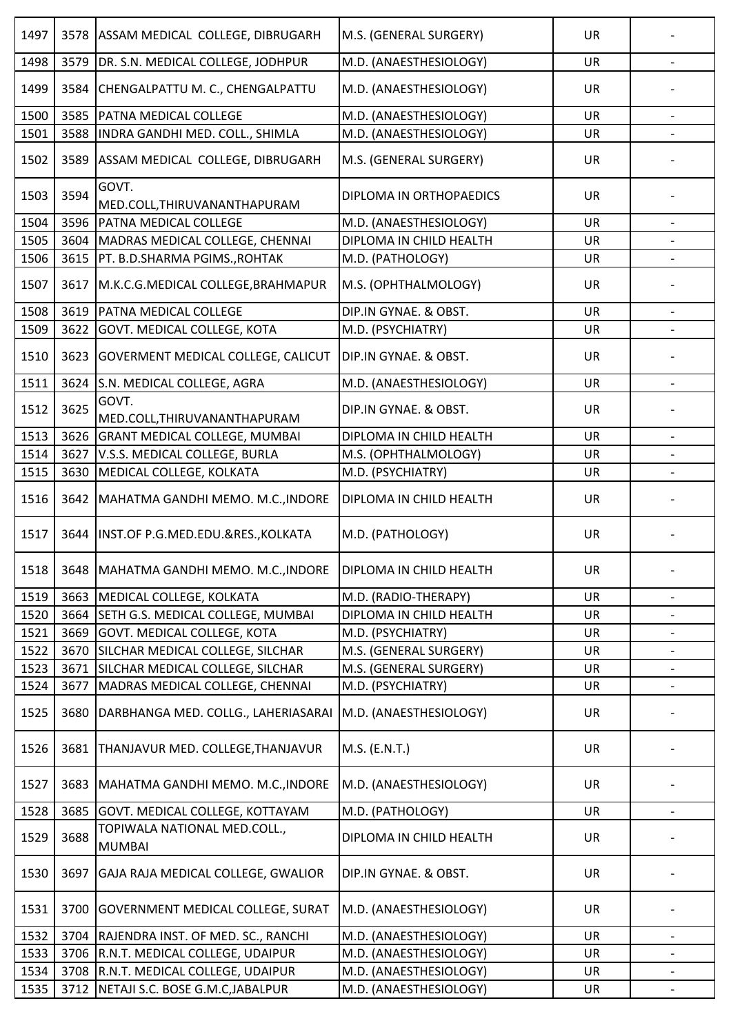| 1497 | 3578 | ASSAM MEDICAL COLLEGE, DIBRUGARH | M.S. (GENERAL SURGERY) | UR | - |
|---|---|---|---|---|---|
| 1498 | 3579 | DR. S.N. MEDICAL COLLEGE, JODHPUR | M.D. (ANAESTHESIOLOGY) | UR | - |
| 1499 | 3584 | CHENGALPATTU M. C., CHENGALPATTU | M.D. (ANAESTHESIOLOGY) | UR | - |
| 1500 | 3585 | PATNA MEDICAL COLLEGE | M.D. (ANAESTHESIOLOGY) | UR | - |
| 1501 | 3588 | INDRA GANDHI MED. COLL., SHIMLA | M.D. (ANAESTHESIOLOGY) | UR | - |
| 1502 | 3589 | ASSAM MEDICAL COLLEGE, DIBRUGARH | M.S. (GENERAL SURGERY) | UR | - |
| 1503 | 3594 | GOVT. MED.COLL,THIRUVANANTHAPURAM | DIPLOMA IN ORTHOPAEDICS | UR | - |
| 1504 | 3596 | PATNA MEDICAL COLLEGE | M.D. (ANAESTHESIOLOGY) | UR | - |
| 1505 | 3604 | MADRAS MEDICAL COLLEGE, CHENNAI | DIPLOMA IN CHILD HEALTH | UR | - |
| 1506 | 3615 | PT. B.D.SHARMA PGIMS.,ROHTAK | M.D. (PATHOLOGY) | UR | - |
| 1507 | 3617 | M.K.C.G.MEDICAL COLLEGE,BRAHMAPUR | M.S. (OPHTHALMOLOGY) | UR | - |
| 1508 | 3619 | PATNA MEDICAL COLLEGE | DIP.IN GYNAE. & OBST. | UR | - |
| 1509 | 3622 | GOVT. MEDICAL COLLEGE, KOTA | M.D. (PSYCHIATRY) | UR | - |
| 1510 | 3623 | GOVERMENT MEDICAL COLLEGE, CALICUT | DIP.IN GYNAE. & OBST. | UR | - |
| 1511 | 3624 | S.N. MEDICAL COLLEGE, AGRA | M.D. (ANAESTHESIOLOGY) | UR | - |
| 1512 | 3625 | GOVT. MED.COLL,THIRUVANANTHAPURAM | DIP.IN GYNAE. & OBST. | UR | - |
| 1513 | 3626 | GRANT MEDICAL COLLEGE, MUMBAI | DIPLOMA IN CHILD HEALTH | UR | - |
| 1514 | 3627 | V.S.S. MEDICAL COLLEGE, BURLA | M.S. (OPHTHALMOLOGY) | UR | - |
| 1515 | 3630 | MEDICAL COLLEGE, KOLKATA | M.D. (PSYCHIATRY) | UR | - |
| 1516 | 3642 | MAHATMA GANDHI MEMO. M.C.,INDORE | DIPLOMA IN CHILD HEALTH | UR | - |
| 1517 | 3644 | INST.OF P.G.MED.EDU.&RES.,KOLKATA | M.D. (PATHOLOGY) | UR | - |
| 1518 | 3648 | MAHATMA GANDHI MEMO. M.C.,INDORE | DIPLOMA IN CHILD HEALTH | UR | - |
| 1519 | 3663 | MEDICAL COLLEGE, KOLKATA | M.D. (RADIO-THERAPY) | UR | - |
| 1520 | 3664 | SETH G.S. MEDICAL COLLEGE, MUMBAI | DIPLOMA IN CHILD HEALTH | UR | - |
| 1521 | 3669 | GOVT. MEDICAL COLLEGE, KOTA | M.D. (PSYCHIATRY) | UR | - |
| 1522 | 3670 | SILCHAR MEDICAL COLLEGE, SILCHAR | M.S. (GENERAL SURGERY) | UR | - |
| 1523 | 3671 | SILCHAR MEDICAL COLLEGE, SILCHAR | M.S. (GENERAL SURGERY) | UR | - |
| 1524 | 3677 | MADRAS MEDICAL COLLEGE, CHENNAI | M.D. (PSYCHIATRY) | UR | - |
| 1525 | 3680 | DARBHANGA MED. COLLG., LAHERIASARAI | M.D. (ANAESTHESIOLOGY) | UR | - |
| 1526 | 3681 | THANJAVUR MED. COLLEGE,THANJAVUR | M.S. (E.N.T.) | UR | - |
| 1527 | 3683 | MAHATMA GANDHI MEMO. M.C.,INDORE | M.D. (ANAESTHESIOLOGY) | UR | - |
| 1528 | 3685 | GOVT. MEDICAL COLLEGE, KOTTAYAM | M.D. (PATHOLOGY) | UR | - |
| 1529 | 3688 | TOPIWALA NATIONAL MED.COLL., MUMBAI | DIPLOMA IN CHILD HEALTH | UR | - |
| 1530 | 3697 | GAJA RAJA MEDICAL COLLEGE, GWALIOR | DIP.IN GYNAE. & OBST. | UR | - |
| 1531 | 3700 | GOVERNMENT MEDICAL COLLEGE, SURAT | M.D. (ANAESTHESIOLOGY) | UR | - |
| 1532 | 3704 | RAJENDRA INST. OF MED. SC., RANCHI | M.D. (ANAESTHESIOLOGY) | UR | - |
| 1533 | 3706 | R.N.T. MEDICAL COLLEGE, UDAIPUR | M.D. (ANAESTHESIOLOGY) | UR | - |
| 1534 | 3708 | R.N.T. MEDICAL COLLEGE, UDAIPUR | M.D. (ANAESTHESIOLOGY) | UR | - |
| 1535 | 3712 | NETAJI S.C. BOSE G.M.C,JABALPUR | M.D. (ANAESTHESIOLOGY) | UR | - |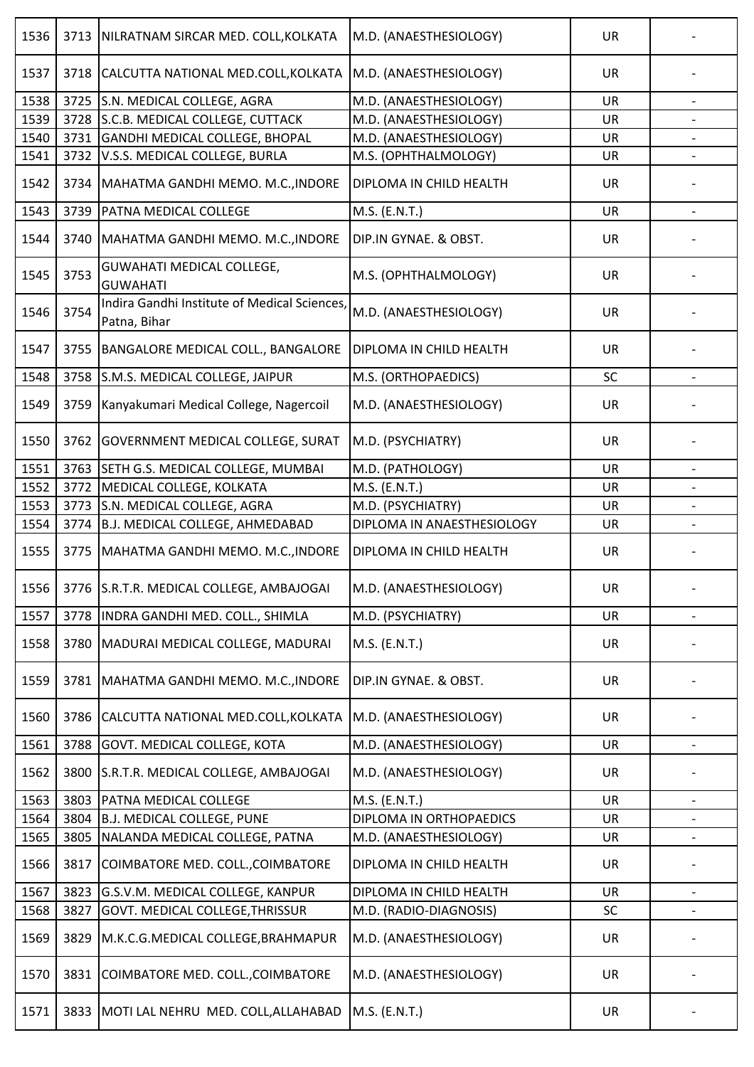| | | | | | |
|---|---|---|---|---|---|
| 1536 | 3713 | NILRATNAM SIRCAR MED. COLL,KOLKATA | M.D. (ANAESTHESIOLOGY) | UR | - |
| 1537 | 3718 | CALCUTTA NATIONAL MED.COLL,KOLKATA | M.D. (ANAESTHESIOLOGY) | UR | - |
| 1538 | 3725 | S.N. MEDICAL COLLEGE, AGRA | M.D. (ANAESTHESIOLOGY) | UR | - |
| 1539 | 3728 | S.C.B. MEDICAL COLLEGE, CUTTACK | M.D. (ANAESTHESIOLOGY) | UR | - |
| 1540 | 3731 | GANDHI MEDICAL COLLEGE, BHOPAL | M.D. (ANAESTHESIOLOGY) | UR | - |
| 1541 | 3732 | V.S.S. MEDICAL COLLEGE, BURLA | M.S. (OPHTHALMOLOGY) | UR | - |
| 1542 | 3734 | MAHATMA GANDHI MEMO. M.C.,INDORE | DIPLOMA IN CHILD HEALTH | UR | - |
| 1543 | 3739 | PATNA MEDICAL COLLEGE | M.S. (E.N.T.) | UR | - |
| 1544 | 3740 | MAHATMA GANDHI MEMO. M.C.,INDORE | DIP.IN GYNAE. & OBST. | UR | - |
| 1545 | 3753 | GUWAHATI MEDICAL COLLEGE, GUWAHATI | M.S. (OPHTHALMOLOGY) | UR | - |
| 1546 | 3754 | Indira Gandhi Institute of Medical Sciences, Patna, Bihar | M.D. (ANAESTHESIOLOGY) | UR | - |
| 1547 | 3755 | BANGALORE MEDICAL COLL., BANGALORE | DIPLOMA IN CHILD HEALTH | UR | - |
| 1548 | 3758 | S.M.S. MEDICAL COLLEGE, JAIPUR | M.S. (ORTHOPAEDICS) | SC | - |
| 1549 | 3759 | Kanyakumari Medical College, Nagercoil | M.D. (ANAESTHESIOLOGY) | UR | - |
| 1550 | 3762 | GOVERNMENT MEDICAL COLLEGE, SURAT | M.D. (PSYCHIATRY) | UR | - |
| 1551 | 3763 | SETH G.S. MEDICAL COLLEGE, MUMBAI | M.D. (PATHOLOGY) | UR | - |
| 1552 | 3772 | MEDICAL COLLEGE, KOLKATA | M.S. (E.N.T.) | UR | - |
| 1553 | 3773 | S.N. MEDICAL COLLEGE, AGRA | M.D. (PSYCHIATRY) | UR | - |
| 1554 | 3774 | B.J. MEDICAL COLLEGE, AHMEDABAD | DIPLOMA IN ANAESTHESIOLOGY | UR | - |
| 1555 | 3775 | MAHATMA GANDHI MEMO. M.C.,INDORE | DIPLOMA IN CHILD HEALTH | UR | - |
| 1556 | 3776 | S.R.T.R. MEDICAL COLLEGE, AMBAJOGAI | M.D. (ANAESTHESIOLOGY) | UR | - |
| 1557 | 3778 | INDRA GANDHI MED. COLL., SHIMLA | M.D. (PSYCHIATRY) | UR | - |
| 1558 | 3780 | MADURAI MEDICAL COLLEGE, MADURAI | M.S. (E.N.T.) | UR | - |
| 1559 | 3781 | MAHATMA GANDHI MEMO. M.C.,INDORE | DIP.IN GYNAE. & OBST. | UR | - |
| 1560 | 3786 | CALCUTTA NATIONAL MED.COLL,KOLKATA | M.D. (ANAESTHESIOLOGY) | UR | - |
| 1561 | 3788 | GOVT. MEDICAL COLLEGE, KOTA | M.D. (ANAESTHESIOLOGY) | UR | - |
| 1562 | 3800 | S.R.T.R. MEDICAL COLLEGE, AMBAJOGAI | M.D. (ANAESTHESIOLOGY) | UR | - |
| 1563 | 3803 | PATNA MEDICAL COLLEGE | M.S. (E.N.T.) | UR | - |
| 1564 | 3804 | B.J. MEDICAL COLLEGE, PUNE | DIPLOMA IN ORTHOPAEDICS | UR | - |
| 1565 | 3805 | NALANDA MEDICAL COLLEGE, PATNA | M.D. (ANAESTHESIOLOGY) | UR | - |
| 1566 | 3817 | COIMBATORE MED. COLL.,COIMBATORE | DIPLOMA IN CHILD HEALTH | UR | - |
| 1567 | 3823 | G.S.V.M. MEDICAL COLLEGE, KANPUR | DIPLOMA IN CHILD HEALTH | UR | - |
| 1568 | 3827 | GOVT. MEDICAL COLLEGE,THRISSUR | M.D. (RADIO-DIAGNOSIS) | SC | - |
| 1569 | 3829 | M.K.C.G.MEDICAL COLLEGE,BRAHMAPUR | M.D. (ANAESTHESIOLOGY) | UR | - |
| 1570 | 3831 | COIMBATORE MED. COLL.,COIMBATORE | M.D. (ANAESTHESIOLOGY) | UR | - |
| 1571 | 3833 | MOTI LAL NEHRU MED. COLL,ALLAHABAD | M.S. (E.N.T.) | UR | - |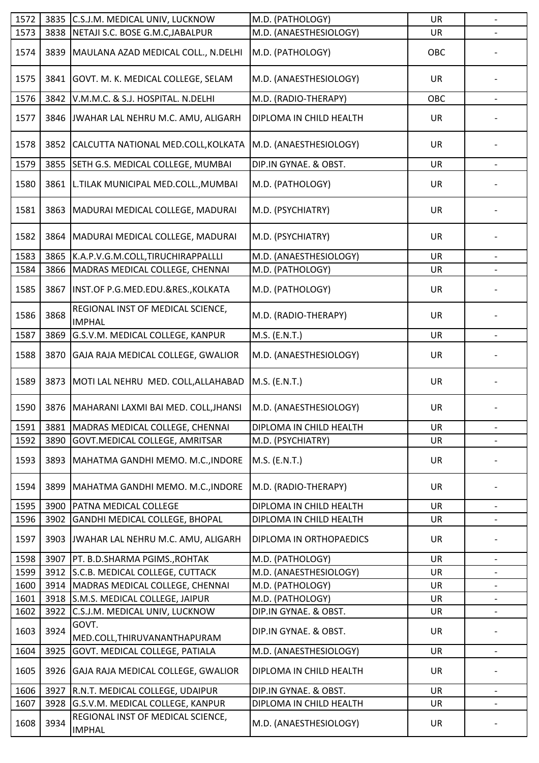| | | | | | |
|---|---|---|---|---|---|
| 1572 | 3835 | C.S.J.M. MEDICAL UNIV, LUCKNOW | M.D. (PATHOLOGY) | UR | - |
| 1573 | 3838 | NETAJI S.C. BOSE G.M.C,JABALPUR | M.D. (ANAESTHESIOLOGY) | UR | - |
| 1574 | 3839 | MAULANA AZAD MEDICAL COLL., N.DELHI | M.D. (PATHOLOGY) | OBC | - |
| 1575 | 3841 | GOVT. M. K. MEDICAL COLLEGE, SELAM | M.D. (ANAESTHESIOLOGY) | UR | - |
| 1576 | 3842 | V.M.M.C. & S.J. HOSPITAL. N.DELHI | M.D. (RADIO-THERAPY) | OBC | - |
| 1577 | 3846 | JWAHAR LAL NEHRU M.C. AMU, ALIGARH | DIPLOMA IN CHILD HEALTH | UR | - |
| 1578 | 3852 | CALCUTTA NATIONAL MED.COLL,KOLKATA | M.D. (ANAESTHESIOLOGY) | UR | - |
| 1579 | 3855 | SETH G.S. MEDICAL COLLEGE, MUMBAI | DIP.IN GYNAE. & OBST. | UR | - |
| 1580 | 3861 | L.TILAK MUNICIPAL MED.COLL.,MUMBAI | M.D. (PATHOLOGY) | UR | - |
| 1581 | 3863 | MADURAI MEDICAL COLLEGE, MADURAI | M.D. (PSYCHIATRY) | UR | - |
| 1582 | 3864 | MADURAI MEDICAL COLLEGE, MADURAI | M.D. (PSYCHIATRY) | UR | - |
| 1583 | 3865 | K.A.P.V.G.M.COLL,TIRUCHIRAPPALLLI | M.D. (ANAESTHESIOLOGY) | UR | - |
| 1584 | 3866 | MADRAS MEDICAL COLLEGE, CHENNAI | M.D. (PATHOLOGY) | UR | - |
| 1585 | 3867 | INST.OF P.G.MED.EDU.&RES.,KOLKATA | M.D. (PATHOLOGY) | UR | - |
| 1586 | 3868 | REGIONAL INST OF MEDICAL SCIENCE, IMPHAL | M.D. (RADIO-THERAPY) | UR | - |
| 1587 | 3869 | G.S.V.M. MEDICAL COLLEGE, KANPUR | M.S. (E.N.T.) | UR | - |
| 1588 | 3870 | GAJA RAJA MEDICAL COLLEGE, GWALIOR | M.D. (ANAESTHESIOLOGY) | UR | - |
| 1589 | 3873 | MOTI LAL NEHRU MED. COLL,ALLAHABAD | M.S. (E.N.T.) | UR | - |
| 1590 | 3876 | MAHARANI LAXMI BAI MED. COLL,JHANSI | M.D. (ANAESTHESIOLOGY) | UR | - |
| 1591 | 3881 | MADRAS MEDICAL COLLEGE, CHENNAI | DIPLOMA IN CHILD HEALTH | UR | - |
| 1592 | 3890 | GOVT.MEDICAL COLLEGE, AMRITSAR | M.D. (PSYCHIATRY) | UR | - |
| 1593 | 3893 | MAHATMA GANDHI MEMO. M.C.,INDORE | M.S. (E.N.T.) | UR | - |
| 1594 | 3899 | MAHATMA GANDHI MEMO. M.C.,INDORE | M.D. (RADIO-THERAPY) | UR | - |
| 1595 | 3900 | PATNA MEDICAL COLLEGE | DIPLOMA IN CHILD HEALTH | UR | - |
| 1596 | 3902 | GANDHI MEDICAL COLLEGE, BHOPAL | DIPLOMA IN CHILD HEALTH | UR | - |
| 1597 | 3903 | JWAHAR LAL NEHRU M.C. AMU, ALIGARH | DIPLOMA IN ORTHOPAEDICS | UR | - |
| 1598 | 3907 | PT. B.D.SHARMA PGIMS.,ROHTAK | M.D. (PATHOLOGY) | UR | - |
| 1599 | 3912 | S.C.B. MEDICAL COLLEGE, CUTTACK | M.D. (ANAESTHESIOLOGY) | UR | - |
| 1600 | 3914 | MADRAS MEDICAL COLLEGE, CHENNAI | M.D. (PATHOLOGY) | UR | - |
| 1601 | 3918 | S.M.S. MEDICAL COLLEGE, JAIPUR | M.D. (PATHOLOGY) | UR | - |
| 1602 | 3922 | C.S.J.M. MEDICAL UNIV, LUCKNOW | DIP.IN GYNAE. & OBST. | UR | - |
| 1603 | 3924 | GOVT. MED.COLL,THIRUVANANTHAPURAM | DIP.IN GYNAE. & OBST. | UR | - |
| 1604 | 3925 | GOVT. MEDICAL COLLEGE, PATIALA | M.D. (ANAESTHESIOLOGY) | UR | - |
| 1605 | 3926 | GAJA RAJA MEDICAL COLLEGE, GWALIOR | DIPLOMA IN CHILD HEALTH | UR | - |
| 1606 | 3927 | R.N.T. MEDICAL COLLEGE, UDAIPUR | DIP.IN GYNAE. & OBST. | UR | - |
| 1607 | 3928 | G.S.V.M. MEDICAL COLLEGE, KANPUR | DIPLOMA IN CHILD HEALTH | UR | - |
| 1608 | 3934 | REGIONAL INST OF MEDICAL SCIENCE, IMPHAL | M.D. (ANAESTHESIOLOGY) | UR | - |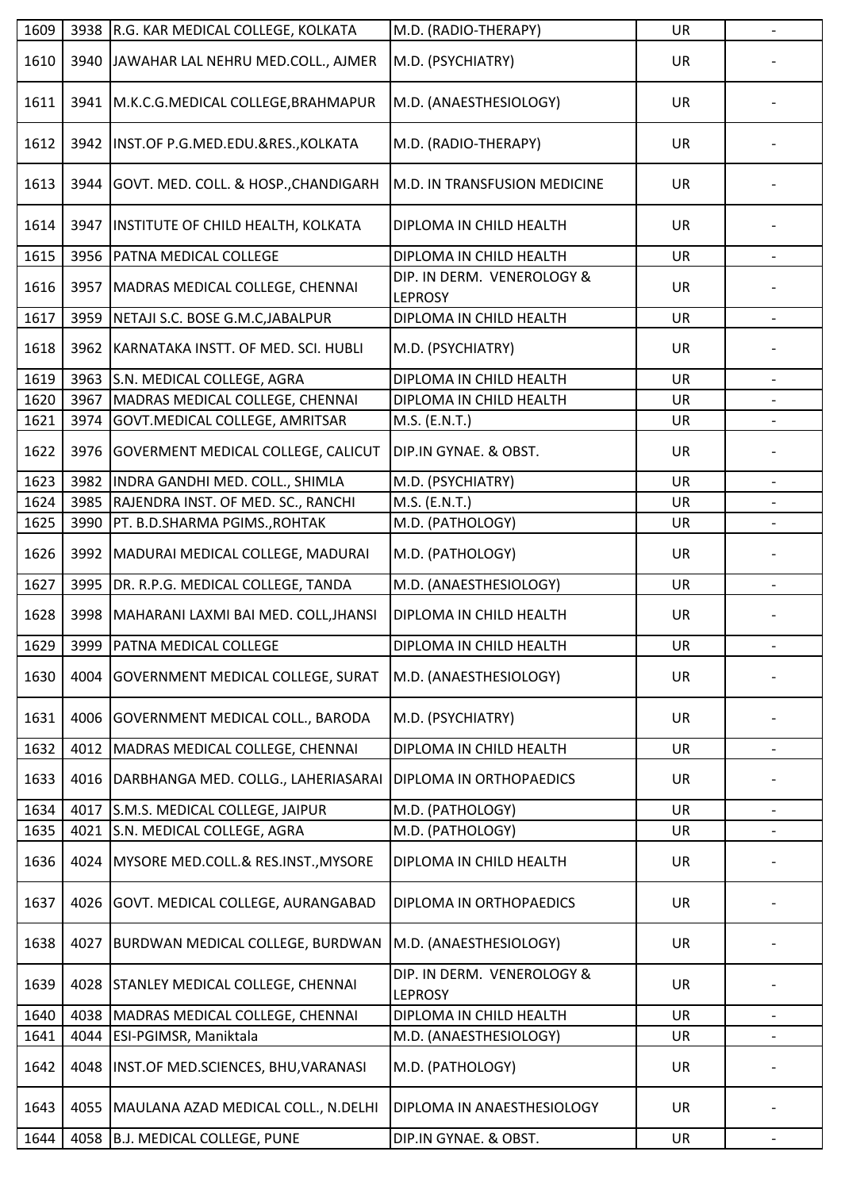| | | | | | |
|---|---|---|---|---|---|
| 1609 | 3938 | R.G. KAR MEDICAL COLLEGE, KOLKATA | M.D. (RADIO-THERAPY) | UR | - |
| 1610 | 3940 | JAWAHAR LAL NEHRU MED.COLL., AJMER | M.D. (PSYCHIATRY) | UR | - |
| 1611 | 3941 | M.K.C.G.MEDICAL COLLEGE,BRAHMAPUR | M.D. (ANAESTHESIOLOGY) | UR | - |
| 1612 | 3942 | INST.OF P.G.MED.EDU.&RES.,KOLKATA | M.D. (RADIO-THERAPY) | UR | - |
| 1613 | 3944 | GOVT. MED. COLL. & HOSP.,CHANDIGARH | M.D. IN TRANSFUSION MEDICINE | UR | - |
| 1614 | 3947 | INSTITUTE OF CHILD HEALTH, KOLKATA | DIPLOMA IN CHILD HEALTH | UR | - |
| 1615 | 3956 | PATNA MEDICAL COLLEGE | DIPLOMA IN CHILD HEALTH | UR | - |
| 1616 | 3957 | MADRAS MEDICAL COLLEGE, CHENNAI | DIP. IN DERM. VENEROLOGY & LEPROSY | UR | - |
| 1617 | 3959 | NETAJI S.C. BOSE G.M.C,JABALPUR | DIPLOMA IN CHILD HEALTH | UR | - |
| 1618 | 3962 | KARNATAKA INSTT. OF MED. SCI. HUBLI | M.D. (PSYCHIATRY) | UR | - |
| 1619 | 3963 | S.N. MEDICAL COLLEGE, AGRA | DIPLOMA IN CHILD HEALTH | UR | - |
| 1620 | 3967 | MADRAS MEDICAL COLLEGE, CHENNAI | DIPLOMA IN CHILD HEALTH | UR | - |
| 1621 | 3974 | GOVT.MEDICAL COLLEGE, AMRITSAR | M.S. (E.N.T.) | UR | - |
| 1622 | 3976 | GOVERMENT MEDICAL COLLEGE, CALICUT | DIP.IN GYNAE. & OBST. | UR | - |
| 1623 | 3982 | INDRA GANDHI MED. COLL., SHIMLA | M.D. (PSYCHIATRY) | UR | - |
| 1624 | 3985 | RAJENDRA INST. OF MED. SC., RANCHI | M.S. (E.N.T.) | UR | - |
| 1625 | 3990 | PT. B.D.SHARMA PGIMS.,ROHTAK | M.D. (PATHOLOGY) | UR | - |
| 1626 | 3992 | MADURAI MEDICAL COLLEGE, MADURAI | M.D. (PATHOLOGY) | UR | - |
| 1627 | 3995 | DR. R.P.G. MEDICAL COLLEGE, TANDA | M.D. (ANAESTHESIOLOGY) | UR | - |
| 1628 | 3998 | MAHARANI LAXMI BAI MED. COLL,JHANSI | DIPLOMA IN CHILD HEALTH | UR | - |
| 1629 | 3999 | PATNA MEDICAL COLLEGE | DIPLOMA IN CHILD HEALTH | UR | - |
| 1630 | 4004 | GOVERNMENT MEDICAL COLLEGE, SURAT | M.D. (ANAESTHESIOLOGY) | UR | - |
| 1631 | 4006 | GOVERNMENT MEDICAL COLL., BARODA | M.D. (PSYCHIATRY) | UR | - |
| 1632 | 4012 | MADRAS MEDICAL COLLEGE, CHENNAI | DIPLOMA IN CHILD HEALTH | UR | - |
| 1633 | 4016 | DARBHANGA MED. COLLG., LAHERIASARAI | DIPLOMA IN ORTHOPAEDICS | UR | - |
| 1634 | 4017 | S.M.S. MEDICAL COLLEGE, JAIPUR | M.D. (PATHOLOGY) | UR | - |
| 1635 | 4021 | S.N. MEDICAL COLLEGE, AGRA | M.D. (PATHOLOGY) | UR | - |
| 1636 | 4024 | MYSORE MED.COLL.& RES.INST.,MYSORE | DIPLOMA IN CHILD HEALTH | UR | - |
| 1637 | 4026 | GOVT. MEDICAL COLLEGE, AURANGABAD | DIPLOMA IN ORTHOPAEDICS | UR | - |
| 1638 | 4027 | BURDWAN MEDICAL COLLEGE, BURDWAN | M.D. (ANAESTHESIOLOGY) | UR | - |
| 1639 | 4028 | STANLEY MEDICAL COLLEGE, CHENNAI | DIP. IN DERM. VENEROLOGY & LEPROSY | UR | - |
| 1640 | 4038 | MADRAS MEDICAL COLLEGE, CHENNAI | DIPLOMA IN CHILD HEALTH | UR | - |
| 1641 | 4044 | ESI-PGIMSR, Maniktala | M.D. (ANAESTHESIOLOGY) | UR | - |
| 1642 | 4048 | INST.OF MED.SCIENCES, BHU,VARANASI | M.D. (PATHOLOGY) | UR | - |
| 1643 | 4055 | MAULANA AZAD MEDICAL COLL., N.DELHI | DIPLOMA IN ANAESTHESIOLOGY | UR | - |
| 1644 | 4058 | B.J. MEDICAL COLLEGE, PUNE | DIP.IN GYNAE. & OBST. | UR | - |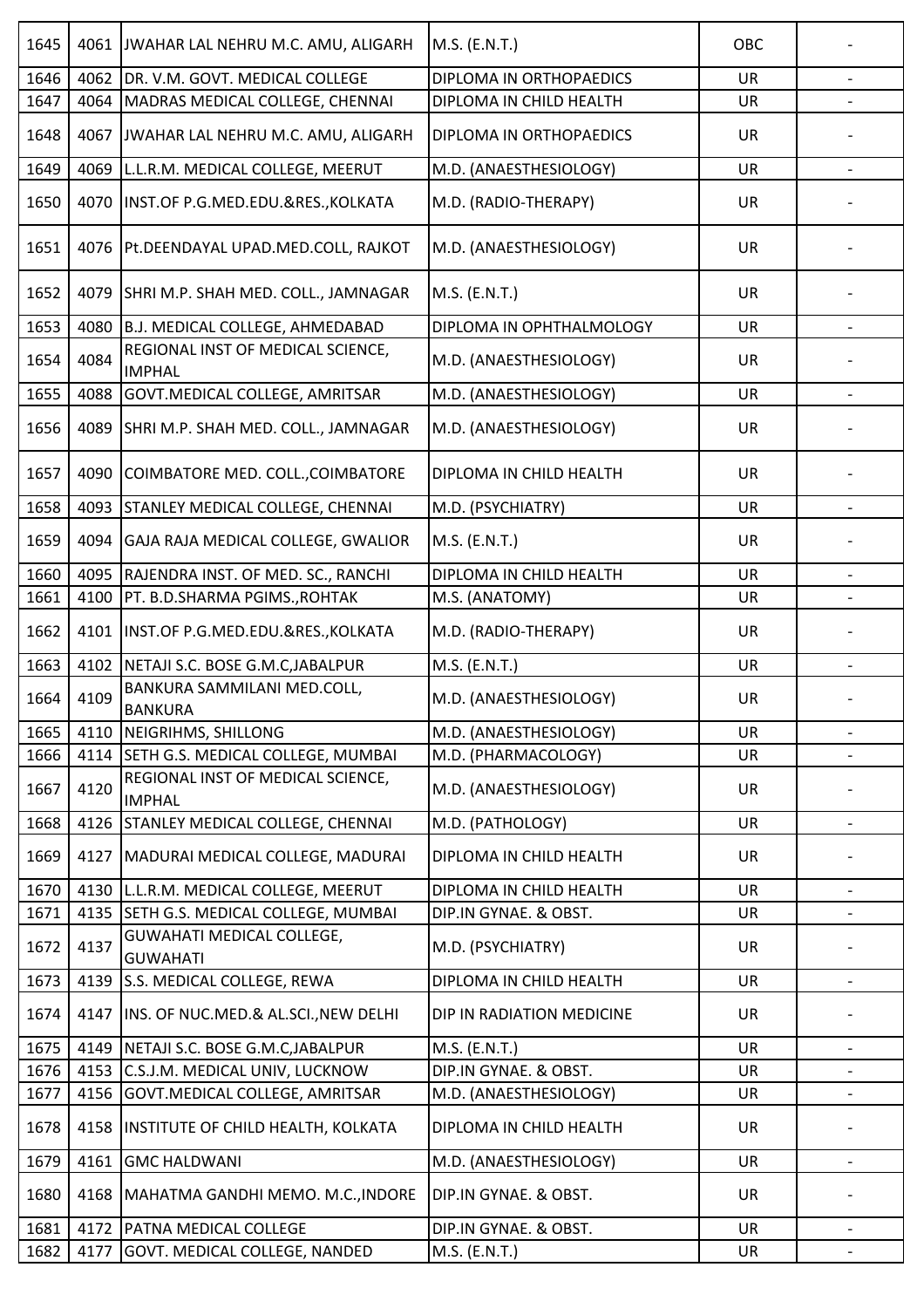| 1645 | 4061 | JWAHAR LAL NEHRU M.C. AMU, ALIGARH | M.S. (E.N.T.) | OBC | - |
|---|---|---|---|---|---|
| 1646 | 4062 | DR. V.M. GOVT. MEDICAL COLLEGE | DIPLOMA IN ORTHOPAEDICS | UR | - |
| 1647 | 4064 | MADRAS MEDICAL COLLEGE, CHENNAI | DIPLOMA IN CHILD HEALTH | UR | - |
| 1648 | 4067 | JWAHAR LAL NEHRU M.C. AMU, ALIGARH | DIPLOMA IN ORTHOPAEDICS | UR | - |
| 1649 | 4069 | L.L.R.M. MEDICAL COLLEGE, MEERUT | M.D. (ANAESTHESIOLOGY) | UR | - |
| 1650 | 4070 | INST.OF P.G.MED.EDU.&RES.,KOLKATA | M.D. (RADIO-THERAPY) | UR | - |
| 1651 | 4076 | Pt.DEENDAYAL UPAD.MED.COLL, RAJKOT | M.D. (ANAESTHESIOLOGY) | UR | - |
| 1652 | 4079 | SHRI M.P. SHAH MED. COLL., JAMNAGAR | M.S. (E.N.T.) | UR | - |
| 1653 | 4080 | B.J. MEDICAL COLLEGE, AHMEDABAD | DIPLOMA IN OPHTHALMOLOGY | UR | - |
| 1654 | 4084 | REGIONAL INST OF MEDICAL SCIENCE, IMPHAL | M.D. (ANAESTHESIOLOGY) | UR | - |
| 1655 | 4088 | GOVT.MEDICAL COLLEGE, AMRITSAR | M.D. (ANAESTHESIOLOGY) | UR | - |
| 1656 | 4089 | SHRI M.P. SHAH MED. COLL., JAMNAGAR | M.D. (ANAESTHESIOLOGY) | UR | - |
| 1657 | 4090 | COIMBATORE MED. COLL.,COIMBATORE | DIPLOMA IN CHILD HEALTH | UR | - |
| 1658 | 4093 | STANLEY MEDICAL COLLEGE, CHENNAI | M.D. (PSYCHIATRY) | UR | - |
| 1659 | 4094 | GAJA RAJA MEDICAL COLLEGE, GWALIOR | M.S. (E.N.T.) | UR | - |
| 1660 | 4095 | RAJENDRA INST. OF MED. SC., RANCHI | DIPLOMA IN CHILD HEALTH | UR | - |
| 1661 | 4100 | PT. B.D.SHARMA PGIMS.,ROHTAK | M.S. (ANATOMY) | UR | - |
| 1662 | 4101 | INST.OF P.G.MED.EDU.&RES.,KOLKATA | M.D. (RADIO-THERAPY) | UR | - |
| 1663 | 4102 | NETAJI S.C. BOSE G.M.C,JABALPUR | M.S. (E.N.T.) | UR | - |
| 1664 | 4109 | BANKURA SAMMILANI MED.COLL, BANKURA | M.D. (ANAESTHESIOLOGY) | UR | - |
| 1665 | 4110 | NEIGRIHMS, SHILLONG | M.D. (ANAESTHESIOLOGY) | UR | - |
| 1666 | 4114 | SETH G.S. MEDICAL COLLEGE, MUMBAI | M.D. (PHARMACOLOGY) | UR | - |
| 1667 | 4120 | REGIONAL INST OF MEDICAL SCIENCE, IMPHAL | M.D. (ANAESTHESIOLOGY) | UR | - |
| 1668 | 4126 | STANLEY MEDICAL COLLEGE, CHENNAI | M.D. (PATHOLOGY) | UR | - |
| 1669 | 4127 | MADURAI MEDICAL COLLEGE, MADURAI | DIPLOMA IN CHILD HEALTH | UR | - |
| 1670 | 4130 | L.L.R.M. MEDICAL COLLEGE, MEERUT | DIPLOMA IN CHILD HEALTH | UR | - |
| 1671 | 4135 | SETH G.S. MEDICAL COLLEGE, MUMBAI | DIP.IN GYNAE. & OBST. | UR | - |
| 1672 | 4137 | GUWAHATI MEDICAL COLLEGE, GUWAHATI | M.D. (PSYCHIATRY) | UR | - |
| 1673 | 4139 | S.S. MEDICAL COLLEGE, REWA | DIPLOMA IN CHILD HEALTH | UR | - |
| 1674 | 4147 | INS. OF NUC.MED.& AL.SCI.,NEW DELHI | DIP IN RADIATION MEDICINE | UR | - |
| 1675 | 4149 | NETAJI S.C. BOSE G.M.C,JABALPUR | M.S. (E.N.T.) | UR | - |
| 1676 | 4153 | C.S.J.M. MEDICAL UNIV, LUCKNOW | DIP.IN GYNAE. & OBST. | UR | - |
| 1677 | 4156 | GOVT.MEDICAL COLLEGE, AMRITSAR | M.D. (ANAESTHESIOLOGY) | UR | - |
| 1678 | 4158 | INSTITUTE OF CHILD HEALTH, KOLKATA | DIPLOMA IN CHILD HEALTH | UR | - |
| 1679 | 4161 | GMC HALDWANI | M.D. (ANAESTHESIOLOGY) | UR | - |
| 1680 | 4168 | MAHATMA GANDHI MEMO. M.C.,INDORE | DIP.IN GYNAE. & OBST. | UR | - |
| 1681 | 4172 | PATNA MEDICAL COLLEGE | DIP.IN GYNAE. & OBST. | UR | - |
| 1682 | 4177 | GOVT. MEDICAL COLLEGE, NANDED | M.S. (E.N.T.) | UR | - |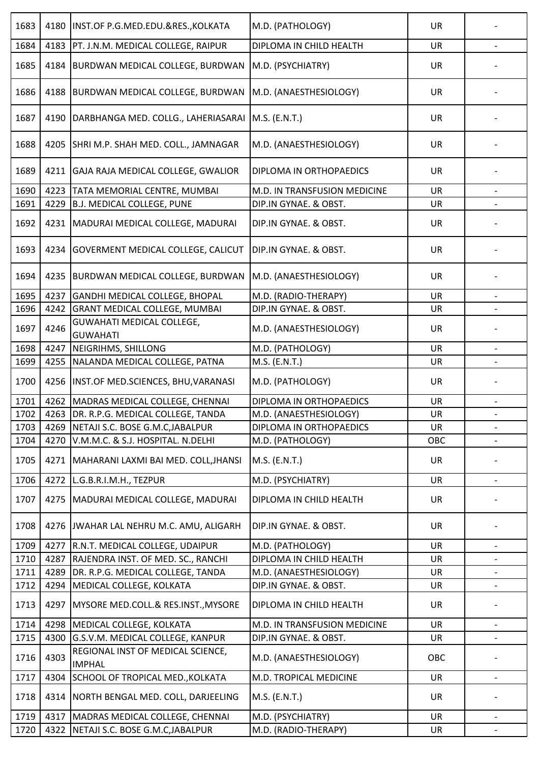| 1683 | 4180 | INST.OF P.G.MED.EDU.&RES.,KOLKATA | M.D. (PATHOLOGY) | UR | - |
|---|---|---|---|---|---|
| 1684 | 4183 | PT. J.N.M. MEDICAL COLLEGE, RAIPUR | DIPLOMA IN CHILD HEALTH | UR | - |
| 1685 | 4184 | BURDWAN MEDICAL COLLEGE, BURDWAN | M.D. (PSYCHIATRY) | UR | - |
| 1686 | 4188 | BURDWAN MEDICAL COLLEGE, BURDWAN | M.D. (ANAESTHESIOLOGY) | UR | - |
| 1687 | 4190 | DARBHANGA MED. COLLG., LAHERIASARAI | M.S. (E.N.T.) | UR | - |
| 1688 | 4205 | SHRI M.P. SHAH MED. COLL., JAMNAGAR | M.D. (ANAESTHESIOLOGY) | UR | - |
| 1689 | 4211 | GAJA RAJA MEDICAL COLLEGE, GWALIOR | DIPLOMA IN ORTHOPAEDICS | UR | - |
| 1690 | 4223 | TATA MEMORIAL CENTRE, MUMBAI | M.D. IN TRANSFUSION MEDICINE | UR | - |
| 1691 | 4229 | B.J. MEDICAL COLLEGE, PUNE | DIP.IN GYNAE. & OBST. | UR | - |
| 1692 | 4231 | MADURAI MEDICAL COLLEGE, MADURAI | DIP.IN GYNAE. & OBST. | UR | - |
| 1693 | 4234 | GOVERMENT MEDICAL COLLEGE, CALICUT | DIP.IN GYNAE. & OBST. | UR | - |
| 1694 | 4235 | BURDWAN MEDICAL COLLEGE, BURDWAN | M.D. (ANAESTHESIOLOGY) | UR | - |
| 1695 | 4237 | GANDHI MEDICAL COLLEGE, BHOPAL | M.D. (RADIO-THERAPY) | UR | - |
| 1696 | 4242 | GRANT MEDICAL COLLEGE, MUMBAI | DIP.IN GYNAE. & OBST. | UR | - |
| 1697 | 4246 | GUWAHATI MEDICAL COLLEGE, GUWAHATI | M.D. (ANAESTHESIOLOGY) | UR | - |
| 1698 | 4247 | NEIGRIHMS, SHILLONG | M.D. (PATHOLOGY) | UR | - |
| 1699 | 4255 | NALANDA MEDICAL COLLEGE, PATNA | M.S. (E.N.T.) | UR | - |
| 1700 | 4256 | INST.OF MED.SCIENCES, BHU,VARANASI | M.D. (PATHOLOGY) | UR | - |
| 1701 | 4262 | MADRAS MEDICAL COLLEGE, CHENNAI | DIPLOMA IN ORTHOPAEDICS | UR | - |
| 1702 | 4263 | DR. R.P.G. MEDICAL COLLEGE, TANDA | M.D. (ANAESTHESIOLOGY) | UR | - |
| 1703 | 4269 | NETAJI S.C. BOSE G.M.C,JABALPUR | DIPLOMA IN ORTHOPAEDICS | UR | - |
| 1704 | 4270 | V.M.M.C. & S.J. HOSPITAL. N.DELHI | M.D. (PATHOLOGY) | OBC | - |
| 1705 | 4271 | MAHARANI LAXMI BAI MED. COLL,JHANSI | M.S. (E.N.T.) | UR | - |
| 1706 | 4272 | L.G.B.R.I.M.H., TEZPUR | M.D. (PSYCHIATRY) | UR | - |
| 1707 | 4275 | MADURAI MEDICAL COLLEGE, MADURAI | DIPLOMA IN CHILD HEALTH | UR | - |
| 1708 | 4276 | JWAHAR LAL NEHRU M.C. AMU, ALIGARH | DIP.IN GYNAE. & OBST. | UR | - |
| 1709 | 4277 | R.N.T. MEDICAL COLLEGE, UDAIPUR | M.D. (PATHOLOGY) | UR | - |
| 1710 | 4287 | RAJENDRA INST. OF MED. SC., RANCHI | DIPLOMA IN CHILD HEALTH | UR | - |
| 1711 | 4289 | DR. R.P.G. MEDICAL COLLEGE, TANDA | M.D. (ANAESTHESIOLOGY) | UR | - |
| 1712 | 4294 | MEDICAL COLLEGE, KOLKATA | DIP.IN GYNAE. & OBST. | UR | - |
| 1713 | 4297 | MYSORE MED.COLL.& RES.INST.,MYSORE | DIPLOMA IN CHILD HEALTH | UR | - |
| 1714 | 4298 | MEDICAL COLLEGE, KOLKATA | M.D. IN TRANSFUSION MEDICINE | UR | - |
| 1715 | 4300 | G.S.V.M. MEDICAL COLLEGE, KANPUR | DIP.IN GYNAE. & OBST. | UR | - |
| 1716 | 4303 | REGIONAL INST OF MEDICAL SCIENCE, IMPHAL | M.D. (ANAESTHESIOLOGY) | OBC | - |
| 1717 | 4304 | SCHOOL OF TROPICAL MED.,KOLKATA | M.D. TROPICAL MEDICINE | UR | - |
| 1718 | 4314 | NORTH BENGAL MED. COLL, DARJEELING | M.S. (E.N.T.) | UR | - |
| 1719 | 4317 | MADRAS MEDICAL COLLEGE, CHENNAI | M.D. (PSYCHIATRY) | UR | - |
| 1720 | 4322 | NETAJI S.C. BOSE G.M.C,JABALPUR | M.D. (RADIO-THERAPY) | UR | - |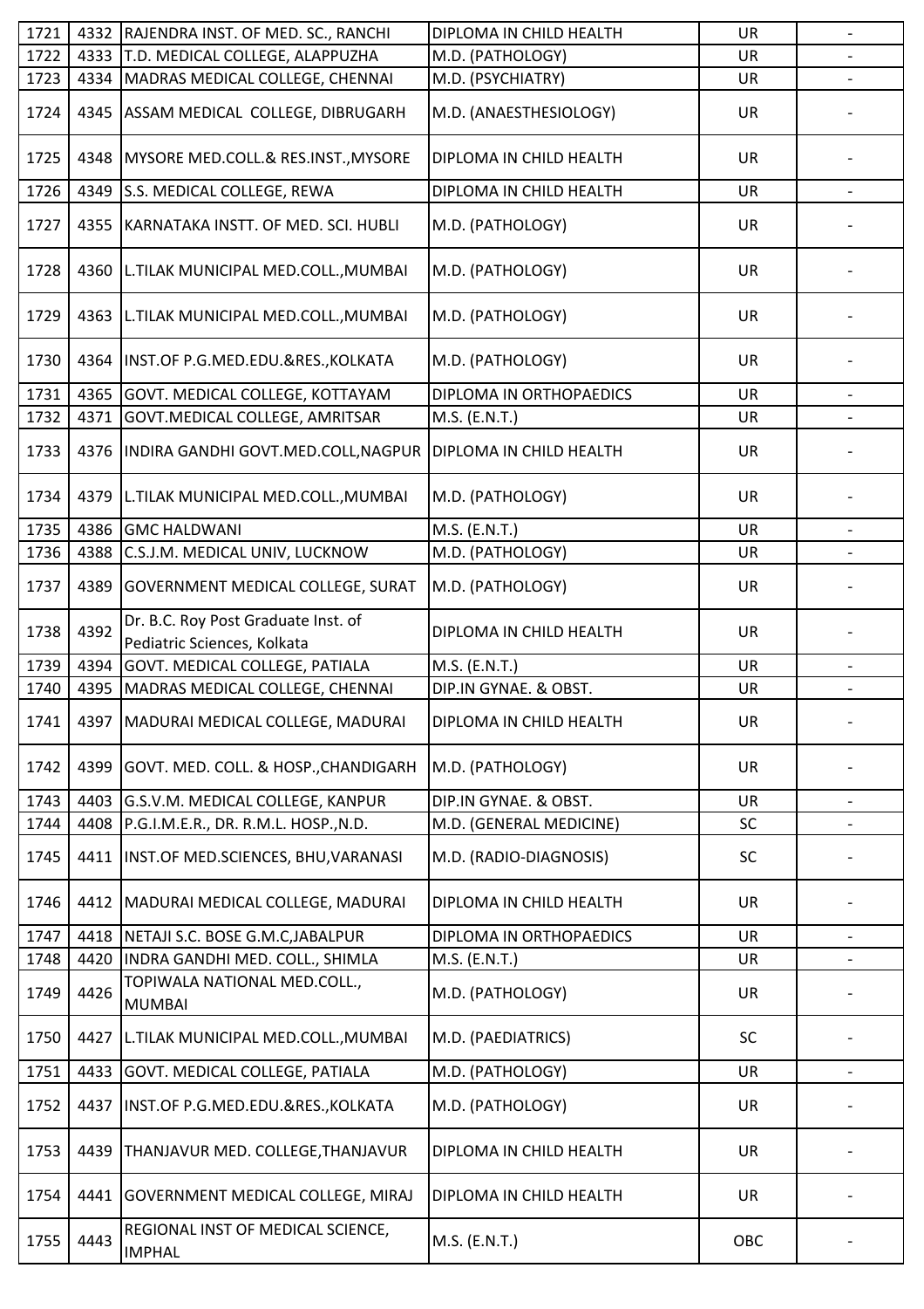| 1721 | 4332 | RAJENDRA INST. OF MED. SC., RANCHI | DIPLOMA IN CHILD HEALTH | UR | - |
|---|---|---|---|---|---|
| 1722 | 4333 | T.D. MEDICAL COLLEGE, ALAPPUZHA | M.D. (PATHOLOGY) | UR | - |
| 1723 | 4334 | MADRAS MEDICAL COLLEGE, CHENNAI | M.D. (PSYCHIATRY) | UR | - |
| 1724 | 4345 | ASSAM MEDICAL COLLEGE, DIBRUGARH | M.D. (ANAESTHESIOLOGY) | UR | - |
| 1725 | 4348 | MYSORE MED.COLL.& RES.INST.,MYSORE | DIPLOMA IN CHILD HEALTH | UR | - |
| 1726 | 4349 | S.S. MEDICAL COLLEGE, REWA | DIPLOMA IN CHILD HEALTH | UR | - |
| 1727 | 4355 | KARNATAKA INSTT. OF MED. SCI. HUBLI | M.D. (PATHOLOGY) | UR | - |
| 1728 | 4360 | L.TILAK MUNICIPAL MED.COLL.,MUMBAI | M.D. (PATHOLOGY) | UR | - |
| 1729 | 4363 | L.TILAK MUNICIPAL MED.COLL.,MUMBAI | M.D. (PATHOLOGY) | UR | - |
| 1730 | 4364 | INST.OF P.G.MED.EDU.&RES.,KOLKATA | M.D. (PATHOLOGY) | UR | - |
| 1731 | 4365 | GOVT. MEDICAL COLLEGE, KOTTAYAM | DIPLOMA IN ORTHOPAEDICS | UR | - |
| 1732 | 4371 | GOVT.MEDICAL COLLEGE, AMRITSAR | M.S. (E.N.T.) | UR | - |
| 1733 | 4376 | INDIRA GANDHI GOVT.MED.COLL,NAGPUR | DIPLOMA IN CHILD HEALTH | UR | - |
| 1734 | 4379 | L.TILAK MUNICIPAL MED.COLL.,MUMBAI | M.D. (PATHOLOGY) | UR | - |
| 1735 | 4386 | GMC HALDWANI | M.S. (E.N.T.) | UR | - |
| 1736 | 4388 | C.S.J.M. MEDICAL UNIV, LUCKNOW | M.D. (PATHOLOGY) | UR | - |
| 1737 | 4389 | GOVERNMENT MEDICAL COLLEGE, SURAT | M.D. (PATHOLOGY) | UR | - |
| 1738 | 4392 | Dr. B.C. Roy Post Graduate Inst. of Pediatric Sciences, Kolkata | DIPLOMA IN CHILD HEALTH | UR | - |
| 1739 | 4394 | GOVT. MEDICAL COLLEGE, PATIALA | M.S. (E.N.T.) | UR | - |
| 1740 | 4395 | MADRAS MEDICAL COLLEGE, CHENNAI | DIP.IN GYNAE. & OBST. | UR | - |
| 1741 | 4397 | MADURAI MEDICAL COLLEGE, MADURAI | DIPLOMA IN CHILD HEALTH | UR | - |
| 1742 | 4399 | GOVT. MED. COLL. & HOSP.,CHANDIGARH | M.D. (PATHOLOGY) | UR | - |
| 1743 | 4403 | G.S.V.M. MEDICAL COLLEGE, KANPUR | DIP.IN GYNAE. & OBST. | UR | - |
| 1744 | 4408 | P.G.I.M.E.R., DR. R.M.L. HOSP.,N.D. | M.D. (GENERAL MEDICINE) | SC | - |
| 1745 | 4411 | INST.OF MED.SCIENCES, BHU,VARANASI | M.D. (RADIO-DIAGNOSIS) | SC | - |
| 1746 | 4412 | MADURAI MEDICAL COLLEGE, MADURAI | DIPLOMA IN CHILD HEALTH | UR | - |
| 1747 | 4418 | NETAJI S.C. BOSE G.M.C,JABALPUR | DIPLOMA IN ORTHOPAEDICS | UR | - |
| 1748 | 4420 | INDRA GANDHI MED. COLL., SHIMLA | M.S. (E.N.T.) | UR | - |
| 1749 | 4426 | TOPIWALA NATIONAL MED.COLL., MUMBAI | M.D. (PATHOLOGY) | UR | - |
| 1750 | 4427 | L.TILAK MUNICIPAL MED.COLL.,MUMBAI | M.D. (PAEDIATRICS) | SC | - |
| 1751 | 4433 | GOVT. MEDICAL COLLEGE, PATIALA | M.D. (PATHOLOGY) | UR | - |
| 1752 | 4437 | INST.OF P.G.MED.EDU.&RES.,KOLKATA | M.D. (PATHOLOGY) | UR | - |
| 1753 | 4439 | THANJAVUR MED. COLLEGE,THANJAVUR | DIPLOMA IN CHILD HEALTH | UR | - |
| 1754 | 4441 | GOVERNMENT MEDICAL COLLEGE, MIRAJ | DIPLOMA IN CHILD HEALTH | UR | - |
| 1755 | 4443 | REGIONAL INST OF MEDICAL SCIENCE, IMPHAL | M.S. (E.N.T.) | OBC | - |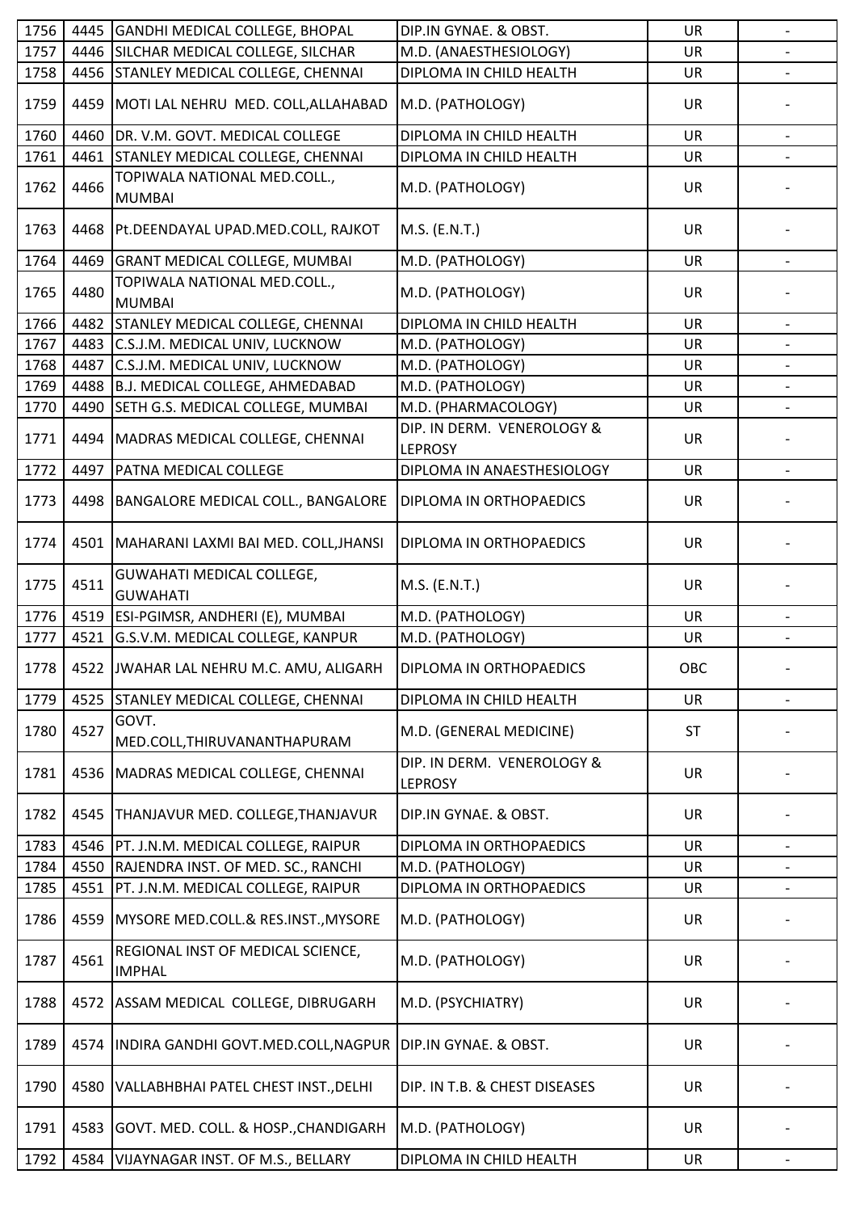| | | | | | |
|---|---|---|---|---|---|
| 1756 | 4445 | GANDHI MEDICAL COLLEGE, BHOPAL | DIP.IN GYNAE. & OBST. | UR | - |
| 1757 | 4446 | SILCHAR MEDICAL COLLEGE, SILCHAR | M.D. (ANAESTHESIOLOGY) | UR | - |
| 1758 | 4456 | STANLEY MEDICAL COLLEGE, CHENNAI | DIPLOMA IN CHILD HEALTH | UR | - |
| 1759 | 4459 | MOTI LAL NEHRU MED. COLL,ALLAHABAD | M.D. (PATHOLOGY) | UR | - |
| 1760 | 4460 | DR. V.M. GOVT. MEDICAL COLLEGE | DIPLOMA IN CHILD HEALTH | UR | - |
| 1761 | 4461 | STANLEY MEDICAL COLLEGE, CHENNAI | DIPLOMA IN CHILD HEALTH | UR | - |
| 1762 | 4466 | TOPIWALA NATIONAL MED.COLL., MUMBAI | M.D. (PATHOLOGY) | UR | - |
| 1763 | 4468 | Pt.DEENDAYAL UPAD.MED.COLL, RAJKOT | M.S. (E.N.T.) | UR | - |
| 1764 | 4469 | GRANT MEDICAL COLLEGE, MUMBAI | M.D. (PATHOLOGY) | UR | - |
| 1765 | 4480 | TOPIWALA NATIONAL MED.COLL., MUMBAI | M.D. (PATHOLOGY) | UR | - |
| 1766 | 4482 | STANLEY MEDICAL COLLEGE, CHENNAI | DIPLOMA IN CHILD HEALTH | UR | - |
| 1767 | 4483 | C.S.J.M. MEDICAL UNIV, LUCKNOW | M.D. (PATHOLOGY) | UR | - |
| 1768 | 4487 | C.S.J.M. MEDICAL UNIV, LUCKNOW | M.D. (PATHOLOGY) | UR | - |
| 1769 | 4488 | B.J. MEDICAL COLLEGE, AHMEDABAD | M.D. (PATHOLOGY) | UR | - |
| 1770 | 4490 | SETH G.S. MEDICAL COLLEGE, MUMBAI | M.D. (PHARMACOLOGY) | UR | - |
| 1771 | 4494 | MADRAS MEDICAL COLLEGE, CHENNAI | DIP. IN DERM. VENEROLOGY & LEPROSY | UR | - |
| 1772 | 4497 | PATNA MEDICAL COLLEGE | DIPLOMA IN ANAESTHESIOLOGY | UR | - |
| 1773 | 4498 | BANGALORE MEDICAL COLL., BANGALORE | DIPLOMA IN ORTHOPAEDICS | UR | - |
| 1774 | 4501 | MAHARANI LAXMI BAI MED. COLL,JHANSI | DIPLOMA IN ORTHOPAEDICS | UR | - |
| 1775 | 4511 | GUWAHATI MEDICAL COLLEGE, GUWAHATI | M.S. (E.N.T.) | UR | - |
| 1776 | 4519 | ESI-PGIMSR, ANDHERI (E), MUMBAI | M.D. (PATHOLOGY) | UR | - |
| 1777 | 4521 | G.S.V.M. MEDICAL COLLEGE, KANPUR | M.D. (PATHOLOGY) | UR | - |
| 1778 | 4522 | JWAHAR LAL NEHRU M.C. AMU, ALIGARH | DIPLOMA IN ORTHOPAEDICS | OBC | - |
| 1779 | 4525 | STANLEY MEDICAL COLLEGE, CHENNAI | DIPLOMA IN CHILD HEALTH | UR | - |
| 1780 | 4527 | GOVT. MED.COLL,THIRUVANANTHAPURAM | M.D. (GENERAL MEDICINE) | ST | - |
| 1781 | 4536 | MADRAS MEDICAL COLLEGE, CHENNAI | DIP. IN DERM. VENEROLOGY & LEPROSY | UR | - |
| 1782 | 4545 | THANJAVUR MED. COLLEGE,THANJAVUR | DIP.IN GYNAE. & OBST. | UR | - |
| 1783 | 4546 | PT. J.N.M. MEDICAL COLLEGE, RAIPUR | DIPLOMA IN ORTHOPAEDICS | UR | - |
| 1784 | 4550 | RAJENDRA INST. OF MED. SC., RANCHI | M.D. (PATHOLOGY) | UR | - |
| 1785 | 4551 | PT. J.N.M. MEDICAL COLLEGE, RAIPUR | DIPLOMA IN ORTHOPAEDICS | UR | - |
| 1786 | 4559 | MYSORE MED.COLL.& RES.INST.,MYSORE | M.D. (PATHOLOGY) | UR | - |
| 1787 | 4561 | REGIONAL INST OF MEDICAL SCIENCE, IMPHAL | M.D. (PATHOLOGY) | UR | - |
| 1788 | 4572 | ASSAM MEDICAL COLLEGE, DIBRUGARH | M.D. (PSYCHIATRY) | UR | - |
| 1789 | 4574 | INDIRA GANDHI GOVT.MED.COLL,NAGPUR | DIP.IN GYNAE. & OBST. | UR | - |
| 1790 | 4580 | VALLABHBHAI PATEL CHEST INST.,DELHI | DIP. IN T.B. & CHEST DISEASES | UR | - |
| 1791 | 4583 | GOVT. MED. COLL. & HOSP.,CHANDIGARH | M.D. (PATHOLOGY) | UR | - |
| 1792 | 4584 | VIJAYNAGAR INST. OF M.S., BELLARY | DIPLOMA IN CHILD HEALTH | UR | - |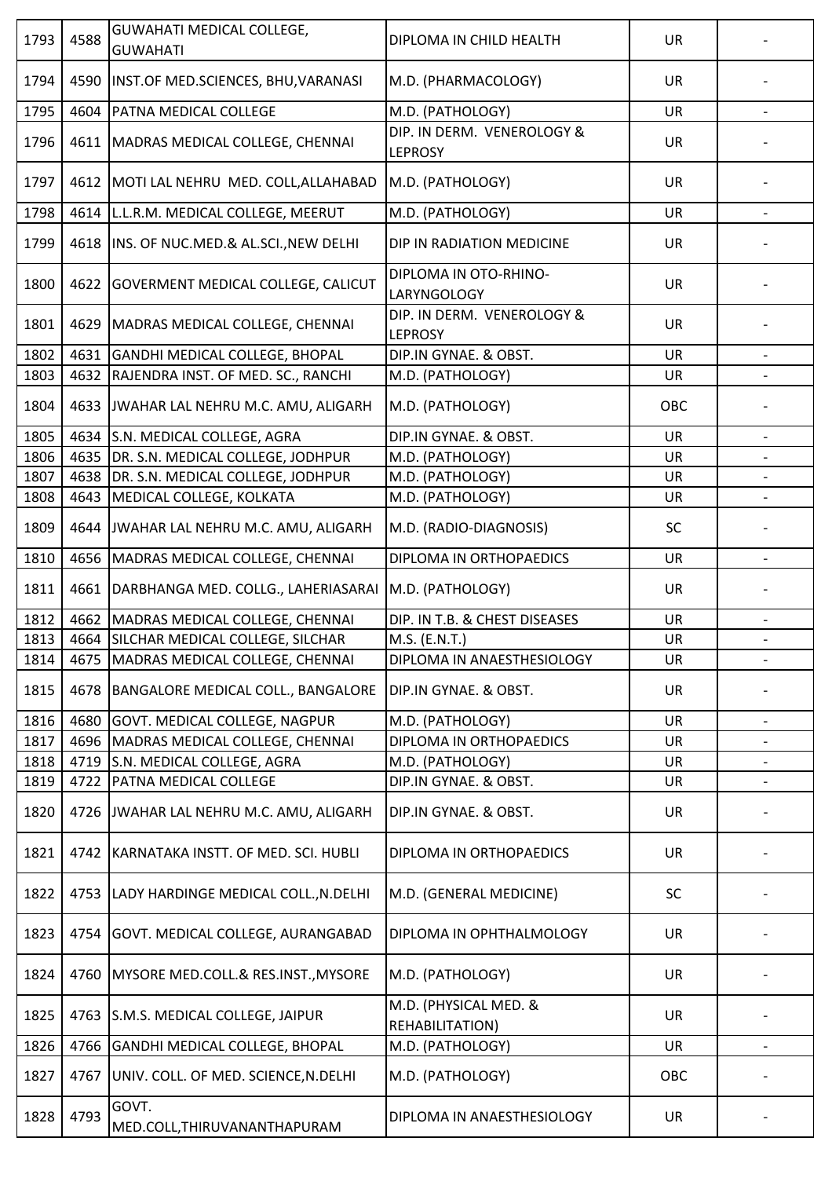| | | | | | |
|---|---|---|---|---|---|
| 1793 | 4588 | GUWAHATI MEDICAL COLLEGE, GUWAHATI | DIPLOMA IN CHILD HEALTH | UR | - |
| 1794 | 4590 | INST.OF MED.SCIENCES, BHU,VARANASI | M.D. (PHARMACOLOGY) | UR | - |
| 1795 | 4604 | PATNA MEDICAL COLLEGE | M.D. (PATHOLOGY) | UR | - |
| 1796 | 4611 | MADRAS MEDICAL COLLEGE, CHENNAI | DIP. IN DERM. VENEROLOGY & LEPROSY | UR | - |
| 1797 | 4612 | MOTI LAL NEHRU MED. COLL,ALLAHABAD | M.D. (PATHOLOGY) | UR | - |
| 1798 | 4614 | L.L.R.M. MEDICAL COLLEGE, MEERUT | M.D. (PATHOLOGY) | UR | - |
| 1799 | 4618 | INS. OF NUC.MED.& AL.SCI.,NEW DELHI | DIP IN RADIATION MEDICINE | UR | - |
| 1800 | 4622 | GOVERMENT MEDICAL COLLEGE, CALICUT | DIPLOMA IN OTO-RHINO-LARYNGOLOGY | UR | - |
| 1801 | 4629 | MADRAS MEDICAL COLLEGE, CHENNAI | DIP. IN DERM. VENEROLOGY & LEPROSY | UR | - |
| 1802 | 4631 | GANDHI MEDICAL COLLEGE, BHOPAL | DIP.IN GYNAE. & OBST. | UR | - |
| 1803 | 4632 | RAJENDRA INST. OF MED. SC., RANCHI | M.D. (PATHOLOGY) | UR | - |
| 1804 | 4633 | JWAHAR LAL NEHRU M.C. AMU, ALIGARH | M.D. (PATHOLOGY) | OBC | - |
| 1805 | 4634 | S.N. MEDICAL COLLEGE, AGRA | DIP.IN GYNAE. & OBST. | UR | - |
| 1806 | 4635 | DR. S.N. MEDICAL COLLEGE, JODHPUR | M.D. (PATHOLOGY) | UR | - |
| 1807 | 4638 | DR. S.N. MEDICAL COLLEGE, JODHPUR | M.D. (PATHOLOGY) | UR | - |
| 1808 | 4643 | MEDICAL COLLEGE, KOLKATA | M.D. (PATHOLOGY) | UR | - |
| 1809 | 4644 | JWAHAR LAL NEHRU M.C. AMU, ALIGARH | M.D. (RADIO-DIAGNOSIS) | SC | - |
| 1810 | 4656 | MADRAS MEDICAL COLLEGE, CHENNAI | DIPLOMA IN ORTHOPAEDICS | UR | - |
| 1811 | 4661 | DARBHANGA MED. COLLG., LAHERIASARAI | M.D. (PATHOLOGY) | UR | - |
| 1812 | 4662 | MADRAS MEDICAL COLLEGE, CHENNAI | DIP. IN T.B. & CHEST DISEASES | UR | - |
| 1813 | 4664 | SILCHAR MEDICAL COLLEGE, SILCHAR | M.S. (E.N.T.) | UR | - |
| 1814 | 4675 | MADRAS MEDICAL COLLEGE, CHENNAI | DIPLOMA IN ANAESTHESIOLOGY | UR | - |
| 1815 | 4678 | BANGALORE MEDICAL COLL., BANGALORE | DIP.IN GYNAE. & OBST. | UR | - |
| 1816 | 4680 | GOVT. MEDICAL COLLEGE, NAGPUR | M.D. (PATHOLOGY) | UR | - |
| 1817 | 4696 | MADRAS MEDICAL COLLEGE, CHENNAI | DIPLOMA IN ORTHOPAEDICS | UR | - |
| 1818 | 4719 | S.N. MEDICAL COLLEGE, AGRA | M.D. (PATHOLOGY) | UR | - |
| 1819 | 4722 | PATNA MEDICAL COLLEGE | DIP.IN GYNAE. & OBST. | UR | - |
| 1820 | 4726 | JWAHAR LAL NEHRU M.C. AMU, ALIGARH | DIP.IN GYNAE. & OBST. | UR | - |
| 1821 | 4742 | KARNATAKA INSTT. OF MED. SCI. HUBLI | DIPLOMA IN ORTHOPAEDICS | UR | - |
| 1822 | 4753 | LADY HARDINGE MEDICAL COLL.,N.DELHI | M.D. (GENERAL MEDICINE) | SC | - |
| 1823 | 4754 | GOVT. MEDICAL COLLEGE, AURANGABAD | DIPLOMA IN OPHTHALMOLOGY | UR | - |
| 1824 | 4760 | MYSORE MED.COLL.& RES.INST.,MYSORE | M.D. (PATHOLOGY) | UR | - |
| 1825 | 4763 | S.M.S. MEDICAL COLLEGE, JAIPUR | M.D. (PHYSICAL MED. & REHABILITATION) | UR | - |
| 1826 | 4766 | GANDHI MEDICAL COLLEGE, BHOPAL | M.D. (PATHOLOGY) | UR | - |
| 1827 | 4767 | UNIV. COLL. OF MED. SCIENCE,N.DELHI | M.D. (PATHOLOGY) | OBC | - |
| 1828 | 4793 | GOVT. MED.COLL,THIRUVANANTHAPURAM | DIPLOMA IN ANAESTHESIOLOGY | UR | - |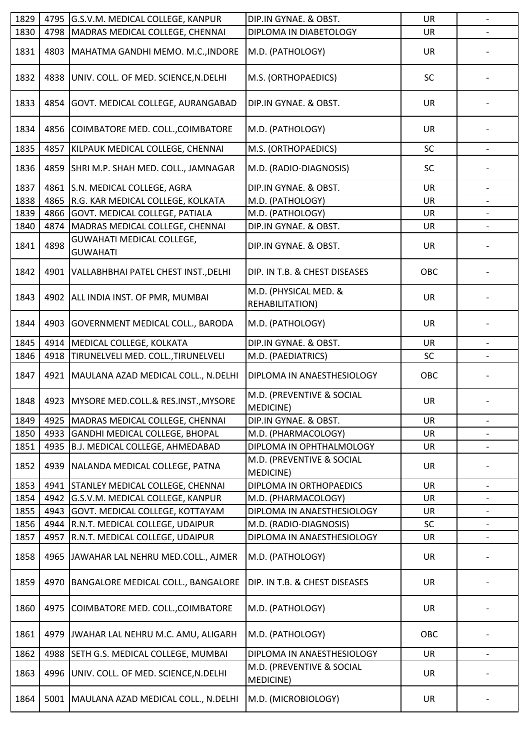| 1829 | 4795 | G.S.V.M. MEDICAL COLLEGE, KANPUR | DIP.IN GYNAE. & OBST. | UR | - |
|---|---|---|---|---|---|
| 1830 | 4798 | MADRAS MEDICAL COLLEGE, CHENNAI | DIPLOMA IN DIABETOLOGY | UR | - |
| 1831 | 4803 | MAHATMA GANDHI MEMO. M.C.,INDORE | M.D. (PATHOLOGY) | UR | - |
| 1832 | 4838 | UNIV. COLL. OF MED. SCIENCE,N.DELHI | M.S. (ORTHOPAEDICS) | SC | - |
| 1833 | 4854 | GOVT. MEDICAL COLLEGE, AURANGABAD | DIP.IN GYNAE. & OBST. | UR | - |
| 1834 | 4856 | COIMBATORE MED. COLL.,COIMBATORE | M.D. (PATHOLOGY) | UR | - |
| 1835 | 4857 | KILPAUK MEDICAL COLLEGE, CHENNAI | M.S. (ORTHOPAEDICS) | SC | - |
| 1836 | 4859 | SHRI M.P. SHAH MED. COLL., JAMNAGAR | M.D. (RADIO-DIAGNOSIS) | SC | - |
| 1837 | 4861 | S.N. MEDICAL COLLEGE, AGRA | DIP.IN GYNAE. & OBST. | UR | - |
| 1838 | 4865 | R.G. KAR MEDICAL COLLEGE, KOLKATA | M.D. (PATHOLOGY) | UR | - |
| 1839 | 4866 | GOVT. MEDICAL COLLEGE, PATIALA | M.D. (PATHOLOGY) | UR | - |
| 1840 | 4874 | MADRAS MEDICAL COLLEGE, CHENNAI | DIP.IN GYNAE. & OBST. | UR | - |
| 1841 | 4898 | GUWAHATI MEDICAL COLLEGE, GUWAHATI | DIP.IN GYNAE. & OBST. | UR | - |
| 1842 | 4901 | VALLABHBHAI PATEL CHEST INST.,DELHI | DIP. IN T.B. & CHEST DISEASES | OBC | - |
| 1843 | 4902 | ALL INDIA INST. OF PMR, MUMBAI | M.D. (PHYSICAL MED. & REHABILITATION) | UR | - |
| 1844 | 4903 | GOVERNMENT MEDICAL COLL., BARODA | M.D. (PATHOLOGY) | UR | - |
| 1845 | 4914 | MEDICAL COLLEGE, KOLKATA | DIP.IN GYNAE. & OBST. | UR | - |
| 1846 | 4918 | TIRUNELVELI MED. COLL.,TIRUNELVELI | M.D. (PAEDIATRICS) | SC | - |
| 1847 | 4921 | MAULANA AZAD MEDICAL COLL., N.DELHI | DIPLOMA IN ANAESTHESIOLOGY | OBC | - |
| 1848 | 4923 | MYSORE MED.COLL.& RES.INST.,MYSORE | M.D. (PREVENTIVE & SOCIAL MEDICINE) | UR | - |
| 1849 | 4925 | MADRAS MEDICAL COLLEGE, CHENNAI | DIP.IN GYNAE. & OBST. | UR | - |
| 1850 | 4933 | GANDHI MEDICAL COLLEGE, BHOPAL | M.D. (PHARMACOLOGY) | UR | - |
| 1851 | 4935 | B.J. MEDICAL COLLEGE, AHMEDABAD | DIPLOMA IN OPHTHALMOLOGY | UR | - |
| 1852 | 4939 | NALANDA MEDICAL COLLEGE, PATNA | M.D. (PREVENTIVE & SOCIAL MEDICINE) | UR | - |
| 1853 | 4941 | STANLEY MEDICAL COLLEGE, CHENNAI | DIPLOMA IN ORTHOPAEDICS | UR | - |
| 1854 | 4942 | G.S.V.M. MEDICAL COLLEGE, KANPUR | M.D. (PHARMACOLOGY) | UR | - |
| 1855 | 4943 | GOVT. MEDICAL COLLEGE, KOTTAYAM | DIPLOMA IN ANAESTHESIOLOGY | UR | - |
| 1856 | 4944 | R.N.T. MEDICAL COLLEGE, UDAIPUR | M.D. (RADIO-DIAGNOSIS) | SC | - |
| 1857 | 4957 | R.N.T. MEDICAL COLLEGE, UDAIPUR | DIPLOMA IN ANAESTHESIOLOGY | UR | - |
| 1858 | 4965 | JAWAHAR LAL NEHRU MED.COLL., AJMER | M.D. (PATHOLOGY) | UR | - |
| 1859 | 4970 | BANGALORE MEDICAL COLL., BANGALORE | DIP. IN T.B. & CHEST DISEASES | UR | - |
| 1860 | 4975 | COIMBATORE MED. COLL.,COIMBATORE | M.D. (PATHOLOGY) | UR | - |
| 1861 | 4979 | JWAHAR LAL NEHRU M.C. AMU, ALIGARH | M.D. (PATHOLOGY) | OBC | - |
| 1862 | 4988 | SETH G.S. MEDICAL COLLEGE, MUMBAI | DIPLOMA IN ANAESTHESIOLOGY | UR | - |
| 1863 | 4996 | UNIV. COLL. OF MED. SCIENCE,N.DELHI | M.D. (PREVENTIVE & SOCIAL MEDICINE) | UR | - |
| 1864 | 5001 | MAULANA AZAD MEDICAL COLL., N.DELHI | M.D. (MICROBIOLOGY) | UR | - |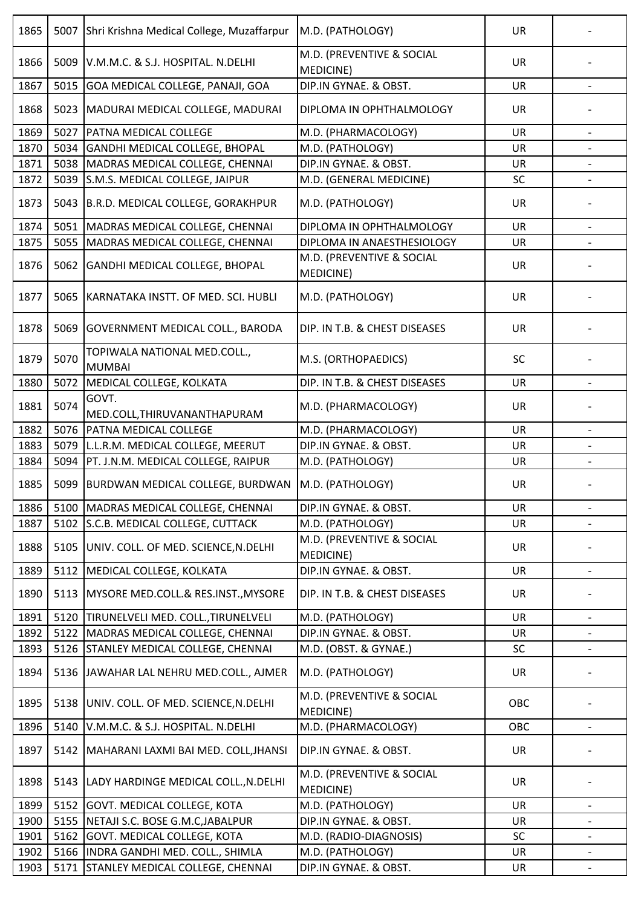| 1865 | 5007 | Shri Krishna Medical College, Muzaffarpur | M.D. (PATHOLOGY) | UR | - |
|---|---|---|---|---|---|
| 1866 | 5009 | V.M.M.C. & S.J. HOSPITAL. N.DELHI | M.D. (PREVENTIVE & SOCIAL MEDICINE) | UR | - |
| 1867 | 5015 | GOA MEDICAL COLLEGE, PANAJI, GOA | DIP.IN GYNAE. & OBST. | UR | - |
| 1868 | 5023 | MADURAI MEDICAL COLLEGE, MADURAI | DIPLOMA IN OPHTHALMOLOGY | UR | - |
| 1869 | 5027 | PATNA MEDICAL COLLEGE | M.D. (PHARMACOLOGY) | UR | - |
| 1870 | 5034 | GANDHI MEDICAL COLLEGE, BHOPAL | M.D. (PATHOLOGY) | UR | - |
| 1871 | 5038 | MADRAS MEDICAL COLLEGE, CHENNAI | DIP.IN GYNAE. & OBST. | UR | - |
| 1872 | 5039 | S.M.S. MEDICAL COLLEGE, JAIPUR | M.D. (GENERAL MEDICINE) | SC | - |
| 1873 | 5043 | B.R.D. MEDICAL COLLEGE, GORAKHPUR | M.D. (PATHOLOGY) | UR | - |
| 1874 | 5051 | MADRAS MEDICAL COLLEGE, CHENNAI | DIPLOMA IN OPHTHALMOLOGY | UR | - |
| 1875 | 5055 | MADRAS MEDICAL COLLEGE, CHENNAI | DIPLOMA IN ANAESTHESIOLOGY | UR | - |
| 1876 | 5062 | GANDHI MEDICAL COLLEGE, BHOPAL | M.D. (PREVENTIVE & SOCIAL MEDICINE) | UR | - |
| 1877 | 5065 | KARNATAKA INSTT. OF MED. SCI. HUBLI | M.D. (PATHOLOGY) | UR | - |
| 1878 | 5069 | GOVERNMENT MEDICAL COLL., BARODA | DIP. IN T.B. & CHEST DISEASES | UR | - |
| 1879 | 5070 | TOPIWALA NATIONAL MED.COLL., MUMBAI | M.S. (ORTHOPAEDICS) | SC | - |
| 1880 | 5072 | MEDICAL COLLEGE, KOLKATA | DIP. IN T.B. & CHEST DISEASES | UR | - |
| 1881 | 5074 | GOVT. MED.COLL,THIRUVANANTHAPURAM | M.D. (PHARMACOLOGY) | UR | - |
| 1882 | 5076 | PATNA MEDICAL COLLEGE | M.D. (PHARMACOLOGY) | UR | - |
| 1883 | 5079 | L.L.R.M. MEDICAL COLLEGE, MEERUT | DIP.IN GYNAE. & OBST. | UR | - |
| 1884 | 5094 | PT. J.N.M. MEDICAL COLLEGE, RAIPUR | M.D. (PATHOLOGY) | UR | - |
| 1885 | 5099 | BURDWAN MEDICAL COLLEGE, BURDWAN | M.D. (PATHOLOGY) | UR | - |
| 1886 | 5100 | MADRAS MEDICAL COLLEGE, CHENNAI | DIP.IN GYNAE. & OBST. | UR | - |
| 1887 | 5102 | S.C.B. MEDICAL COLLEGE, CUTTACK | M.D. (PATHOLOGY) | UR | - |
| 1888 | 5105 | UNIV. COLL. OF MED. SCIENCE,N.DELHI | M.D. (PREVENTIVE & SOCIAL MEDICINE) | UR | - |
| 1889 | 5112 | MEDICAL COLLEGE, KOLKATA | DIP.IN GYNAE. & OBST. | UR | - |
| 1890 | 5113 | MYSORE MED.COLL.& RES.INST.,MYSORE | DIP. IN T.B. & CHEST DISEASES | UR | - |
| 1891 | 5120 | TIRUNELVELI MED. COLL.,TIRUNELVELI | M.D. (PATHOLOGY) | UR | - |
| 1892 | 5122 | MADRAS MEDICAL COLLEGE, CHENNAI | DIP.IN GYNAE. & OBST. | UR | - |
| 1893 | 5126 | STANLEY MEDICAL COLLEGE, CHENNAI | M.D. (OBST. & GYNAE.) | SC | - |
| 1894 | 5136 | JAWAHAR LAL NEHRU MED.COLL., AJMER | M.D. (PATHOLOGY) | UR | - |
| 1895 | 5138 | UNIV. COLL. OF MED. SCIENCE,N.DELHI | M.D. (PREVENTIVE & SOCIAL MEDICINE) | OBC | - |
| 1896 | 5140 | V.M.M.C. & S.J. HOSPITAL. N.DELHI | M.D. (PHARMACOLOGY) | OBC | - |
| 1897 | 5142 | MAHARANI LAXMI BAI MED. COLL,JHANSI | DIP.IN GYNAE. & OBST. | UR | - |
| 1898 | 5143 | LADY HARDINGE MEDICAL COLL.,N.DELHI | M.D. (PREVENTIVE & SOCIAL MEDICINE) | UR | - |
| 1899 | 5152 | GOVT. MEDICAL COLLEGE, KOTA | M.D. (PATHOLOGY) | UR | - |
| 1900 | 5155 | NETAJI S.C. BOSE G.M.C,JABALPUR | DIP.IN GYNAE. & OBST. | UR | - |
| 1901 | 5162 | GOVT. MEDICAL COLLEGE, KOTA | M.D. (RADIO-DIAGNOSIS) | SC | - |
| 1902 | 5166 | INDRA GANDHI MED. COLL., SHIMLA | M.D. (PATHOLOGY) | UR | - |
| 1903 | 5171 | STANLEY MEDICAL COLLEGE, CHENNAI | DIP.IN GYNAE. & OBST. | UR | - |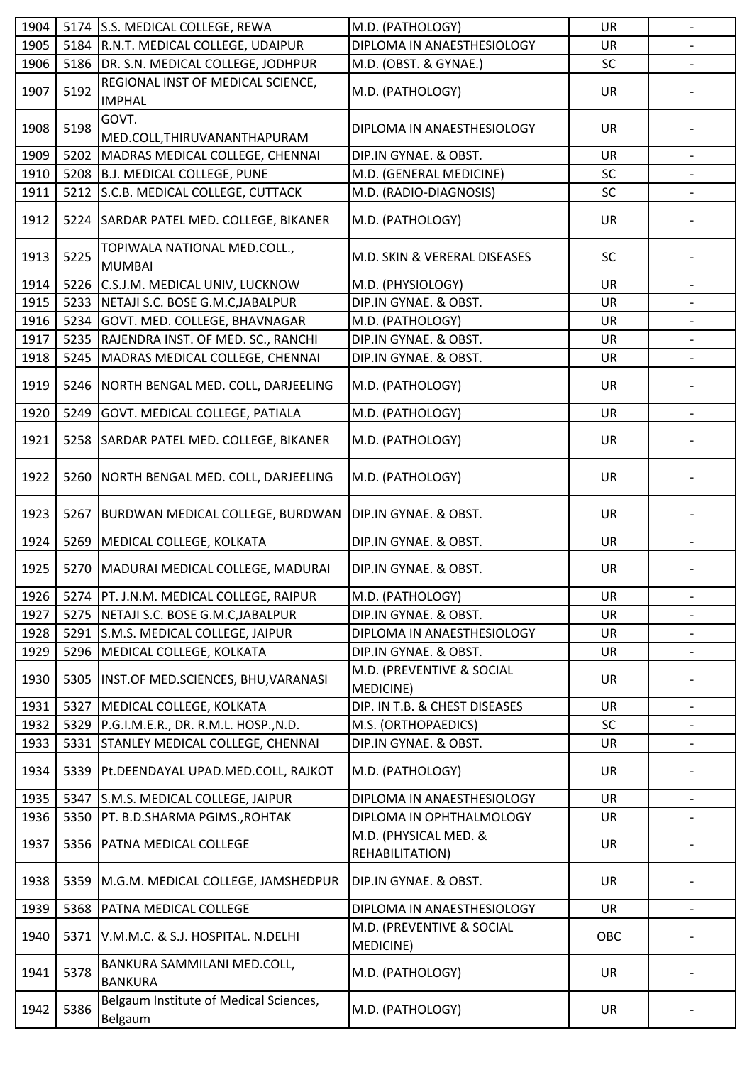| 1904 | 5174 | S.S. MEDICAL COLLEGE, REWA | M.D. (PATHOLOGY) | UR | - |
|---|---|---|---|---|---|
| 1905 | 5184 | R.N.T. MEDICAL COLLEGE, UDAIPUR | DIPLOMA IN ANAESTHESIOLOGY | UR | - |
| 1906 | 5186 | DR. S.N. MEDICAL COLLEGE, JODHPUR | M.D. (OBST. & GYNAE.) | SC | - |
| 1907 | 5192 | REGIONAL INST OF MEDICAL SCIENCE, IMPHAL | M.D. (PATHOLOGY) | UR | - |
| 1908 | 5198 | GOVT. MED.COLL,THIRUVANANTHAPURAM | DIPLOMA IN ANAESTHESIOLOGY | UR | - |
| 1909 | 5202 | MADRAS MEDICAL COLLEGE, CHENNAI | DIP.IN GYNAE. & OBST. | UR | - |
| 1910 | 5208 | B.J. MEDICAL COLLEGE, PUNE | M.D. (GENERAL MEDICINE) | SC | - |
| 1911 | 5212 | S.C.B. MEDICAL COLLEGE, CUTTACK | M.D. (RADIO-DIAGNOSIS) | SC | - |
| 1912 | 5224 | SARDAR PATEL MED. COLLEGE, BIKANER | M.D. (PATHOLOGY) | UR | - |
| 1913 | 5225 | TOPIWALA NATIONAL MED.COLL., MUMBAI | M.D. SKIN & VERERAL DISEASES | SC | - |
| 1914 | 5226 | C.S.J.M. MEDICAL UNIV, LUCKNOW | M.D. (PHYSIOLOGY) | UR | - |
| 1915 | 5233 | NETAJI S.C. BOSE G.M.C,JABALPUR | DIP.IN GYNAE. & OBST. | UR | - |
| 1916 | 5234 | GOVT. MED. COLLEGE, BHAVNAGAR | M.D. (PATHOLOGY) | UR | - |
| 1917 | 5235 | RAJENDRA INST. OF MED. SC., RANCHI | DIP.IN GYNAE. & OBST. | UR | - |
| 1918 | 5245 | MADRAS MEDICAL COLLEGE, CHENNAI | DIP.IN GYNAE. & OBST. | UR | - |
| 1919 | 5246 | NORTH BENGAL MED. COLL, DARJEELING | M.D. (PATHOLOGY) | UR | - |
| 1920 | 5249 | GOVT. MEDICAL COLLEGE, PATIALA | M.D. (PATHOLOGY) | UR | - |
| 1921 | 5258 | SARDAR PATEL MED. COLLEGE, BIKANER | M.D. (PATHOLOGY) | UR | - |
| 1922 | 5260 | NORTH BENGAL MED. COLL, DARJEELING | M.D. (PATHOLOGY) | UR | - |
| 1923 | 5267 | BURDWAN MEDICAL COLLEGE, BURDWAN | DIP.IN GYNAE. & OBST. | UR | - |
| 1924 | 5269 | MEDICAL COLLEGE, KOLKATA | DIP.IN GYNAE. & OBST. | UR | - |
| 1925 | 5270 | MADURAI MEDICAL COLLEGE, MADURAI | DIP.IN GYNAE. & OBST. | UR | - |
| 1926 | 5274 | PT. J.N.M. MEDICAL COLLEGE, RAIPUR | M.D. (PATHOLOGY) | UR | - |
| 1927 | 5275 | NETAJI S.C. BOSE G.M.C,JABALPUR | DIP.IN GYNAE. & OBST. | UR | - |
| 1928 | 5291 | S.M.S. MEDICAL COLLEGE, JAIPUR | DIPLOMA IN ANAESTHESIOLOGY | UR | - |
| 1929 | 5296 | MEDICAL COLLEGE, KOLKATA | DIP.IN GYNAE. & OBST. | UR | - |
| 1930 | 5305 | INST.OF MED.SCIENCES, BHU,VARANASI | M.D. (PREVENTIVE & SOCIAL MEDICINE) | UR | - |
| 1931 | 5327 | MEDICAL COLLEGE, KOLKATA | DIP. IN T.B. & CHEST DISEASES | UR | - |
| 1932 | 5329 | P.G.I.M.E.R., DR. R.M.L. HOSP.,N.D. | M.S. (ORTHOPAEDICS) | SC | - |
| 1933 | 5331 | STANLEY MEDICAL COLLEGE, CHENNAI | DIP.IN GYNAE. & OBST. | UR | - |
| 1934 | 5339 | Pt.DEENDAYAL UPAD.MED.COLL, RAJKOT | M.D. (PATHOLOGY) | UR | - |
| 1935 | 5347 | S.M.S. MEDICAL COLLEGE, JAIPUR | DIPLOMA IN ANAESTHESIOLOGY | UR | - |
| 1936 | 5350 | PT. B.D.SHARMA PGIMS.,ROHTAK | DIPLOMA IN OPHTHALMOLOGY | UR | - |
| 1937 | 5356 | PATNA MEDICAL COLLEGE | M.D. (PHYSICAL MED. & REHABILITATION) | UR | - |
| 1938 | 5359 | M.G.M. MEDICAL COLLEGE, JAMSHEDPUR | DIP.IN GYNAE. & OBST. | UR | - |
| 1939 | 5368 | PATNA MEDICAL COLLEGE | DIPLOMA IN ANAESTHESIOLOGY | UR | - |
| 1940 | 5371 | V.M.M.C. & S.J. HOSPITAL. N.DELHI | M.D. (PREVENTIVE & SOCIAL MEDICINE) | OBC | - |
| 1941 | 5378 | BANKURA SAMMILANI MED.COLL, BANKURA | M.D. (PATHOLOGY) | UR | - |
| 1942 | 5386 | Belgaum Institute of Medical Sciences, Belgaum | M.D. (PATHOLOGY) | UR | - |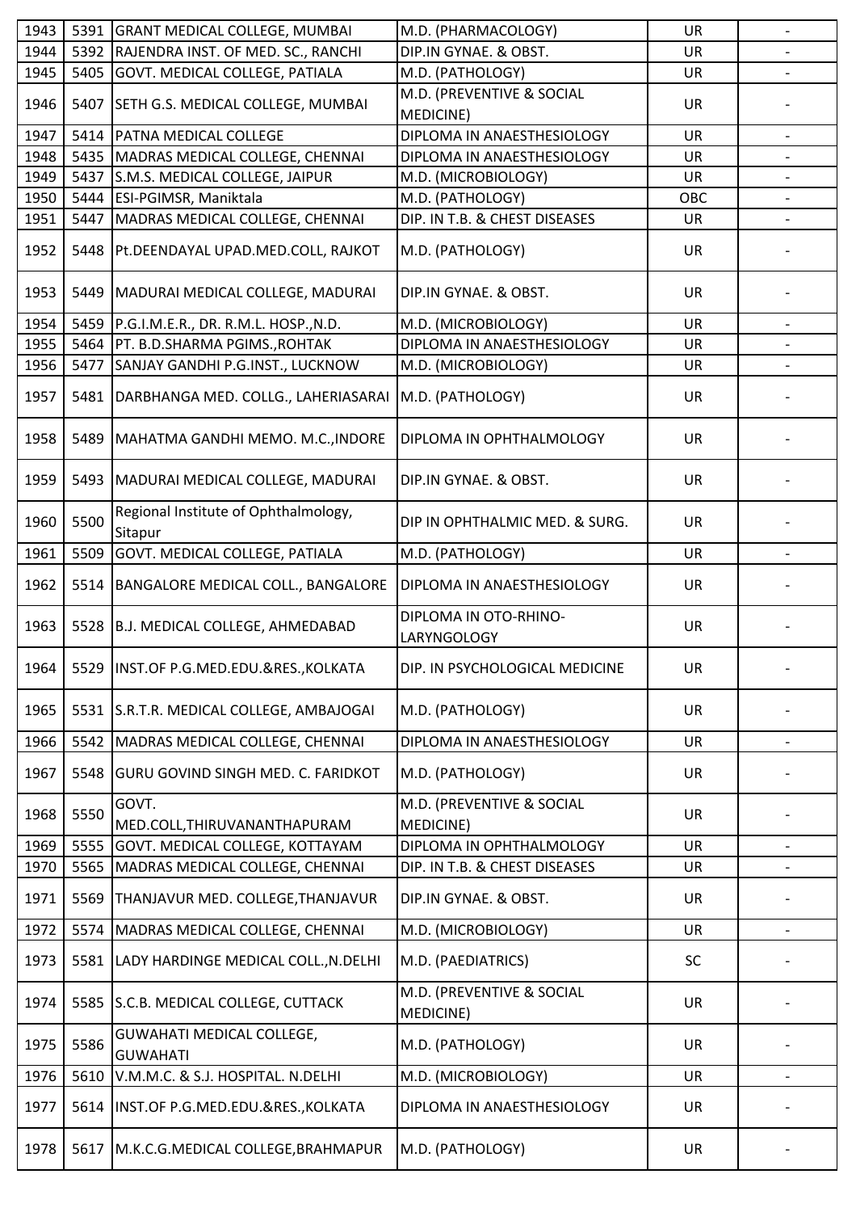| | | | | | |
|---|---|---|---|---|---|
| 1943 | 5391 | GRANT MEDICAL COLLEGE, MUMBAI | M.D. (PHARMACOLOGY) | UR | - |
| 1944 | 5392 | RAJENDRA INST. OF MED. SC., RANCHI | DIP.IN GYNAE. & OBST. | UR | - |
| 1945 | 5405 | GOVT. MEDICAL COLLEGE, PATIALA | M.D. (PATHOLOGY) | UR | - |
| 1946 | 5407 | SETH G.S. MEDICAL COLLEGE, MUMBAI | M.D. (PREVENTIVE & SOCIAL MEDICINE) | UR | - |
| 1947 | 5414 | PATNA MEDICAL COLLEGE | DIPLOMA IN ANAESTHESIOLOGY | UR | - |
| 1948 | 5435 | MADRAS MEDICAL COLLEGE, CHENNAI | DIPLOMA IN ANAESTHESIOLOGY | UR | - |
| 1949 | 5437 | S.M.S. MEDICAL COLLEGE, JAIPUR | M.D. (MICROBIOLOGY) | UR | - |
| 1950 | 5444 | ESI-PGIMSR, Maniktala | M.D. (PATHOLOGY) | OBC | - |
| 1951 | 5447 | MADRAS MEDICAL COLLEGE, CHENNAI | DIP. IN T.B. & CHEST DISEASES | UR | - |
| 1952 | 5448 | Pt.DEENDAYAL UPAD.MED.COLL, RAJKOT | M.D. (PATHOLOGY) | UR | - |
| 1953 | 5449 | MADURAI MEDICAL COLLEGE, MADURAI | DIP.IN GYNAE. & OBST. | UR | - |
| 1954 | 5459 | P.G.I.M.E.R., DR. R.M.L. HOSP.,N.D. | M.D. (MICROBIOLOGY) | UR | - |
| 1955 | 5464 | PT. B.D.SHARMA PGIMS.,ROHTAK | DIPLOMA IN ANAESTHESIOLOGY | UR | - |
| 1956 | 5477 | SANJAY GANDHI P.G.INST., LUCKNOW | M.D. (MICROBIOLOGY) | UR | - |
| 1957 | 5481 | DARBHANGA MED. COLLG., LAHERIASARAI | M.D. (PATHOLOGY) | UR | - |
| 1958 | 5489 | MAHATMA GANDHI MEMO. M.C.,INDORE | DIPLOMA IN OPHTHALMOLOGY | UR | - |
| 1959 | 5493 | MADURAI MEDICAL COLLEGE, MADURAI | DIP.IN GYNAE. & OBST. | UR | - |
| 1960 | 5500 | Regional Institute of Ophthalmology, Sitapur | DIP IN OPHTHALMIC MED. & SURG. | UR | - |
| 1961 | 5509 | GOVT. MEDICAL COLLEGE, PATIALA | M.D. (PATHOLOGY) | UR | - |
| 1962 | 5514 | BANGALORE MEDICAL COLL., BANGALORE | DIPLOMA IN ANAESTHESIOLOGY | UR | - |
| 1963 | 5528 | B.J. MEDICAL COLLEGE, AHMEDABAD | DIPLOMA IN OTO-RHINO-LARYNGOLOGY | UR | - |
| 1964 | 5529 | INST.OF P.G.MED.EDU.&RES.,KOLKATA | DIP. IN PSYCHOLOGICAL MEDICINE | UR | - |
| 1965 | 5531 | S.R.T.R. MEDICAL COLLEGE, AMBAJOGAI | M.D. (PATHOLOGY) | UR | - |
| 1966 | 5542 | MADRAS MEDICAL COLLEGE, CHENNAI | DIPLOMA IN ANAESTHESIOLOGY | UR | - |
| 1967 | 5548 | GURU GOVIND SINGH MED. C. FARIDKOT | M.D. (PATHOLOGY) | UR | - |
| 1968 | 5550 | GOVT. MED.COLL,THIRUVANANTHAPURAM | M.D. (PREVENTIVE & SOCIAL MEDICINE) | UR | - |
| 1969 | 5555 | GOVT. MEDICAL COLLEGE, KOTTAYAM | DIPLOMA IN OPHTHALMOLOGY | UR | - |
| 1970 | 5565 | MADRAS MEDICAL COLLEGE, CHENNAI | DIP. IN T.B. & CHEST DISEASES | UR | - |
| 1971 | 5569 | THANJAVUR MED. COLLEGE,THANJAVUR | DIP.IN GYNAE. & OBST. | UR | - |
| 1972 | 5574 | MADRAS MEDICAL COLLEGE, CHENNAI | M.D. (MICROBIOLOGY) | UR | - |
| 1973 | 5581 | LADY HARDINGE MEDICAL COLL.,N.DELHI | M.D. (PAEDIATRICS) | SC | - |
| 1974 | 5585 | S.C.B. MEDICAL COLLEGE, CUTTACK | M.D. (PREVENTIVE & SOCIAL MEDICINE) | UR | - |
| 1975 | 5586 | GUWAHATI MEDICAL COLLEGE, GUWAHATI | M.D. (PATHOLOGY) | UR | - |
| 1976 | 5610 | V.M.M.C. & S.J. HOSPITAL. N.DELHI | M.D. (MICROBIOLOGY) | UR | - |
| 1977 | 5614 | INST.OF P.G.MED.EDU.&RES.,KOLKATA | DIPLOMA IN ANAESTHESIOLOGY | UR | - |
| 1978 | 5617 | M.K.C.G.MEDICAL COLLEGE,BRAHMAPUR | M.D. (PATHOLOGY) | UR | - |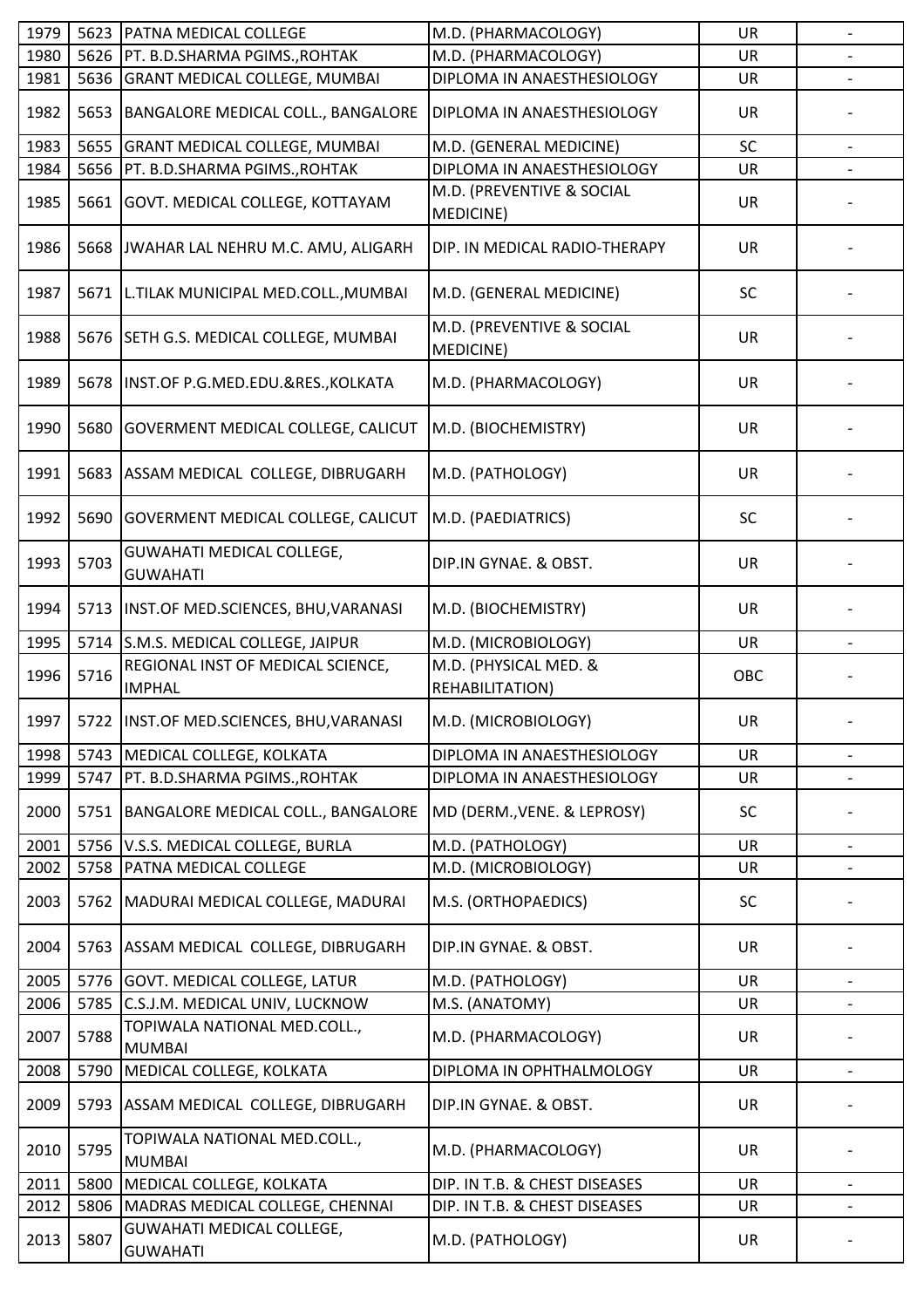| | | | | | |
|---|---|---|---|---|---|
| 1979 | 5623 | PATNA MEDICAL COLLEGE | M.D. (PHARMACOLOGY) | UR | - |
| 1980 | 5626 | PT. B.D.SHARMA PGIMS.,ROHTAK | M.D. (PHARMACOLOGY) | UR | - |
| 1981 | 5636 | GRANT MEDICAL COLLEGE, MUMBAI | DIPLOMA IN ANAESTHESIOLOGY | UR | - |
| 1982 | 5653 | BANGALORE MEDICAL COLL., BANGALORE | DIPLOMA IN ANAESTHESIOLOGY | UR | - |
| 1983 | 5655 | GRANT MEDICAL COLLEGE, MUMBAI | M.D. (GENERAL MEDICINE) | SC | - |
| 1984 | 5656 | PT. B.D.SHARMA PGIMS.,ROHTAK | DIPLOMA IN ANAESTHESIOLOGY | UR | - |
| 1985 | 5661 | GOVT. MEDICAL COLLEGE, KOTTAYAM | M.D. (PREVENTIVE & SOCIAL MEDICINE) | UR | - |
| 1986 | 5668 | JWAHAR LAL NEHRU M.C. AMU, ALIGARH | DIP. IN MEDICAL RADIO-THERAPY | UR | - |
| 1987 | 5671 | L.TILAK MUNICIPAL MED.COLL.,MUMBAI | M.D. (GENERAL MEDICINE) | SC | - |
| 1988 | 5676 | SETH G.S. MEDICAL COLLEGE, MUMBAI | M.D. (PREVENTIVE & SOCIAL MEDICINE) | UR | - |
| 1989 | 5678 | INST.OF P.G.MED.EDU.&RES.,KOLKATA | M.D. (PHARMACOLOGY) | UR | - |
| 1990 | 5680 | GOVERMENT MEDICAL COLLEGE, CALICUT | M.D. (BIOCHEMISTRY) | UR | - |
| 1991 | 5683 | ASSAM MEDICAL COLLEGE, DIBRUGARH | M.D. (PATHOLOGY) | UR | - |
| 1992 | 5690 | GOVERMENT MEDICAL COLLEGE, CALICUT | M.D. (PAEDIATRICS) | SC | - |
| 1993 | 5703 | GUWAHATI MEDICAL COLLEGE, GUWAHATI | DIP.IN GYNAE. & OBST. | UR | - |
| 1994 | 5713 | INST.OF MED.SCIENCES, BHU,VARANASI | M.D. (BIOCHEMISTRY) | UR | - |
| 1995 | 5714 | S.M.S. MEDICAL COLLEGE, JAIPUR | M.D. (MICROBIOLOGY) | UR | - |
| 1996 | 5716 | REGIONAL INST OF MEDICAL SCIENCE, IMPHAL | M.D. (PHYSICAL MED. & REHABILITATION) | OBC | - |
| 1997 | 5722 | INST.OF MED.SCIENCES, BHU,VARANASI | M.D. (MICROBIOLOGY) | UR | - |
| 1998 | 5743 | MEDICAL COLLEGE, KOLKATA | DIPLOMA IN ANAESTHESIOLOGY | UR | - |
| 1999 | 5747 | PT. B.D.SHARMA PGIMS.,ROHTAK | DIPLOMA IN ANAESTHESIOLOGY | UR | - |
| 2000 | 5751 | BANGALORE MEDICAL COLL., BANGALORE | MD (DERM.,VENE. & LEPROSY) | SC | - |
| 2001 | 5756 | V.S.S. MEDICAL COLLEGE, BURLA | M.D. (PATHOLOGY) | UR | - |
| 2002 | 5758 | PATNA MEDICAL COLLEGE | M.D. (MICROBIOLOGY) | UR | - |
| 2003 | 5762 | MADURAI MEDICAL COLLEGE, MADURAI | M.S. (ORTHOPAEDICS) | SC | - |
| 2004 | 5763 | ASSAM MEDICAL COLLEGE, DIBRUGARH | DIP.IN GYNAE. & OBST. | UR | - |
| 2005 | 5776 | GOVT. MEDICAL COLLEGE, LATUR | M.D. (PATHOLOGY) | UR | - |
| 2006 | 5785 | C.S.J.M. MEDICAL UNIV, LUCKNOW | M.S. (ANATOMY) | UR | - |
| 2007 | 5788 | TOPIWALA NATIONAL MED.COLL., MUMBAI | M.D. (PHARMACOLOGY) | UR | - |
| 2008 | 5790 | MEDICAL COLLEGE, KOLKATA | DIPLOMA IN OPHTHALMOLOGY | UR | - |
| 2009 | 5793 | ASSAM MEDICAL COLLEGE, DIBRUGARH | DIP.IN GYNAE. & OBST. | UR | - |
| 2010 | 5795 | TOPIWALA NATIONAL MED.COLL., MUMBAI | M.D. (PHARMACOLOGY) | UR | - |
| 2011 | 5800 | MEDICAL COLLEGE, KOLKATA | DIP. IN T.B. & CHEST DISEASES | UR | - |
| 2012 | 5806 | MADRAS MEDICAL COLLEGE, CHENNAI | DIP. IN T.B. & CHEST DISEASES | UR | - |
| 2013 | 5807 | GUWAHATI MEDICAL COLLEGE, GUWAHATI | M.D. (PATHOLOGY) | UR | - |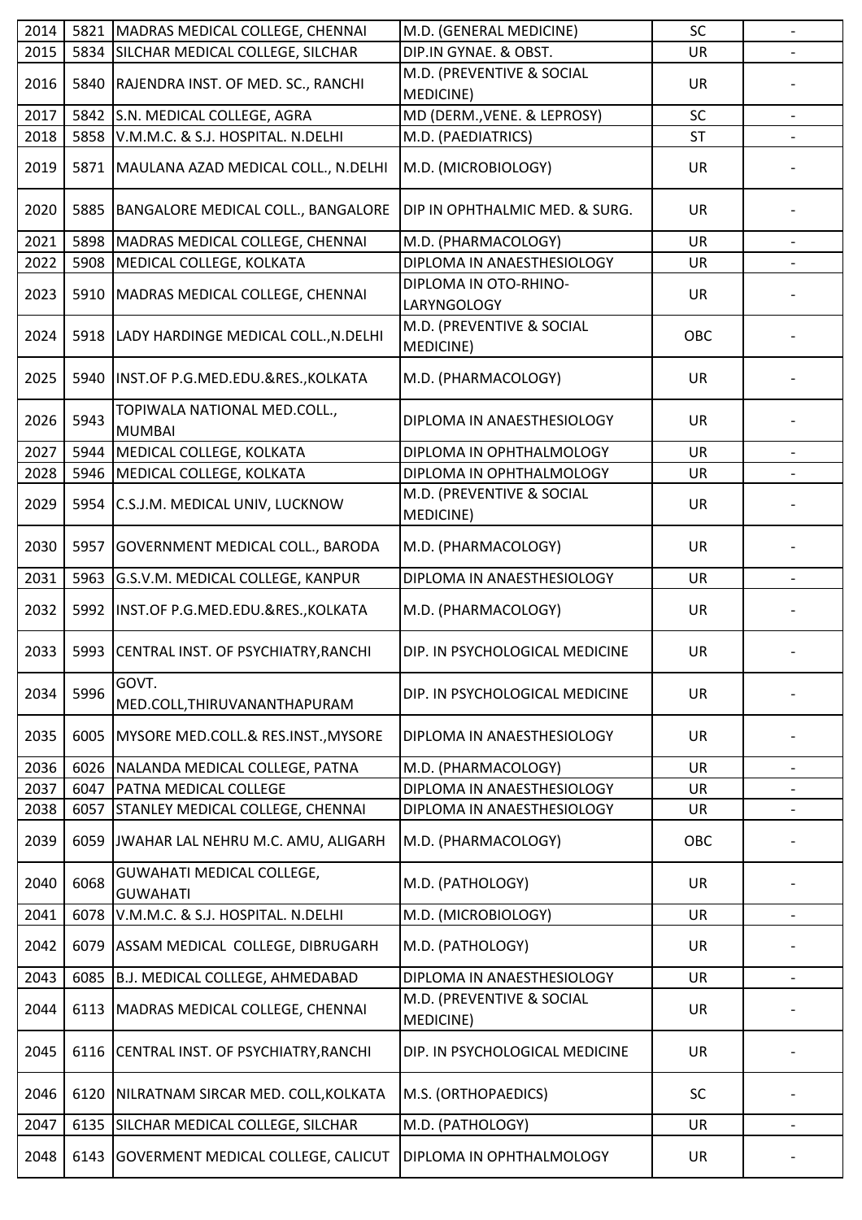| | | | | | |
|---|---|---|---|---|---|
| 2014 | 5821 | MADRAS MEDICAL COLLEGE, CHENNAI | M.D. (GENERAL MEDICINE) | SC | - |
| 2015 | 5834 | SILCHAR MEDICAL COLLEGE, SILCHAR | DIP.IN GYNAE. & OBST. | UR | - |
| 2016 | 5840 | RAJENDRA INST. OF MED. SC., RANCHI | M.D. (PREVENTIVE & SOCIAL MEDICINE) | UR | - |
| 2017 | 5842 | S.N. MEDICAL COLLEGE, AGRA | MD (DERM.,VENE. & LEPROSY) | SC | - |
| 2018 | 5858 | V.M.M.C. & S.J. HOSPITAL. N.DELHI | M.D. (PAEDIATRICS) | ST | - |
| 2019 | 5871 | MAULANA AZAD MEDICAL COLL., N.DELHI | M.D. (MICROBIOLOGY) | UR | - |
| 2020 | 5885 | BANGALORE MEDICAL COLL., BANGALORE | DIP IN OPHTHALMIC MED. & SURG. | UR | - |
| 2021 | 5898 | MADRAS MEDICAL COLLEGE, CHENNAI | M.D. (PHARMACOLOGY) | UR | - |
| 2022 | 5908 | MEDICAL COLLEGE, KOLKATA | DIPLOMA IN ANAESTHESIOLOGY | UR | - |
| 2023 | 5910 | MADRAS MEDICAL COLLEGE, CHENNAI | DIPLOMA IN OTO-RHINO-LARYNGOLOGY | UR | - |
| 2024 | 5918 | LADY HARDINGE MEDICAL COLL.,N.DELHI | M.D. (PREVENTIVE & SOCIAL MEDICINE) | OBC | - |
| 2025 | 5940 | INST.OF P.G.MED.EDU.&RES.,KOLKATA | M.D. (PHARMACOLOGY) | UR | - |
| 2026 | 5943 | TOPIWALA NATIONAL MED.COLL., MUMBAI | DIPLOMA IN ANAESTHESIOLOGY | UR | - |
| 2027 | 5944 | MEDICAL COLLEGE, KOLKATA | DIPLOMA IN OPHTHALMOLOGY | UR | - |
| 2028 | 5946 | MEDICAL COLLEGE, KOLKATA | DIPLOMA IN OPHTHALMOLOGY | UR | - |
| 2029 | 5954 | C.S.J.M. MEDICAL UNIV, LUCKNOW | M.D. (PREVENTIVE & SOCIAL MEDICINE) | UR | - |
| 2030 | 5957 | GOVERNMENT MEDICAL COLL., BARODA | M.D. (PHARMACOLOGY) | UR | - |
| 2031 | 5963 | G.S.V.M. MEDICAL COLLEGE, KANPUR | DIPLOMA IN ANAESTHESIOLOGY | UR | - |
| 2032 | 5992 | INST.OF P.G.MED.EDU.&RES.,KOLKATA | M.D. (PHARMACOLOGY) | UR | - |
| 2033 | 5993 | CENTRAL INST. OF PSYCHIATRY,RANCHI | DIP. IN PSYCHOLOGICAL MEDICINE | UR | - |
| 2034 | 5996 | GOVT. MED.COLL,THIRUVANANTHAPURAM | DIP. IN PSYCHOLOGICAL MEDICINE | UR | - |
| 2035 | 6005 | MYSORE MED.COLL.& RES.INST.,MYSORE | DIPLOMA IN ANAESTHESIOLOGY | UR | - |
| 2036 | 6026 | NALANDA MEDICAL COLLEGE, PATNA | M.D. (PHARMACOLOGY) | UR | - |
| 2037 | 6047 | PATNA MEDICAL COLLEGE | DIPLOMA IN ANAESTHESIOLOGY | UR | - |
| 2038 | 6057 | STANLEY MEDICAL COLLEGE, CHENNAI | DIPLOMA IN ANAESTHESIOLOGY | UR | - |
| 2039 | 6059 | JWAHAR LAL NEHRU M.C. AMU, ALIGARH | M.D. (PHARMACOLOGY) | OBC | - |
| 2040 | 6068 | GUWAHATI MEDICAL COLLEGE, GUWAHATI | M.D. (PATHOLOGY) | UR | - |
| 2041 | 6078 | V.M.M.C. & S.J. HOSPITAL. N.DELHI | M.D. (MICROBIOLOGY) | UR | - |
| 2042 | 6079 | ASSAM MEDICAL COLLEGE, DIBRUGARH | M.D. (PATHOLOGY) | UR | - |
| 2043 | 6085 | B.J. MEDICAL COLLEGE, AHMEDABAD | DIPLOMA IN ANAESTHESIOLOGY | UR | - |
| 2044 | 6113 | MADRAS MEDICAL COLLEGE, CHENNAI | M.D. (PREVENTIVE & SOCIAL MEDICINE) | UR | - |
| 2045 | 6116 | CENTRAL INST. OF PSYCHIATRY,RANCHI | DIP. IN PSYCHOLOGICAL MEDICINE | UR | - |
| 2046 | 6120 | NILRATNAM SIRCAR MED. COLL,KOLKATA | M.S. (ORTHOPAEDICS) | SC | - |
| 2047 | 6135 | SILCHAR MEDICAL COLLEGE, SILCHAR | M.D. (PATHOLOGY) | UR | - |
| 2048 | 6143 | GOVERMENT MEDICAL COLLEGE, CALICUT | DIPLOMA IN OPHTHALMOLOGY | UR | - |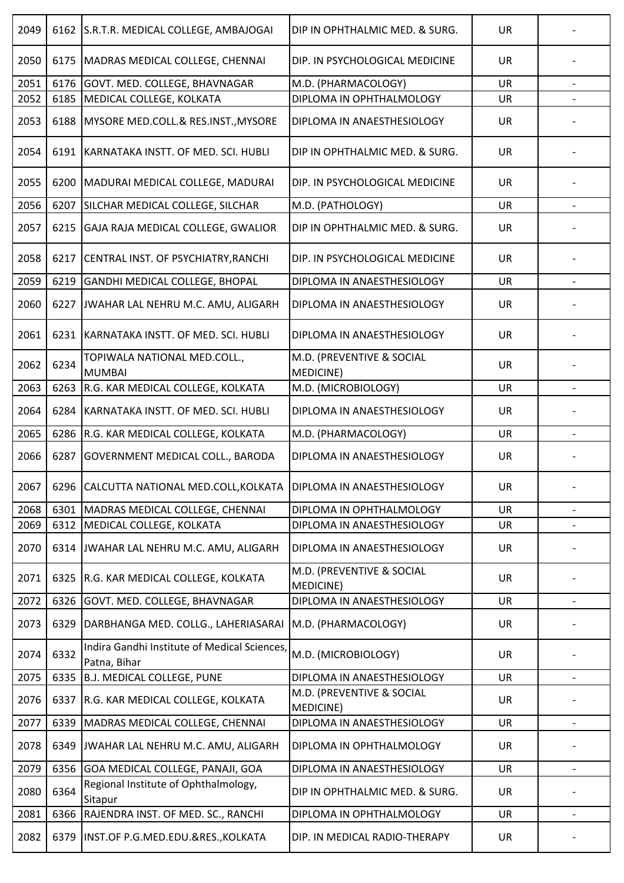| | | | | | |
|---|---|---|---|---|---|
| 2049 | 6162 | S.R.T.R. MEDICAL COLLEGE, AMBAJOGAI | DIP IN OPHTHALMIC MED. & SURG. | UR | - |
| 2050 | 6175 | MADRAS MEDICAL COLLEGE, CHENNAI | DIP. IN PSYCHOLOGICAL MEDICINE | UR | - |
| 2051 | 6176 | GOVT. MED. COLLEGE, BHAVNAGAR | M.D. (PHARMACOLOGY) | UR | - |
| 2052 | 6185 | MEDICAL COLLEGE, KOLKATA | DIPLOMA IN OPHTHALMOLOGY | UR | - |
| 2053 | 6188 | MYSORE MED.COLL.& RES.INST.,MYSORE | DIPLOMA IN ANAESTHESIOLOGY | UR | - |
| 2054 | 6191 | KARNATAKA INSTT. OF MED. SCI. HUBLI | DIP IN OPHTHALMIC MED. & SURG. | UR | - |
| 2055 | 6200 | MADURAI MEDICAL COLLEGE, MADURAI | DIP. IN PSYCHOLOGICAL MEDICINE | UR | - |
| 2056 | 6207 | SILCHAR MEDICAL COLLEGE, SILCHAR | M.D. (PATHOLOGY) | UR | - |
| 2057 | 6215 | GAJA RAJA MEDICAL COLLEGE, GWALIOR | DIP IN OPHTHALMIC MED. & SURG. | UR | - |
| 2058 | 6217 | CENTRAL INST. OF PSYCHIATRY,RANCHI | DIP. IN PSYCHOLOGICAL MEDICINE | UR | - |
| 2059 | 6219 | GANDHI MEDICAL COLLEGE, BHOPAL | DIPLOMA IN ANAESTHESIOLOGY | UR | - |
| 2060 | 6227 | JWAHAR LAL NEHRU M.C. AMU, ALIGARH | DIPLOMA IN ANAESTHESIOLOGY | UR | - |
| 2061 | 6231 | KARNATAKA INSTT. OF MED. SCI. HUBLI | DIPLOMA IN ANAESTHESIOLOGY | UR | - |
| 2062 | 6234 | TOPIWALA NATIONAL MED.COLL., MUMBAI | M.D. (PREVENTIVE & SOCIAL MEDICINE) | UR | - |
| 2063 | 6263 | R.G. KAR MEDICAL COLLEGE, KOLKATA | M.D. (MICROBIOLOGY) | UR | - |
| 2064 | 6284 | KARNATAKA INSTT. OF MED. SCI. HUBLI | DIPLOMA IN ANAESTHESIOLOGY | UR | - |
| 2065 | 6286 | R.G. KAR MEDICAL COLLEGE, KOLKATA | M.D. (PHARMACOLOGY) | UR | - |
| 2066 | 6287 | GOVERNMENT MEDICAL COLL., BARODA | DIPLOMA IN ANAESTHESIOLOGY | UR | - |
| 2067 | 6296 | CALCUTTA NATIONAL MED.COLL,KOLKATA | DIPLOMA IN ANAESTHESIOLOGY | UR | - |
| 2068 | 6301 | MADRAS MEDICAL COLLEGE, CHENNAI | DIPLOMA IN OPHTHALMOLOGY | UR | - |
| 2069 | 6312 | MEDICAL COLLEGE, KOLKATA | DIPLOMA IN ANAESTHESIOLOGY | UR | - |
| 2070 | 6314 | JWAHAR LAL NEHRU M.C. AMU, ALIGARH | DIPLOMA IN ANAESTHESIOLOGY | UR | - |
| 2071 | 6325 | R.G. KAR MEDICAL COLLEGE, KOLKATA | M.D. (PREVENTIVE & SOCIAL MEDICINE) | UR | - |
| 2072 | 6326 | GOVT. MED. COLLEGE, BHAVNAGAR | DIPLOMA IN ANAESTHESIOLOGY | UR | - |
| 2073 | 6329 | DARBHANGA MED. COLLG., LAHERIASARAI | M.D. (PHARMACOLOGY) | UR | - |
| 2074 | 6332 | Indira Gandhi Institute of Medical Sciences, Patna, Bihar | M.D. (MICROBIOLOGY) | UR | - |
| 2075 | 6335 | B.J. MEDICAL COLLEGE, PUNE | DIPLOMA IN ANAESTHESIOLOGY | UR | - |
| 2076 | 6337 | R.G. KAR MEDICAL COLLEGE, KOLKATA | M.D. (PREVENTIVE & SOCIAL MEDICINE) | UR | - |
| 2077 | 6339 | MADRAS MEDICAL COLLEGE, CHENNAI | DIPLOMA IN ANAESTHESIOLOGY | UR | - |
| 2078 | 6349 | JWAHAR LAL NEHRU M.C. AMU, ALIGARH | DIPLOMA IN OPHTHALMOLOGY | UR | - |
| 2079 | 6356 | GOA MEDICAL COLLEGE, PANAJI, GOA | DIPLOMA IN ANAESTHESIOLOGY | UR | - |
| 2080 | 6364 | Regional Institute of Ophthalmology, Sitapur | DIP IN OPHTHALMIC MED. & SURG. | UR | - |
| 2081 | 6366 | RAJENDRA INST. OF MED. SC., RANCHI | DIPLOMA IN OPHTHALMOLOGY | UR | - |
| 2082 | 6379 | INST.OF P.G.MED.EDU.&RES.,KOLKATA | DIP. IN MEDICAL RADIO-THERAPY | UR | - |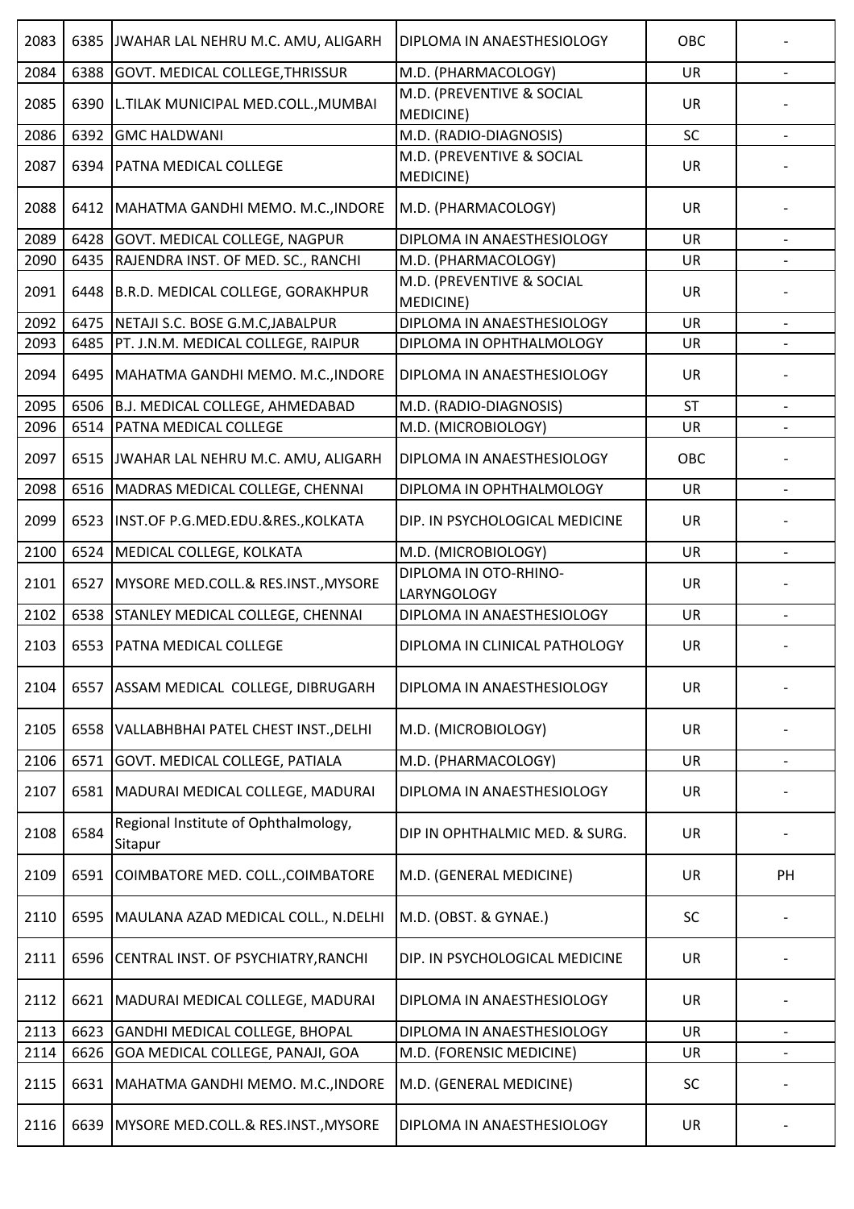| 2083 | 6385 | JWAHAR LAL NEHRU M.C. AMU, ALIGARH | DIPLOMA IN ANAESTHESIOLOGY | OBC | - |
|---|---|---|---|---|---|
| 2084 | 6388 | GOVT. MEDICAL COLLEGE,THRISSUR | M.D. (PHARMACOLOGY) | UR | - |
| 2085 | 6390 | L.TILAK MUNICIPAL MED.COLL.,MUMBAI | M.D. (PREVENTIVE & SOCIAL MEDICINE) | UR | - |
| 2086 | 6392 | GMC HALDWANI | M.D. (RADIO-DIAGNOSIS) | SC | - |
| 2087 | 6394 | PATNA MEDICAL COLLEGE | M.D. (PREVENTIVE & SOCIAL MEDICINE) | UR | - |
| 2088 | 6412 | MAHATMA GANDHI MEMO. M.C.,INDORE | M.D. (PHARMACOLOGY) | UR | - |
| 2089 | 6428 | GOVT. MEDICAL COLLEGE, NAGPUR | DIPLOMA IN ANAESTHESIOLOGY | UR | - |
| 2090 | 6435 | RAJENDRA INST. OF MED. SC., RANCHI | M.D. (PHARMACOLOGY) | UR | - |
| 2091 | 6448 | B.R.D. MEDICAL COLLEGE, GORAKHPUR | M.D. (PREVENTIVE & SOCIAL MEDICINE) | UR | - |
| 2092 | 6475 | NETAJI S.C. BOSE G.M.C,JABALPUR | DIPLOMA IN ANAESTHESIOLOGY | UR | - |
| 2093 | 6485 | PT. J.N.M. MEDICAL COLLEGE, RAIPUR | DIPLOMA IN OPHTHALMOLOGY | UR | - |
| 2094 | 6495 | MAHATMA GANDHI MEMO. M.C.,INDORE | DIPLOMA IN ANAESTHESIOLOGY | UR | - |
| 2095 | 6506 | B.J. MEDICAL COLLEGE, AHMEDABAD | M.D. (RADIO-DIAGNOSIS) | ST | - |
| 2096 | 6514 | PATNA MEDICAL COLLEGE | M.D. (MICROBIOLOGY) | UR | - |
| 2097 | 6515 | JWAHAR LAL NEHRU M.C. AMU, ALIGARH | DIPLOMA IN ANAESTHESIOLOGY | OBC | - |
| 2098 | 6516 | MADRAS MEDICAL COLLEGE, CHENNAI | DIPLOMA IN OPHTHALMOLOGY | UR | - |
| 2099 | 6523 | INST.OF P.G.MED.EDU.&RES.,KOLKATA | DIP. IN PSYCHOLOGICAL MEDICINE | UR | - |
| 2100 | 6524 | MEDICAL COLLEGE, KOLKATA | M.D. (MICROBIOLOGY) | UR | - |
| 2101 | 6527 | MYSORE MED.COLL.& RES.INST.,MYSORE | DIPLOMA IN OTO-RHINO-LARYNGOLOGY | UR | - |
| 2102 | 6538 | STANLEY MEDICAL COLLEGE, CHENNAI | DIPLOMA IN ANAESTHESIOLOGY | UR | - |
| 2103 | 6553 | PATNA MEDICAL COLLEGE | DIPLOMA IN CLINICAL PATHOLOGY | UR | - |
| 2104 | 6557 | ASSAM MEDICAL COLLEGE, DIBRUGARH | DIPLOMA IN ANAESTHESIOLOGY | UR | - |
| 2105 | 6558 | VALLABHBHAI PATEL CHEST INST.,DELHI | M.D. (MICROBIOLOGY) | UR | - |
| 2106 | 6571 | GOVT. MEDICAL COLLEGE, PATIALA | M.D. (PHARMACOLOGY) | UR | - |
| 2107 | 6581 | MADURAI MEDICAL COLLEGE, MADURAI | DIPLOMA IN ANAESTHESIOLOGY | UR | - |
| 2108 | 6584 | Regional Institute of Ophthalmology, Sitapur | DIP IN OPHTHALMIC MED. & SURG. | UR | - |
| 2109 | 6591 | COIMBATORE MED. COLL.,COIMBATORE | M.D. (GENERAL MEDICINE) | UR | PH |
| 2110 | 6595 | MAULANA AZAD MEDICAL COLL., N.DELHI | M.D. (OBST. & GYNAE.) | SC | - |
| 2111 | 6596 | CENTRAL INST. OF PSYCHIATRY,RANCHI | DIP. IN PSYCHOLOGICAL MEDICINE | UR | - |
| 2112 | 6621 | MADURAI MEDICAL COLLEGE, MADURAI | DIPLOMA IN ANAESTHESIOLOGY | UR | - |
| 2113 | 6623 | GANDHI MEDICAL COLLEGE, BHOPAL | DIPLOMA IN ANAESTHESIOLOGY | UR | - |
| 2114 | 6626 | GOA MEDICAL COLLEGE, PANAJI, GOA | M.D. (FORENSIC MEDICINE) | UR | - |
| 2115 | 6631 | MAHATMA GANDHI MEMO. M.C.,INDORE | M.D. (GENERAL MEDICINE) | SC | - |
| 2116 | 6639 | MYSORE MED.COLL.& RES.INST.,MYSORE | DIPLOMA IN ANAESTHESIOLOGY | UR | - |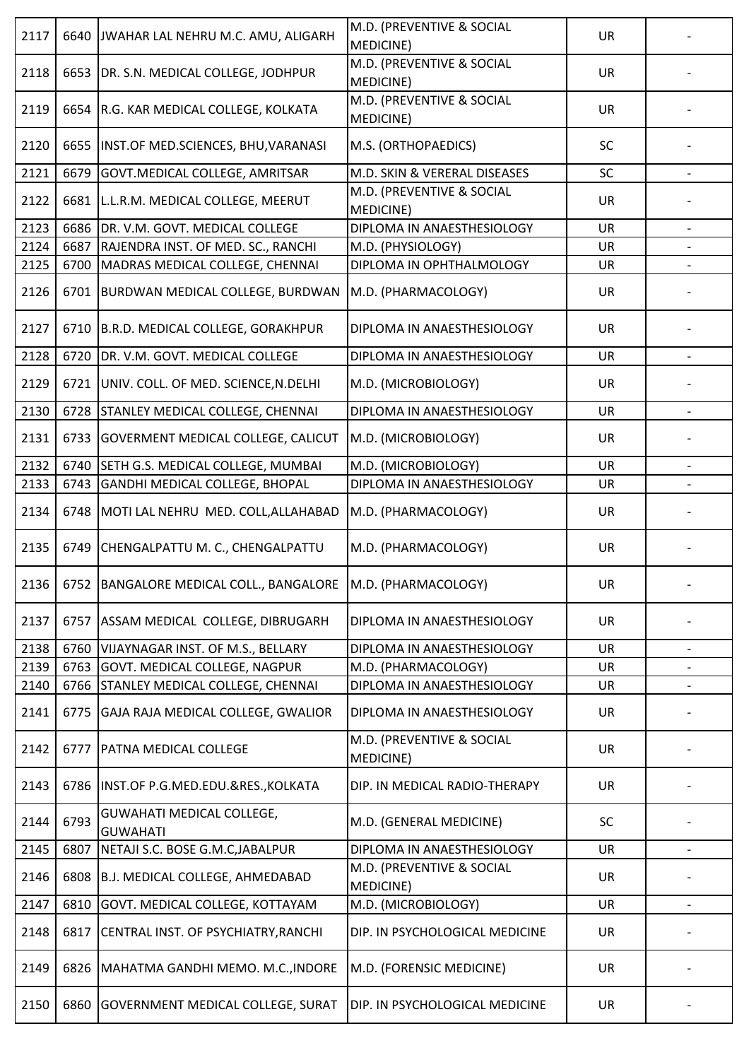| 2117 | 6640 | JWAHAR LAL NEHRU M.C. AMU, ALIGARH | M.D. (PREVENTIVE & SOCIAL MEDICINE) | UR | - |
|---|---|---|---|---|---|
| 2118 | 6653 | DR. S.N. MEDICAL COLLEGE, JODHPUR | M.D. (PREVENTIVE & SOCIAL MEDICINE) | UR | - |
| 2119 | 6654 | R.G. KAR MEDICAL COLLEGE, KOLKATA | M.D. (PREVENTIVE & SOCIAL MEDICINE) | UR | - |
| 2120 | 6655 | INST.OF MED.SCIENCES, BHU,VARANASI | M.S. (ORTHOPAEDICS) | SC | - |
| 2121 | 6679 | GOVT.MEDICAL COLLEGE, AMRITSAR | M.D. SKIN & VERERAL DISEASES | SC | - |
| 2122 | 6681 | L.L.R.M. MEDICAL COLLEGE, MEERUT | M.D. (PREVENTIVE & SOCIAL MEDICINE) | UR | - |
| 2123 | 6686 | DR. V.M. GOVT. MEDICAL COLLEGE | DIPLOMA IN ANAESTHESIOLOGY | UR | - |
| 2124 | 6687 | RAJENDRA INST. OF MED. SC., RANCHI | M.D. (PHYSIOLOGY) | UR | - |
| 2125 | 6700 | MADRAS MEDICAL COLLEGE, CHENNAI | DIPLOMA IN OPHTHALMOLOGY | UR | - |
| 2126 | 6701 | BURDWAN MEDICAL COLLEGE, BURDWAN | M.D. (PHARMACOLOGY) | UR | - |
| 2127 | 6710 | B.R.D. MEDICAL COLLEGE, GORAKHPUR | DIPLOMA IN ANAESTHESIOLOGY | UR | - |
| 2128 | 6720 | DR. V.M. GOVT. MEDICAL COLLEGE | DIPLOMA IN ANAESTHESIOLOGY | UR | - |
| 2129 | 6721 | UNIV. COLL. OF MED. SCIENCE,N.DELHI | M.D. (MICROBIOLOGY) | UR | - |
| 2130 | 6728 | STANLEY MEDICAL COLLEGE, CHENNAI | DIPLOMA IN ANAESTHESIOLOGY | UR | - |
| 2131 | 6733 | GOVERMENT MEDICAL COLLEGE, CALICUT | M.D. (MICROBIOLOGY) | UR | - |
| 2132 | 6740 | SETH G.S. MEDICAL COLLEGE, MUMBAI | M.D. (MICROBIOLOGY) | UR | - |
| 2133 | 6743 | GANDHI MEDICAL COLLEGE, BHOPAL | DIPLOMA IN ANAESTHESIOLOGY | UR | - |
| 2134 | 6748 | MOTI LAL NEHRU MED. COLL,ALLAHABAD | M.D. (PHARMACOLOGY) | UR | - |
| 2135 | 6749 | CHENGALPATTU M. C., CHENGALPATTU | M.D. (PHARMACOLOGY) | UR | - |
| 2136 | 6752 | BANGALORE MEDICAL COLL., BANGALORE | M.D. (PHARMACOLOGY) | UR | - |
| 2137 | 6757 | ASSAM MEDICAL COLLEGE, DIBRUGARH | DIPLOMA IN ANAESTHESIOLOGY | UR | - |
| 2138 | 6760 | VIJAYNAGAR INST. OF M.S., BELLARY | DIPLOMA IN ANAESTHESIOLOGY | UR | - |
| 2139 | 6763 | GOVT. MEDICAL COLLEGE, NAGPUR | M.D. (PHARMACOLOGY) | UR | - |
| 2140 | 6766 | STANLEY MEDICAL COLLEGE, CHENNAI | DIPLOMA IN ANAESTHESIOLOGY | UR | - |
| 2141 | 6775 | GAJA RAJA MEDICAL COLLEGE, GWALIOR | DIPLOMA IN ANAESTHESIOLOGY | UR | - |
| 2142 | 6777 | PATNA MEDICAL COLLEGE | M.D. (PREVENTIVE & SOCIAL MEDICINE) | UR | - |
| 2143 | 6786 | INST.OF P.G.MED.EDU.&RES.,KOLKATA | DIP. IN MEDICAL RADIO-THERAPY | UR | - |
| 2144 | 6793 | GUWAHATI MEDICAL COLLEGE, GUWAHATI | M.D. (GENERAL MEDICINE) | SC | - |
| 2145 | 6807 | NETAJI S.C. BOSE G.M.C,JABALPUR | DIPLOMA IN ANAESTHESIOLOGY | UR | - |
| 2146 | 6808 | B.J. MEDICAL COLLEGE, AHMEDABAD | M.D. (PREVENTIVE & SOCIAL MEDICINE) | UR | - |
| 2147 | 6810 | GOVT. MEDICAL COLLEGE, KOTTAYAM | M.D. (MICROBIOLOGY) | UR | - |
| 2148 | 6817 | CENTRAL INST. OF PSYCHIATRY,RANCHI | DIP. IN PSYCHOLOGICAL MEDICINE | UR | - |
| 2149 | 6826 | MAHATMA GANDHI MEMO. M.C.,INDORE | M.D. (FORENSIC MEDICINE) | UR | - |
| 2150 | 6860 | GOVERNMENT MEDICAL COLLEGE, SURAT | DIP. IN PSYCHOLOGICAL MEDICINE | UR | - |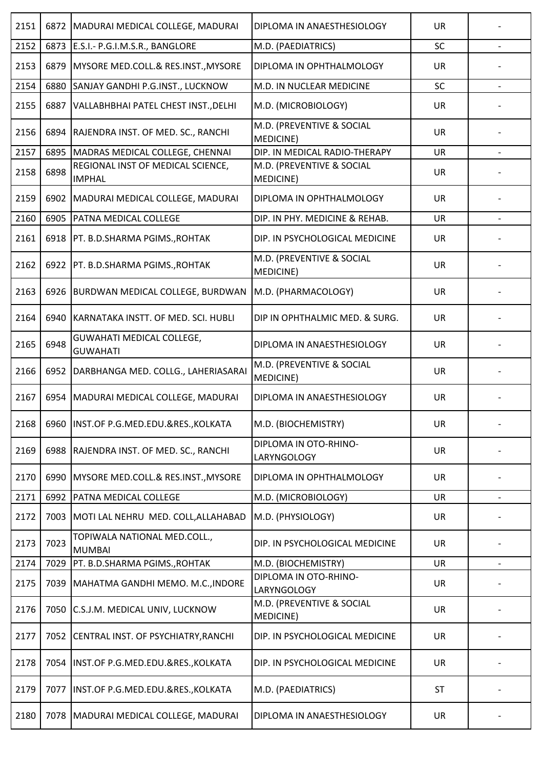| 2151 | 6872 | MADURAI MEDICAL COLLEGE, MADURAI | DIPLOMA IN ANAESTHESIOLOGY | UR | - |
|---|---|---|---|---|---|
| 2152 | 6873 | E.S.I.- P.G.I.M.S.R., BANGLORE | M.D. (PAEDIATRICS) | SC | - |
| 2153 | 6879 | MYSORE MED.COLL.& RES.INST.,MYSORE | DIPLOMA IN OPHTHALMOLOGY | UR | - |
| 2154 | 6880 | SANJAY GANDHI P.G.INST., LUCKNOW | M.D. IN NUCLEAR MEDICINE | SC | - |
| 2155 | 6887 | VALLABHBHAI PATEL CHEST INST.,DELHI | M.D. (MICROBIOLOGY) | UR | - |
| 2156 | 6894 | RAJENDRA INST. OF MED. SC., RANCHI | M.D. (PREVENTIVE & SOCIAL MEDICINE) | UR | - |
| 2157 | 6895 | MADRAS MEDICAL COLLEGE, CHENNAI | DIP. IN MEDICAL RADIO-THERAPY | UR | - |
| 2158 | 6898 | REGIONAL INST OF MEDICAL SCIENCE, IMPHAL | M.D. (PREVENTIVE & SOCIAL MEDICINE) | UR | - |
| 2159 | 6902 | MADURAI MEDICAL COLLEGE, MADURAI | DIPLOMA IN OPHTHALMOLOGY | UR | - |
| 2160 | 6905 | PATNA MEDICAL COLLEGE | DIP. IN PHY. MEDICINE & REHAB. | UR | - |
| 2161 | 6918 | PT. B.D.SHARMA PGIMS.,ROHTAK | DIP. IN PSYCHOLOGICAL MEDICINE | UR | - |
| 2162 | 6922 | PT. B.D.SHARMA PGIMS.,ROHTAK | M.D. (PREVENTIVE & SOCIAL MEDICINE) | UR | - |
| 2163 | 6926 | BURDWAN MEDICAL COLLEGE, BURDWAN | M.D. (PHARMACOLOGY) | UR | - |
| 2164 | 6940 | KARNATAKA INSTT. OF MED. SCI. HUBLI | DIP IN OPHTHALMIC MED. & SURG. | UR | - |
| 2165 | 6948 | GUWAHATI MEDICAL COLLEGE, GUWAHATI | DIPLOMA IN ANAESTHESIOLOGY | UR | - |
| 2166 | 6952 | DARBHANGA MED. COLLG., LAHERIASARAI | M.D. (PREVENTIVE & SOCIAL MEDICINE) | UR | - |
| 2167 | 6954 | MADURAI MEDICAL COLLEGE, MADURAI | DIPLOMA IN ANAESTHESIOLOGY | UR | - |
| 2168 | 6960 | INST.OF P.G.MED.EDU.&RES.,KOLKATA | M.D. (BIOCHEMISTRY) | UR | - |
| 2169 | 6988 | RAJENDRA INST. OF MED. SC., RANCHI | DIPLOMA IN OTO-RHINO-LARYNGOLOGY | UR | - |
| 2170 | 6990 | MYSORE MED.COLL.& RES.INST.,MYSORE | DIPLOMA IN OPHTHALMOLOGY | UR | - |
| 2171 | 6992 | PATNA MEDICAL COLLEGE | M.D. (MICROBIOLOGY) | UR | - |
| 2172 | 7003 | MOTI LAL NEHRU MED. COLL,ALLAHABAD | M.D. (PHYSIOLOGY) | UR | - |
| 2173 | 7023 | TOPIWALA NATIONAL MED.COLL., MUMBAI | DIP. IN PSYCHOLOGICAL MEDICINE | UR | - |
| 2174 | 7029 | PT. B.D.SHARMA PGIMS.,ROHTAK | M.D. (BIOCHEMISTRY) | UR | - |
| 2175 | 7039 | MAHATMA GANDHI MEMO. M.C.,INDORE | DIPLOMA IN OTO-RHINO-LARYNGOLOGY | UR | - |
| 2176 | 7050 | C.S.J.M. MEDICAL UNIV, LUCKNOW | M.D. (PREVENTIVE & SOCIAL MEDICINE) | UR | - |
| 2177 | 7052 | CENTRAL INST. OF PSYCHIATRY,RANCHI | DIP. IN PSYCHOLOGICAL MEDICINE | UR | - |
| 2178 | 7054 | INST.OF P.G.MED.EDU.&RES.,KOLKATA | DIP. IN PSYCHOLOGICAL MEDICINE | UR | - |
| 2179 | 7077 | INST.OF P.G.MED.EDU.&RES.,KOLKATA | M.D. (PAEDIATRICS) | ST | - |
| 2180 | 7078 | MADURAI MEDICAL COLLEGE, MADURAI | DIPLOMA IN ANAESTHESIOLOGY | UR | - |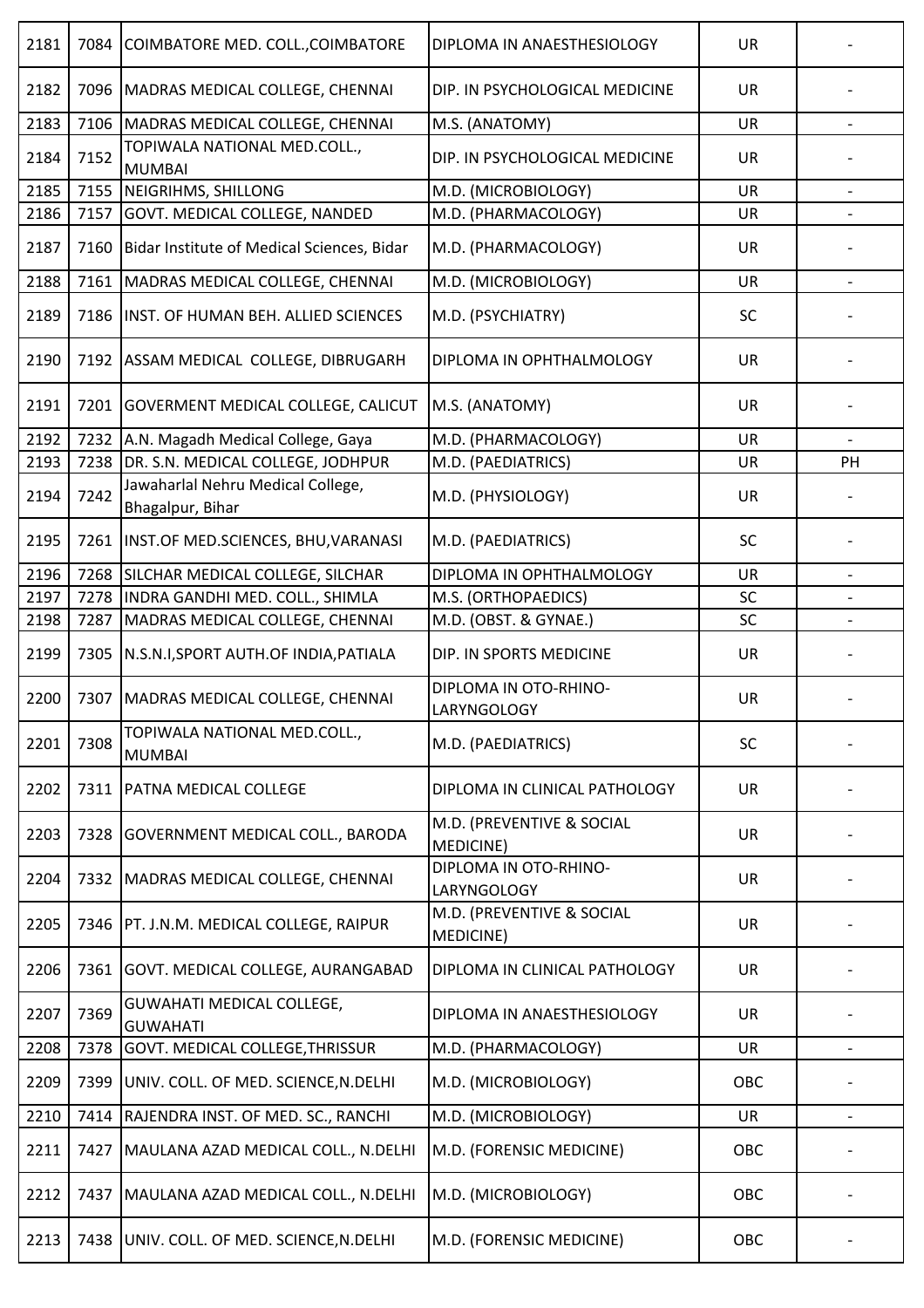| 2181 | 7084 | COIMBATORE MED. COLL.,COIMBATORE | DIPLOMA IN ANAESTHESIOLOGY | UR | - |
|---|---|---|---|---|---|
| 2182 | 7096 | MADRAS MEDICAL COLLEGE, CHENNAI | DIP. IN PSYCHOLOGICAL MEDICINE | UR | - |
| 2183 | 7106 | MADRAS MEDICAL COLLEGE, CHENNAI | M.S. (ANATOMY) | UR | - |
| 2184 | 7152 | TOPIWALA NATIONAL MED.COLL., MUMBAI | DIP. IN PSYCHOLOGICAL MEDICINE | UR | - |
| 2185 | 7155 | NEIGRIHMS, SHILLONG | M.D. (MICROBIOLOGY) | UR | - |
| 2186 | 7157 | GOVT. MEDICAL COLLEGE, NANDED | M.D. (PHARMACOLOGY) | UR | - |
| 2187 | 7160 | Bidar Institute of Medical Sciences, Bidar | M.D. (PHARMACOLOGY) | UR | - |
| 2188 | 7161 | MADRAS MEDICAL COLLEGE, CHENNAI | M.D. (MICROBIOLOGY) | UR | - |
| 2189 | 7186 | INST. OF HUMAN BEH. ALLIED SCIENCES | M.D. (PSYCHIATRY) | SC | - |
| 2190 | 7192 | ASSAM MEDICAL COLLEGE, DIBRUGARH | DIPLOMA IN OPHTHALMOLOGY | UR | - |
| 2191 | 7201 | GOVERMENT MEDICAL COLLEGE, CALICUT | M.S. (ANATOMY) | UR | - |
| 2192 | 7232 | A.N. Magadh Medical College, Gaya | M.D. (PHARMACOLOGY) | UR | - |
| 2193 | 7238 | DR. S.N. MEDICAL COLLEGE, JODHPUR | M.D. (PAEDIATRICS) | UR | PH |
| 2194 | 7242 | Jawaharlal Nehru Medical College, Bhagalpur, Bihar | M.D. (PHYSIOLOGY) | UR | - |
| 2195 | 7261 | INST.OF MED.SCIENCES, BHU,VARANASI | M.D. (PAEDIATRICS) | SC | - |
| 2196 | 7268 | SILCHAR MEDICAL COLLEGE, SILCHAR | DIPLOMA IN OPHTHALMOLOGY | UR | - |
| 2197 | 7278 | INDRA GANDHI MED. COLL., SHIMLA | M.S. (ORTHOPAEDICS) | SC | - |
| 2198 | 7287 | MADRAS MEDICAL COLLEGE, CHENNAI | M.D. (OBST. & GYNAE.) | SC | - |
| 2199 | 7305 | N.S.N.I,SPORT AUTH.OF INDIA,PATIALA | DIP. IN SPORTS MEDICINE | UR | - |
| 2200 | 7307 | MADRAS MEDICAL COLLEGE, CHENNAI | DIPLOMA IN OTO-RHINO-LARYNGOLOGY | UR | - |
| 2201 | 7308 | TOPIWALA NATIONAL MED.COLL., MUMBAI | M.D. (PAEDIATRICS) | SC | - |
| 2202 | 7311 | PATNA MEDICAL COLLEGE | DIPLOMA IN CLINICAL PATHOLOGY | UR | - |
| 2203 | 7328 | GOVERNMENT MEDICAL COLL., BARODA | M.D. (PREVENTIVE & SOCIAL MEDICINE) | UR | - |
| 2204 | 7332 | MADRAS MEDICAL COLLEGE, CHENNAI | DIPLOMA IN OTO-RHINO-LARYNGOLOGY | UR | - |
| 2205 | 7346 | PT. J.N.M. MEDICAL COLLEGE, RAIPUR | M.D. (PREVENTIVE & SOCIAL MEDICINE) | UR | - |
| 2206 | 7361 | GOVT. MEDICAL COLLEGE, AURANGABAD | DIPLOMA IN CLINICAL PATHOLOGY | UR | - |
| 2207 | 7369 | GUWAHATI MEDICAL COLLEGE, GUWAHATI | DIPLOMA IN ANAESTHESIOLOGY | UR | - |
| 2208 | 7378 | GOVT. MEDICAL COLLEGE,THRISSUR | M.D. (PHARMACOLOGY) | UR | - |
| 2209 | 7399 | UNIV. COLL. OF MED. SCIENCE,N.DELHI | M.D. (MICROBIOLOGY) | OBC | - |
| 2210 | 7414 | RAJENDRA INST. OF MED. SC., RANCHI | M.D. (MICROBIOLOGY) | UR | - |
| 2211 | 7427 | MAULANA AZAD MEDICAL COLL., N.DELHI | M.D. (FORENSIC MEDICINE) | OBC | - |
| 2212 | 7437 | MAULANA AZAD MEDICAL COLL., N.DELHI | M.D. (MICROBIOLOGY) | OBC | - |
| 2213 | 7438 | UNIV. COLL. OF MED. SCIENCE,N.DELHI | M.D. (FORENSIC MEDICINE) | OBC | - |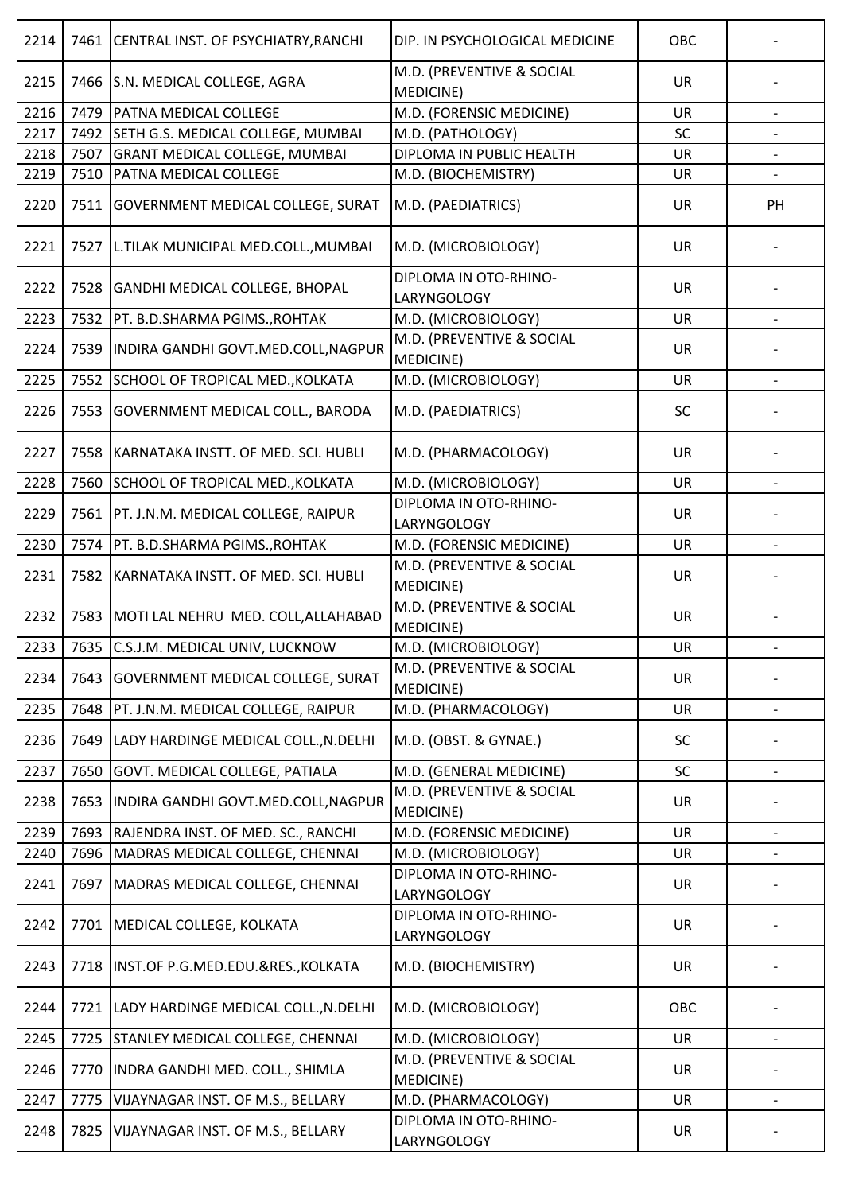| 2214 | 7461 | CENTRAL INST. OF PSYCHIATRY,RANCHI | DIP. IN PSYCHOLOGICAL MEDICINE | OBC | - |
|---|---|---|---|---|---|
| 2215 | 7466 | S.N. MEDICAL COLLEGE, AGRA | M.D. (PREVENTIVE & SOCIAL MEDICINE) | UR | - |
| 2216 | 7479 | PATNA MEDICAL COLLEGE | M.D. (FORENSIC MEDICINE) | UR | - |
| 2217 | 7492 | SETH G.S. MEDICAL COLLEGE, MUMBAI | M.D. (PATHOLOGY) | SC | - |
| 2218 | 7507 | GRANT MEDICAL COLLEGE, MUMBAI | DIPLOMA IN PUBLIC HEALTH | UR | - |
| 2219 | 7510 | PATNA MEDICAL COLLEGE | M.D. (BIOCHEMISTRY) | UR | - |
| 2220 | 7511 | GOVERNMENT MEDICAL COLLEGE, SURAT | M.D. (PAEDIATRICS) | UR | PH |
| 2221 | 7527 | L.TILAK MUNICIPAL MED.COLL.,MUMBAI | M.D. (MICROBIOLOGY) | UR | - |
| 2222 | 7528 | GANDHI MEDICAL COLLEGE, BHOPAL | DIPLOMA IN OTO-RHINO-LARYNGOLOGY | UR | - |
| 2223 | 7532 | PT. B.D.SHARMA PGIMS.,ROHTAK | M.D. (MICROBIOLOGY) | UR | - |
| 2224 | 7539 | INDIRA GANDHI GOVT.MED.COLL,NAGPUR | M.D. (PREVENTIVE & SOCIAL MEDICINE) | UR | - |
| 2225 | 7552 | SCHOOL OF TROPICAL MED.,KOLKATA | M.D. (MICROBIOLOGY) | UR | - |
| 2226 | 7553 | GOVERNMENT MEDICAL COLL., BARODA | M.D. (PAEDIATRICS) | SC | - |
| 2227 | 7558 | KARNATAKA INSTT. OF MED. SCI. HUBLI | M.D. (PHARMACOLOGY) | UR | - |
| 2228 | 7560 | SCHOOL OF TROPICAL MED.,KOLKATA | M.D. (MICROBIOLOGY) | UR | - |
| 2229 | 7561 | PT. J.N.M. MEDICAL COLLEGE, RAIPUR | DIPLOMA IN OTO-RHINO-LARYNGOLOGY | UR | - |
| 2230 | 7574 | PT. B.D.SHARMA PGIMS.,ROHTAK | M.D. (FORENSIC MEDICINE) | UR | - |
| 2231 | 7582 | KARNATAKA INSTT. OF MED. SCI. HUBLI | M.D. (PREVENTIVE & SOCIAL MEDICINE) | UR | - |
| 2232 | 7583 | MOTI LAL NEHRU MED. COLL,ALLAHABAD | M.D. (PREVENTIVE & SOCIAL MEDICINE) | UR | - |
| 2233 | 7635 | C.S.J.M. MEDICAL UNIV, LUCKNOW | M.D. (MICROBIOLOGY) | UR | - |
| 2234 | 7643 | GOVERNMENT MEDICAL COLLEGE, SURAT | M.D. (PREVENTIVE & SOCIAL MEDICINE) | UR | - |
| 2235 | 7648 | PT. J.N.M. MEDICAL COLLEGE, RAIPUR | M.D. (PHARMACOLOGY) | UR | - |
| 2236 | 7649 | LADY HARDINGE MEDICAL COLL.,N.DELHI | M.D. (OBST. & GYNAE.) | SC | - |
| 2237 | 7650 | GOVT. MEDICAL COLLEGE, PATIALA | M.D. (GENERAL MEDICINE) | SC | - |
| 2238 | 7653 | INDIRA GANDHI GOVT.MED.COLL,NAGPUR | M.D. (PREVENTIVE & SOCIAL MEDICINE) | UR | - |
| 2239 | 7693 | RAJENDRA INST. OF MED. SC., RANCHI | M.D. (FORENSIC MEDICINE) | UR | - |
| 2240 | 7696 | MADRAS MEDICAL COLLEGE, CHENNAI | M.D. (MICROBIOLOGY) | UR | - |
| 2241 | 7697 | MADRAS MEDICAL COLLEGE, CHENNAI | DIPLOMA IN OTO-RHINO-LARYNGOLOGY | UR | - |
| 2242 | 7701 | MEDICAL COLLEGE, KOLKATA | DIPLOMA IN OTO-RHINO-LARYNGOLOGY | UR | - |
| 2243 | 7718 | INST.OF P.G.MED.EDU.&RES.,KOLKATA | M.D. (BIOCHEMISTRY) | UR | - |
| 2244 | 7721 | LADY HARDINGE MEDICAL COLL.,N.DELHI | M.D. (MICROBIOLOGY) | OBC | - |
| 2245 | 7725 | STANLEY MEDICAL COLLEGE, CHENNAI | M.D. (MICROBIOLOGY) | UR | - |
| 2246 | 7770 | INDRA GANDHI MED. COLL., SHIMLA | M.D. (PREVENTIVE & SOCIAL MEDICINE) | UR | - |
| 2247 | 7775 | VIJAYNAGAR INST. OF M.S., BELLARY | M.D. (PHARMACOLOGY) | UR | - |
| 2248 | 7825 | VIJAYNAGAR INST. OF M.S., BELLARY | DIPLOMA IN OTO-RHINO-LARYNGOLOGY | UR | - |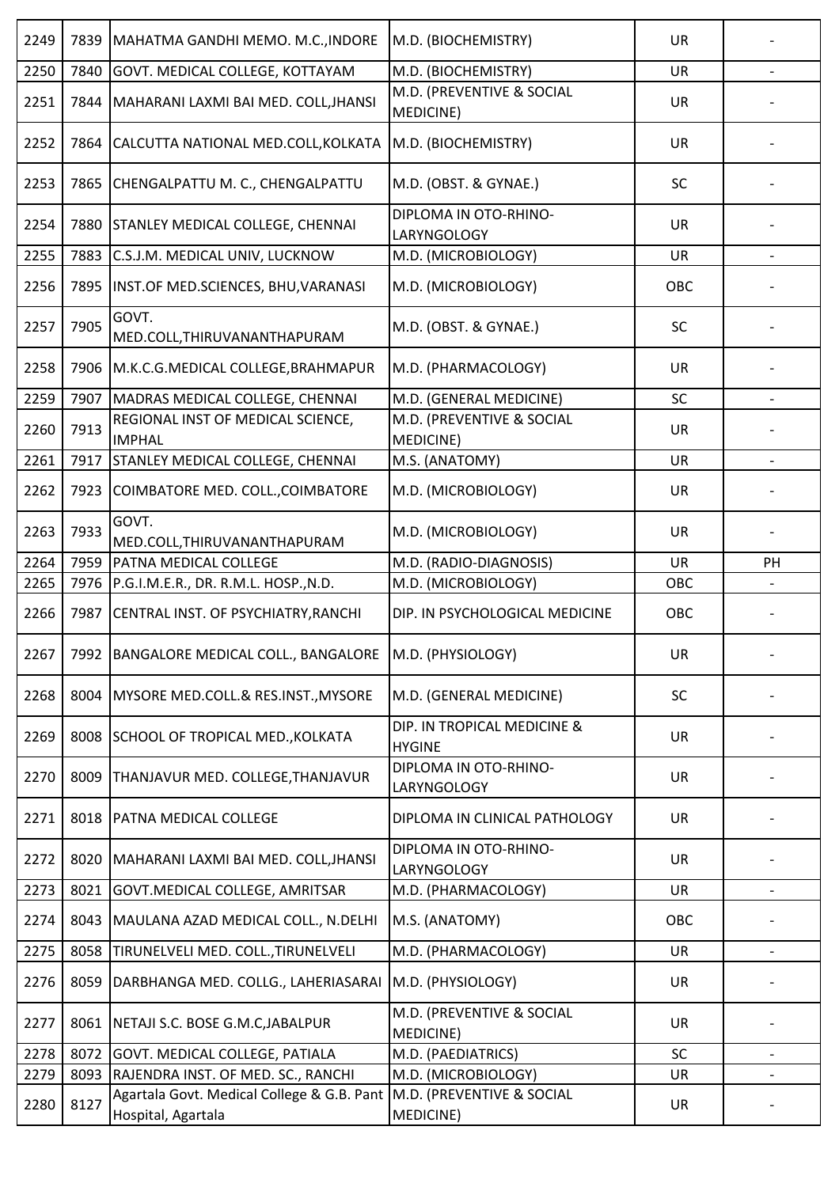| | | | | | |
|---|---|---|---|---|---|
| 2249 | 7839 | MAHATMA GANDHI MEMO. M.C.,INDORE | M.D. (BIOCHEMISTRY) | UR | - |
| 2250 | 7840 | GOVT. MEDICAL COLLEGE, KOTTAYAM | M.D. (BIOCHEMISTRY) | UR | - |
| 2251 | 7844 | MAHARANI LAXMI BAI MED. COLL,JHANSI | M.D. (PREVENTIVE & SOCIAL MEDICINE) | UR | - |
| 2252 | 7864 | CALCUTTA NATIONAL MED.COLL,KOLKATA | M.D. (BIOCHEMISTRY) | UR | - |
| 2253 | 7865 | CHENGALPATTU M. C., CHENGALPATTU | M.D. (OBST. & GYNAE.) | SC | - |
| 2254 | 7880 | STANLEY MEDICAL COLLEGE, CHENNAI | DIPLOMA IN OTO-RHINO-LARYNGOLOGY | UR | - |
| 2255 | 7883 | C.S.J.M. MEDICAL UNIV, LUCKNOW | M.D. (MICROBIOLOGY) | UR | - |
| 2256 | 7895 | INST.OF MED.SCIENCES, BHU,VARANASI | M.D. (MICROBIOLOGY) | OBC | - |
| 2257 | 7905 | GOVT. MED.COLL,THIRUVANANTHAPURAM | M.D. (OBST. & GYNAE.) | SC | - |
| 2258 | 7906 | M.K.C.G.MEDICAL COLLEGE,BRAHMAPUR | M.D. (PHARMACOLOGY) | UR | - |
| 2259 | 7907 | MADRAS MEDICAL COLLEGE, CHENNAI | M.D. (GENERAL MEDICINE) | SC | - |
| 2260 | 7913 | REGIONAL INST OF MEDICAL SCIENCE, IMPHAL | M.D. (PREVENTIVE & SOCIAL MEDICINE) | UR | - |
| 2261 | 7917 | STANLEY MEDICAL COLLEGE, CHENNAI | M.S. (ANATOMY) | UR | - |
| 2262 | 7923 | COIMBATORE MED. COLL.,COIMBATORE | M.D. (MICROBIOLOGY) | UR | - |
| 2263 | 7933 | GOVT. MED.COLL,THIRUVANANTHAPURAM | M.D. (MICROBIOLOGY) | UR | - |
| 2264 | 7959 | PATNA MEDICAL COLLEGE | M.D. (RADIO-DIAGNOSIS) | UR | PH |
| 2265 | 7976 | P.G.I.M.E.R., DR. R.M.L. HOSP.,N.D. | M.D. (MICROBIOLOGY) | OBC | - |
| 2266 | 7987 | CENTRAL INST. OF PSYCHIATRY,RANCHI | DIP. IN PSYCHOLOGICAL MEDICINE | OBC | - |
| 2267 | 7992 | BANGALORE MEDICAL COLL., BANGALORE | M.D. (PHYSIOLOGY) | UR | - |
| 2268 | 8004 | MYSORE MED.COLL.& RES.INST.,MYSORE | M.D. (GENERAL MEDICINE) | SC | - |
| 2269 | 8008 | SCHOOL OF TROPICAL MED.,KOLKATA | DIP. IN TROPICAL MEDICINE & HYGINE | UR | - |
| 2270 | 8009 | THANJAVUR MED. COLLEGE,THANJAVUR | DIPLOMA IN OTO-RHINO-LARYNGOLOGY | UR | - |
| 2271 | 8018 | PATNA MEDICAL COLLEGE | DIPLOMA IN CLINICAL PATHOLOGY | UR | - |
| 2272 | 8020 | MAHARANI LAXMI BAI MED. COLL,JHANSI | DIPLOMA IN OTO-RHINO-LARYNGOLOGY | UR | - |
| 2273 | 8021 | GOVT.MEDICAL COLLEGE, AMRITSAR | M.D. (PHARMACOLOGY) | UR | - |
| 2274 | 8043 | MAULANA AZAD MEDICAL COLL., N.DELHI | M.S. (ANATOMY) | OBC | - |
| 2275 | 8058 | TIRUNELVELI MED. COLL.,TIRUNELVELI | M.D. (PHARMACOLOGY) | UR | - |
| 2276 | 8059 | DARBHANGA MED. COLLG., LAHERIASARAI | M.D. (PHYSIOLOGY) | UR | - |
| 2277 | 8061 | NETAJI S.C. BOSE G.M.C,JABALPUR | M.D. (PREVENTIVE & SOCIAL MEDICINE) | UR | - |
| 2278 | 8072 | GOVT. MEDICAL COLLEGE, PATIALA | M.D. (PAEDIATRICS) | SC | - |
| 2279 | 8093 | RAJENDRA INST. OF MED. SC., RANCHI | M.D. (MICROBIOLOGY) | UR | - |
| 2280 | 8127 | Agartala Govt. Medical College & G.B. Pant Hospital, Agartala | M.D. (PREVENTIVE & SOCIAL MEDICINE) | UR | - |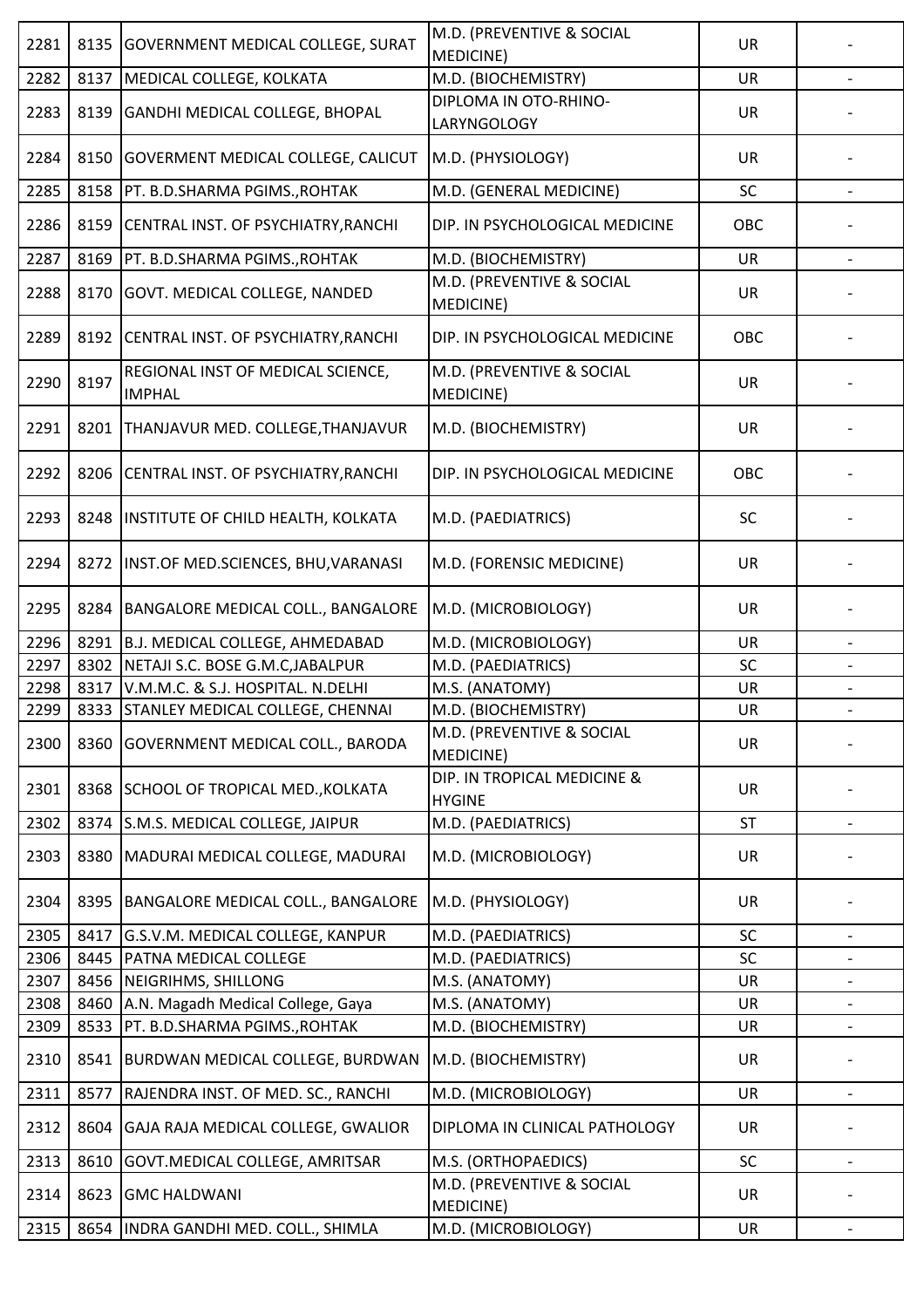| 2281 | 8135 | GOVERNMENT MEDICAL COLLEGE, SURAT | M.D. (PREVENTIVE & SOCIAL MEDICINE) | UR | - |
|---|---|---|---|---|---|
| 2282 | 8137 | MEDICAL COLLEGE, KOLKATA | M.D. (BIOCHEMISTRY) | UR | - |
| 2283 | 8139 | GANDHI MEDICAL COLLEGE, BHOPAL | DIPLOMA IN OTO-RHINO-LARYNGOLOGY | UR | - |
| 2284 | 8150 | GOVERMENT MEDICAL COLLEGE, CALICUT | M.D. (PHYSIOLOGY) | UR | - |
| 2285 | 8158 | PT. B.D.SHARMA PGIMS.,ROHTAK | M.D. (GENERAL MEDICINE) | SC | - |
| 2286 | 8159 | CENTRAL INST. OF PSYCHIATRY,RANCHI | DIP. IN PSYCHOLOGICAL MEDICINE | OBC | - |
| 2287 | 8169 | PT. B.D.SHARMA PGIMS.,ROHTAK | M.D. (BIOCHEMISTRY) | UR | - |
| 2288 | 8170 | GOVT. MEDICAL COLLEGE, NANDED | M.D. (PREVENTIVE & SOCIAL MEDICINE) | UR | - |
| 2289 | 8192 | CENTRAL INST. OF PSYCHIATRY,RANCHI | DIP. IN PSYCHOLOGICAL MEDICINE | OBC | - |
| 2290 | 8197 | REGIONAL INST OF MEDICAL SCIENCE, IMPHAL | M.D. (PREVENTIVE & SOCIAL MEDICINE) | UR | - |
| 2291 | 8201 | THANJAVUR MED. COLLEGE,THANJAVUR | M.D. (BIOCHEMISTRY) | UR | - |
| 2292 | 8206 | CENTRAL INST. OF PSYCHIATRY,RANCHI | DIP. IN PSYCHOLOGICAL MEDICINE | OBC | - |
| 2293 | 8248 | INSTITUTE OF CHILD HEALTH, KOLKATA | M.D. (PAEDIATRICS) | SC | - |
| 2294 | 8272 | INST.OF MED.SCIENCES, BHU,VARANASI | M.D. (FORENSIC MEDICINE) | UR | - |
| 2295 | 8284 | BANGALORE MEDICAL COLL., BANGALORE | M.D. (MICROBIOLOGY) | UR | - |
| 2296 | 8291 | B.J. MEDICAL COLLEGE, AHMEDABAD | M.D. (MICROBIOLOGY) | UR | - |
| 2297 | 8302 | NETAJI S.C. BOSE G.M.C,JABALPUR | M.D. (PAEDIATRICS) | SC | - |
| 2298 | 8317 | V.M.M.C. & S.J. HOSPITAL. N.DELHI | M.S. (ANATOMY) | UR | - |
| 2299 | 8333 | STANLEY MEDICAL COLLEGE, CHENNAI | M.D. (BIOCHEMISTRY) | UR | - |
| 2300 | 8360 | GOVERNMENT MEDICAL COLL., BARODA | M.D. (PREVENTIVE & SOCIAL MEDICINE) | UR | - |
| 2301 | 8368 | SCHOOL OF TROPICAL MED.,KOLKATA | DIP. IN TROPICAL MEDICINE & HYGINE | UR | - |
| 2302 | 8374 | S.M.S. MEDICAL COLLEGE, JAIPUR | M.D. (PAEDIATRICS) | ST | - |
| 2303 | 8380 | MADURAI MEDICAL COLLEGE, MADURAI | M.D. (MICROBIOLOGY) | UR | - |
| 2304 | 8395 | BANGALORE MEDICAL COLL., BANGALORE | M.D. (PHYSIOLOGY) | UR | - |
| 2305 | 8417 | G.S.V.M. MEDICAL COLLEGE, KANPUR | M.D. (PAEDIATRICS) | SC | - |
| 2306 | 8445 | PATNA MEDICAL COLLEGE | M.D. (PAEDIATRICS) | SC | - |
| 2307 | 8456 | NEIGRIHMS, SHILLONG | M.S. (ANATOMY) | UR | - |
| 2308 | 8460 | A.N. Magadh Medical College, Gaya | M.S. (ANATOMY) | UR | - |
| 2309 | 8533 | PT. B.D.SHARMA PGIMS.,ROHTAK | M.D. (BIOCHEMISTRY) | UR | - |
| 2310 | 8541 | BURDWAN MEDICAL COLLEGE, BURDWAN | M.D. (BIOCHEMISTRY) | UR | - |
| 2311 | 8577 | RAJENDRA INST. OF MED. SC., RANCHI | M.D. (MICROBIOLOGY) | UR | - |
| 2312 | 8604 | GAJA RAJA MEDICAL COLLEGE, GWALIOR | DIPLOMA IN CLINICAL PATHOLOGY | UR | - |
| 2313 | 8610 | GOVT.MEDICAL COLLEGE, AMRITSAR | M.S. (ORTHOPAEDICS) | SC | - |
| 2314 | 8623 | GMC HALDWANI | M.D. (PREVENTIVE & SOCIAL MEDICINE) | UR | - |
| 2315 | 8654 | INDRA GANDHI MED. COLL., SHIMLA | M.D. (MICROBIOLOGY) | UR | - |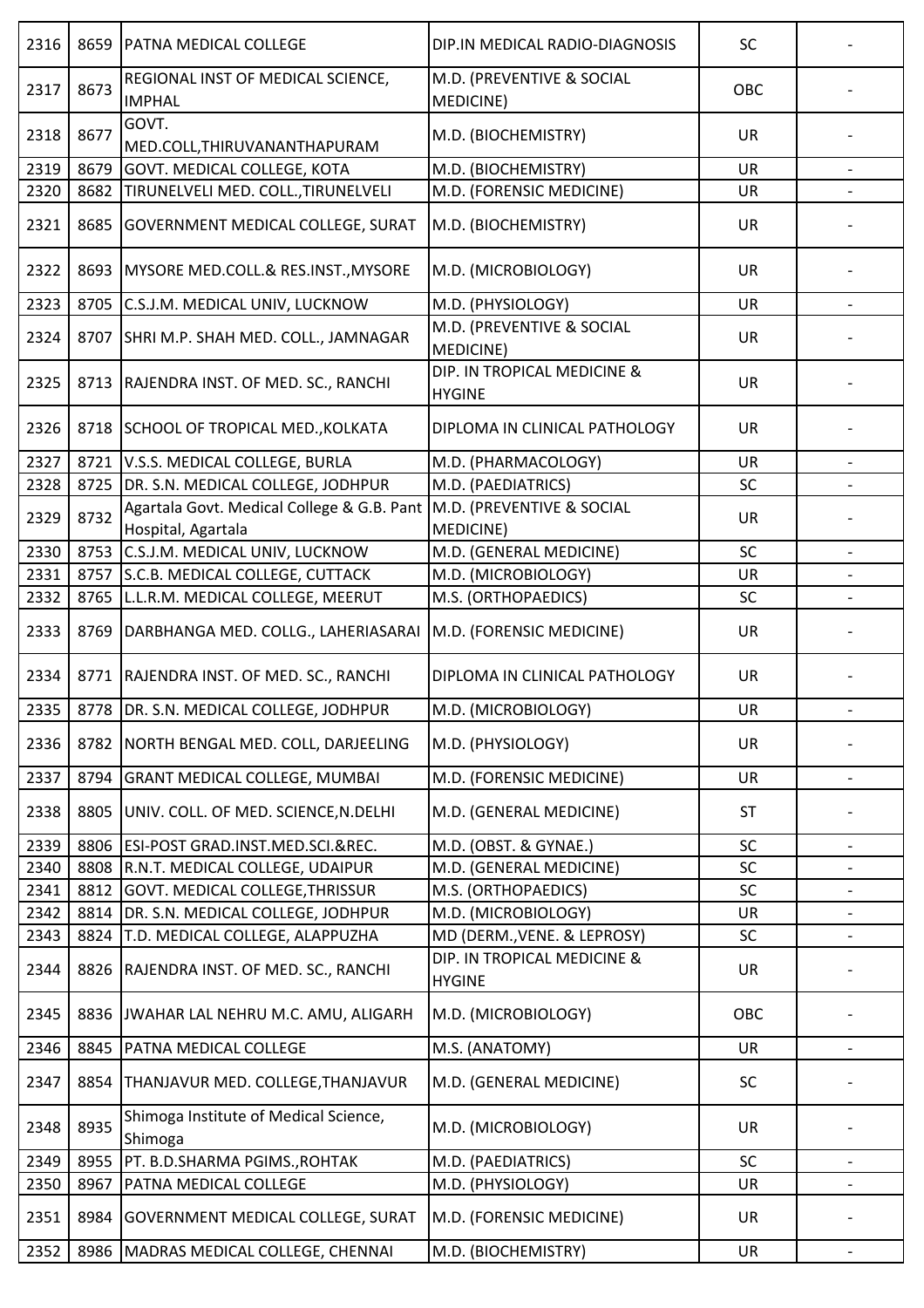| 2316 | 8659 | PATNA MEDICAL COLLEGE | DIP.IN MEDICAL RADIO-DIAGNOSIS | SC | - |
|---|---|---|---|---|---|
| 2317 | 8673 | REGIONAL INST OF MEDICAL SCIENCE, IMPHAL | M.D. (PREVENTIVE & SOCIAL MEDICINE) | OBC | - |
| 2318 | 8677 | GOVT. MED.COLL,THIRUVANANTHAPURAM | M.D. (BIOCHEMISTRY) | UR | - |
| 2319 | 8679 | GOVT. MEDICAL COLLEGE, KOTA | M.D. (BIOCHEMISTRY) | UR | - |
| 2320 | 8682 | TIRUNELVELI MED. COLL.,TIRUNELVELI | M.D. (FORENSIC MEDICINE) | UR | - |
| 2321 | 8685 | GOVERNMENT MEDICAL COLLEGE, SURAT | M.D. (BIOCHEMISTRY) | UR | - |
| 2322 | 8693 | MYSORE MED.COLL.& RES.INST.,MYSORE | M.D. (MICROBIOLOGY) | UR | - |
| 2323 | 8705 | C.S.J.M. MEDICAL UNIV, LUCKNOW | M.D. (PHYSIOLOGY) | UR | - |
| 2324 | 8707 | SHRI M.P. SHAH MED. COLL., JAMNAGAR | M.D. (PREVENTIVE & SOCIAL MEDICINE) | UR | - |
| 2325 | 8713 | RAJENDRA INST. OF MED. SC., RANCHI | DIP. IN TROPICAL MEDICINE & HYGINE | UR | - |
| 2326 | 8718 | SCHOOL OF TROPICAL MED.,KOLKATA | DIPLOMA IN CLINICAL PATHOLOGY | UR | - |
| 2327 | 8721 | V.S.S. MEDICAL COLLEGE, BURLA | M.D. (PHARMACOLOGY) | UR | - |
| 2328 | 8725 | DR. S.N. MEDICAL COLLEGE, JODHPUR | M.D. (PAEDIATRICS) | SC | - |
| 2329 | 8732 | Agartala Govt. Medical College & G.B. Pant Hospital, Agartala | M.D. (PREVENTIVE & SOCIAL MEDICINE) | UR | - |
| 2330 | 8753 | C.S.J.M. MEDICAL UNIV, LUCKNOW | M.D. (GENERAL MEDICINE) | SC | - |
| 2331 | 8757 | S.C.B. MEDICAL COLLEGE, CUTTACK | M.D. (MICROBIOLOGY) | UR | - |
| 2332 | 8765 | L.L.R.M. MEDICAL COLLEGE, MEERUT | M.S. (ORTHOPAEDICS) | SC | - |
| 2333 | 8769 | DARBHANGA MED. COLLG., LAHERIASARAI | M.D. (FORENSIC MEDICINE) | UR | - |
| 2334 | 8771 | RAJENDRA INST. OF MED. SC., RANCHI | DIPLOMA IN CLINICAL PATHOLOGY | UR | - |
| 2335 | 8778 | DR. S.N. MEDICAL COLLEGE, JODHPUR | M.D. (MICROBIOLOGY) | UR | - |
| 2336 | 8782 | NORTH BENGAL MED. COLL, DARJEELING | M.D. (PHYSIOLOGY) | UR | - |
| 2337 | 8794 | GRANT MEDICAL COLLEGE, MUMBAI | M.D. (FORENSIC MEDICINE) | UR | - |
| 2338 | 8805 | UNIV. COLL. OF MED. SCIENCE,N.DELHI | M.D. (GENERAL MEDICINE) | ST | - |
| 2339 | 8806 | ESI-POST GRAD.INST.MED.SCI.&REC. | M.D. (OBST. & GYNAE.) | SC | - |
| 2340 | 8808 | R.N.T. MEDICAL COLLEGE, UDAIPUR | M.D. (GENERAL MEDICINE) | SC | - |
| 2341 | 8812 | GOVT. MEDICAL COLLEGE,THRISSUR | M.S. (ORTHOPAEDICS) | SC | - |
| 2342 | 8814 | DR. S.N. MEDICAL COLLEGE, JODHPUR | M.D. (MICROBIOLOGY) | UR | - |
| 2343 | 8824 | T.D. MEDICAL COLLEGE, ALAPPUZHA | MD (DERM.,VENE. & LEPROSY) | SC | - |
| 2344 | 8826 | RAJENDRA INST. OF MED. SC., RANCHI | DIP. IN TROPICAL MEDICINE & HYGINE | UR | - |
| 2345 | 8836 | JWAHAR LAL NEHRU M.C. AMU, ALIGARH | M.D. (MICROBIOLOGY) | OBC | - |
| 2346 | 8845 | PATNA MEDICAL COLLEGE | M.S. (ANATOMY) | UR | - |
| 2347 | 8854 | THANJAVUR MED. COLLEGE,THANJAVUR | M.D. (GENERAL MEDICINE) | SC | - |
| 2348 | 8935 | Shimoga Institute of Medical Science, Shimoga | M.D. (MICROBIOLOGY) | UR | - |
| 2349 | 8955 | PT. B.D.SHARMA PGIMS.,ROHTAK | M.D. (PAEDIATRICS) | SC | - |
| 2350 | 8967 | PATNA MEDICAL COLLEGE | M.D. (PHYSIOLOGY) | UR | - |
| 2351 | 8984 | GOVERNMENT MEDICAL COLLEGE, SURAT | M.D. (FORENSIC MEDICINE) | UR | - |
| 2352 | 8986 | MADRAS MEDICAL COLLEGE, CHENNAI | M.D. (BIOCHEMISTRY) | UR | - |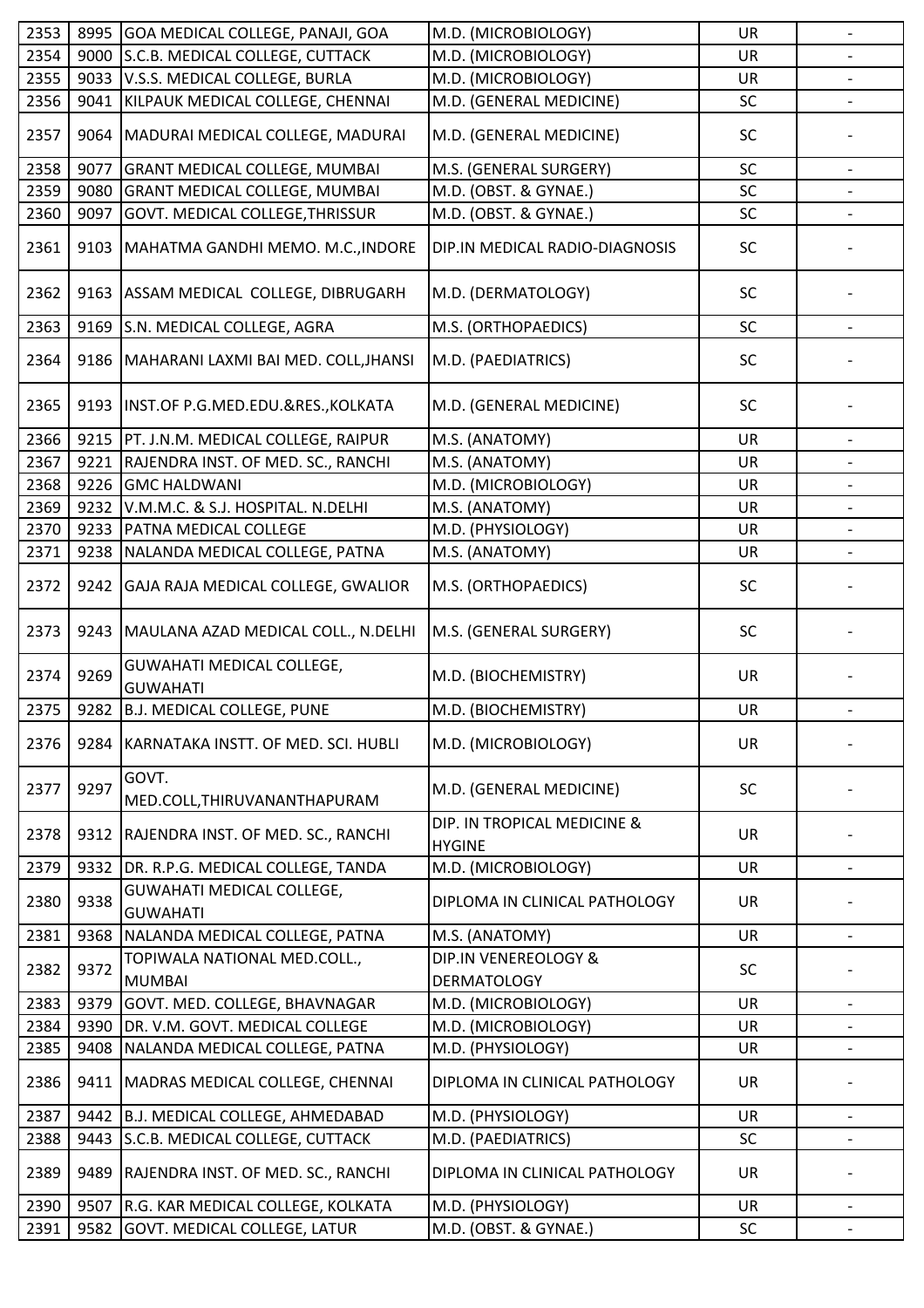| 2353 | 8995 | GOA MEDICAL COLLEGE, PANAJI, GOA | M.D. (MICROBIOLOGY) | UR | - |
|---|---|---|---|---|---|
| 2354 | 9000 | S.C.B. MEDICAL COLLEGE, CUTTACK | M.D. (MICROBIOLOGY) | UR | - |
| 2355 | 9033 | V.S.S. MEDICAL COLLEGE, BURLA | M.D. (MICROBIOLOGY) | UR | - |
| 2356 | 9041 | KILPAUK MEDICAL COLLEGE, CHENNAI | M.D. (GENERAL MEDICINE) | SC | - |
| 2357 | 9064 | MADURAI MEDICAL COLLEGE, MADURAI | M.D. (GENERAL MEDICINE) | SC | - |
| 2358 | 9077 | GRANT MEDICAL COLLEGE, MUMBAI | M.S. (GENERAL SURGERY) | SC | - |
| 2359 | 9080 | GRANT MEDICAL COLLEGE, MUMBAI | M.D. (OBST. & GYNAE.) | SC | - |
| 2360 | 9097 | GOVT. MEDICAL COLLEGE,THRISSUR | M.D. (OBST. & GYNAE.) | SC | - |
| 2361 | 9103 | MAHATMA GANDHI MEMO. M.C.,INDORE | DIP.IN MEDICAL RADIO-DIAGNOSIS | SC | - |
| 2362 | 9163 | ASSAM MEDICAL COLLEGE, DIBRUGARH | M.D. (DERMATOLOGY) | SC | - |
| 2363 | 9169 | S.N. MEDICAL COLLEGE, AGRA | M.S. (ORTHOPAEDICS) | SC | - |
| 2364 | 9186 | MAHARANI LAXMI BAI MED. COLL,JHANSI | M.D. (PAEDIATRICS) | SC | - |
| 2365 | 9193 | INST.OF P.G.MED.EDU.&RES.,KOLKATA | M.D. (GENERAL MEDICINE) | SC | - |
| 2366 | 9215 | PT. J.N.M. MEDICAL COLLEGE, RAIPUR | M.S. (ANATOMY) | UR | - |
| 2367 | 9221 | RAJENDRA INST. OF MED. SC., RANCHI | M.S. (ANATOMY) | UR | - |
| 2368 | 9226 | GMC HALDWANI | M.D. (MICROBIOLOGY) | UR | - |
| 2369 | 9232 | V.M.M.C. & S.J. HOSPITAL. N.DELHI | M.S. (ANATOMY) | UR | - |
| 2370 | 9233 | PATNA MEDICAL COLLEGE | M.D. (PHYSIOLOGY) | UR | - |
| 2371 | 9238 | NALANDA MEDICAL COLLEGE, PATNA | M.S. (ANATOMY) | UR | - |
| 2372 | 9242 | GAJA RAJA MEDICAL COLLEGE, GWALIOR | M.S. (ORTHOPAEDICS) | SC | - |
| 2373 | 9243 | MAULANA AZAD MEDICAL COLL., N.DELHI | M.S. (GENERAL SURGERY) | SC | - |
| 2374 | 9269 | GUWAHATI MEDICAL COLLEGE, GUWAHATI | M.D. (BIOCHEMISTRY) | UR | - |
| 2375 | 9282 | B.J. MEDICAL COLLEGE, PUNE | M.D. (BIOCHEMISTRY) | UR | - |
| 2376 | 9284 | KARNATAKA INSTT. OF MED. SCI. HUBLI | M.D. (MICROBIOLOGY) | UR | - |
| 2377 | 9297 | GOVT. MED.COLL,THIRUVANANTHAPURAM | M.D. (GENERAL MEDICINE) | SC | - |
| 2378 | 9312 | RAJENDRA INST. OF MED. SC., RANCHI | DIP. IN TROPICAL MEDICINE & HYGINE | UR | - |
| 2379 | 9332 | DR. R.P.G. MEDICAL COLLEGE, TANDA | M.D. (MICROBIOLOGY) | UR | - |
| 2380 | 9338 | GUWAHATI MEDICAL COLLEGE, GUWAHATI | DIPLOMA IN CLINICAL PATHOLOGY | UR | - |
| 2381 | 9368 | NALANDA MEDICAL COLLEGE, PATNA | M.S. (ANATOMY) | UR | - |
| 2382 | 9372 | TOPIWALA NATIONAL MED.COLL., MUMBAI | DIP.IN VENEREOLOGY & DERMATOLOGY | SC | - |
| 2383 | 9379 | GOVT. MED. COLLEGE, BHAVNAGAR | M.D. (MICROBIOLOGY) | UR | - |
| 2384 | 9390 | DR. V.M. GOVT. MEDICAL COLLEGE | M.D. (MICROBIOLOGY) | UR | - |
| 2385 | 9408 | NALANDA MEDICAL COLLEGE, PATNA | M.D. (PHYSIOLOGY) | UR | - |
| 2386 | 9411 | MADRAS MEDICAL COLLEGE, CHENNAI | DIPLOMA IN CLINICAL PATHOLOGY | UR | - |
| 2387 | 9442 | B.J. MEDICAL COLLEGE, AHMEDABAD | M.D. (PHYSIOLOGY) | UR | - |
| 2388 | 9443 | S.C.B. MEDICAL COLLEGE, CUTTACK | M.D. (PAEDIATRICS) | SC | - |
| 2389 | 9489 | RAJENDRA INST. OF MED. SC., RANCHI | DIPLOMA IN CLINICAL PATHOLOGY | UR | - |
| 2390 | 9507 | R.G. KAR MEDICAL COLLEGE, KOLKATA | M.D. (PHYSIOLOGY) | UR | - |
| 2391 | 9582 | GOVT. MEDICAL COLLEGE, LATUR | M.D. (OBST. & GYNAE.) | SC | - |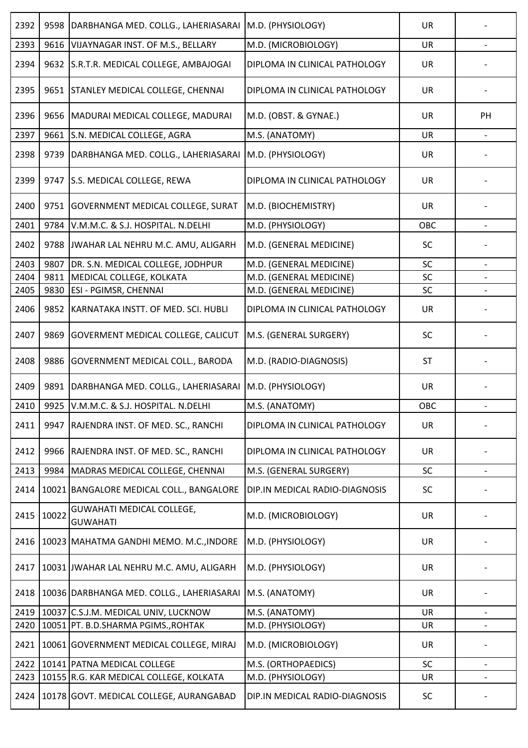| 2392 | 9598 | DARBHANGA MED. COLLG., LAHERIASARAI | M.D. (PHYSIOLOGY) | UR | - |
|---|---|---|---|---|---|
| 2393 | 9616 | VIJAYNAGAR INST. OF M.S., BELLARY | M.D. (MICROBIOLOGY) | UR | - |
| 2394 | 9632 | S.R.T.R. MEDICAL COLLEGE, AMBAJOGAI | DIPLOMA IN CLINICAL PATHOLOGY | UR | - |
| 2395 | 9651 | STANLEY MEDICAL COLLEGE, CHENNAI | DIPLOMA IN CLINICAL PATHOLOGY | UR | - |
| 2396 | 9656 | MADURAI MEDICAL COLLEGE, MADURAI | M.D. (OBST. & GYNAE.) | UR | PH |
| 2397 | 9661 | S.N. MEDICAL COLLEGE, AGRA | M.S. (ANATOMY) | UR | - |
| 2398 | 9739 | DARBHANGA MED. COLLG., LAHERIASARAI | M.D. (PHYSIOLOGY) | UR | - |
| 2399 | 9747 | S.S. MEDICAL COLLEGE, REWA | DIPLOMA IN CLINICAL PATHOLOGY | UR | - |
| 2400 | 9751 | GOVERNMENT MEDICAL COLLEGE, SURAT | M.D. (BIOCHEMISTRY) | UR | - |
| 2401 | 9784 | V.M.M.C. & S.J. HOSPITAL. N.DELHI | M.D. (PHYSIOLOGY) | OBC | - |
| 2402 | 9788 | JWAHAR LAL NEHRU M.C. AMU, ALIGARH | M.D. (GENERAL MEDICINE) | SC | - |
| 2403 | 9807 | DR. S.N. MEDICAL COLLEGE, JODHPUR | M.D. (GENERAL MEDICINE) | SC | - |
| 2404 | 9811 | MEDICAL COLLEGE, KOLKATA | M.D. (GENERAL MEDICINE) | SC | - |
| 2405 | 9830 | ESI - PGIMSR, CHENNAI | M.D. (GENERAL MEDICINE) | SC | - |
| 2406 | 9852 | KARNATAKA INSTT. OF MED. SCI. HUBLI | DIPLOMA IN CLINICAL PATHOLOGY | UR | - |
| 2407 | 9869 | GOVERMENT MEDICAL COLLEGE, CALICUT | M.S. (GENERAL SURGERY) | SC | - |
| 2408 | 9886 | GOVERNMENT MEDICAL COLL., BARODA | M.D. (RADIO-DIAGNOSIS) | ST | - |
| 2409 | 9891 | DARBHANGA MED. COLLG., LAHERIASARAI | M.D. (PHYSIOLOGY) | UR | - |
| 2410 | 9925 | V.M.M.C. & S.J. HOSPITAL. N.DELHI | M.S. (ANATOMY) | OBC | - |
| 2411 | 9947 | RAJENDRA INST. OF MED. SC., RANCHI | DIPLOMA IN CLINICAL PATHOLOGY | UR | - |
| 2412 | 9966 | RAJENDRA INST. OF MED. SC., RANCHI | DIPLOMA IN CLINICAL PATHOLOGY | UR | - |
| 2413 | 9984 | MADRAS MEDICAL COLLEGE, CHENNAI | M.S. (GENERAL SURGERY) | SC | - |
| 2414 | 10021 | BANGALORE MEDICAL COLL., BANGALORE | DIP.IN MEDICAL RADIO-DIAGNOSIS | SC | - |
| 2415 | 10022 | GUWAHATI MEDICAL COLLEGE, GUWAHATI | M.D. (MICROBIOLOGY) | UR | - |
| 2416 | 10023 | MAHATMA GANDHI MEMO. M.C.,INDORE | M.D. (PHYSIOLOGY) | UR | - |
| 2417 | 10031 | JWAHAR LAL NEHRU M.C. AMU, ALIGARH | M.D. (PHYSIOLOGY) | UR | - |
| 2418 | 10036 | DARBHANGA MED. COLLG., LAHERIASARAI | M.S. (ANATOMY) | UR | - |
| 2419 | 10037 | C.S.J.M. MEDICAL UNIV, LUCKNOW | M.S. (ANATOMY) | UR | - |
| 2420 | 10051 | PT. B.D.SHARMA PGIMS.,ROHTAK | M.D. (PHYSIOLOGY) | UR | - |
| 2421 | 10061 | GOVERNMENT MEDICAL COLLEGE, MIRAJ | M.D. (MICROBIOLOGY) | UR | - |
| 2422 | 10141 | PATNA MEDICAL COLLEGE | M.S. (ORTHOPAEDICS) | SC | - |
| 2423 | 10155 | R.G. KAR MEDICAL COLLEGE, KOLKATA | M.D. (PHYSIOLOGY) | UR | - |
| 2424 | 10178 | GOVT. MEDICAL COLLEGE, AURANGABAD | DIP.IN MEDICAL RADIO-DIAGNOSIS | SC | - |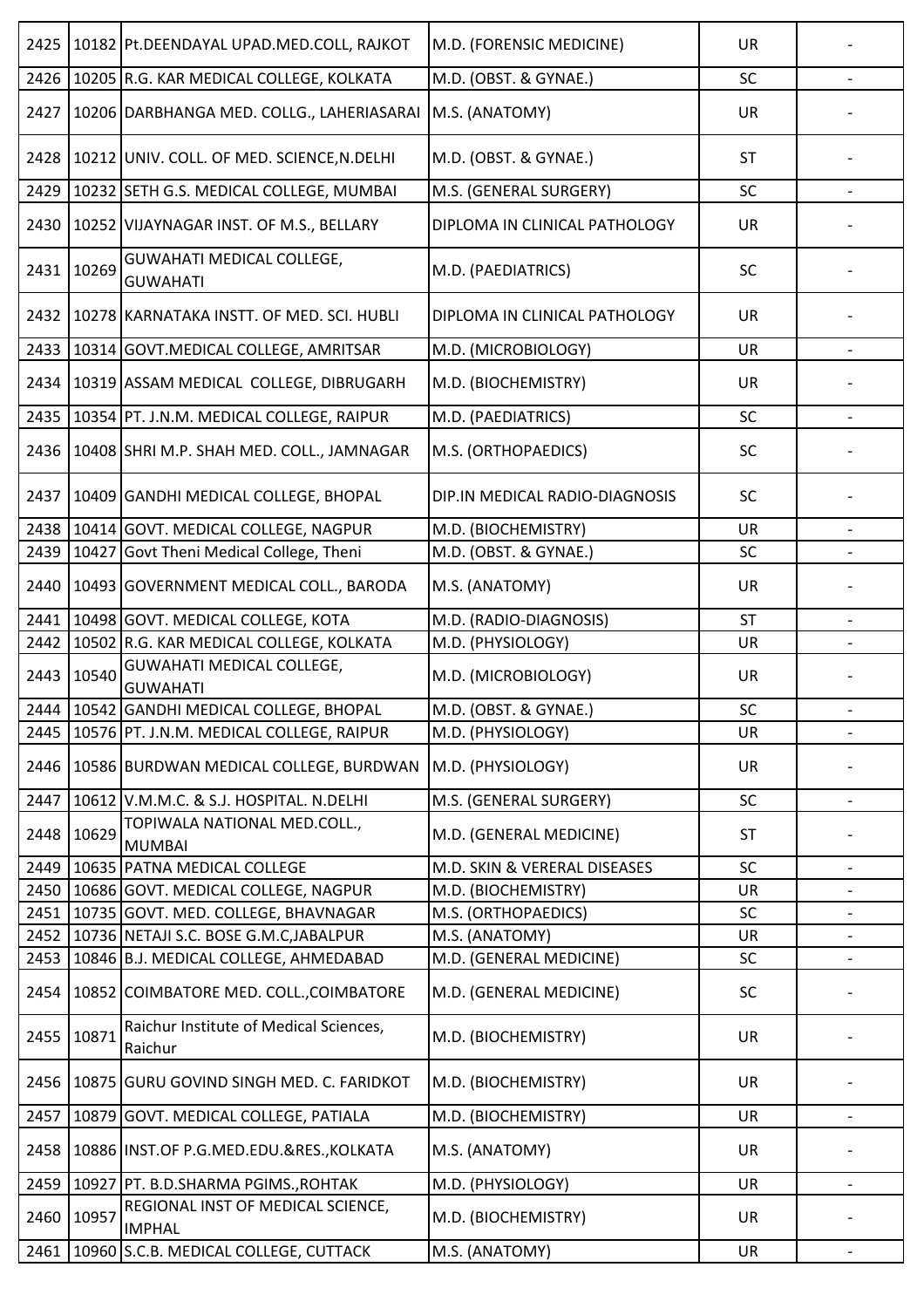| | | | | | |
|---|---|---|---|---|---|
| 2425 | 10182 | Pt.DEENDAYAL UPAD.MED.COLL, RAJKOT | M.D. (FORENSIC MEDICINE) | UR | - |
| 2426 | 10205 | R.G. KAR MEDICAL COLLEGE, KOLKATA | M.D. (OBST. & GYNAE.) | SC | - |
| 2427 | 10206 | DARBHANGA MED. COLLG., LAHERIASARAI | M.S. (ANATOMY) | UR | - |
| 2428 | 10212 | UNIV. COLL. OF MED. SCIENCE,N.DELHI | M.D. (OBST. & GYNAE.) | ST | - |
| 2429 | 10232 | SETH G.S. MEDICAL COLLEGE, MUMBAI | M.S. (GENERAL SURGERY) | SC | - |
| 2430 | 10252 | VIJAYNAGAR INST. OF M.S., BELLARY | DIPLOMA IN CLINICAL PATHOLOGY | UR | - |
| 2431 | 10269 | GUWAHATI MEDICAL COLLEGE, GUWAHATI | M.D. (PAEDIATRICS) | SC | - |
| 2432 | 10278 | KARNATAKA INSTT. OF MED. SCI. HUBLI | DIPLOMA IN CLINICAL PATHOLOGY | UR | - |
| 2433 | 10314 | GOVT.MEDICAL COLLEGE, AMRITSAR | M.D. (MICROBIOLOGY) | UR | - |
| 2434 | 10319 | ASSAM MEDICAL COLLEGE, DIBRUGARH | M.D. (BIOCHEMISTRY) | UR | - |
| 2435 | 10354 | PT. J.N.M. MEDICAL COLLEGE, RAIPUR | M.D. (PAEDIATRICS) | SC | - |
| 2436 | 10408 | SHRI M.P. SHAH MED. COLL., JAMNAGAR | M.S. (ORTHOPAEDICS) | SC | - |
| 2437 | 10409 | GANDHI MEDICAL COLLEGE, BHOPAL | DIP.IN MEDICAL RADIO-DIAGNOSIS | SC | - |
| 2438 | 10414 | GOVT. MEDICAL COLLEGE, NAGPUR | M.D. (BIOCHEMISTRY) | UR | - |
| 2439 | 10427 | Govt Theni Medical College, Theni | M.D. (OBST. & GYNAE.) | SC | - |
| 2440 | 10493 | GOVERNMENT MEDICAL COLL., BARODA | M.S. (ANATOMY) | UR | - |
| 2441 | 10498 | GOVT. MEDICAL COLLEGE, KOTA | M.D. (RADIO-DIAGNOSIS) | ST | - |
| 2442 | 10502 | R.G. KAR MEDICAL COLLEGE, KOLKATA | M.D. (PHYSIOLOGY) | UR | - |
| 2443 | 10540 | GUWAHATI MEDICAL COLLEGE, GUWAHATI | M.D. (MICROBIOLOGY) | UR | - |
| 2444 | 10542 | GANDHI MEDICAL COLLEGE, BHOPAL | M.D. (OBST. & GYNAE.) | SC | - |
| 2445 | 10576 | PT. J.N.M. MEDICAL COLLEGE, RAIPUR | M.D. (PHYSIOLOGY) | UR | - |
| 2446 | 10586 | BURDWAN MEDICAL COLLEGE, BURDWAN | M.D. (PHYSIOLOGY) | UR | - |
| 2447 | 10612 | V.M.M.C. & S.J. HOSPITAL. N.DELHI | M.S. (GENERAL SURGERY) | SC | - |
| 2448 | 10629 | TOPIWALA NATIONAL MED.COLL., MUMBAI | M.D. (GENERAL MEDICINE) | ST | - |
| 2449 | 10635 | PATNA MEDICAL COLLEGE | M.D. SKIN & VERERAL DISEASES | SC | - |
| 2450 | 10686 | GOVT. MEDICAL COLLEGE, NAGPUR | M.D. (BIOCHEMISTRY) | UR | - |
| 2451 | 10735 | GOVT. MED. COLLEGE, BHAVNAGAR | M.S. (ORTHOPAEDICS) | SC | - |
| 2452 | 10736 | NETAJI S.C. BOSE G.M.C,JABALPUR | M.S. (ANATOMY) | UR | - |
| 2453 | 10846 | B.J. MEDICAL COLLEGE, AHMEDABAD | M.D. (GENERAL MEDICINE) | SC | - |
| 2454 | 10852 | COIMBATORE MED. COLL.,COIMBATORE | M.D. (GENERAL MEDICINE) | SC | - |
| 2455 | 10871 | Raichur Institute of Medical Sciences, Raichur | M.D. (BIOCHEMISTRY) | UR | - |
| 2456 | 10875 | GURU GOVIND SINGH MED. C. FARIDKOT | M.D. (BIOCHEMISTRY) | UR | - |
| 2457 | 10879 | GOVT. MEDICAL COLLEGE, PATIALA | M.D. (BIOCHEMISTRY) | UR | - |
| 2458 | 10886 | INST.OF P.G.MED.EDU.&RES.,KOLKATA | M.S. (ANATOMY) | UR | - |
| 2459 | 10927 | PT. B.D.SHARMA PGIMS.,ROHTAK | M.D. (PHYSIOLOGY) | UR | - |
| 2460 | 10957 | REGIONAL INST OF MEDICAL SCIENCE, IMPHAL | M.D. (BIOCHEMISTRY) | UR | - |
| 2461 | 10960 | S.C.B. MEDICAL COLLEGE, CUTTACK | M.S. (ANATOMY) | UR | - |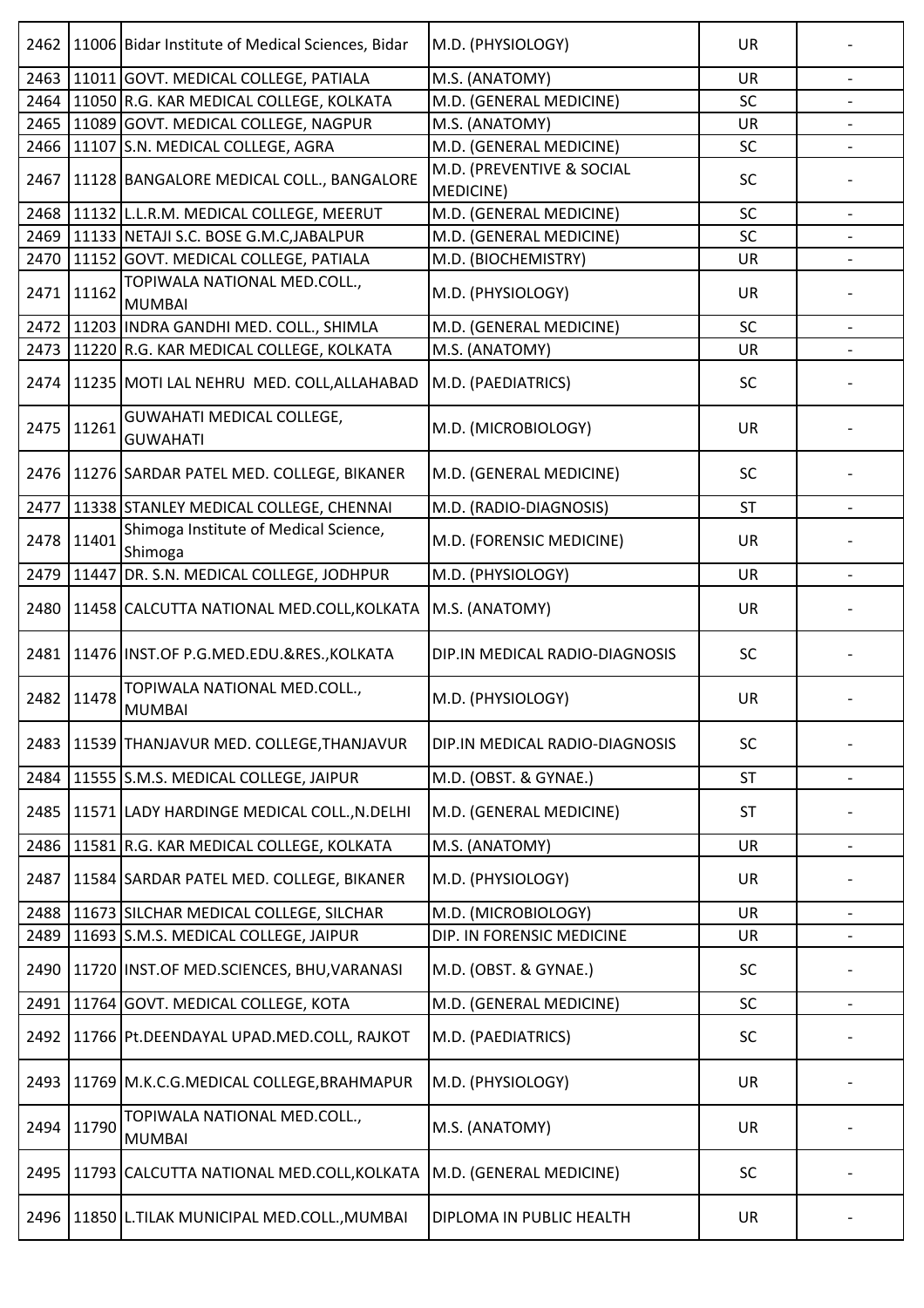| 2462 | 11006 | Bidar Institute of Medical Sciences, Bidar | M.D. (PHYSIOLOGY) | UR | - |
|---|---|---|---|---|---|
| 2463 | 11011 | GOVT. MEDICAL COLLEGE, PATIALA | M.S. (ANATOMY) | UR | - |
| 2464 | 11050 | R.G. KAR MEDICAL COLLEGE, KOLKATA | M.D. (GENERAL MEDICINE) | SC | - |
| 2465 | 11089 | GOVT. MEDICAL COLLEGE, NAGPUR | M.S. (ANATOMY) | UR | - |
| 2466 | 11107 | S.N. MEDICAL COLLEGE, AGRA | M.D. (GENERAL MEDICINE) | SC | - |
| 2467 | 11128 | BANGALORE MEDICAL COLL., BANGALORE | M.D. (PREVENTIVE & SOCIAL MEDICINE) | SC | - |
| 2468 | 11132 | L.L.R.M. MEDICAL COLLEGE, MEERUT | M.D. (GENERAL MEDICINE) | SC | - |
| 2469 | 11133 | NETAJI S.C. BOSE G.M.C,JABALPUR | M.D. (GENERAL MEDICINE) | SC | - |
| 2470 | 11152 | GOVT. MEDICAL COLLEGE, PATIALA | M.D. (BIOCHEMISTRY) | UR | - |
| 2471 | 11162 | TOPIWALA NATIONAL MED.COLL., MUMBAI | M.D. (PHYSIOLOGY) | UR | - |
| 2472 | 11203 | INDRA GANDHI MED. COLL., SHIMLA | M.D. (GENERAL MEDICINE) | SC | - |
| 2473 | 11220 | R.G. KAR MEDICAL COLLEGE, KOLKATA | M.S. (ANATOMY) | UR | - |
| 2474 | 11235 | MOTI LAL NEHRU MED. COLL,ALLAHABAD | M.D. (PAEDIATRICS) | SC | - |
| 2475 | 11261 | GUWAHATI MEDICAL COLLEGE, GUWAHATI | M.D. (MICROBIOLOGY) | UR | - |
| 2476 | 11276 | SARDAR PATEL MED. COLLEGE, BIKANER | M.D. (GENERAL MEDICINE) | SC | - |
| 2477 | 11338 | STANLEY MEDICAL COLLEGE, CHENNAI | M.D. (RADIO-DIAGNOSIS) | ST | - |
| 2478 | 11401 | Shimoga Institute of Medical Science, Shimoga | M.D. (FORENSIC MEDICINE) | UR | - |
| 2479 | 11447 | DR. S.N. MEDICAL COLLEGE, JODHPUR | M.D. (PHYSIOLOGY) | UR | - |
| 2480 | 11458 | CALCUTTA NATIONAL MED.COLL,KOLKATA | M.S. (ANATOMY) | UR | - |
| 2481 | 11476 | INST.OF P.G.MED.EDU.&RES.,KOLKATA | DIP.IN MEDICAL RADIO-DIAGNOSIS | SC | - |
| 2482 | 11478 | TOPIWALA NATIONAL MED.COLL., MUMBAI | M.D. (PHYSIOLOGY) | UR | - |
| 2483 | 11539 | THANJAVUR MED. COLLEGE,THANJAVUR | DIP.IN MEDICAL RADIO-DIAGNOSIS | SC | - |
| 2484 | 11555 | S.M.S. MEDICAL COLLEGE, JAIPUR | M.D. (OBST. & GYNAE.) | ST | - |
| 2485 | 11571 | LADY HARDINGE MEDICAL COLL.,N.DELHI | M.D. (GENERAL MEDICINE) | ST | - |
| 2486 | 11581 | R.G. KAR MEDICAL COLLEGE, KOLKATA | M.S. (ANATOMY) | UR | - |
| 2487 | 11584 | SARDAR PATEL MED. COLLEGE, BIKANER | M.D. (PHYSIOLOGY) | UR | - |
| 2488 | 11673 | SILCHAR MEDICAL COLLEGE, SILCHAR | M.D. (MICROBIOLOGY) | UR | - |
| 2489 | 11693 | S.M.S. MEDICAL COLLEGE, JAIPUR | DIP. IN FORENSIC MEDICINE | UR | - |
| 2490 | 11720 | INST.OF MED.SCIENCES, BHU,VARANASI | M.D. (OBST. & GYNAE.) | SC | - |
| 2491 | 11764 | GOVT. MEDICAL COLLEGE, KOTA | M.D. (GENERAL MEDICINE) | SC | - |
| 2492 | 11766 | Pt.DEENDAYAL UPAD.MED.COLL, RAJKOT | M.D. (PAEDIATRICS) | SC | - |
| 2493 | 11769 | M.K.C.G.MEDICAL COLLEGE,BRAHMAPUR | M.D. (PHYSIOLOGY) | UR | - |
| 2494 | 11790 | TOPIWALA NATIONAL MED.COLL., MUMBAI | M.S. (ANATOMY) | UR | - |
| 2495 | 11793 | CALCUTTA NATIONAL MED.COLL,KOLKATA | M.D. (GENERAL MEDICINE) | SC | - |
| 2496 | 11850 | L.TILAK MUNICIPAL MED.COLL.,MUMBAI | DIPLOMA IN PUBLIC HEALTH | UR | - |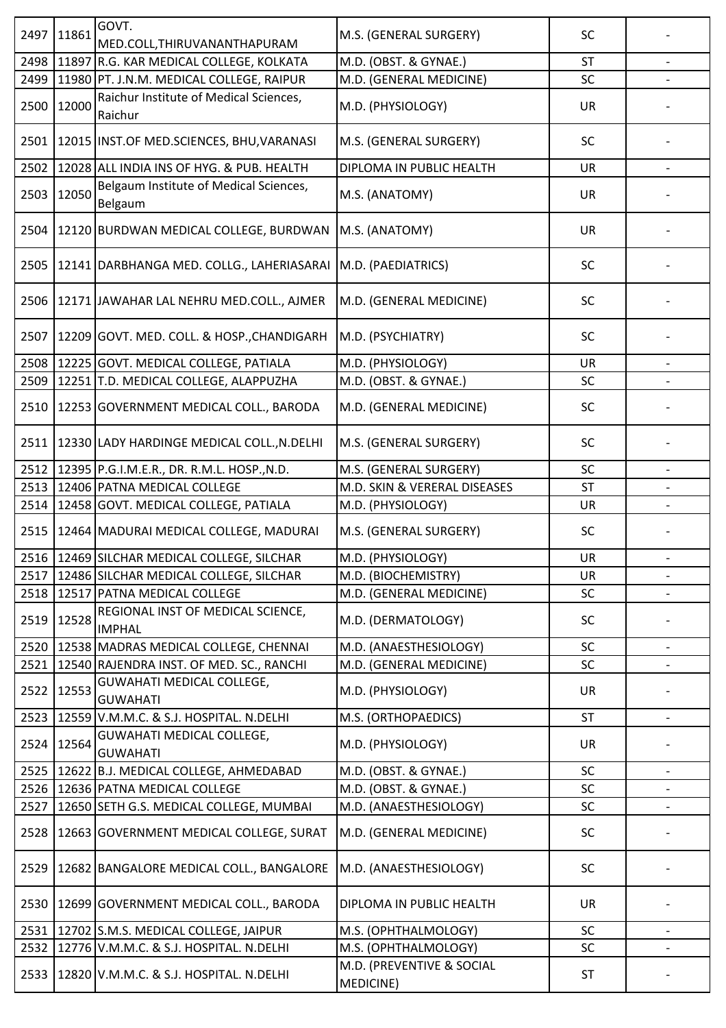| 2497 | 11861 | GOVT. MED.COLL,THIRUVANANTHAPURAM | M.S. (GENERAL SURGERY) | SC | - |
|---|---|---|---|---|---|
| 2498 | 11897 | R.G. KAR MEDICAL COLLEGE, KOLKATA | M.D. (OBST. & GYNAE.) | ST | - |
| 2499 | 11980 | PT. J.N.M. MEDICAL COLLEGE, RAIPUR | M.D. (GENERAL MEDICINE) | SC | - |
| 2500 | 12000 | Raichur Institute of Medical Sciences, Raichur | M.D. (PHYSIOLOGY) | UR | - |
| 2501 | 12015 | INST.OF MED.SCIENCES, BHU,VARANASI | M.S. (GENERAL SURGERY) | SC | - |
| 2502 | 12028 | ALL INDIA INS OF HYG. & PUB. HEALTH | DIPLOMA IN PUBLIC HEALTH | UR | - |
| 2503 | 12050 | Belgaum Institute of Medical Sciences, Belgaum | M.S. (ANATOMY) | UR | - |
| 2504 | 12120 | BURDWAN MEDICAL COLLEGE, BURDWAN | M.S. (ANATOMY) | UR | - |
| 2505 | 12141 | DARBHANGA MED. COLLG., LAHERIASARAI | M.D. (PAEDIATRICS) | SC | - |
| 2506 | 12171 | JAWAHAR LAL NEHRU MED.COLL., AJMER | M.D. (GENERAL MEDICINE) | SC | - |
| 2507 | 12209 | GOVT. MED. COLL. & HOSP.,CHANDIGARH | M.D. (PSYCHIATRY) | SC | - |
| 2508 | 12225 | GOVT. MEDICAL COLLEGE, PATIALA | M.D. (PHYSIOLOGY) | UR | - |
| 2509 | 12251 | T.D. MEDICAL COLLEGE, ALAPPUZHA | M.D. (OBST. & GYNAE.) | SC | - |
| 2510 | 12253 | GOVERNMENT MEDICAL COLL., BARODA | M.D. (GENERAL MEDICINE) | SC | - |
| 2511 | 12330 | LADY HARDINGE MEDICAL COLL.,N.DELHI | M.S. (GENERAL SURGERY) | SC | - |
| 2512 | 12395 | P.G.I.M.E.R., DR. R.M.L. HOSP.,N.D. | M.S. (GENERAL SURGERY) | SC | - |
| 2513 | 12406 | PATNA MEDICAL COLLEGE | M.D. SKIN & VERERAL DISEASES | ST | - |
| 2514 | 12458 | GOVT. MEDICAL COLLEGE, PATIALA | M.D. (PHYSIOLOGY) | UR | - |
| 2515 | 12464 | MADURAI MEDICAL COLLEGE, MADURAI | M.S. (GENERAL SURGERY) | SC | - |
| 2516 | 12469 | SILCHAR MEDICAL COLLEGE, SILCHAR | M.D. (PHYSIOLOGY) | UR | - |
| 2517 | 12486 | SILCHAR MEDICAL COLLEGE, SILCHAR | M.D. (BIOCHEMISTRY) | UR | - |
| 2518 | 12517 | PATNA MEDICAL COLLEGE | M.D. (GENERAL MEDICINE) | SC | - |
| 2519 | 12528 | REGIONAL INST OF MEDICAL SCIENCE, IMPHAL | M.D. (DERMATOLOGY) | SC | - |
| 2520 | 12538 | MADRAS MEDICAL COLLEGE, CHENNAI | M.D. (ANAESTHESIOLOGY) | SC | - |
| 2521 | 12540 | RAJENDRA INST. OF MED. SC., RANCHI | M.D. (GENERAL MEDICINE) | SC | - |
| 2522 | 12553 | GUWAHATI MEDICAL COLLEGE, GUWAHATI | M.D. (PHYSIOLOGY) | UR | - |
| 2523 | 12559 | V.M.M.C. & S.J. HOSPITAL. N.DELHI | M.S. (ORTHOPAEDICS) | ST | - |
| 2524 | 12564 | GUWAHATI MEDICAL COLLEGE, GUWAHATI | M.D. (PHYSIOLOGY) | UR | - |
| 2525 | 12622 | B.J. MEDICAL COLLEGE, AHMEDABAD | M.D. (OBST. & GYNAE.) | SC | - |
| 2526 | 12636 | PATNA MEDICAL COLLEGE | M.D. (OBST. & GYNAE.) | SC | - |
| 2527 | 12650 | SETH G.S. MEDICAL COLLEGE, MUMBAI | M.D. (ANAESTHESIOLOGY) | SC | - |
| 2528 | 12663 | GOVERNMENT MEDICAL COLLEGE, SURAT | M.D. (GENERAL MEDICINE) | SC | - |
| 2529 | 12682 | BANGALORE MEDICAL COLL., BANGALORE | M.D. (ANAESTHESIOLOGY) | SC | - |
| 2530 | 12699 | GOVERNMENT MEDICAL COLL., BARODA | DIPLOMA IN PUBLIC HEALTH | UR | - |
| 2531 | 12702 | S.M.S. MEDICAL COLLEGE, JAIPUR | M.S. (OPHTHALMOLOGY) | SC | - |
| 2532 | 12776 | V.M.M.C. & S.J. HOSPITAL. N.DELHI | M.S. (OPHTHALMOLOGY) | SC | - |
| 2533 | 12820 | V.M.M.C. & S.J. HOSPITAL. N.DELHI | M.D. (PREVENTIVE & SOCIAL MEDICINE) | ST | - |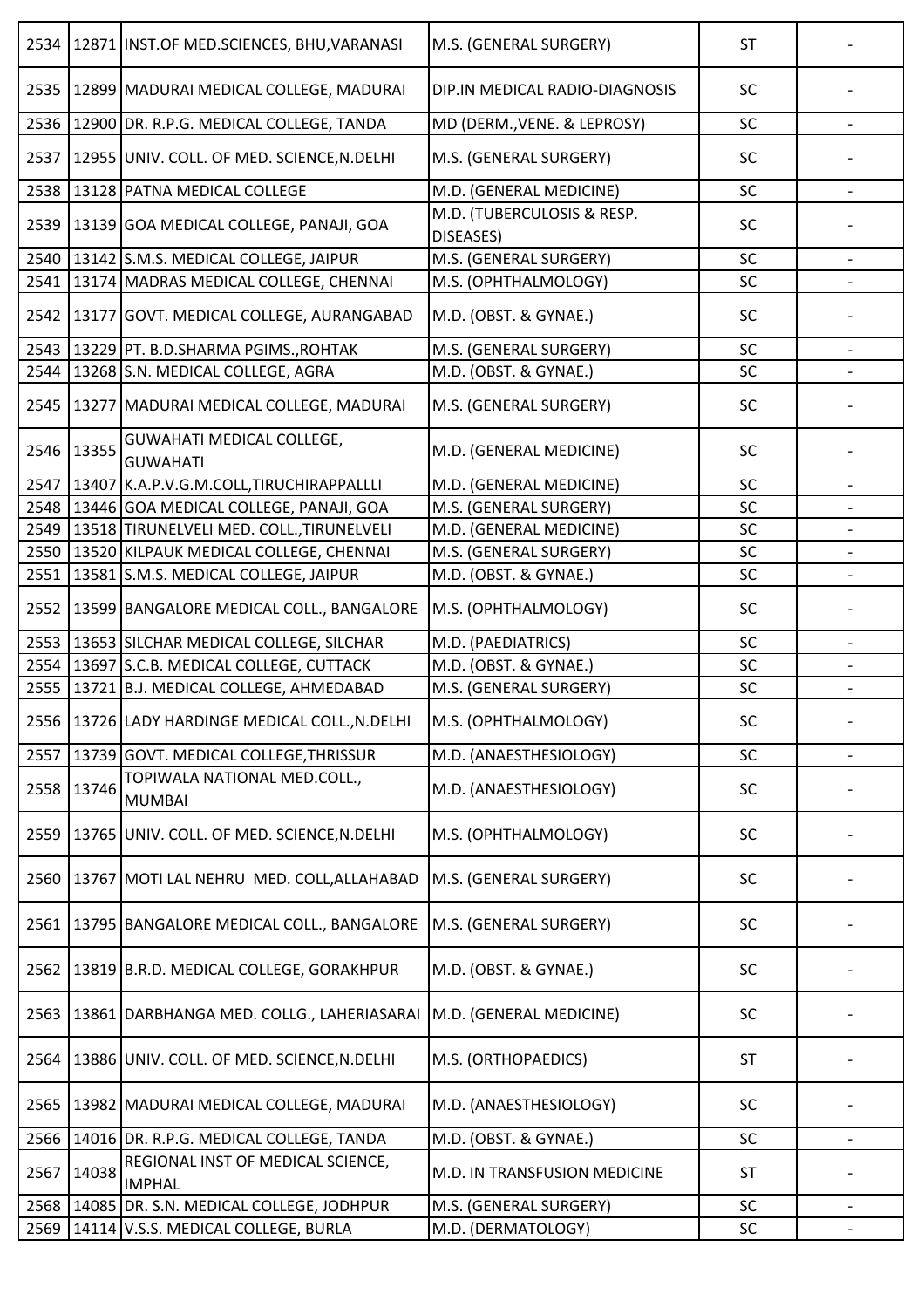| 2534 | 12871 | INST.OF MED.SCIENCES, BHU,VARANASI | M.S. (GENERAL SURGERY) | ST | - |
|---|---|---|---|---|---|
| 2535 | 12899 | MADURAI MEDICAL COLLEGE, MADURAI | DIP.IN MEDICAL RADIO-DIAGNOSIS | SC | - |
| 2536 | 12900 | DR. R.P.G. MEDICAL COLLEGE, TANDA | MD (DERM.,VENE. & LEPROSY) | SC | - |
| 2537 | 12955 | UNIV. COLL. OF MED. SCIENCE,N.DELHI | M.S. (GENERAL SURGERY) | SC | - |
| 2538 | 13128 | PATNA MEDICAL COLLEGE | M.D. (GENERAL MEDICINE) | SC | - |
| 2539 | 13139 | GOA MEDICAL COLLEGE, PANAJI, GOA | M.D. (TUBERCULOSIS & RESP. DISEASES) | SC | - |
| 2540 | 13142 | S.M.S. MEDICAL COLLEGE, JAIPUR | M.S. (GENERAL SURGERY) | SC | - |
| 2541 | 13174 | MADRAS MEDICAL COLLEGE, CHENNAI | M.S. (OPHTHALMOLOGY) | SC | - |
| 2542 | 13177 | GOVT. MEDICAL COLLEGE, AURANGABAD | M.D. (OBST. & GYNAE.) | SC | - |
| 2543 | 13229 | PT. B.D.SHARMA PGIMS.,ROHTAK | M.S. (GENERAL SURGERY) | SC | - |
| 2544 | 13268 | S.N. MEDICAL COLLEGE, AGRA | M.D. (OBST. & GYNAE.) | SC | - |
| 2545 | 13277 | MADURAI MEDICAL COLLEGE, MADURAI | M.S. (GENERAL SURGERY) | SC | - |
| 2546 | 13355 | GUWAHATI MEDICAL COLLEGE, GUWAHATI | M.D. (GENERAL MEDICINE) | SC | - |
| 2547 | 13407 | K.A.P.V.G.M.COLL,TIRUCHIRAPPALLLI | M.D. (GENERAL MEDICINE) | SC | - |
| 2548 | 13446 | GOA MEDICAL COLLEGE, PANAJI, GOA | M.S. (GENERAL SURGERY) | SC | - |
| 2549 | 13518 | TIRUNELVELI MED. COLL.,TIRUNELVELI | M.D. (GENERAL MEDICINE) | SC | - |
| 2550 | 13520 | KILPAUK MEDICAL COLLEGE, CHENNAI | M.S. (GENERAL SURGERY) | SC | - |
| 2551 | 13581 | S.M.S. MEDICAL COLLEGE, JAIPUR | M.D. (OBST. & GYNAE.) | SC | - |
| 2552 | 13599 | BANGALORE MEDICAL COLL., BANGALORE | M.S. (OPHTHALMOLOGY) | SC | - |
| 2553 | 13653 | SILCHAR MEDICAL COLLEGE, SILCHAR | M.D. (PAEDIATRICS) | SC | - |
| 2554 | 13697 | S.C.B. MEDICAL COLLEGE, CUTTACK | M.D. (OBST. & GYNAE.) | SC | - |
| 2555 | 13721 | B.J. MEDICAL COLLEGE, AHMEDABAD | M.S. (GENERAL SURGERY) | SC | - |
| 2556 | 13726 | LADY HARDINGE MEDICAL COLL.,N.DELHI | M.S. (OPHTHALMOLOGY) | SC | - |
| 2557 | 13739 | GOVT. MEDICAL COLLEGE,THRISSUR | M.D. (ANAESTHESIOLOGY) | SC | - |
| 2558 | 13746 | TOPIWALA NATIONAL MED.COLL., MUMBAI | M.D. (ANAESTHESIOLOGY) | SC | - |
| 2559 | 13765 | UNIV. COLL. OF MED. SCIENCE,N.DELHI | M.S. (OPHTHALMOLOGY) | SC | - |
| 2560 | 13767 | MOTI LAL NEHRU MED. COLL,ALLAHABAD | M.S. (GENERAL SURGERY) | SC | - |
| 2561 | 13795 | BANGALORE MEDICAL COLL., BANGALORE | M.S. (GENERAL SURGERY) | SC | - |
| 2562 | 13819 | B.R.D. MEDICAL COLLEGE, GORAKHPUR | M.D. (OBST. & GYNAE.) | SC | - |
| 2563 | 13861 | DARBHANGA MED. COLLG., LAHERIASARAI | M.D. (GENERAL MEDICINE) | SC | - |
| 2564 | 13886 | UNIV. COLL. OF MED. SCIENCE,N.DELHI | M.S. (ORTHOPAEDICS) | ST | - |
| 2565 | 13982 | MADURAI MEDICAL COLLEGE, MADURAI | M.D. (ANAESTHESIOLOGY) | SC | - |
| 2566 | 14016 | DR. R.P.G. MEDICAL COLLEGE, TANDA | M.D. (OBST. & GYNAE.) | SC | - |
| 2567 | 14038 | REGIONAL INST OF MEDICAL SCIENCE, IMPHAL | M.D. IN TRANSFUSION MEDICINE | ST | - |
| 2568 | 14085 | DR. S.N. MEDICAL COLLEGE, JODHPUR | M.S. (GENERAL SURGERY) | SC | - |
| 2569 | 14114 | V.S.S. MEDICAL COLLEGE, BURLA | M.D. (DERMATOLOGY) | SC | - |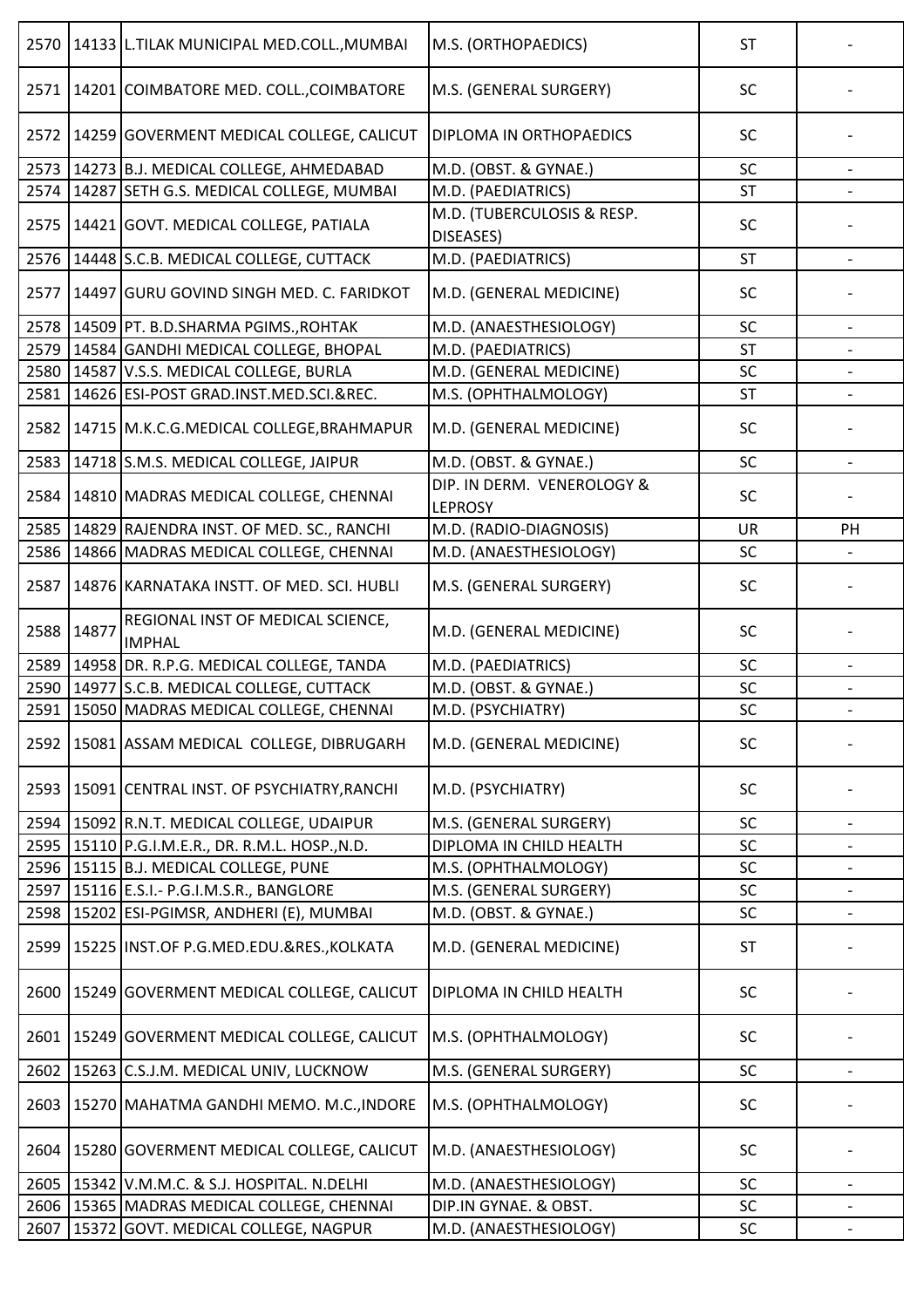| 2570 | 14133 | L.TILAK MUNICIPAL MED.COLL.,MUMBAI | M.S. (ORTHOPAEDICS) | ST | - |
|---|---|---|---|---|---|
| 2571 | 14201 | COIMBATORE MED. COLL.,COIMBATORE | M.S. (GENERAL SURGERY) | SC | - |
| 2572 | 14259 | GOVERMENT MEDICAL COLLEGE, CALICUT | DIPLOMA IN ORTHOPAEDICS | SC | - |
| 2573 | 14273 | B.J. MEDICAL COLLEGE, AHMEDABAD | M.D. (OBST. & GYNAE.) | SC | - |
| 2574 | 14287 | SETH G.S. MEDICAL COLLEGE, MUMBAI | M.D. (PAEDIATRICS) | ST | - |
| 2575 | 14421 | GOVT. MEDICAL COLLEGE, PATIALA | M.D. (TUBERCULOSIS & RESP. DISEASES) | SC | - |
| 2576 | 14448 | S.C.B. MEDICAL COLLEGE, CUTTACK | M.D. (PAEDIATRICS) | ST | - |
| 2577 | 14497 | GURU GOVIND SINGH MED. C. FARIDKOT | M.D. (GENERAL MEDICINE) | SC | - |
| 2578 | 14509 | PT. B.D.SHARMA PGIMS.,ROHTAK | M.D. (ANAESTHESIOLOGY) | SC | - |
| 2579 | 14584 | GANDHI MEDICAL COLLEGE, BHOPAL | M.D. (PAEDIATRICS) | ST | - |
| 2580 | 14587 | V.S.S. MEDICAL COLLEGE, BURLA | M.D. (GENERAL MEDICINE) | SC | - |
| 2581 | 14626 | ESI-POST GRAD.INST.MED.SCI.&REC. | M.S. (OPHTHALMOLOGY) | ST | - |
| 2582 | 14715 | M.K.C.G.MEDICAL COLLEGE,BRAHMAPUR | M.D. (GENERAL MEDICINE) | SC | - |
| 2583 | 14718 | S.M.S. MEDICAL COLLEGE, JAIPUR | M.D. (OBST. & GYNAE.) | SC | - |
| 2584 | 14810 | MADRAS MEDICAL COLLEGE, CHENNAI | DIP. IN DERM. VENEROLOGY & LEPROSY | SC | - |
| 2585 | 14829 | RAJENDRA INST. OF MED. SC., RANCHI | M.D. (RADIO-DIAGNOSIS) | UR | PH |
| 2586 | 14866 | MADRAS MEDICAL COLLEGE, CHENNAI | M.D. (ANAESTHESIOLOGY) | SC | - |
| 2587 | 14876 | KARNATAKA INSTT. OF MED. SCI. HUBLI | M.S. (GENERAL SURGERY) | SC | - |
| 2588 | 14877 | REGIONAL INST OF MEDICAL SCIENCE, IMPHAL | M.D. (GENERAL MEDICINE) | SC | - |
| 2589 | 14958 | DR. R.P.G. MEDICAL COLLEGE, TANDA | M.D. (PAEDIATRICS) | SC | - |
| 2590 | 14977 | S.C.B. MEDICAL COLLEGE, CUTTACK | M.D. (OBST. & GYNAE.) | SC | - |
| 2591 | 15050 | MADRAS MEDICAL COLLEGE, CHENNAI | M.D. (PSYCHIATRY) | SC | - |
| 2592 | 15081 | ASSAM MEDICAL COLLEGE, DIBRUGARH | M.D. (GENERAL MEDICINE) | SC | - |
| 2593 | 15091 | CENTRAL INST. OF PSYCHIATRY,RANCHI | M.D. (PSYCHIATRY) | SC | - |
| 2594 | 15092 | R.N.T. MEDICAL COLLEGE, UDAIPUR | M.S. (GENERAL SURGERY) | SC | - |
| 2595 | 15110 | P.G.I.M.E.R., DR. R.M.L. HOSP.,N.D. | DIPLOMA IN CHILD HEALTH | SC | - |
| 2596 | 15115 | B.J. MEDICAL COLLEGE, PUNE | M.S. (OPHTHALMOLOGY) | SC | - |
| 2597 | 15116 | E.S.I.- P.G.I.M.S.R., BANGLORE | M.S. (GENERAL SURGERY) | SC | - |
| 2598 | 15202 | ESI-PGIMSR, ANDHERI (E), MUMBAI | M.D. (OBST. & GYNAE.) | SC | - |
| 2599 | 15225 | INST.OF P.G.MED.EDU.&RES.,KOLKATA | M.D. (GENERAL MEDICINE) | ST | - |
| 2600 | 15249 | GOVERMENT MEDICAL COLLEGE, CALICUT | DIPLOMA IN CHILD HEALTH | SC | - |
| 2601 | 15249 | GOVERMENT MEDICAL COLLEGE, CALICUT | M.S. (OPHTHALMOLOGY) | SC | - |
| 2602 | 15263 | C.S.J.M. MEDICAL UNIV, LUCKNOW | M.S. (GENERAL SURGERY) | SC | - |
| 2603 | 15270 | MAHATMA GANDHI MEMO. M.C.,INDORE | M.S. (OPHTHALMOLOGY) | SC | - |
| 2604 | 15280 | GOVERMENT MEDICAL COLLEGE, CALICUT | M.D. (ANAESTHESIOLOGY) | SC | - |
| 2605 | 15342 | V.M.M.C. & S.J. HOSPITAL. N.DELHI | M.D. (ANAESTHESIOLOGY) | SC | - |
| 2606 | 15365 | MADRAS MEDICAL COLLEGE, CHENNAI | DIP.IN GYNAE. & OBST. | SC | - |
| 2607 | 15372 | GOVT. MEDICAL COLLEGE, NAGPUR | M.D. (ANAESTHESIOLOGY) | SC | - |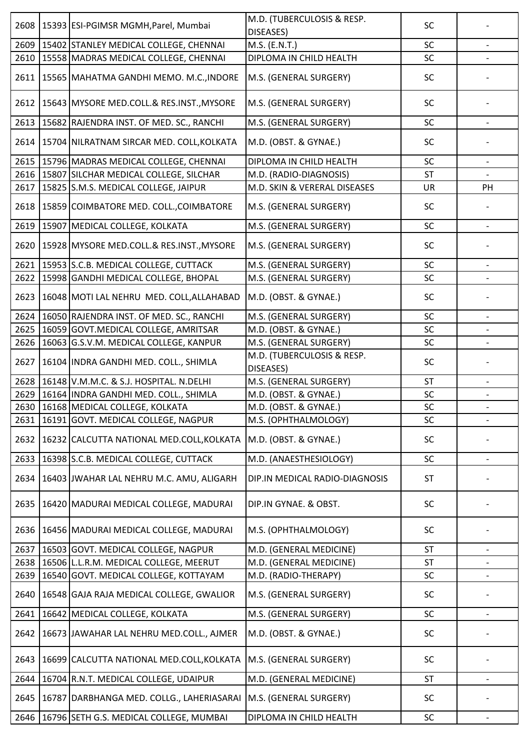| | | | | | |
|---|---|---|---|---|---|
| 2608 | 15393 | ESI-PGIMSR MGMH,Parel, Mumbai | M.D. (TUBERCULOSIS & RESP. DISEASES) | SC | - |
| 2609 | 15402 | STANLEY MEDICAL COLLEGE, CHENNAI | M.S. (E.N.T.) | SC | - |
| 2610 | 15558 | MADRAS MEDICAL COLLEGE, CHENNAI | DIPLOMA IN CHILD HEALTH | SC | - |
| 2611 | 15565 | MAHATMA GANDHI MEMO. M.C.,INDORE | M.S. (GENERAL SURGERY) | SC | - |
| 2612 | 15643 | MYSORE MED.COLL.& RES.INST.,MYSORE | M.S. (GENERAL SURGERY) | SC | - |
| 2613 | 15682 | RAJENDRA INST. OF MED. SC., RANCHI | M.S. (GENERAL SURGERY) | SC | - |
| 2614 | 15704 | NILRATNAM SIRCAR MED. COLL,KOLKATA | M.D. (OBST. & GYNAE.) | SC | - |
| 2615 | 15796 | MADRAS MEDICAL COLLEGE, CHENNAI | DIPLOMA IN CHILD HEALTH | SC | - |
| 2616 | 15807 | SILCHAR MEDICAL COLLEGE, SILCHAR | M.D. (RADIO-DIAGNOSIS) | ST | - |
| 2617 | 15825 | S.M.S. MEDICAL COLLEGE, JAIPUR | M.D. SKIN & VERERAL DISEASES | UR | PH |
| 2618 | 15859 | COIMBATORE MED. COLL.,COIMBATORE | M.S. (GENERAL SURGERY) | SC | - |
| 2619 | 15907 | MEDICAL COLLEGE, KOLKATA | M.S. (GENERAL SURGERY) | SC | - |
| 2620 | 15928 | MYSORE MED.COLL.& RES.INST.,MYSORE | M.S. (GENERAL SURGERY) | SC | - |
| 2621 | 15953 | S.C.B. MEDICAL COLLEGE, CUTTACK | M.S. (GENERAL SURGERY) | SC | - |
| 2622 | 15998 | GANDHI MEDICAL COLLEGE, BHOPAL | M.S. (GENERAL SURGERY) | SC | - |
| 2623 | 16048 | MOTI LAL NEHRU MED. COLL,ALLAHABAD | M.D. (OBST. & GYNAE.) | SC | - |
| 2624 | 16050 | RAJENDRA INST. OF MED. SC., RANCHI | M.S. (GENERAL SURGERY) | SC | - |
| 2625 | 16059 | GOVT.MEDICAL COLLEGE, AMRITSAR | M.D. (OBST. & GYNAE.) | SC | - |
| 2626 | 16063 | G.S.V.M. MEDICAL COLLEGE, KANPUR | M.S. (GENERAL SURGERY) | SC | - |
| 2627 | 16104 | INDRA GANDHI MED. COLL., SHIMLA | M.D. (TUBERCULOSIS & RESP. DISEASES) | SC | - |
| 2628 | 16148 | V.M.M.C. & S.J. HOSPITAL. N.DELHI | M.S. (GENERAL SURGERY) | ST | - |
| 2629 | 16164 | INDRA GANDHI MED. COLL., SHIMLA | M.D. (OBST. & GYNAE.) | SC | - |
| 2630 | 16168 | MEDICAL COLLEGE, KOLKATA | M.D. (OBST. & GYNAE.) | SC | - |
| 2631 | 16191 | GOVT. MEDICAL COLLEGE, NAGPUR | M.S. (OPHTHALMOLOGY) | SC | - |
| 2632 | 16232 | CALCUTTA NATIONAL MED.COLL,KOLKATA | M.D. (OBST. & GYNAE.) | SC | - |
| 2633 | 16398 | S.C.B. MEDICAL COLLEGE, CUTTACK | M.D. (ANAESTHESIOLOGY) | SC | - |
| 2634 | 16403 | JWAHAR LAL NEHRU M.C. AMU, ALIGARH | DIP.IN MEDICAL RADIO-DIAGNOSIS | ST | - |
| 2635 | 16420 | MADURAI MEDICAL COLLEGE, MADURAI | DIP.IN GYNAE. & OBST. | SC | - |
| 2636 | 16456 | MADURAI MEDICAL COLLEGE, MADURAI | M.S. (OPHTHALMOLOGY) | SC | - |
| 2637 | 16503 | GOVT. MEDICAL COLLEGE, NAGPUR | M.D. (GENERAL MEDICINE) | ST | - |
| 2638 | 16506 | L.L.R.M. MEDICAL COLLEGE, MEERUT | M.D. (GENERAL MEDICINE) | ST | - |
| 2639 | 16540 | GOVT. MEDICAL COLLEGE, KOTTAYAM | M.D. (RADIO-THERAPY) | SC | - |
| 2640 | 16548 | GAJA RAJA MEDICAL COLLEGE, GWALIOR | M.S. (GENERAL SURGERY) | SC | - |
| 2641 | 16642 | MEDICAL COLLEGE, KOLKATA | M.S. (GENERAL SURGERY) | SC | - |
| 2642 | 16673 | JAWAHAR LAL NEHRU MED.COLL., AJMER | M.D. (OBST. & GYNAE.) | SC | - |
| 2643 | 16699 | CALCUTTA NATIONAL MED.COLL,KOLKATA | M.S. (GENERAL SURGERY) | SC | - |
| 2644 | 16704 | R.N.T. MEDICAL COLLEGE, UDAIPUR | M.D. (GENERAL MEDICINE) | ST | - |
| 2645 | 16787 | DARBHANGA MED. COLLG., LAHERIASARAI | M.S. (GENERAL SURGERY) | SC | - |
| 2646 | 16796 | SETH G.S. MEDICAL COLLEGE, MUMBAI | DIPLOMA IN CHILD HEALTH | SC | - |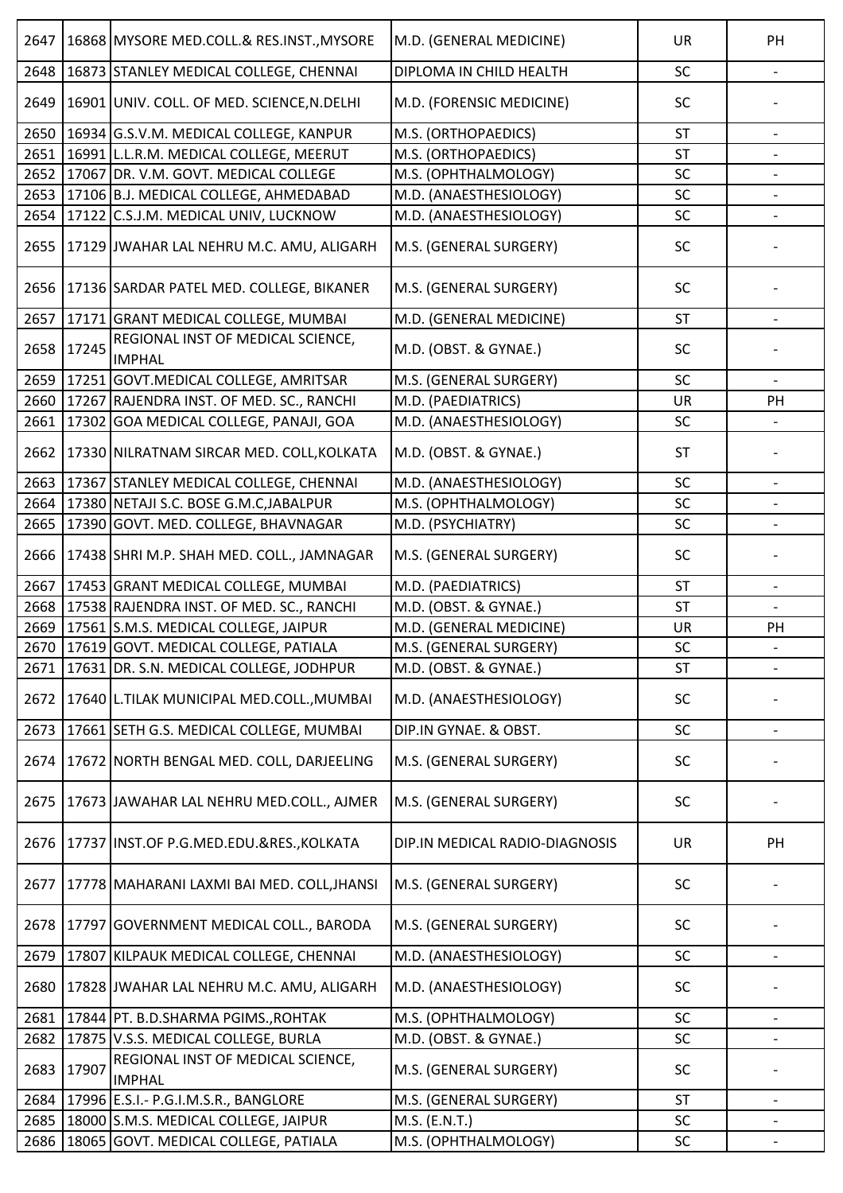| 2647 | 16868 | MYSORE MED.COLL.& RES.INST.,MYSORE | M.D. (GENERAL MEDICINE) | UR | PH |
|---|---|---|---|---|---|
| 2648 | 16873 | STANLEY MEDICAL COLLEGE, CHENNAI | DIPLOMA IN CHILD HEALTH | SC | - |
| 2649 | 16901 | UNIV. COLL. OF MED. SCIENCE,N.DELHI | M.D. (FORENSIC MEDICINE) | SC | - |
| 2650 | 16934 | G.S.V.M. MEDICAL COLLEGE, KANPUR | M.S. (ORTHOPAEDICS) | ST | - |
| 2651 | 16991 | L.L.R.M. MEDICAL COLLEGE, MEERUT | M.S. (ORTHOPAEDICS) | ST | - |
| 2652 | 17067 | DR. V.M. GOVT. MEDICAL COLLEGE | M.S. (OPHTHALMOLOGY) | SC | - |
| 2653 | 17106 | B.J. MEDICAL COLLEGE, AHMEDABAD | M.D. (ANAESTHESIOLOGY) | SC | - |
| 2654 | 17122 | C.S.J.M. MEDICAL UNIV, LUCKNOW | M.D. (ANAESTHESIOLOGY) | SC | - |
| 2655 | 17129 | JWAHAR LAL NEHRU M.C. AMU, ALIGARH | M.S. (GENERAL SURGERY) | SC | - |
| 2656 | 17136 | SARDAR PATEL MED. COLLEGE, BIKANER | M.S. (GENERAL SURGERY) | SC | - |
| 2657 | 17171 | GRANT MEDICAL COLLEGE, MUMBAI | M.D. (GENERAL MEDICINE) | ST | - |
| 2658 | 17245 | REGIONAL INST OF MEDICAL SCIENCE, IMPHAL | M.D. (OBST. & GYNAE.) | SC | - |
| 2659 | 17251 | GOVT.MEDICAL COLLEGE, AMRITSAR | M.S. (GENERAL SURGERY) | SC | - |
| 2660 | 17267 | RAJENDRA INST. OF MED. SC., RANCHI | M.D. (PAEDIATRICS) | UR | PH |
| 2661 | 17302 | GOA MEDICAL COLLEGE, PANAJI, GOA | M.D. (ANAESTHESIOLOGY) | SC | - |
| 2662 | 17330 | NILRATNAM SIRCAR MED. COLL,KOLKATA | M.D. (OBST. & GYNAE.) | ST | - |
| 2663 | 17367 | STANLEY MEDICAL COLLEGE, CHENNAI | M.D. (ANAESTHESIOLOGY) | SC | - |
| 2664 | 17380 | NETAJI S.C. BOSE G.M.C,JABALPUR | M.S. (OPHTHALMOLOGY) | SC | - |
| 2665 | 17390 | GOVT. MED. COLLEGE, BHAVNAGAR | M.D. (PSYCHIATRY) | SC | - |
| 2666 | 17438 | SHRI M.P. SHAH MED. COLL., JAMNAGAR | M.S. (GENERAL SURGERY) | SC | - |
| 2667 | 17453 | GRANT MEDICAL COLLEGE, MUMBAI | M.D. (PAEDIATRICS) | ST | - |
| 2668 | 17538 | RAJENDRA INST. OF MED. SC., RANCHI | M.D. (OBST. & GYNAE.) | ST | - |
| 2669 | 17561 | S.M.S. MEDICAL COLLEGE, JAIPUR | M.D. (GENERAL MEDICINE) | UR | PH |
| 2670 | 17619 | GOVT. MEDICAL COLLEGE, PATIALA | M.S. (GENERAL SURGERY) | SC | - |
| 2671 | 17631 | DR. S.N. MEDICAL COLLEGE, JODHPUR | M.D. (OBST. & GYNAE.) | ST | - |
| 2672 | 17640 | L.TILAK MUNICIPAL MED.COLL.,MUMBAI | M.D. (ANAESTHESIOLOGY) | SC | - |
| 2673 | 17661 | SETH G.S. MEDICAL COLLEGE, MUMBAI | DIP.IN GYNAE. & OBST. | SC | - |
| 2674 | 17672 | NORTH BENGAL MED. COLL, DARJEELING | M.S. (GENERAL SURGERY) | SC | - |
| 2675 | 17673 | JAWAHAR LAL NEHRU MED.COLL., AJMER | M.S. (GENERAL SURGERY) | SC | - |
| 2676 | 17737 | INST.OF P.G.MED.EDU.&RES.,KOLKATA | DIP.IN MEDICAL RADIO-DIAGNOSIS | UR | PH |
| 2677 | 17778 | MAHARANI LAXMI BAI MED. COLL,JHANSI | M.S. (GENERAL SURGERY) | SC | - |
| 2678 | 17797 | GOVERNMENT MEDICAL COLL., BARODA | M.S. (GENERAL SURGERY) | SC | - |
| 2679 | 17807 | KILPAUK MEDICAL COLLEGE, CHENNAI | M.D. (ANAESTHESIOLOGY) | SC | - |
| 2680 | 17828 | JWAHAR LAL NEHRU M.C. AMU, ALIGARH | M.D. (ANAESTHESIOLOGY) | SC | - |
| 2681 | 17844 | PT. B.D.SHARMA PGIMS.,ROHTAK | M.S. (OPHTHALMOLOGY) | SC | - |
| 2682 | 17875 | V.S.S. MEDICAL COLLEGE, BURLA | M.D. (OBST. & GYNAE.) | SC | - |
| 2683 | 17907 | REGIONAL INST OF MEDICAL SCIENCE, IMPHAL | M.S. (GENERAL SURGERY) | SC | - |
| 2684 | 17996 | E.S.I.- P.G.I.M.S.R., BANGLORE | M.S. (GENERAL SURGERY) | ST | - |
| 2685 | 18000 | S.M.S. MEDICAL COLLEGE, JAIPUR | M.S. (E.N.T.) | SC | - |
| 2686 | 18065 | GOVT. MEDICAL COLLEGE, PATIALA | M.S. (OPHTHALMOLOGY) | SC | - |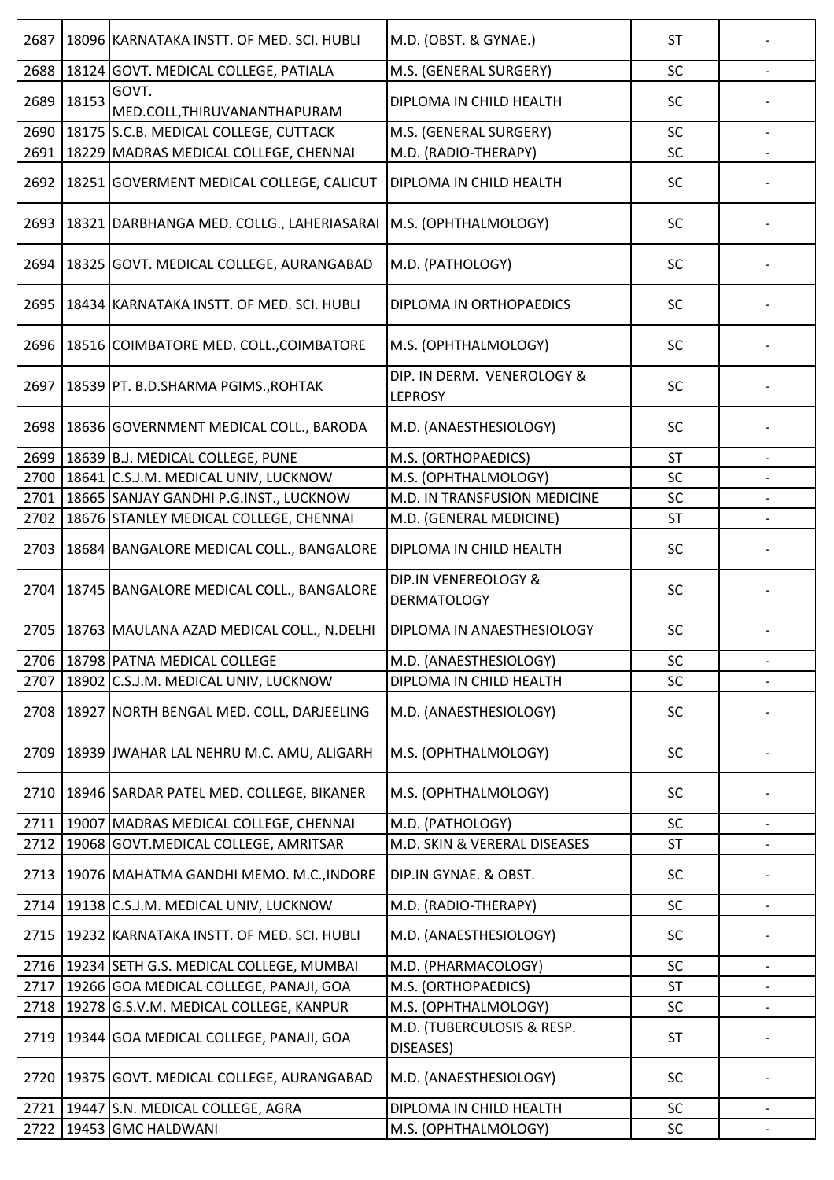| | | | | | |
|---|---|---|---|---|---|
| 2687 | 18096 | KARNATAKA INSTT. OF MED. SCI. HUBLI | M.D. (OBST. & GYNAE.) | ST | - |
| 2688 | 18124 | GOVT. MEDICAL COLLEGE, PATIALA | M.S. (GENERAL SURGERY) | SC | - |
| 2689 | 18153 | GOVT. MED.COLL,THIRUVANANTHAPURAM | DIPLOMA IN CHILD HEALTH | SC | - |
| 2690 | 18175 | S.C.B. MEDICAL COLLEGE, CUTTACK | M.S. (GENERAL SURGERY) | SC | - |
| 2691 | 18229 | MADRAS MEDICAL COLLEGE, CHENNAI | M.D. (RADIO-THERAPY) | SC | - |
| 2692 | 18251 | GOVERMENT MEDICAL COLLEGE, CALICUT | DIPLOMA IN CHILD HEALTH | SC | - |
| 2693 | 18321 | DARBHANGA MED. COLLG., LAHERIASARAI | M.S. (OPHTHALMOLOGY) | SC | - |
| 2694 | 18325 | GOVT. MEDICAL COLLEGE, AURANGABAD | M.D. (PATHOLOGY) | SC | - |
| 2695 | 18434 | KARNATAKA INSTT. OF MED. SCI. HUBLI | DIPLOMA IN ORTHOPAEDICS | SC | - |
| 2696 | 18516 | COIMBATORE MED. COLL.,COIMBATORE | M.S. (OPHTHALMOLOGY) | SC | - |
| 2697 | 18539 | PT. B.D.SHARMA PGIMS.,ROHTAK | DIP. IN DERM. VENEROLOGY & LEPROSY | SC | - |
| 2698 | 18636 | GOVERNMENT MEDICAL COLL., BARODA | M.D. (ANAESTHESIOLOGY) | SC | - |
| 2699 | 18639 | B.J. MEDICAL COLLEGE, PUNE | M.S. (ORTHOPAEDICS) | ST | - |
| 2700 | 18641 | C.S.J.M. MEDICAL UNIV, LUCKNOW | M.S. (OPHTHALMOLOGY) | SC | - |
| 2701 | 18665 | SANJAY GANDHI P.G.INST., LUCKNOW | M.D. IN TRANSFUSION MEDICINE | SC | - |
| 2702 | 18676 | STANLEY MEDICAL COLLEGE, CHENNAI | M.D. (GENERAL MEDICINE) | ST | - |
| 2703 | 18684 | BANGALORE MEDICAL COLL., BANGALORE | DIPLOMA IN CHILD HEALTH | SC | - |
| 2704 | 18745 | BANGALORE MEDICAL COLL., BANGALORE | DIP.IN VENEREOLOGY & DERMATOLOGY | SC | - |
| 2705 | 18763 | MAULANA AZAD MEDICAL COLL., N.DELHI | DIPLOMA IN ANAESTHESIOLOGY | SC | - |
| 2706 | 18798 | PATNA MEDICAL COLLEGE | M.D. (ANAESTHESIOLOGY) | SC | - |
| 2707 | 18902 | C.S.J.M. MEDICAL UNIV, LUCKNOW | DIPLOMA IN CHILD HEALTH | SC | - |
| 2708 | 18927 | NORTH BENGAL MED. COLL, DARJEELING | M.D. (ANAESTHESIOLOGY) | SC | - |
| 2709 | 18939 | JWAHAR LAL NEHRU M.C. AMU, ALIGARH | M.S. (OPHTHALMOLOGY) | SC | - |
| 2710 | 18946 | SARDAR PATEL MED. COLLEGE, BIKANER | M.S. (OPHTHALMOLOGY) | SC | - |
| 2711 | 19007 | MADRAS MEDICAL COLLEGE, CHENNAI | M.D. (PATHOLOGY) | SC | - |
| 2712 | 19068 | GOVT.MEDICAL COLLEGE, AMRITSAR | M.D. SKIN & VERERAL DISEASES | ST | - |
| 2713 | 19076 | MAHATMA GANDHI MEMO. M.C.,INDORE | DIP.IN GYNAE. & OBST. | SC | - |
| 2714 | 19138 | C.S.J.M. MEDICAL UNIV, LUCKNOW | M.D. (RADIO-THERAPY) | SC | - |
| 2715 | 19232 | KARNATAKA INSTT. OF MED. SCI. HUBLI | M.D. (ANAESTHESIOLOGY) | SC | - |
| 2716 | 19234 | SETH G.S. MEDICAL COLLEGE, MUMBAI | M.D. (PHARMACOLOGY) | SC | - |
| 2717 | 19266 | GOA MEDICAL COLLEGE, PANAJI, GOA | M.S. (ORTHOPAEDICS) | ST | - |
| 2718 | 19278 | G.S.V.M. MEDICAL COLLEGE, KANPUR | M.S. (OPHTHALMOLOGY) | SC | - |
| 2719 | 19344 | GOA MEDICAL COLLEGE, PANAJI, GOA | M.D. (TUBERCULOSIS & RESP. DISEASES) | ST | - |
| 2720 | 19375 | GOVT. MEDICAL COLLEGE, AURANGABAD | M.D. (ANAESTHESIOLOGY) | SC | - |
| 2721 | 19447 | S.N. MEDICAL COLLEGE, AGRA | DIPLOMA IN CHILD HEALTH | SC | - |
| 2722 | 19453 | GMC HALDWANI | M.S. (OPHTHALMOLOGY) | SC | - |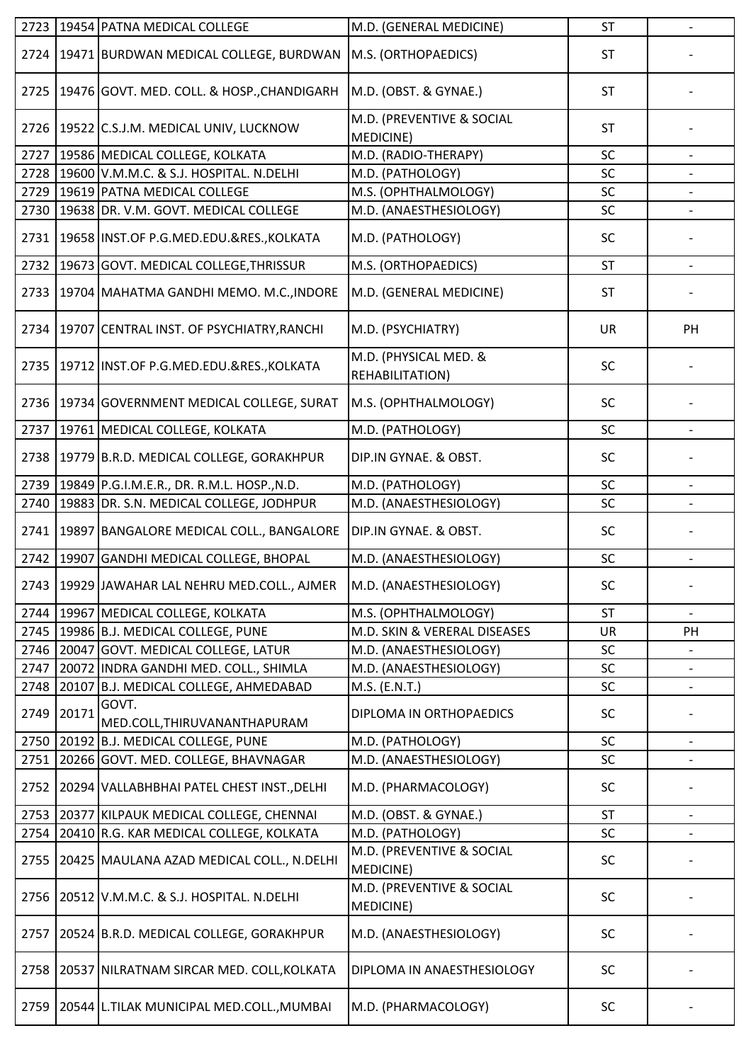| 2723 | 19454 | PATNA MEDICAL COLLEGE | M.D. (GENERAL MEDICINE) | ST | - |
|---|---|---|---|---|---|
| 2724 | 19471 | BURDWAN MEDICAL COLLEGE, BURDWAN | M.S. (ORTHOPAEDICS) | ST | - |
| 2725 | 19476 | GOVT. MED. COLL. & HOSP.,CHANDIGARH | M.D. (OBST. & GYNAE.) | ST | - |
| 2726 | 19522 | C.S.J.M. MEDICAL UNIV, LUCKNOW | M.D. (PREVENTIVE & SOCIAL MEDICINE) | ST | - |
| 2727 | 19586 | MEDICAL COLLEGE, KOLKATA | M.D. (RADIO-THERAPY) | SC | - |
| 2728 | 19600 | V.M.M.C. & S.J. HOSPITAL. N.DELHI | M.D. (PATHOLOGY) | SC | - |
| 2729 | 19619 | PATNA MEDICAL COLLEGE | M.S. (OPHTHALMOLOGY) | SC | - |
| 2730 | 19638 | DR. V.M. GOVT. MEDICAL COLLEGE | M.D. (ANAESTHESIOLOGY) | SC | - |
| 2731 | 19658 | INST.OF P.G.MED.EDU.&RES.,KOLKATA | M.D. (PATHOLOGY) | SC | - |
| 2732 | 19673 | GOVT. MEDICAL COLLEGE,THRISSUR | M.S. (ORTHOPAEDICS) | ST | - |
| 2733 | 19704 | MAHATMA GANDHI MEMO. M.C.,INDORE | M.D. (GENERAL MEDICINE) | ST | - |
| 2734 | 19707 | CENTRAL INST. OF PSYCHIATRY,RANCHI | M.D. (PSYCHIATRY) | UR | PH |
| 2735 | 19712 | INST.OF P.G.MED.EDU.&RES.,KOLKATA | M.D. (PHYSICAL MED. & REHABILITATION) | SC | - |
| 2736 | 19734 | GOVERNMENT MEDICAL COLLEGE, SURAT | M.S. (OPHTHALMOLOGY) | SC | - |
| 2737 | 19761 | MEDICAL COLLEGE, KOLKATA | M.D. (PATHOLOGY) | SC | - |
| 2738 | 19779 | B.R.D. MEDICAL COLLEGE, GORAKHPUR | DIP.IN GYNAE. & OBST. | SC | - |
| 2739 | 19849 | P.G.I.M.E.R., DR. R.M.L. HOSP.,N.D. | M.D. (PATHOLOGY) | SC | - |
| 2740 | 19883 | DR. S.N. MEDICAL COLLEGE, JODHPUR | M.D. (ANAESTHESIOLOGY) | SC | - |
| 2741 | 19897 | BANGALORE MEDICAL COLL., BANGALORE | DIP.IN GYNAE. & OBST. | SC | - |
| 2742 | 19907 | GANDHI MEDICAL COLLEGE, BHOPAL | M.D. (ANAESTHESIOLOGY) | SC | - |
| 2743 | 19929 | JAWAHAR LAL NEHRU MED.COLL., AJMER | M.D. (ANAESTHESIOLOGY) | SC | - |
| 2744 | 19967 | MEDICAL COLLEGE, KOLKATA | M.S. (OPHTHALMOLOGY) | ST | - |
| 2745 | 19986 | B.J. MEDICAL COLLEGE, PUNE | M.D. SKIN & VERERAL DISEASES | UR | PH |
| 2746 | 20047 | GOVT. MEDICAL COLLEGE, LATUR | M.D. (ANAESTHESIOLOGY) | SC | - |
| 2747 | 20072 | INDRA GANDHI MED. COLL., SHIMLA | M.D. (ANAESTHESIOLOGY) | SC | - |
| 2748 | 20107 | B.J. MEDICAL COLLEGE, AHMEDABAD | M.S. (E.N.T.) | SC | - |
| 2749 | 20171 | GOVT. MED.COLL,THIRUVANANTHAPURAM | DIPLOMA IN ORTHOPAEDICS | SC | - |
| 2750 | 20192 | B.J. MEDICAL COLLEGE, PUNE | M.D. (PATHOLOGY) | SC | - |
| 2751 | 20266 | GOVT. MED. COLLEGE, BHAVNAGAR | M.D. (ANAESTHESIOLOGY) | SC | - |
| 2752 | 20294 | VALLABHBHAI PATEL CHEST INST.,DELHI | M.D. (PHARMACOLOGY) | SC | - |
| 2753 | 20377 | KILPAUK MEDICAL COLLEGE, CHENNAI | M.D. (OBST. & GYNAE.) | ST | - |
| 2754 | 20410 | R.G. KAR MEDICAL COLLEGE, KOLKATA | M.D. (PATHOLOGY) | SC | - |
| 2755 | 20425 | MAULANA AZAD MEDICAL COLL., N.DELHI | M.D. (PREVENTIVE & SOCIAL MEDICINE) | SC | - |
| 2756 | 20512 | V.M.M.C. & S.J. HOSPITAL. N.DELHI | M.D. (PREVENTIVE & SOCIAL MEDICINE) | SC | - |
| 2757 | 20524 | B.R.D. MEDICAL COLLEGE, GORAKHPUR | M.D. (ANAESTHESIOLOGY) | SC | - |
| 2758 | 20537 | NILRATNAM SIRCAR MED. COLL,KOLKATA | DIPLOMA IN ANAESTHESIOLOGY | SC | - |
| 2759 | 20544 | L.TILAK MUNICIPAL MED.COLL.,MUMBAI | M.D. (PHARMACOLOGY) | SC | - |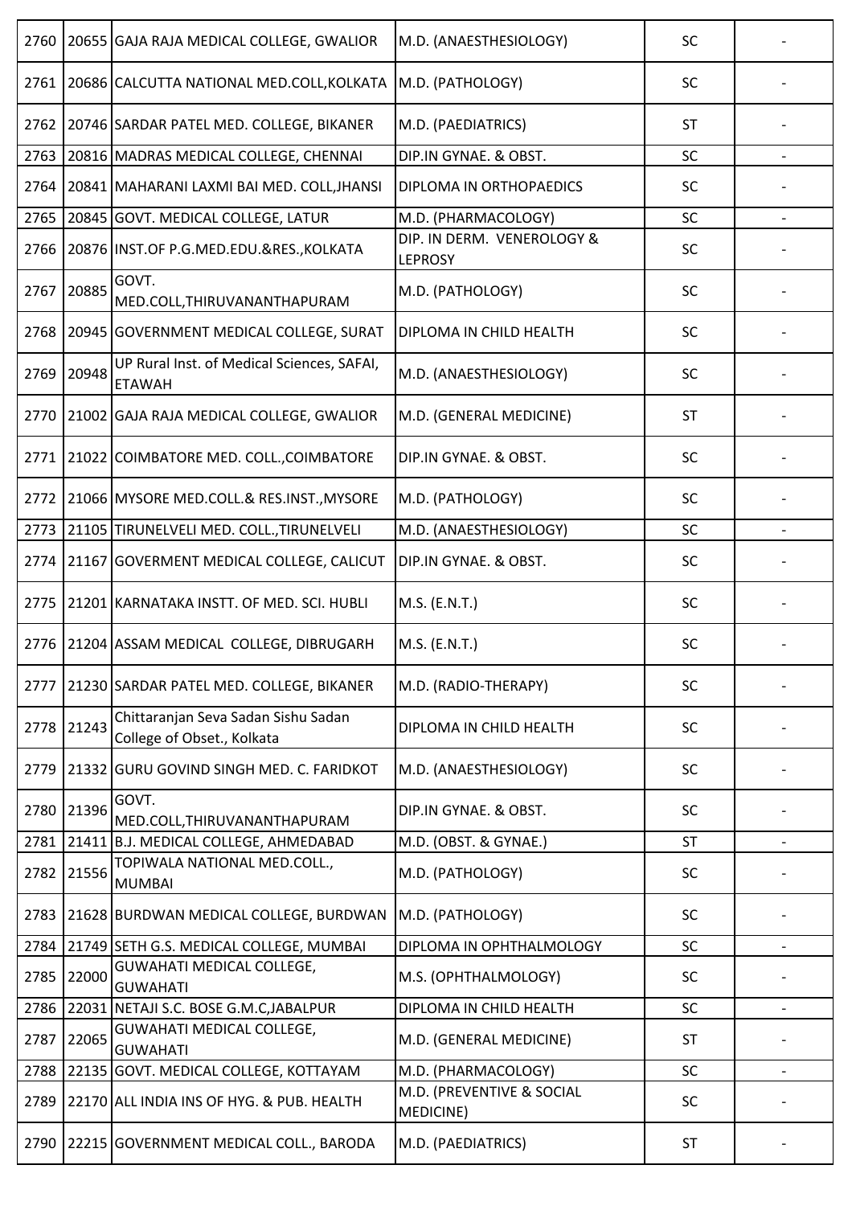| | | | | | |
|---|---|---|---|---|---|
| 2760 | 20655 | GAJA RAJA MEDICAL COLLEGE, GWALIOR | M.D. (ANAESTHESIOLOGY) | SC | - |
| 2761 | 20686 | CALCUTTA NATIONAL MED.COLL,KOLKATA | M.D. (PATHOLOGY) | SC | - |
| 2762 | 20746 | SARDAR PATEL MED. COLLEGE, BIKANER | M.D. (PAEDIATRICS) | ST | - |
| 2763 | 20816 | MADRAS MEDICAL COLLEGE, CHENNAI | DIP.IN GYNAE. & OBST. | SC | - |
| 2764 | 20841 | MAHARANI LAXMI BAI MED. COLL,JHANSI | DIPLOMA IN ORTHOPAEDICS | SC | - |
| 2765 | 20845 | GOVT. MEDICAL COLLEGE, LATUR | M.D. (PHARMACOLOGY) | SC | - |
| 2766 | 20876 | INST.OF P.G.MED.EDU.&RES.,KOLKATA | DIP. IN DERM. VENEROLOGY & LEPROSY | SC | - |
| 2767 | 20885 | GOVT. MED.COLL,THIRUVANANTHAPURAM | M.D. (PATHOLOGY) | SC | - |
| 2768 | 20945 | GOVERNMENT MEDICAL COLLEGE, SURAT | DIPLOMA IN CHILD HEALTH | SC | - |
| 2769 | 20948 | UP Rural Inst. of Medical Sciences, SAFAI, ETAWAH | M.D. (ANAESTHESIOLOGY) | SC | - |
| 2770 | 21002 | GAJA RAJA MEDICAL COLLEGE, GWALIOR | M.D. (GENERAL MEDICINE) | ST | - |
| 2771 | 21022 | COIMBATORE MED. COLL.,COIMBATORE | DIP.IN GYNAE. & OBST. | SC | - |
| 2772 | 21066 | MYSORE MED.COLL.& RES.INST.,MYSORE | M.D. (PATHOLOGY) | SC | - |
| 2773 | 21105 | TIRUNELVELI MED. COLL.,TIRUNELVELI | M.D. (ANAESTHESIOLOGY) | SC | - |
| 2774 | 21167 | GOVERMENT MEDICAL COLLEGE, CALICUT | DIP.IN GYNAE. & OBST. | SC | - |
| 2775 | 21201 | KARNATAKA INSTT. OF MED. SCI. HUBLI | M.S. (E.N.T.) | SC | - |
| 2776 | 21204 | ASSAM MEDICAL COLLEGE, DIBRUGARH | M.S. (E.N.T.) | SC | - |
| 2777 | 21230 | SARDAR PATEL MED. COLLEGE, BIKANER | M.D. (RADIO-THERAPY) | SC | - |
| 2778 | 21243 | Chittaranjan Seva Sadan Sishu Sadan College of Obset., Kolkata | DIPLOMA IN CHILD HEALTH | SC | - |
| 2779 | 21332 | GURU GOVIND SINGH MED. C. FARIDKOT | M.D. (ANAESTHESIOLOGY) | SC | - |
| 2780 | 21396 | GOVT. MED.COLL,THIRUVANANTHAPURAM | DIP.IN GYNAE. & OBST. | SC | - |
| 2781 | 21411 | B.J. MEDICAL COLLEGE, AHMEDABAD | M.D. (OBST. & GYNAE.) | ST | - |
| 2782 | 21556 | TOPIWALA NATIONAL MED.COLL., MUMBAI | M.D. (PATHOLOGY) | SC | - |
| 2783 | 21628 | BURDWAN MEDICAL COLLEGE, BURDWAN | M.D. (PATHOLOGY) | SC | - |
| 2784 | 21749 | SETH G.S. MEDICAL COLLEGE, MUMBAI | DIPLOMA IN OPHTHALMOLOGY | SC | - |
| 2785 | 22000 | GUWAHATI MEDICAL COLLEGE, GUWAHATI | M.S. (OPHTHALMOLOGY) | SC | - |
| 2786 | 22031 | NETAJI S.C. BOSE G.M.C,JABALPUR | DIPLOMA IN CHILD HEALTH | SC | - |
| 2787 | 22065 | GUWAHATI MEDICAL COLLEGE, GUWAHATI | M.D. (GENERAL MEDICINE) | ST | - |
| 2788 | 22135 | GOVT. MEDICAL COLLEGE, KOTTAYAM | M.D. (PHARMACOLOGY) | SC | - |
| 2789 | 22170 | ALL INDIA INS OF HYG. & PUB. HEALTH | M.D. (PREVENTIVE & SOCIAL MEDICINE) | SC | - |
| 2790 | 22215 | GOVERNMENT MEDICAL COLL., BARODA | M.D. (PAEDIATRICS) | ST | - |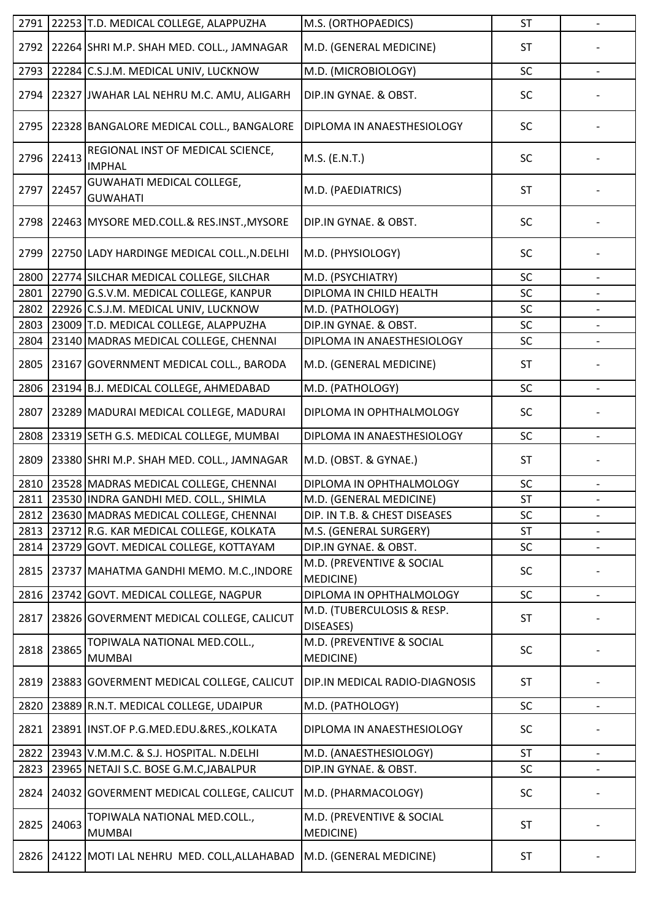| | | | | | |
|---|---|---|---|---|---|
| 2791 | 22253 | T.D. MEDICAL COLLEGE, ALAPPUZHA | M.S. (ORTHOPAEDICS) | ST | - |
| 2792 | 22264 | SHRI M.P. SHAH MED. COLL., JAMNAGAR | M.D. (GENERAL MEDICINE) | ST | - |
| 2793 | 22284 | C.S.J.M. MEDICAL UNIV, LUCKNOW | M.D. (MICROBIOLOGY) | SC | - |
| 2794 | 22327 | JWAHAR LAL NEHRU M.C. AMU, ALIGARH | DIP.IN GYNAE. & OBST. | SC | - |
| 2795 | 22328 | BANGALORE MEDICAL COLL., BANGALORE | DIPLOMA IN ANAESTHESIOLOGY | SC | - |
| 2796 | 22413 | REGIONAL INST OF MEDICAL SCIENCE, IMPHAL | M.S. (E.N.T.) | SC | - |
| 2797 | 22457 | GUWAHATI MEDICAL COLLEGE, GUWAHATI | M.D. (PAEDIATRICS) | ST | - |
| 2798 | 22463 | MYSORE MED.COLL.& RES.INST.,MYSORE | DIP.IN GYNAE. & OBST. | SC | - |
| 2799 | 22750 | LADY HARDINGE MEDICAL COLL.,N.DELHI | M.D. (PHYSIOLOGY) | SC | - |
| 2800 | 22774 | SILCHAR MEDICAL COLLEGE, SILCHAR | M.D. (PSYCHIATRY) | SC | - |
| 2801 | 22790 | G.S.V.M. MEDICAL COLLEGE, KANPUR | DIPLOMA IN CHILD HEALTH | SC | - |
| 2802 | 22926 | C.S.J.M. MEDICAL UNIV, LUCKNOW | M.D. (PATHOLOGY) | SC | - |
| 2803 | 23009 | T.D. MEDICAL COLLEGE, ALAPPUZHA | DIP.IN GYNAE. & OBST. | SC | - |
| 2804 | 23140 | MADRAS MEDICAL COLLEGE, CHENNAI | DIPLOMA IN ANAESTHESIOLOGY | SC | - |
| 2805 | 23167 | GOVERNMENT MEDICAL COLL., BARODA | M.D. (GENERAL MEDICINE) | ST | - |
| 2806 | 23194 | B.J. MEDICAL COLLEGE, AHMEDABAD | M.D. (PATHOLOGY) | SC | - |
| 2807 | 23289 | MADURAI MEDICAL COLLEGE, MADURAI | DIPLOMA IN OPHTHALMOLOGY | SC | - |
| 2808 | 23319 | SETH G.S. MEDICAL COLLEGE, MUMBAI | DIPLOMA IN ANAESTHESIOLOGY | SC | - |
| 2809 | 23380 | SHRI M.P. SHAH MED. COLL., JAMNAGAR | M.D. (OBST. & GYNAE.) | ST | - |
| 2810 | 23528 | MADRAS MEDICAL COLLEGE, CHENNAI | DIPLOMA IN OPHTHALMOLOGY | SC | - |
| 2811 | 23530 | INDRA GANDHI MED. COLL., SHIMLA | M.D. (GENERAL MEDICINE) | ST | - |
| 2812 | 23630 | MADRAS MEDICAL COLLEGE, CHENNAI | DIP. IN T.B. & CHEST DISEASES | SC | - |
| 2813 | 23712 | R.G. KAR MEDICAL COLLEGE, KOLKATA | M.S. (GENERAL SURGERY) | ST | - |
| 2814 | 23729 | GOVT. MEDICAL COLLEGE, KOTTAYAM | DIP.IN GYNAE. & OBST. | SC | - |
| 2815 | 23737 | MAHATMA GANDHI MEMO. M.C.,INDORE | M.D. (PREVENTIVE & SOCIAL MEDICINE) | SC | - |
| 2816 | 23742 | GOVT. MEDICAL COLLEGE, NAGPUR | DIPLOMA IN OPHTHALMOLOGY | SC | - |
| 2817 | 23826 | GOVERMENT MEDICAL COLLEGE, CALICUT | M.D. (TUBERCULOSIS & RESP. DISEASES) | ST | - |
| 2818 | 23865 | TOPIWALA NATIONAL MED.COLL., MUMBAI | M.D. (PREVENTIVE & SOCIAL MEDICINE) | SC | - |
| 2819 | 23883 | GOVERMENT MEDICAL COLLEGE, CALICUT | DIP.IN MEDICAL RADIO-DIAGNOSIS | ST | - |
| 2820 | 23889 | R.N.T. MEDICAL COLLEGE, UDAIPUR | M.D. (PATHOLOGY) | SC | - |
| 2821 | 23891 | INST.OF P.G.MED.EDU.&RES.,KOLKATA | DIPLOMA IN ANAESTHESIOLOGY | SC | - |
| 2822 | 23943 | V.M.M.C. & S.J. HOSPITAL. N.DELHI | M.D. (ANAESTHESIOLOGY) | ST | - |
| 2823 | 23965 | NETAJI S.C. BOSE G.M.C,JABALPUR | DIP.IN GYNAE. & OBST. | SC | - |
| 2824 | 24032 | GOVERMENT MEDICAL COLLEGE, CALICUT | M.D. (PHARMACOLOGY) | SC | - |
| 2825 | 24063 | TOPIWALA NATIONAL MED.COLL., MUMBAI | M.D. (PREVENTIVE & SOCIAL MEDICINE) | ST | - |
| 2826 | 24122 | MOTI LAL NEHRU MED. COLL,ALLAHABAD | M.D. (GENERAL MEDICINE) | ST | - |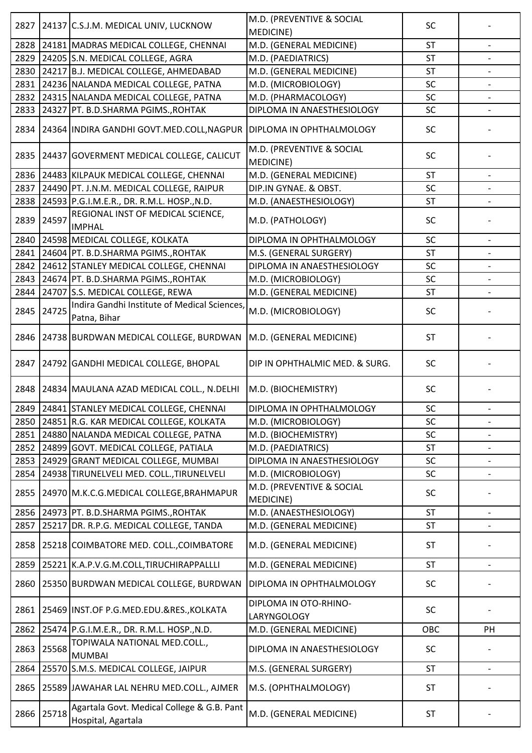| 2827 | 24137 | C.S.J.M. MEDICAL UNIV, LUCKNOW | M.D. (PREVENTIVE & SOCIAL MEDICINE) | SC | - |
|---|---|---|---|---|---|
| 2828 | 24181 | MADRAS MEDICAL COLLEGE, CHENNAI | M.D. (GENERAL MEDICINE) | ST | - |
| 2829 | 24205 | S.N. MEDICAL COLLEGE, AGRA | M.D. (PAEDIATRICS) | ST | - |
| 2830 | 24217 | B.J. MEDICAL COLLEGE, AHMEDABAD | M.D. (GENERAL MEDICINE) | ST | - |
| 2831 | 24236 | NALANDA MEDICAL COLLEGE, PATNA | M.D. (MICROBIOLOGY) | SC | - |
| 2832 | 24315 | NALANDA MEDICAL COLLEGE, PATNA | M.D. (PHARMACOLOGY) | SC | - |
| 2833 | 24327 | PT. B.D.SHARMA PGIMS.,ROHTAK | DIPLOMA IN ANAESTHESIOLOGY | SC | - |
| 2834 | 24364 | INDIRA GANDHI GOVT.MED.COLL,NAGPUR | DIPLOMA IN OPHTHALMOLOGY | SC | - |
| 2835 | 24437 | GOVERMENT MEDICAL COLLEGE, CALICUT | M.D. (PREVENTIVE & SOCIAL MEDICINE) | SC | - |
| 2836 | 24483 | KILPAUK MEDICAL COLLEGE, CHENNAI | M.D. (GENERAL MEDICINE) | ST | - |
| 2837 | 24490 | PT. J.N.M. MEDICAL COLLEGE, RAIPUR | DIP.IN GYNAE. & OBST. | SC | - |
| 2838 | 24593 | P.G.I.M.E.R., DR. R.M.L. HOSP.,N.D. | M.D. (ANAESTHESIOLOGY) | ST | - |
| 2839 | 24597 | REGIONAL INST OF MEDICAL SCIENCE, IMPHAL | M.D. (PATHOLOGY) | SC | - |
| 2840 | 24598 | MEDICAL COLLEGE, KOLKATA | DIPLOMA IN OPHTHALMOLOGY | SC | - |
| 2841 | 24604 | PT. B.D.SHARMA PGIMS.,ROHTAK | M.S. (GENERAL SURGERY) | ST | - |
| 2842 | 24612 | STANLEY MEDICAL COLLEGE, CHENNAI | DIPLOMA IN ANAESTHESIOLOGY | SC | - |
| 2843 | 24674 | PT. B.D.SHARMA PGIMS.,ROHTAK | M.D. (MICROBIOLOGY) | SC | - |
| 2844 | 24707 | S.S. MEDICAL COLLEGE, REWA | M.D. (GENERAL MEDICINE) | ST | - |
| 2845 | 24725 | Indira Gandhi Institute of Medical Sciences, Patna, Bihar | M.D. (MICROBIOLOGY) | SC | - |
| 2846 | 24738 | BURDWAN MEDICAL COLLEGE, BURDWAN | M.D. (GENERAL MEDICINE) | ST | - |
| 2847 | 24792 | GANDHI MEDICAL COLLEGE, BHOPAL | DIP IN OPHTHALMIC MED. & SURG. | SC | - |
| 2848 | 24834 | MAULANA AZAD MEDICAL COLL., N.DELHI | M.D. (BIOCHEMISTRY) | SC | - |
| 2849 | 24841 | STANLEY MEDICAL COLLEGE, CHENNAI | DIPLOMA IN OPHTHALMOLOGY | SC | - |
| 2850 | 24851 | R.G. KAR MEDICAL COLLEGE, KOLKATA | M.D. (MICROBIOLOGY) | SC | - |
| 2851 | 24880 | NALANDA MEDICAL COLLEGE, PATNA | M.D. (BIOCHEMISTRY) | SC | - |
| 2852 | 24899 | GOVT. MEDICAL COLLEGE, PATIALA | M.D. (PAEDIATRICS) | ST | - |
| 2853 | 24929 | GRANT MEDICAL COLLEGE, MUMBAI | DIPLOMA IN ANAESTHESIOLOGY | SC | - |
| 2854 | 24938 | TIRUNELVELI MED. COLL.,TIRUNELVELI | M.D. (MICROBIOLOGY) | SC | - |
| 2855 | 24970 | M.K.C.G.MEDICAL COLLEGE,BRAHMAPUR | M.D. (PREVENTIVE & SOCIAL MEDICINE) | SC | - |
| 2856 | 24973 | PT. B.D.SHARMA PGIMS.,ROHTAK | M.D. (ANAESTHESIOLOGY) | ST | - |
| 2857 | 25217 | DR. R.P.G. MEDICAL COLLEGE, TANDA | M.D. (GENERAL MEDICINE) | ST | - |
| 2858 | 25218 | COIMBATORE MED. COLL.,COIMBATORE | M.D. (GENERAL MEDICINE) | ST | - |
| 2859 | 25221 | K.A.P.V.G.M.COLL,TIRUCHIRAPPALLLI | M.D. (GENERAL MEDICINE) | ST | - |
| 2860 | 25350 | BURDWAN MEDICAL COLLEGE, BURDWAN | DIPLOMA IN OPHTHALMOLOGY | SC | - |
| 2861 | 25469 | INST.OF P.G.MED.EDU.&RES.,KOLKATA | DIPLOMA IN OTO-RHINO-LARYNGOLOGY | SC | - |
| 2862 | 25474 | P.G.I.M.E.R., DR. R.M.L. HOSP.,N.D. | M.D. (GENERAL MEDICINE) | OBC | PH |
| 2863 | 25568 | TOPIWALA NATIONAL MED.COLL., MUMBAI | DIPLOMA IN ANAESTHESIOLOGY | SC | - |
| 2864 | 25570 | S.M.S. MEDICAL COLLEGE, JAIPUR | M.S. (GENERAL SURGERY) | ST | - |
| 2865 | 25589 | JAWAHAR LAL NEHRU MED.COLL., AJMER | M.S. (OPHTHALMOLOGY) | ST | - |
| 2866 | 25718 | Agartala Govt. Medical College & G.B. Pant Hospital, Agartala | M.D. (GENERAL MEDICINE) | ST | - |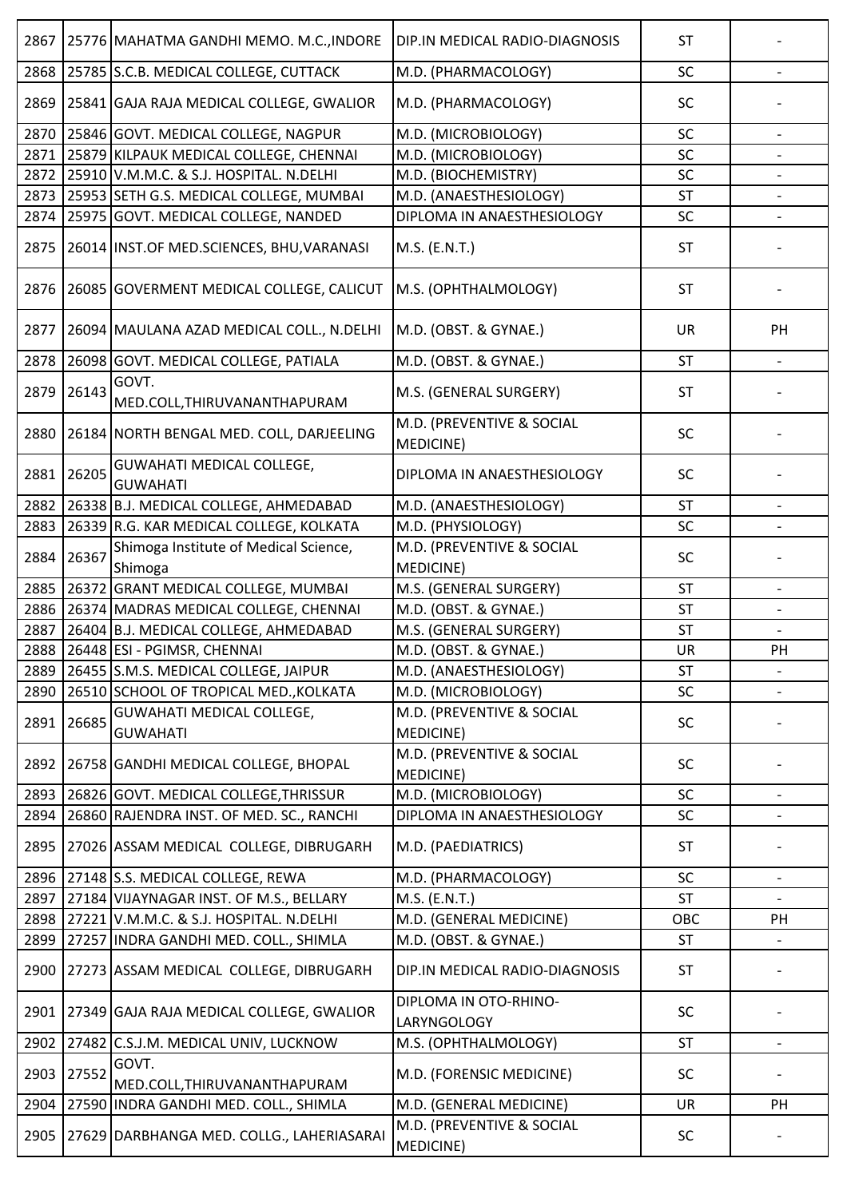| 2867 | 25776 | MAHATMA GANDHI MEMO. M.C.,INDORE | DIP.IN MEDICAL RADIO-DIAGNOSIS | ST | - |
|---|---|---|---|---|---|
| 2868 | 25785 | S.C.B. MEDICAL COLLEGE, CUTTACK | M.D. (PHARMACOLOGY) | SC | - |
| 2869 | 25841 | GAJA RAJA MEDICAL COLLEGE, GWALIOR | M.D. (PHARMACOLOGY) | SC | - |
| 2870 | 25846 | GOVT. MEDICAL COLLEGE, NAGPUR | M.D. (MICROBIOLOGY) | SC | - |
| 2871 | 25879 | KILPAUK MEDICAL COLLEGE, CHENNAI | M.D. (MICROBIOLOGY) | SC | - |
| 2872 | 25910 | V.M.M.C. & S.J. HOSPITAL. N.DELHI | M.D. (BIOCHEMISTRY) | SC | - |
| 2873 | 25953 | SETH G.S. MEDICAL COLLEGE, MUMBAI | M.D. (ANAESTHESIOLOGY) | ST | - |
| 2874 | 25975 | GOVT. MEDICAL COLLEGE, NANDED | DIPLOMA IN ANAESTHESIOLOGY | SC | - |
| 2875 | 26014 | INST.OF MED.SCIENCES, BHU,VARANASI | M.S. (E.N.T.) | ST | - |
| 2876 | 26085 | GOVERMENT MEDICAL COLLEGE, CALICUT | M.S. (OPHTHALMOLOGY) | ST | - |
| 2877 | 26094 | MAULANA AZAD MEDICAL COLL., N.DELHI | M.D. (OBST. & GYNAE.) | UR | PH |
| 2878 | 26098 | GOVT. MEDICAL COLLEGE, PATIALA | M.D. (OBST. & GYNAE.) | ST | - |
| 2879 | 26143 | GOVT. MED.COLL,THIRUVANANTHAPURAM | M.S. (GENERAL SURGERY) | ST | - |
| 2880 | 26184 | NORTH BENGAL MED. COLL, DARJEELING | M.D. (PREVENTIVE & SOCIAL MEDICINE) | SC | - |
| 2881 | 26205 | GUWAHATI MEDICAL COLLEGE, GUWAHATI | DIPLOMA IN ANAESTHESIOLOGY | SC | - |
| 2882 | 26338 | B.J. MEDICAL COLLEGE, AHMEDABAD | M.D. (ANAESTHESIOLOGY) | ST | - |
| 2883 | 26339 | R.G. KAR MEDICAL COLLEGE, KOLKATA | M.D. (PHYSIOLOGY) | SC | - |
| 2884 | 26367 | Shimoga Institute of Medical Science, Shimoga | M.D. (PREVENTIVE & SOCIAL MEDICINE) | SC | - |
| 2885 | 26372 | GRANT MEDICAL COLLEGE, MUMBAI | M.S. (GENERAL SURGERY) | ST | - |
| 2886 | 26374 | MADRAS MEDICAL COLLEGE, CHENNAI | M.D. (OBST. & GYNAE.) | ST | - |
| 2887 | 26404 | B.J. MEDICAL COLLEGE, AHMEDABAD | M.S. (GENERAL SURGERY) | ST | - |
| 2888 | 26448 | ESI - PGIMSR, CHENNAI | M.D. (OBST. & GYNAE.) | UR | PH |
| 2889 | 26455 | S.M.S. MEDICAL COLLEGE, JAIPUR | M.D. (ANAESTHESIOLOGY) | ST | - |
| 2890 | 26510 | SCHOOL OF TROPICAL MED.,KOLKATA | M.D. (MICROBIOLOGY) | SC | - |
| 2891 | 26685 | GUWAHATI MEDICAL COLLEGE, GUWAHATI | M.D. (PREVENTIVE & SOCIAL MEDICINE) | SC | - |
| 2892 | 26758 | GANDHI MEDICAL COLLEGE, BHOPAL | M.D. (PREVENTIVE & SOCIAL MEDICINE) | SC | - |
| 2893 | 26826 | GOVT. MEDICAL COLLEGE,THRISSUR | M.D. (MICROBIOLOGY) | SC | - |
| 2894 | 26860 | RAJENDRA INST. OF MED. SC., RANCHI | DIPLOMA IN ANAESTHESIOLOGY | SC | - |
| 2895 | 27026 | ASSAM MEDICAL COLLEGE, DIBRUGARH | M.D. (PAEDIATRICS) | ST | - |
| 2896 | 27148 | S.S. MEDICAL COLLEGE, REWA | M.D. (PHARMACOLOGY) | SC | - |
| 2897 | 27184 | VIJAYNAGAR INST. OF M.S., BELLARY | M.S. (E.N.T.) | ST | - |
| 2898 | 27221 | V.M.M.C. & S.J. HOSPITAL. N.DELHI | M.D. (GENERAL MEDICINE) | OBC | PH |
| 2899 | 27257 | INDRA GANDHI MED. COLL., SHIMLA | M.D. (OBST. & GYNAE.) | ST | - |
| 2900 | 27273 | ASSAM MEDICAL COLLEGE, DIBRUGARH | DIP.IN MEDICAL RADIO-DIAGNOSIS | ST | - |
| 2901 | 27349 | GAJA RAJA MEDICAL COLLEGE, GWALIOR | DIPLOMA IN OTO-RHINO-LARYNGOLOGY | SC | - |
| 2902 | 27482 | C.S.J.M. MEDICAL UNIV, LUCKNOW | M.S. (OPHTHALMOLOGY) | ST | - |
| 2903 | 27552 | GOVT. MED.COLL,THIRUVANANTHAPURAM | M.D. (FORENSIC MEDICINE) | SC | - |
| 2904 | 27590 | INDRA GANDHI MED. COLL., SHIMLA | M.D. (GENERAL MEDICINE) | UR | PH |
| 2905 | 27629 | DARBHANGA MED. COLLG., LAHERIASARAI | M.D. (PREVENTIVE & SOCIAL MEDICINE) | SC | - |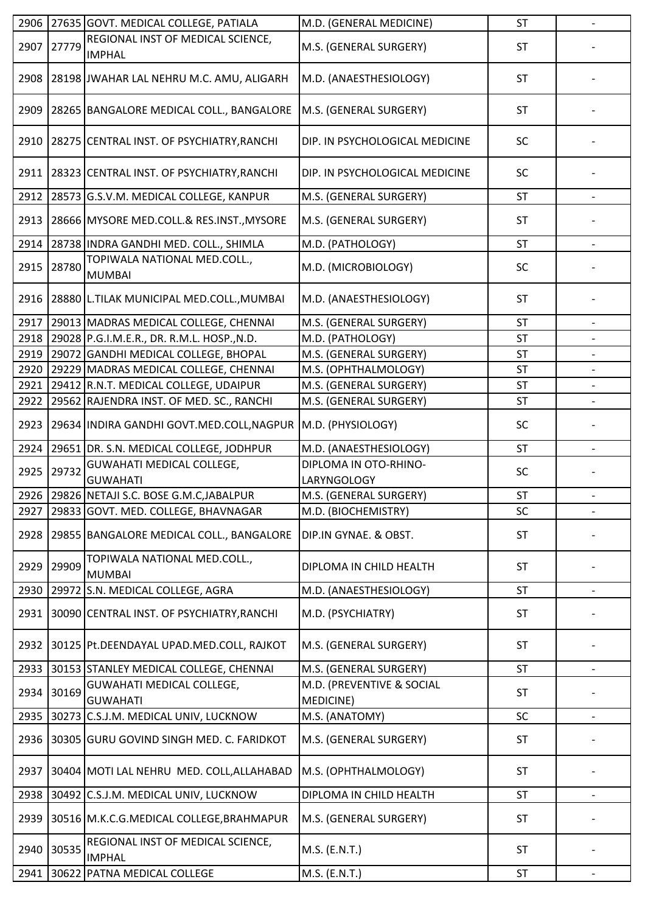| | | | | | |
|---|---|---|---|---|---|
| 2906 | 27635 | GOVT. MEDICAL COLLEGE, PATIALA | M.D. (GENERAL MEDICINE) | ST | - |
| 2907 | 27779 | REGIONAL INST OF MEDICAL SCIENCE, IMPHAL | M.S. (GENERAL SURGERY) | ST | - |
| 2908 | 28198 | JWAHAR LAL NEHRU M.C. AMU, ALIGARH | M.D. (ANAESTHESIOLOGY) | ST | - |
| 2909 | 28265 | BANGALORE MEDICAL COLL., BANGALORE | M.S. (GENERAL SURGERY) | ST | - |
| 2910 | 28275 | CENTRAL INST. OF PSYCHIATRY,RANCHI | DIP. IN PSYCHOLOGICAL MEDICINE | SC | - |
| 2911 | 28323 | CENTRAL INST. OF PSYCHIATRY,RANCHI | DIP. IN PSYCHOLOGICAL MEDICINE | SC | - |
| 2912 | 28573 | G.S.V.M. MEDICAL COLLEGE, KANPUR | M.S. (GENERAL SURGERY) | ST | - |
| 2913 | 28666 | MYSORE MED.COLL.& RES.INST.,MYSORE | M.S. (GENERAL SURGERY) | ST | - |
| 2914 | 28738 | INDRA GANDHI MED. COLL., SHIMLA | M.D. (PATHOLOGY) | ST | - |
| 2915 | 28780 | TOPIWALA NATIONAL MED.COLL., MUMBAI | M.D. (MICROBIOLOGY) | SC | - |
| 2916 | 28880 | L.TILAK MUNICIPAL MED.COLL.,MUMBAI | M.D. (ANAESTHESIOLOGY) | ST | - |
| 2917 | 29013 | MADRAS MEDICAL COLLEGE, CHENNAI | M.S. (GENERAL SURGERY) | ST | - |
| 2918 | 29028 | P.G.I.M.E.R., DR. R.M.L. HOSP.,N.D. | M.D. (PATHOLOGY) | ST | - |
| 2919 | 29072 | GANDHI MEDICAL COLLEGE, BHOPAL | M.S. (GENERAL SURGERY) | ST | - |
| 2920 | 29229 | MADRAS MEDICAL COLLEGE, CHENNAI | M.S. (OPHTHALMOLOGY) | ST | - |
| 2921 | 29412 | R.N.T. MEDICAL COLLEGE, UDAIPUR | M.S. (GENERAL SURGERY) | ST | - |
| 2922 | 29562 | RAJENDRA INST. OF MED. SC., RANCHI | M.S. (GENERAL SURGERY) | ST | - |
| 2923 | 29634 | INDIRA GANDHI GOVT.MED.COLL,NAGPUR | M.D. (PHYSIOLOGY) | SC | - |
| 2924 | 29651 | DR. S.N. MEDICAL COLLEGE, JODHPUR | M.D. (ANAESTHESIOLOGY) | ST | - |
| 2925 | 29732 | GUWAHATI MEDICAL COLLEGE, GUWAHATI | DIPLOMA IN OTO-RHINO-LARYNGOLOGY | SC | - |
| 2926 | 29826 | NETAJI S.C. BOSE G.M.C,JABALPUR | M.S. (GENERAL SURGERY) | ST | - |
| 2927 | 29833 | GOVT. MED. COLLEGE, BHAVNAGAR | M.D. (BIOCHEMISTRY) | SC | - |
| 2928 | 29855 | BANGALORE MEDICAL COLL., BANGALORE | DIP.IN GYNAE. & OBST. | ST | - |
| 2929 | 29909 | TOPIWALA NATIONAL MED.COLL., MUMBAI | DIPLOMA IN CHILD HEALTH | ST | - |
| 2930 | 29972 | S.N. MEDICAL COLLEGE, AGRA | M.D. (ANAESTHESIOLOGY) | ST | - |
| 2931 | 30090 | CENTRAL INST. OF PSYCHIATRY,RANCHI | M.D. (PSYCHIATRY) | ST | - |
| 2932 | 30125 | Pt.DEENDAYAL UPAD.MED.COLL, RAJKOT | M.S. (GENERAL SURGERY) | ST | - |
| 2933 | 30153 | STANLEY MEDICAL COLLEGE, CHENNAI | M.S. (GENERAL SURGERY) | ST | - |
| 2934 | 30169 | GUWAHATI MEDICAL COLLEGE, GUWAHATI | M.D. (PREVENTIVE & SOCIAL MEDICINE) | ST | - |
| 2935 | 30273 | C.S.J.M. MEDICAL UNIV, LUCKNOW | M.S. (ANATOMY) | SC | - |
| 2936 | 30305 | GURU GOVIND SINGH MED. C. FARIDKOT | M.S. (GENERAL SURGERY) | ST | - |
| 2937 | 30404 | MOTI LAL NEHRU MED. COLL,ALLAHABAD | M.S. (OPHTHALMOLOGY) | ST | - |
| 2938 | 30492 | C.S.J.M. MEDICAL UNIV, LUCKNOW | DIPLOMA IN CHILD HEALTH | ST | - |
| 2939 | 30516 | M.K.C.G.MEDICAL COLLEGE,BRAHMAPUR | M.S. (GENERAL SURGERY) | ST | - |
| 2940 | 30535 | REGIONAL INST OF MEDICAL SCIENCE, IMPHAL | M.S. (E.N.T.) | ST | - |
| 2941 | 30622 | PATNA MEDICAL COLLEGE | M.S. (E.N.T.) | ST | - |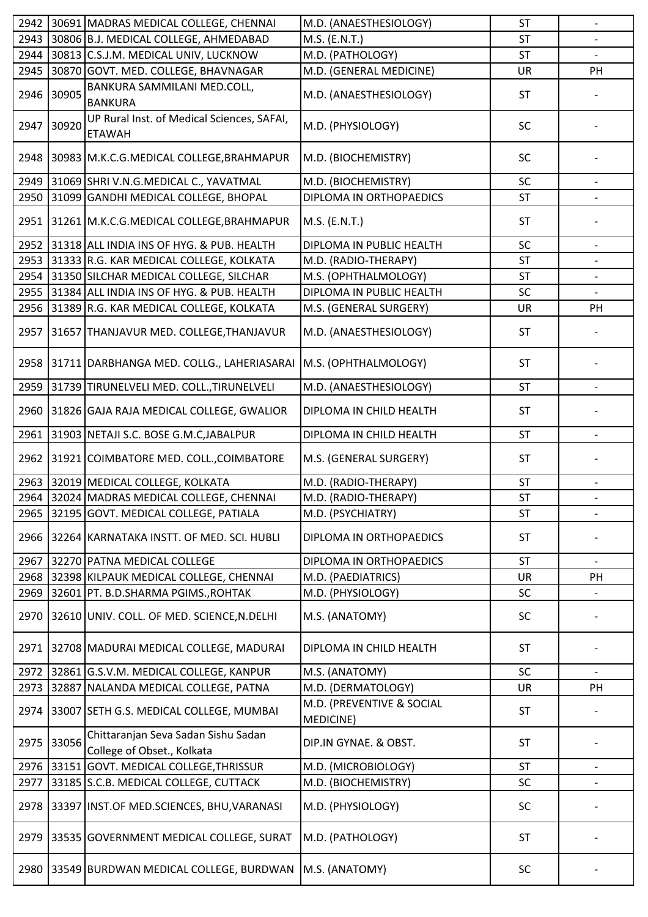| | | | | | |
|---|---|---|---|---|---|
| 2942 | 30691 | MADRAS MEDICAL COLLEGE, CHENNAI | M.D. (ANAESTHESIOLOGY) | ST | - |
| 2943 | 30806 | B.J. MEDICAL COLLEGE, AHMEDABAD | M.S. (E.N.T.) | ST | - |
| 2944 | 30813 | C.S.J.M. MEDICAL UNIV, LUCKNOW | M.D. (PATHOLOGY) | ST | - |
| 2945 | 30870 | GOVT. MED. COLLEGE, BHAVNAGAR | M.D. (GENERAL MEDICINE) | UR | PH |
| 2946 | 30905 | BANKURA SAMMILANI MED.COLL, BANKURA | M.D. (ANAESTHESIOLOGY) | ST | - |
| 2947 | 30920 | UP Rural Inst. of Medical Sciences, SAFAI, ETAWAH | M.D. (PHYSIOLOGY) | SC | - |
| 2948 | 30983 | M.K.C.G.MEDICAL COLLEGE,BRAHMAPUR | M.D. (BIOCHEMISTRY) | SC | - |
| 2949 | 31069 | SHRI V.N.G.MEDICAL C., YAVATMAL | M.D. (BIOCHEMISTRY) | SC | - |
| 2950 | 31099 | GANDHI MEDICAL COLLEGE, BHOPAL | DIPLOMA IN ORTHOPAEDICS | ST | - |
| 2951 | 31261 | M.K.C.G.MEDICAL COLLEGE,BRAHMAPUR | M.S. (E.N.T.) | ST | - |
| 2952 | 31318 | ALL INDIA INS OF HYG. & PUB. HEALTH | DIPLOMA IN PUBLIC HEALTH | SC | - |
| 2953 | 31333 | R.G. KAR MEDICAL COLLEGE, KOLKATA | M.D. (RADIO-THERAPY) | ST | - |
| 2954 | 31350 | SILCHAR MEDICAL COLLEGE, SILCHAR | M.S. (OPHTHALMOLOGY) | ST | - |
| 2955 | 31384 | ALL INDIA INS OF HYG. & PUB. HEALTH | DIPLOMA IN PUBLIC HEALTH | SC | - |
| 2956 | 31389 | R.G. KAR MEDICAL COLLEGE, KOLKATA | M.S. (GENERAL SURGERY) | UR | PH |
| 2957 | 31657 | THANJAVUR MED. COLLEGE,THANJAVUR | M.D. (ANAESTHESIOLOGY) | ST | - |
| 2958 | 31711 | DARBHANGA MED. COLLG., LAHERIASARAI | M.S. (OPHTHALMOLOGY) | ST | - |
| 2959 | 31739 | TIRUNELVELI MED. COLL.,TIRUNELVELI | M.D. (ANAESTHESIOLOGY) | ST | - |
| 2960 | 31826 | GAJA RAJA MEDICAL COLLEGE, GWALIOR | DIPLOMA IN CHILD HEALTH | ST | - |
| 2961 | 31903 | NETAJI S.C. BOSE G.M.C,JABALPUR | DIPLOMA IN CHILD HEALTH | ST | - |
| 2962 | 31921 | COIMBATORE MED. COLL.,COIMBATORE | M.S. (GENERAL SURGERY) | ST | - |
| 2963 | 32019 | MEDICAL COLLEGE, KOLKATA | M.D. (RADIO-THERAPY) | ST | - |
| 2964 | 32024 | MADRAS MEDICAL COLLEGE, CHENNAI | M.D. (RADIO-THERAPY) | ST | - |
| 2965 | 32195 | GOVT. MEDICAL COLLEGE, PATIALA | M.D. (PSYCHIATRY) | ST | - |
| 2966 | 32264 | KARNATAKA INSTT. OF MED. SCI. HUBLI | DIPLOMA IN ORTHOPAEDICS | ST | - |
| 2967 | 32270 | PATNA MEDICAL COLLEGE | DIPLOMA IN ORTHOPAEDICS | ST | - |
| 2968 | 32398 | KILPAUK MEDICAL COLLEGE, CHENNAI | M.D. (PAEDIATRICS) | UR | PH |
| 2969 | 32601 | PT. B.D.SHARMA PGIMS.,ROHTAK | M.D. (PHYSIOLOGY) | SC | - |
| 2970 | 32610 | UNIV. COLL. OF MED. SCIENCE,N.DELHI | M.S. (ANATOMY) | SC | - |
| 2971 | 32708 | MADURAI MEDICAL COLLEGE, MADURAI | DIPLOMA IN CHILD HEALTH | ST | - |
| 2972 | 32861 | G.S.V.M. MEDICAL COLLEGE, KANPUR | M.S. (ANATOMY) | SC | - |
| 2973 | 32887 | NALANDA MEDICAL COLLEGE, PATNA | M.D. (DERMATOLOGY) | UR | PH |
| 2974 | 33007 | SETH G.S. MEDICAL COLLEGE, MUMBAI | M.D. (PREVENTIVE & SOCIAL MEDICINE) | ST | - |
| 2975 | 33056 | Chittaranjan Seva Sadan Sishu Sadan College of Obset., Kolkata | DIP.IN GYNAE. & OBST. | ST | - |
| 2976 | 33151 | GOVT. MEDICAL COLLEGE,THRISSUR | M.D. (MICROBIOLOGY) | ST | - |
| 2977 | 33185 | S.C.B. MEDICAL COLLEGE, CUTTACK | M.D. (BIOCHEMISTRY) | SC | - |
| 2978 | 33397 | INST.OF MED.SCIENCES, BHU,VARANASI | M.D. (PHYSIOLOGY) | SC | - |
| 2979 | 33535 | GOVERNMENT MEDICAL COLLEGE, SURAT | M.D. (PATHOLOGY) | ST | - |
| 2980 | 33549 | BURDWAN MEDICAL COLLEGE, BURDWAN | M.S. (ANATOMY) | SC | - |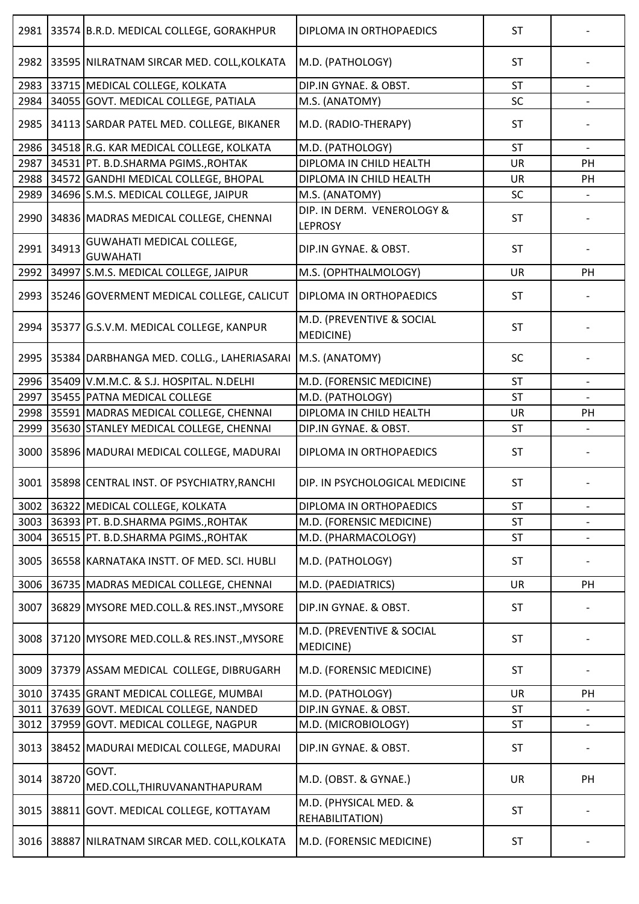| | | | | | |
|---|---|---|---|---|---|
| 2981 | 33574 | B.R.D. MEDICAL COLLEGE, GORAKHPUR | DIPLOMA IN ORTHOPAEDICS | ST | - |
| 2982 | 33595 | NILRATNAM SIRCAR MED. COLL,KOLKATA | M.D. (PATHOLOGY) | ST | - |
| 2983 | 33715 | MEDICAL COLLEGE, KOLKATA | DIP.IN GYNAE. & OBST. | ST | - |
| 2984 | 34055 | GOVT. MEDICAL COLLEGE, PATIALA | M.S. (ANATOMY) | SC | - |
| 2985 | 34113 | SARDAR PATEL MED. COLLEGE, BIKANER | M.D. (RADIO-THERAPY) | ST | - |
| 2986 | 34518 | R.G. KAR MEDICAL COLLEGE, KOLKATA | M.D. (PATHOLOGY) | ST | - |
| 2987 | 34531 | PT. B.D.SHARMA PGIMS.,ROHTAK | DIPLOMA IN CHILD HEALTH | UR | PH |
| 2988 | 34572 | GANDHI MEDICAL COLLEGE, BHOPAL | DIPLOMA IN CHILD HEALTH | UR | PH |
| 2989 | 34696 | S.M.S. MEDICAL COLLEGE, JAIPUR | M.S. (ANATOMY) | SC | - |
| 2990 | 34836 | MADRAS MEDICAL COLLEGE, CHENNAI | DIP. IN DERM. VENEROLOGY & LEPROSY | ST | - |
| 2991 | 34913 | GUWAHATI MEDICAL COLLEGE, GUWAHATI | DIP.IN GYNAE. & OBST. | ST | - |
| 2992 | 34997 | S.M.S. MEDICAL COLLEGE, JAIPUR | M.S. (OPHTHALMOLOGY) | UR | PH |
| 2993 | 35246 | GOVERMENT MEDICAL COLLEGE, CALICUT | DIPLOMA IN ORTHOPAEDICS | ST | - |
| 2994 | 35377 | G.S.V.M. MEDICAL COLLEGE, KANPUR | M.D. (PREVENTIVE & SOCIAL MEDICINE) | ST | - |
| 2995 | 35384 | DARBHANGA MED. COLLG., LAHERIASARAI | M.S. (ANATOMY) | SC | - |
| 2996 | 35409 | V.M.M.C. & S.J. HOSPITAL. N.DELHI | M.D. (FORENSIC MEDICINE) | ST | - |
| 2997 | 35455 | PATNA MEDICAL COLLEGE | M.D. (PATHOLOGY) | ST | - |
| 2998 | 35591 | MADRAS MEDICAL COLLEGE, CHENNAI | DIPLOMA IN CHILD HEALTH | UR | PH |
| 2999 | 35630 | STANLEY MEDICAL COLLEGE, CHENNAI | DIP.IN GYNAE. & OBST. | ST | - |
| 3000 | 35896 | MADURAI MEDICAL COLLEGE, MADURAI | DIPLOMA IN ORTHOPAEDICS | ST | - |
| 3001 | 35898 | CENTRAL INST. OF PSYCHIATRY,RANCHI | DIP. IN PSYCHOLOGICAL MEDICINE | ST | - |
| 3002 | 36322 | MEDICAL COLLEGE, KOLKATA | DIPLOMA IN ORTHOPAEDICS | ST | - |
| 3003 | 36393 | PT. B.D.SHARMA PGIMS.,ROHTAK | M.D. (FORENSIC MEDICINE) | ST | - |
| 3004 | 36515 | PT. B.D.SHARMA PGIMS.,ROHTAK | M.D. (PHARMACOLOGY) | ST | - |
| 3005 | 36558 | KARNATAKA INSTT. OF MED. SCI. HUBLI | M.D. (PATHOLOGY) | ST | - |
| 3006 | 36735 | MADRAS MEDICAL COLLEGE, CHENNAI | M.D. (PAEDIATRICS) | UR | PH |
| 3007 | 36829 | MYSORE MED.COLL.& RES.INST.,MYSORE | DIP.IN GYNAE. & OBST. | ST | - |
| 3008 | 37120 | MYSORE MED.COLL.& RES.INST.,MYSORE | M.D. (PREVENTIVE & SOCIAL MEDICINE) | ST | - |
| 3009 | 37379 | ASSAM MEDICAL COLLEGE, DIBRUGARH | M.D. (FORENSIC MEDICINE) | ST | - |
| 3010 | 37435 | GRANT MEDICAL COLLEGE, MUMBAI | M.D. (PATHOLOGY) | UR | PH |
| 3011 | 37639 | GOVT. MEDICAL COLLEGE, NANDED | DIP.IN GYNAE. & OBST. | ST | - |
| 3012 | 37959 | GOVT. MEDICAL COLLEGE, NAGPUR | M.D. (MICROBIOLOGY) | ST | - |
| 3013 | 38452 | MADURAI MEDICAL COLLEGE, MADURAI | DIP.IN GYNAE. & OBST. | ST | - |
| 3014 | 38720 | GOVT. MED.COLL,THIRUVANANTHAPURAM | M.D. (OBST. & GYNAE.) | UR | PH |
| 3015 | 38811 | GOVT. MEDICAL COLLEGE, KOTTAYAM | M.D. (PHYSICAL MED. & REHABILITATION) | ST | - |
| 3016 | 38887 | NILRATNAM SIRCAR MED. COLL,KOLKATA | M.D. (FORENSIC MEDICINE) | ST | - |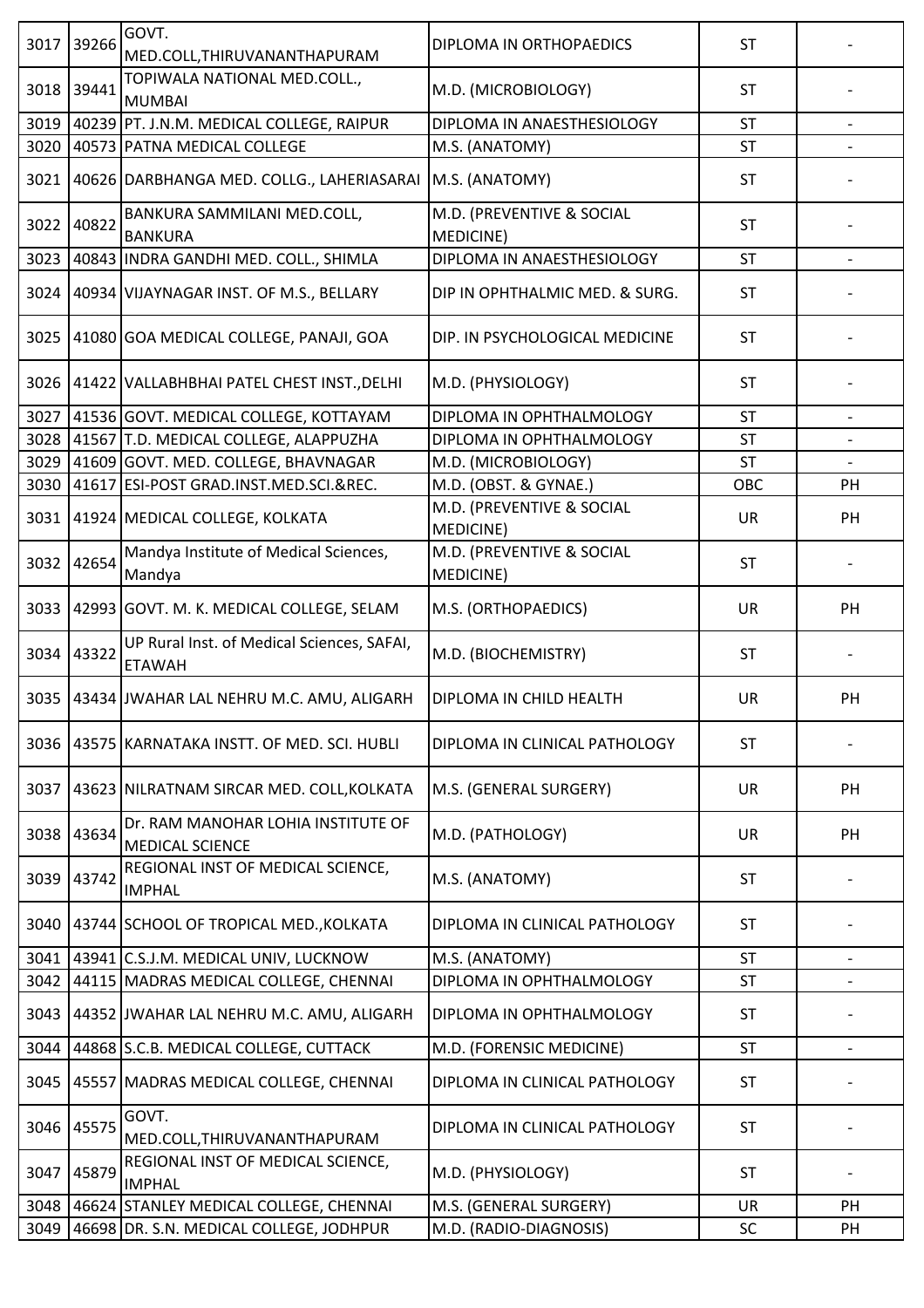| 3017 | 39266 | GOVT. MED.COLL,THIRUVANANTHAPURAM | DIPLOMA IN ORTHOPAEDICS | ST | - |
|---|---|---|---|---|---|
| 3018 | 39441 | TOPIWALA NATIONAL MED.COLL., MUMBAI | M.D. (MICROBIOLOGY) | ST | - |
| 3019 | 40239 | PT. J.N.M. MEDICAL COLLEGE, RAIPUR | DIPLOMA IN ANAESTHESIOLOGY | ST | - |
| 3020 | 40573 | PATNA MEDICAL COLLEGE | M.S. (ANATOMY) | ST | - |
| 3021 | 40626 | DARBHANGA MED. COLLG., LAHERIASARAI | M.S. (ANATOMY) | ST | - |
| 3022 | 40822 | BANKURA SAMMILANI MED.COLL, BANKURA | M.D. (PREVENTIVE & SOCIAL MEDICINE) | ST | - |
| 3023 | 40843 | INDRA GANDHI MED. COLL., SHIMLA | DIPLOMA IN ANAESTHESIOLOGY | ST | - |
| 3024 | 40934 | VIJAYNAGAR INST. OF M.S., BELLARY | DIP IN OPHTHALMIC MED. & SURG. | ST | - |
| 3025 | 41080 | GOA MEDICAL COLLEGE, PANAJI, GOA | DIP. IN PSYCHOLOGICAL MEDICINE | ST | - |
| 3026 | 41422 | VALLABHBHAI PATEL CHEST INST.,DELHI | M.D. (PHYSIOLOGY) | ST | - |
| 3027 | 41536 | GOVT. MEDICAL COLLEGE, KOTTAYAM | DIPLOMA IN OPHTHALMOLOGY | ST | - |
| 3028 | 41567 | T.D. MEDICAL COLLEGE, ALAPPUZHA | DIPLOMA IN OPHTHALMOLOGY | ST | - |
| 3029 | 41609 | GOVT. MED. COLLEGE, BHAVNAGAR | M.D. (MICROBIOLOGY) | ST | - |
| 3030 | 41617 | ESI-POST GRAD.INST.MED.SCI.&REC. | M.D. (OBST. & GYNAE.) | OBC | PH |
| 3031 | 41924 | MEDICAL COLLEGE, KOLKATA | M.D. (PREVENTIVE & SOCIAL MEDICINE) | UR | PH |
| 3032 | 42654 | Mandya Institute of Medical Sciences, Mandya | M.D. (PREVENTIVE & SOCIAL MEDICINE) | ST | - |
| 3033 | 42993 | GOVT. M. K. MEDICAL COLLEGE, SELAM | M.S. (ORTHOPAEDICS) | UR | PH |
| 3034 | 43322 | UP Rural Inst. of Medical Sciences, SAFAI, ETAWAH | M.D. (BIOCHEMISTRY) | ST | - |
| 3035 | 43434 | JWAHAR LAL NEHRU M.C. AMU, ALIGARH | DIPLOMA IN CHILD HEALTH | UR | PH |
| 3036 | 43575 | KARNATAKA INSTT. OF MED. SCI. HUBLI | DIPLOMA IN CLINICAL PATHOLOGY | ST | - |
| 3037 | 43623 | NILRATNAM SIRCAR MED. COLL,KOLKATA | M.S. (GENERAL SURGERY) | UR | PH |
| 3038 | 43634 | Dr. RAM MANOHAR LOHIA INSTITUTE OF MEDICAL SCIENCE | M.D. (PATHOLOGY) | UR | PH |
| 3039 | 43742 | REGIONAL INST OF MEDICAL SCIENCE, IMPHAL | M.S. (ANATOMY) | ST | - |
| 3040 | 43744 | SCHOOL OF TROPICAL MED.,KOLKATA | DIPLOMA IN CLINICAL PATHOLOGY | ST | - |
| 3041 | 43941 | C.S.J.M. MEDICAL UNIV, LUCKNOW | M.S. (ANATOMY) | ST | - |
| 3042 | 44115 | MADRAS MEDICAL COLLEGE, CHENNAI | DIPLOMA IN OPHTHALMOLOGY | ST | - |
| 3043 | 44352 | JWAHAR LAL NEHRU M.C. AMU, ALIGARH | DIPLOMA IN OPHTHALMOLOGY | ST | - |
| 3044 | 44868 | S.C.B. MEDICAL COLLEGE, CUTTACK | M.D. (FORENSIC MEDICINE) | ST | - |
| 3045 | 45557 | MADRAS MEDICAL COLLEGE, CHENNAI | DIPLOMA IN CLINICAL PATHOLOGY | ST | - |
| 3046 | 45575 | GOVT. MED.COLL,THIRUVANANTHAPURAM | DIPLOMA IN CLINICAL PATHOLOGY | ST | - |
| 3047 | 45879 | REGIONAL INST OF MEDICAL SCIENCE, IMPHAL | M.D. (PHYSIOLOGY) | ST | - |
| 3048 | 46624 | STANLEY MEDICAL COLLEGE, CHENNAI | M.S. (GENERAL SURGERY) | UR | PH |
| 3049 | 46698 | DR. S.N. MEDICAL COLLEGE, JODHPUR | M.D. (RADIO-DIAGNOSIS) | SC | PH |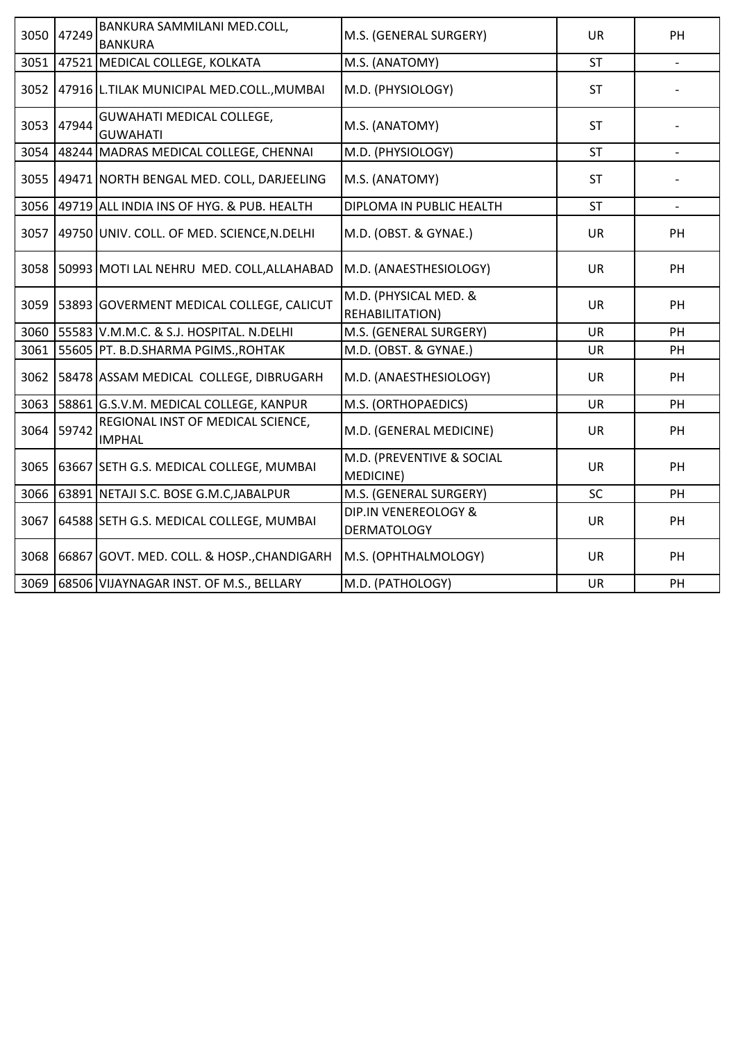| | | | | | |
|---|---|---|---|---|---|
| 3050 | 47249 | BANKURA SAMMILANI MED.COLL, BANKURA | M.S. (GENERAL SURGERY) | UR | PH |
| 3051 | 47521 | MEDICAL COLLEGE, KOLKATA | M.S. (ANATOMY) | ST | - |
| 3052 | 47916 | L.TILAK MUNICIPAL MED.COLL.,MUMBAI | M.D. (PHYSIOLOGY) | ST | - |
| 3053 | 47944 | GUWAHATI MEDICAL COLLEGE, GUWAHATI | M.S. (ANATOMY) | ST | - |
| 3054 | 48244 | MADRAS MEDICAL COLLEGE, CHENNAI | M.D. (PHYSIOLOGY) | ST | - |
| 3055 | 49471 | NORTH BENGAL MED. COLL, DARJEELING | M.S. (ANATOMY) | ST | - |
| 3056 | 49719 | ALL INDIA INS OF HYG. & PUB. HEALTH | DIPLOMA IN PUBLIC HEALTH | ST | - |
| 3057 | 49750 | UNIV. COLL. OF MED. SCIENCE,N.DELHI | M.D. (OBST. & GYNAE.) | UR | PH |
| 3058 | 50993 | MOTI LAL NEHRU MED. COLL,ALLAHABAD | M.D. (ANAESTHESIOLOGY) | UR | PH |
| 3059 | 53893 | GOVERMENT MEDICAL COLLEGE, CALICUT | M.D. (PHYSICAL MED. & REHABILITATION) | UR | PH |
| 3060 | 55583 | V.M.M.C. & S.J. HOSPITAL. N.DELHI | M.S. (GENERAL SURGERY) | UR | PH |
| 3061 | 55605 | PT. B.D.SHARMA PGIMS.,ROHTAK | M.D. (OBST. & GYNAE.) | UR | PH |
| 3062 | 58478 | ASSAM MEDICAL COLLEGE, DIBRUGARH | M.D. (ANAESTHESIOLOGY) | UR | PH |
| 3063 | 58861 | G.S.V.M. MEDICAL COLLEGE, KANPUR | M.S. (ORTHOPAEDICS) | UR | PH |
| 3064 | 59742 | REGIONAL INST OF MEDICAL SCIENCE, IMPHAL | M.D. (GENERAL MEDICINE) | UR | PH |
| 3065 | 63667 | SETH G.S. MEDICAL COLLEGE, MUMBAI | M.D. (PREVENTIVE & SOCIAL MEDICINE) | UR | PH |
| 3066 | 63891 | NETAJI S.C. BOSE G.M.C,JABALPUR | M.S. (GENERAL SURGERY) | SC | PH |
| 3067 | 64588 | SETH G.S. MEDICAL COLLEGE, MUMBAI | DIP.IN VENEREOLOGY & DERMATOLOGY | UR | PH |
| 3068 | 66867 | GOVT. MED. COLL. & HOSP.,CHANDIGARH | M.S. (OPHTHALMOLOGY) | UR | PH |
| 3069 | 68506 | VIJAYNAGAR INST. OF M.S., BELLARY | M.D. (PATHOLOGY) | UR | PH |